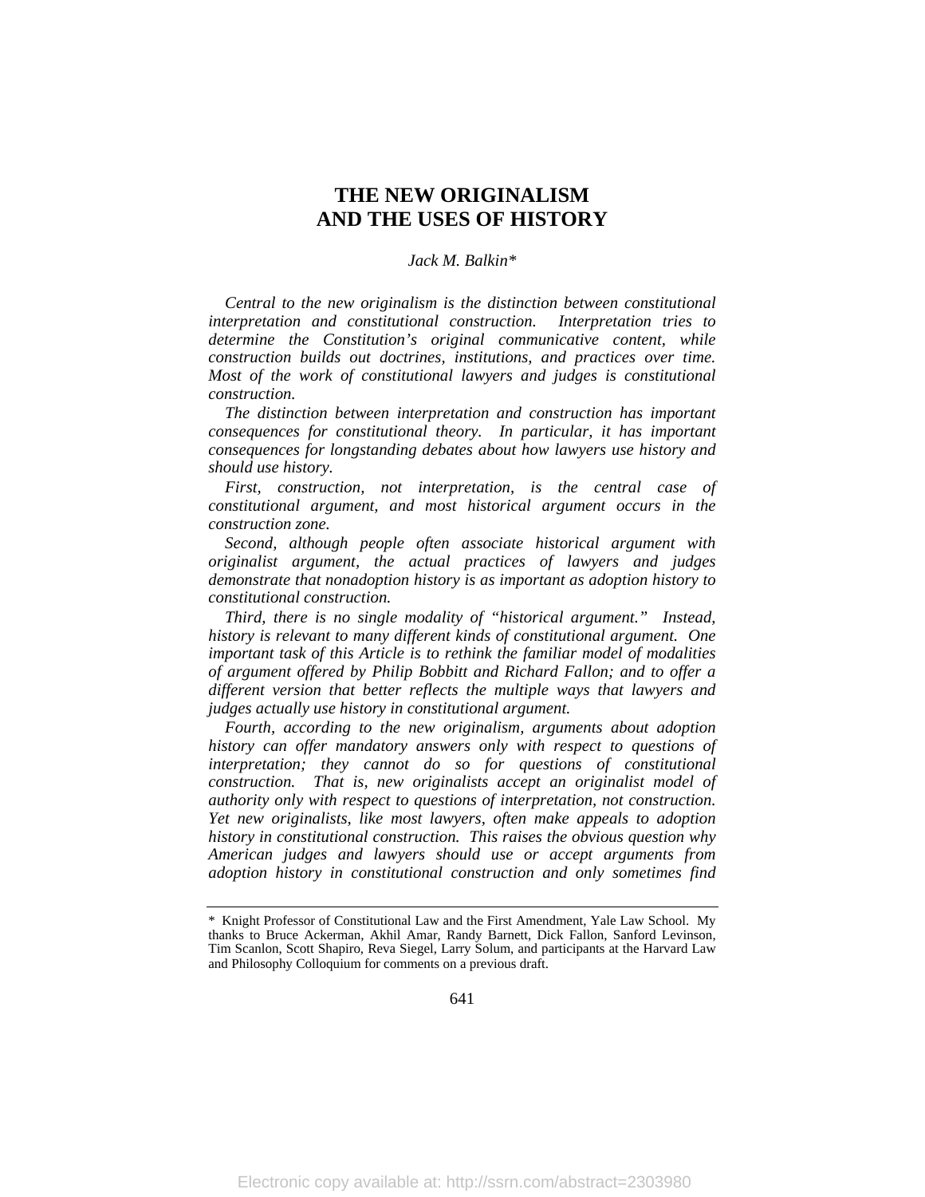# THE NEW ORIGINALISM AND THE USES OF HISTORY

*Jack M. Balkin\**

*Central to the new originalism is the distinction between constitutional interpretation and constitutional construction. Interpretation tries to determine the Constitution's original communicative content, while construction builds out doctrines, institutions, and practices over time. Most of the work of constitutional lawyers and judges is constitutional construction.*

*The distinction between interpretation and construction has important consequences for constitutional theory. In particular, it has important consequences for longstanding debates about how lawyers use history and should use history.*

*First, construction, not interpretation, is the central case of constitutional argument, and most historical argument occurs in the construction zone.*

*Second, although people often associate historical argument with originalist argument, the actual practices of lawyers and judges demonstrate that nonadoption history is as important as adoption history to constitutional construction.*

*Third, there is no single modality of "historical argument." Instead, history is relevant to many different kinds of constitutional argument. One important task of this Article is to rethink the familiar model of modalities of argument offered by Philip Bobbitt and Richard Fallon; and to offer a different version that better reflects the multiple ways that lawyers and judges actually use history in constitutional argument.*

*Fourth, according to the new originalism, arguments about adoption history can offer mandatory answers only with respect to questions of interpretation; they cannot do so for questions of constitutional construction. That is, new originalists accept an originalist model of authority only with respect to questions of interpretation, not construction. Yet new originalists, like most lawyers, often make appeals to adoption history in constitutional construction. This raises the obvious question why American judges and lawyers should use or accept arguments from adoption history in constitutional construction and only sometimes find*

---

\* Knight Professor of Constitutional Law and the First Amendment, Yale Law School. My thanks to Bruce Ackerman, Akhil Amar, Randy Barnett, Dick Fallon, Sanford Levinson, Tim Scanlon, Scott Shapiro, Reva Siegel, Larry Solum, and participants at the Harvard Law and Philosophy Colloquium for comments on a previous draft.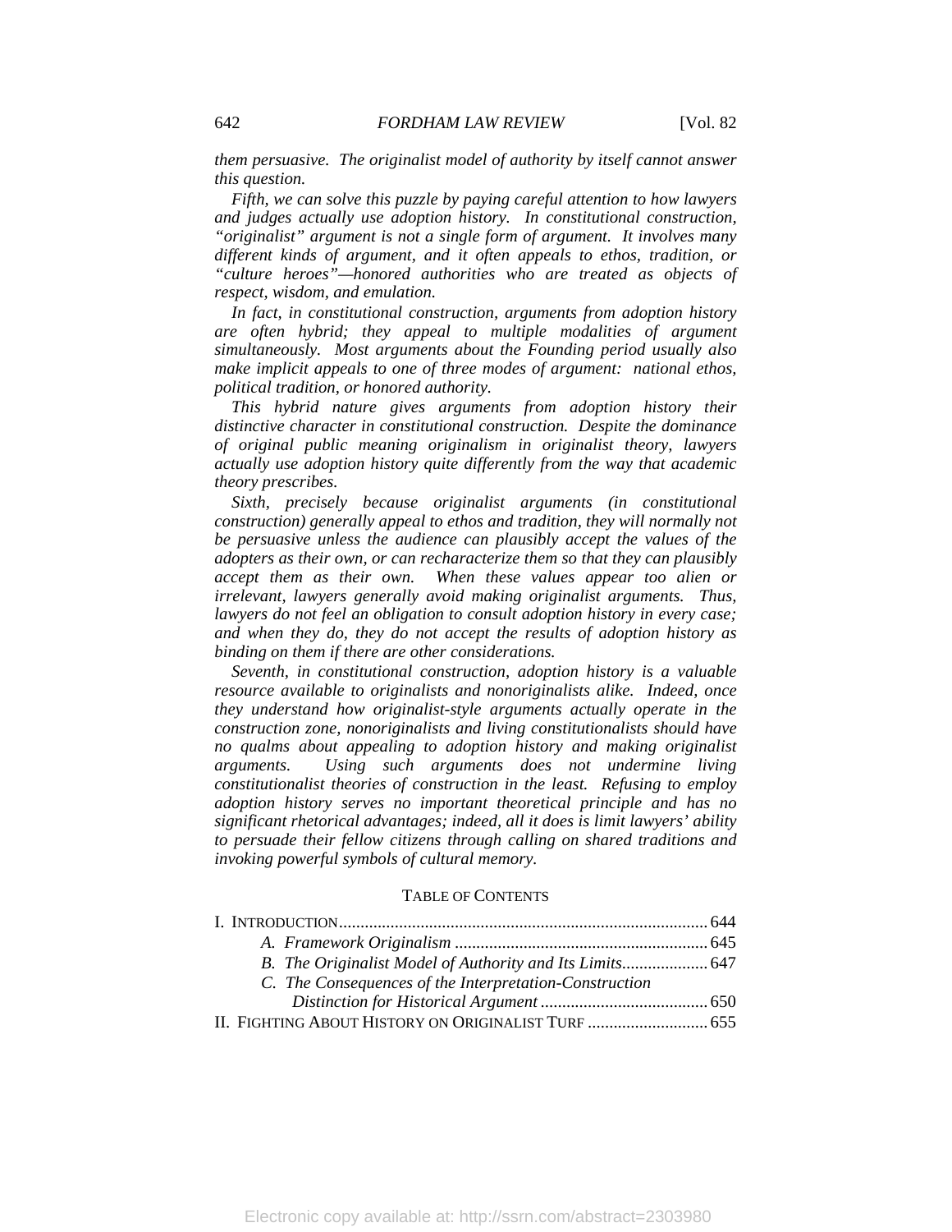*them persuasive. The originalist model of authority by itself cannot answer this question.*

*Fifth, we can solve this puzzle by paying careful attention to how lawyers and judges actually use adoption history. In constitutional construction, "originalist" argument is not a single form of argument. It involves many different kinds of argument, and it often appeals to ethos, tradition, or "culture heroes"—honored authorities who are treated as objects of respect, wisdom, and emulation.*

*In fact, in constitutional construction, arguments from adoption history are often hybrid; they appeal to multiple modalities of argument simultaneously. Most arguments about the Founding period usually also make implicit appeals to one of three modes of argument: national ethos, political tradition, or honored authority.*

*This hybrid nature gives arguments from adoption history their distinctive character in constitutional construction. Despite the dominance of original public meaning originalism in originalist theory, lawyers actually use adoption history quite differently from the way that academic theory prescribes.*

*Sixth, precisely because originalist arguments (in constitutional construction) generally appeal to ethos and tradition, they will normally not be persuasive unless the audience can plausibly accept the values of the adopters as their own, or can recharacterize them so that they can plausibly accept them as their own. When these values appear too alien or irrelevant, lawyers generally avoid making originalist arguments. Thus, lawyers do not feel an obligation to consult adoption history in every case; and when they do, they do not accept the results of adoption history as binding on them if there are other considerations.*

*Seventh, in constitutional construction, adoption history is a valuable resource available to originalists and nonoriginalists alike. Indeed, once they understand how originalist-style arguments actually operate in the construction zone, nonoriginalists and living constitutionalists should have no qualms about appealing to adoption history and making originalist arguments. Using such arguments does not undermine living constitutionalist theories of construction in the least. Refusing to employ adoption history serves no important theoretical principle and has no significant rhetorical advantages; indeed, all it does is limit lawyers' ability to persuade their fellow citizens through calling on shared traditions and invoking powerful symbols of cultural memory.*

## TABLE OF CONTENTS

I. INTRODUCTION .......... 644
- *A. Framework Originalism* .......... 645
- *B. The Originalist Model of Authority and Its Limits* .......... 647
- *C. The Consequences of the Interpretation-Construction Distinction for Historical Argument* .......... 650

II. FIGHTING ABOUT HISTORY ON ORIGINALIST TURF .......... 655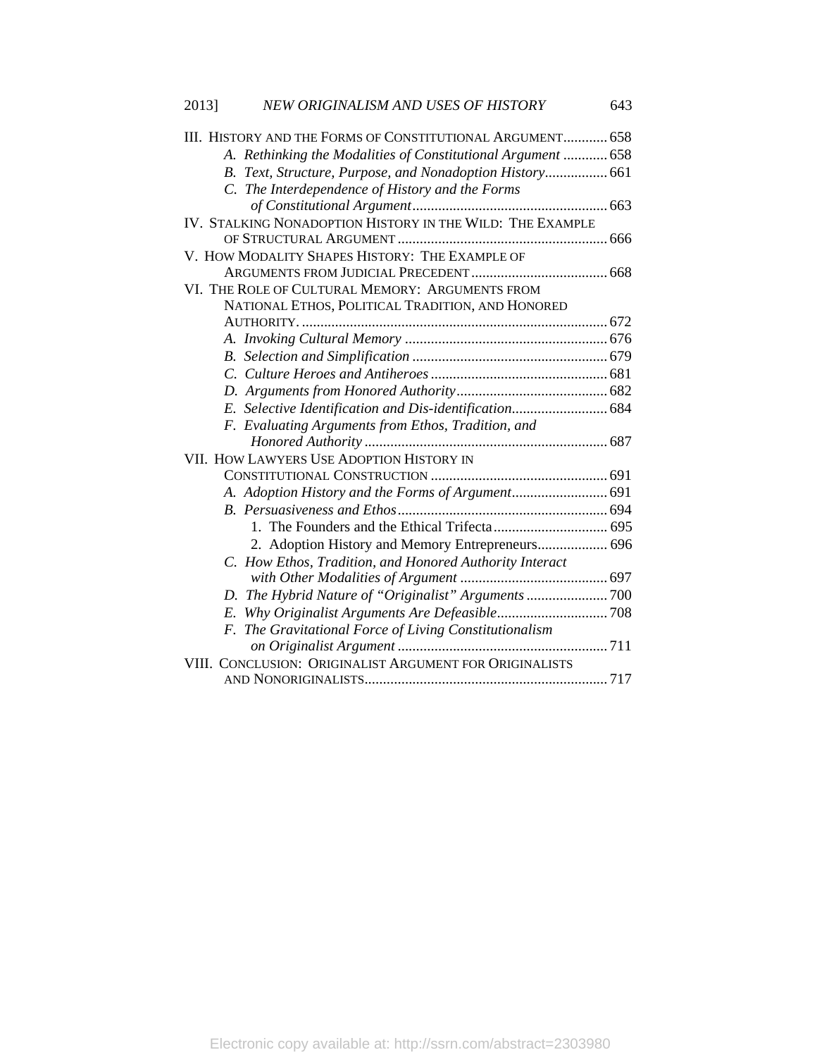III. HISTORY AND THE FORMS OF CONSTITUTIONAL ARGUMENT............ 658

*A. Rethinking the Modalities of Constitutional Argument* ............ 658

*B. Text, Structure, Purpose, and Nonadoption History*................. 661

*C. The Interdependence of History and the Forms of Constitutional Argument*..................................................... 663

IV. STALKING NONADOPTION HISTORY IN THE WILD: THE EXAMPLE OF STRUCTURAL ARGUMENT ......................................................... 666

V. HOW MODALITY SHAPES HISTORY: THE EXAMPLE OF ARGUMENTS FROM JUDICIAL PRECEDENT ..................................... 668

VI. THE ROLE OF CULTURAL MEMORY: ARGUMENTS FROM NATIONAL ETHOS, POLITICAL TRADITION, AND HONORED AUTHORITY. ................................................................................... 672

*A. Invoking Cultural Memory* ....................................................... 676

*B. Selection and Simplification* ..................................................... 679

*C. Culture Heroes and Antiheroes* ................................................ 681

*D. Arguments from Honored Authority*......................................... 682

*E. Selective Identification and Dis-identification*.......................... 684

*F. Evaluating Arguments from Ethos, Tradition, and Honored Authority* .................................................................. 687

VII. HOW LAWYERS USE ADOPTION HISTORY IN CONSTITUTIONAL CONSTRUCTION ................................................ 691

*A. Adoption History and the Forms of Argument*.......................... 691

*B. Persuasiveness and Ethos*......................................................... 694

1. The Founders and the Ethical Trifecta............................... 695

2. Adoption History and Memory Entrepreneurs................... 696

*C. How Ethos, Tradition, and Honored Authority Interact with Other Modalities of Argument* ........................................ 697

*D. The Hybrid Nature of "Originalist" Arguments* ...................... 700

*E. Why Originalist Arguments Are Defeasible*.............................. 708

*F. The Gravitational Force of Living Constitutionalism on Originalist Argument* ......................................................... 711

VIII. CONCLUSION: ORIGINALIST ARGUMENT FOR ORIGINALISTS AND NONORIGINALISTS.................................................................. 717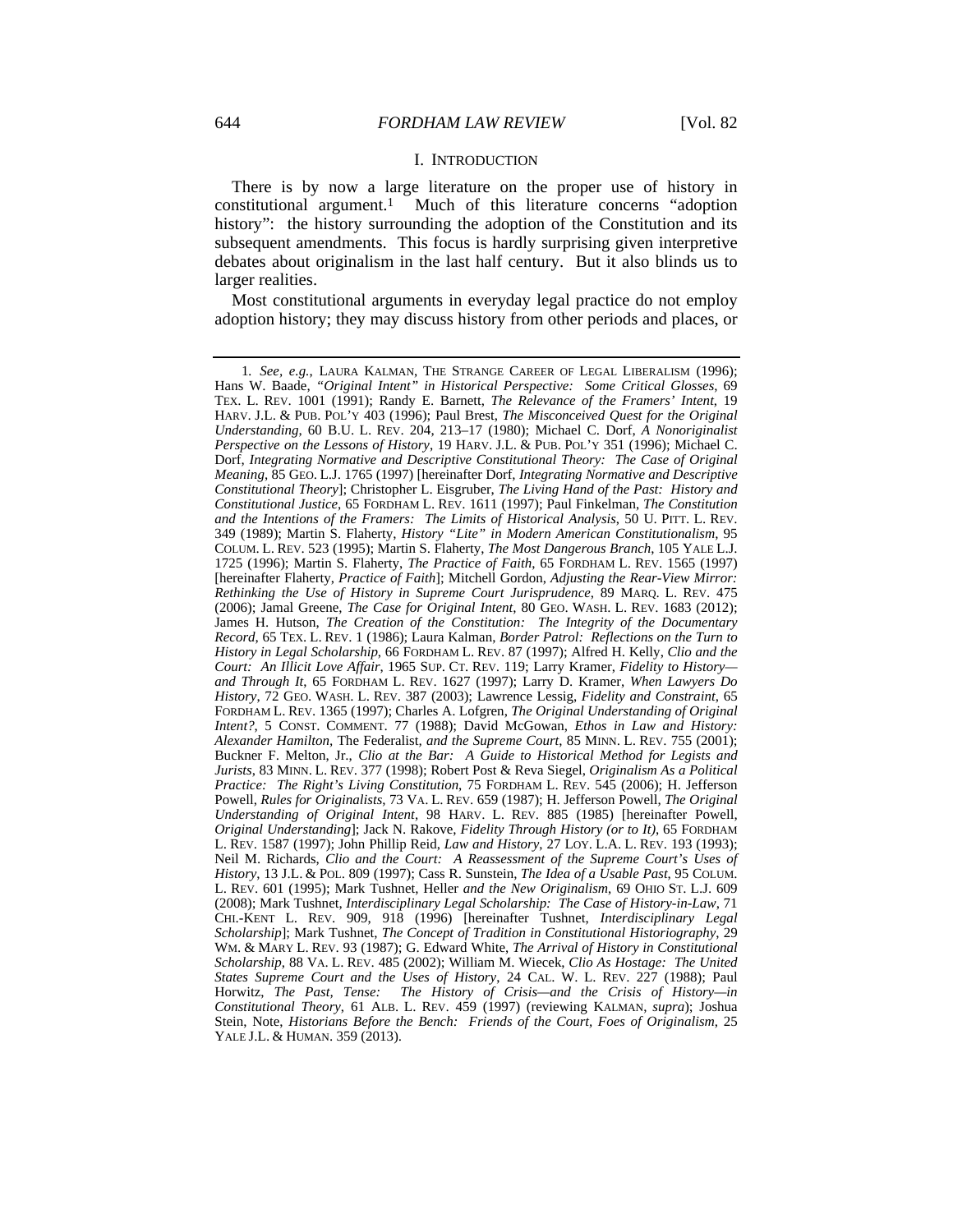## I. INTRODUCTION

There is by now a large literature on the proper use of history in constitutional argument.[1] Much of this literature concerns "adoption history": the history surrounding the adoption of the Constitution and its subsequent amendments. This focus is hardly surprising given interpretive debates about originalism in the last half century. But it also blinds us to larger realities.

Most constitutional arguments in everyday legal practice do not employ adoption history; they may discuss history from other periods and places, or

---

1. *See, e.g.*, LAURA KALMAN, THE STRANGE CAREER OF LEGAL LIBERALISM (1996); Hans W. Baade, *"Original Intent" in Historical Perspective: Some Critical Glosses*, 69 TEX. L. REV. 1001 (1991); Randy E. Barnett, *The Relevance of the Framers' Intent*, 19 HARV. J.L. & PUB. POL'Y 403 (1996); Paul Brest, *The Misconceived Quest for the Original Understanding*, 60 B.U. L. REV. 204, 213–17 (1980); Michael C. Dorf, *A Nonoriginalist Perspective on the Lessons of History*, 19 HARV. J.L. & PUB. POL'Y 351 (1996); Michael C. Dorf, *Integrating Normative and Descriptive Constitutional Theory: The Case of Original Meaning*, 85 GEO. L.J. 1765 (1997) [hereinafter Dorf, *Integrating Normative and Descriptive Constitutional Theory*]; Christopher L. Eisgruber, *The Living Hand of the Past: History and Constitutional Justice*, 65 FORDHAM L. REV. 1611 (1997); Paul Finkelman, *The Constitution and the Intentions of the Framers: The Limits of Historical Analysis*, 50 U. PITT. L. REV. 349 (1989); Martin S. Flaherty, *History "Lite" in Modern American Constitutionalism*, 95 COLUM. L. REV. 523 (1995); Martin S. Flaherty, *The Most Dangerous Branch*, 105 YALE L.J. 1725 (1996); Martin S. Flaherty, *The Practice of Faith*, 65 FORDHAM L. REV. 1565 (1997) [hereinafter Flaherty, *Practice of Faith*]; Mitchell Gordon, *Adjusting the Rear-View Mirror: Rethinking the Use of History in Supreme Court Jurisprudence*, 89 MARQ. L. REV. 475 (2006); Jamal Greene, *The Case for Original Intent*, 80 GEO. WASH. L. REV. 1683 (2012); James H. Hutson, *The Creation of the Constitution: The Integrity of the Documentary Record*, 65 TEX. L. REV. 1 (1986); Laura Kalman, *Border Patrol: Reflections on the Turn to History in Legal Scholarship*, 66 FORDHAM L. REV. 87 (1997); Alfred H. Kelly, *Clio and the Court: An Illicit Love Affair*, 1965 SUP. CT. REV. 119; Larry Kramer, *Fidelity to History—and Through It*, 65 FORDHAM L. REV. 1627 (1997); Larry D. Kramer, *When Lawyers Do History*, 72 GEO. WASH. L. REV. 387 (2003); Lawrence Lessig, *Fidelity and Constraint*, 65 FORDHAM L. REV. 1365 (1997); Charles A. Lofgren, *The Original Understanding of Original Intent?*, 5 CONST. COMMENT. 77 (1988); David McGowan, *Ethos in Law and History: Alexander Hamilton*, The Federalist, *and the Supreme Court*, 85 MINN. L. REV. 755 (2001); Buckner F. Melton, Jr., *Clio at the Bar: A Guide to Historical Method for Legists and Jurists*, 83 MINN. L. REV. 377 (1998); Robert Post & Reva Siegel, *Originalism As a Political Practice: The Right's Living Constitution*, 75 FORDHAM L. REV. 545 (2006); H. Jefferson Powell, *Rules for Originalists*, 73 VA. L. REV. 659 (1987); H. Jefferson Powell, *The Original Understanding of Original Intent*, 98 HARV. L. REV. 885 (1985) [hereinafter Powell, *Original Understanding*]; Jack N. Rakove, *Fidelity Through History (or to It)*, 65 FORDHAM L. REV. 1587 (1997); John Phillip Reid, *Law and History*, 27 LOY. L.A. L. REV. 193 (1993); Neil M. Richards, *Clio and the Court: A Reassessment of the Supreme Court's Uses of History*, 13 J.L. & POL. 809 (1997); Cass R. Sunstein, *The Idea of a Usable Past*, 95 COLUM. L. REV. 601 (1995); Mark Tushnet, Heller *and the New Originalism*, 69 OHIO ST. L.J. 609 (2008); Mark Tushnet, *Interdisciplinary Legal Scholarship: The Case of History-in-Law*, 71 CHI.-KENT L. REV. 909, 918 (1996) [hereinafter Tushnet, *Interdisciplinary Legal Scholarship*]; Mark Tushnet, *The Concept of Tradition in Constitutional Historiography*, 29 WM. & MARY L. REV. 93 (1987); G. Edward White, *The Arrival of History in Constitutional Scholarship*, 88 VA. L. REV. 485 (2002); William M. Wiecek, *Clio As Hostage: The United States Supreme Court and the Uses of History*, 24 CAL. W. L. REV. 227 (1988); Paul Horwitz, *The Past, Tense: The History of Crisis—and the Crisis of History—in Constitutional Theory*, 61 ALB. L. REV. 459 (1997) (reviewing KALMAN, *supra*); Joshua Stein, Note, *Historians Before the Bench: Friends of the Court, Foes of Originalism*, 25 YALE J.L. & HUMAN. 359 (2013).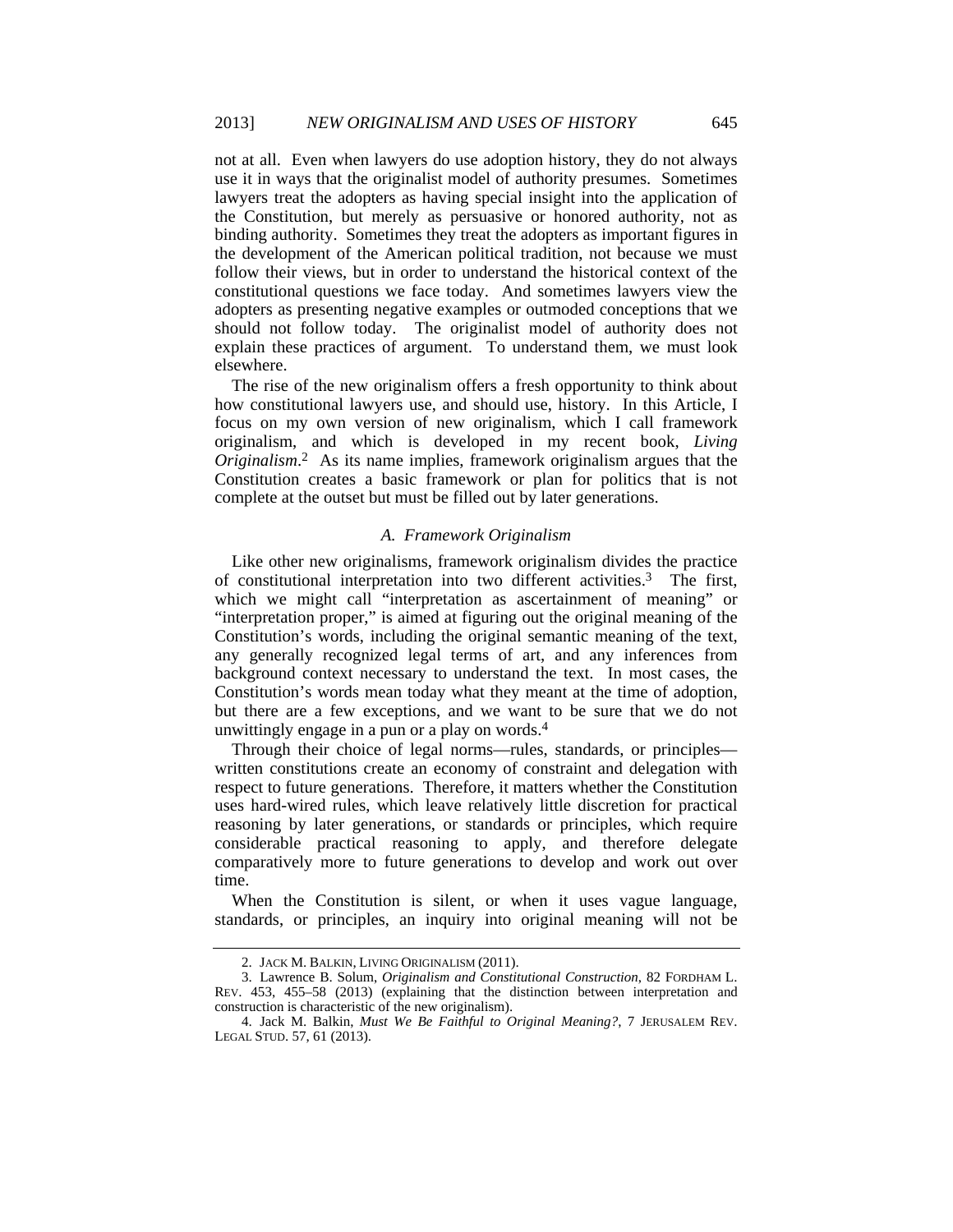not at all. Even when lawyers do use adoption history, they do not always use it in ways that the originalist model of authority presumes. Sometimes lawyers treat the adopters as having special insight into the application of the Constitution, but merely as persuasive or honored authority, not as binding authority. Sometimes they treat the adopters as important figures in the development of the American political tradition, not because we must follow their views, but in order to understand the historical context of the constitutional questions we face today. And sometimes lawyers view the adopters as presenting negative examples or outmoded conceptions that we should not follow today. The originalist model of authority does not explain these practices of argument. To understand them, we must look elsewhere.

The rise of the new originalism offers a fresh opportunity to think about how constitutional lawyers use, and should use, history. In this Article, I focus on my own version of new originalism, which I call framework originalism, and which is developed in my recent book, *Living Originalism*.[2] As its name implies, framework originalism argues that the Constitution creates a basic framework or plan for politics that is not complete at the outset but must be filled out by later generations.

### *A. Framework Originalism*

Like other new originalisms, framework originalism divides the practice of constitutional interpretation into two different activities.[3] The first, which we might call "interpretation as ascertainment of meaning" or "interpretation proper," is aimed at figuring out the original meaning of the Constitution's words, including the original semantic meaning of the text, any generally recognized legal terms of art, and any inferences from background context necessary to understand the text. In most cases, the Constitution's words mean today what they meant at the time of adoption, but there are a few exceptions, and we want to be sure that we do not unwittingly engage in a pun or a play on words.[4]

Through their choice of legal norms—rules, standards, or principles—written constitutions create an economy of constraint and delegation with respect to future generations. Therefore, it matters whether the Constitution uses hard-wired rules, which leave relatively little discretion for practical reasoning by later generations, or standards or principles, which require considerable practical reasoning to apply, and therefore delegate comparatively more to future generations to develop and work out over time.

When the Constitution is silent, or when it uses vague language, standards, or principles, an inquiry into original meaning will not be

---

2. JACK M. BALKIN, LIVING ORIGINALISM (2011).

3. Lawrence B. Solum, *Originalism and Constitutional Construction*, 82 FORDHAM L. REV. 453, 455–58 (2013) (explaining that the distinction between interpretation and construction is characteristic of the new originalism).

4. Jack M. Balkin, *Must We Be Faithful to Original Meaning?*, 7 JERUSALEM REV. LEGAL STUD. 57, 61 (2013).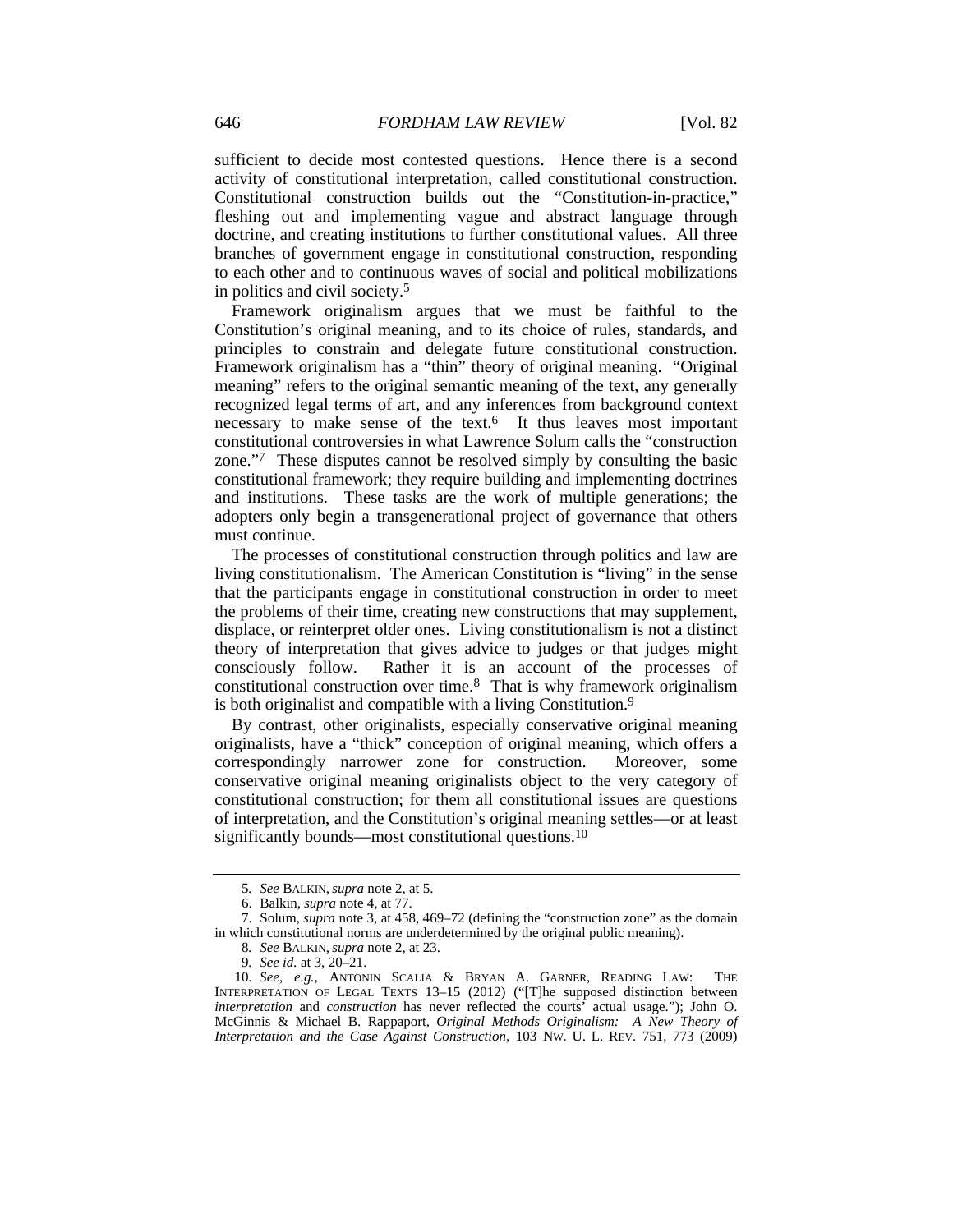sufficient to decide most contested questions. Hence there is a second activity of constitutional interpretation, called constitutional construction. Constitutional construction builds out the "Constitution-in-practice," fleshing out and implementing vague and abstract language through doctrine, and creating institutions to further constitutional values. All three branches of government engage in constitutional construction, responding to each other and to continuous waves of social and political mobilizations in politics and civil society.[5]

Framework originalism argues that we must be faithful to the Constitution's original meaning, and to its choice of rules, standards, and principles to constrain and delegate future constitutional construction. Framework originalism has a "thin" theory of original meaning. "Original meaning" refers to the original semantic meaning of the text, any generally recognized legal terms of art, and any inferences from background context necessary to make sense of the text.[6] It thus leaves most important constitutional controversies in what Lawrence Solum calls the "construction zone."[7] These disputes cannot be resolved simply by consulting the basic constitutional framework; they require building and implementing doctrines and institutions. These tasks are the work of multiple generations; the adopters only begin a transgenerational project of governance that others must continue.

The processes of constitutional construction through politics and law are living constitutionalism. The American Constitution is "living" in the sense that the participants engage in constitutional construction in order to meet the problems of their time, creating new constructions that may supplement, displace, or reinterpret older ones. Living constitutionalism is not a distinct theory of interpretation that gives advice to judges or that judges might consciously follow. Rather it is an account of the processes of constitutional construction over time.[8] That is why framework originalism is both originalist and compatible with a living Constitution.[9]

By contrast, other originalists, especially conservative original meaning originalists, have a "thick" conception of original meaning, which offers a correspondingly narrower zone for construction. Moreover, some conservative original meaning originalists object to the very category of constitutional construction; for them all constitutional issues are questions of interpretation, and the Constitution's original meaning settles—or at least significantly bounds—most constitutional questions.[10]

---

5. *See* BALKIN, *supra* note 2, at 5.

6. Balkin, *supra* note 4, at 77.

7. Solum, *supra* note 3, at 458, 469–72 (defining the "construction zone" as the domain in which constitutional norms are underdetermined by the original public meaning).

8. *See* BALKIN, *supra* note 2, at 23.

9. *See id.* at 3, 20–21.

10. *See, e.g.*, ANTONIN SCALIA & BRYAN A. GARNER, READING LAW: THE INTERPRETATION OF LEGAL TEXTS 13–15 (2012) ("[T]he supposed distinction between *interpretation* and *construction* has never reflected the courts' actual usage."); John O. McGinnis & Michael B. Rappaport, *Original Methods Originalism: A New Theory of Interpretation and the Case Against Construction*, 103 NW. U. L. REV. 751, 773 (2009)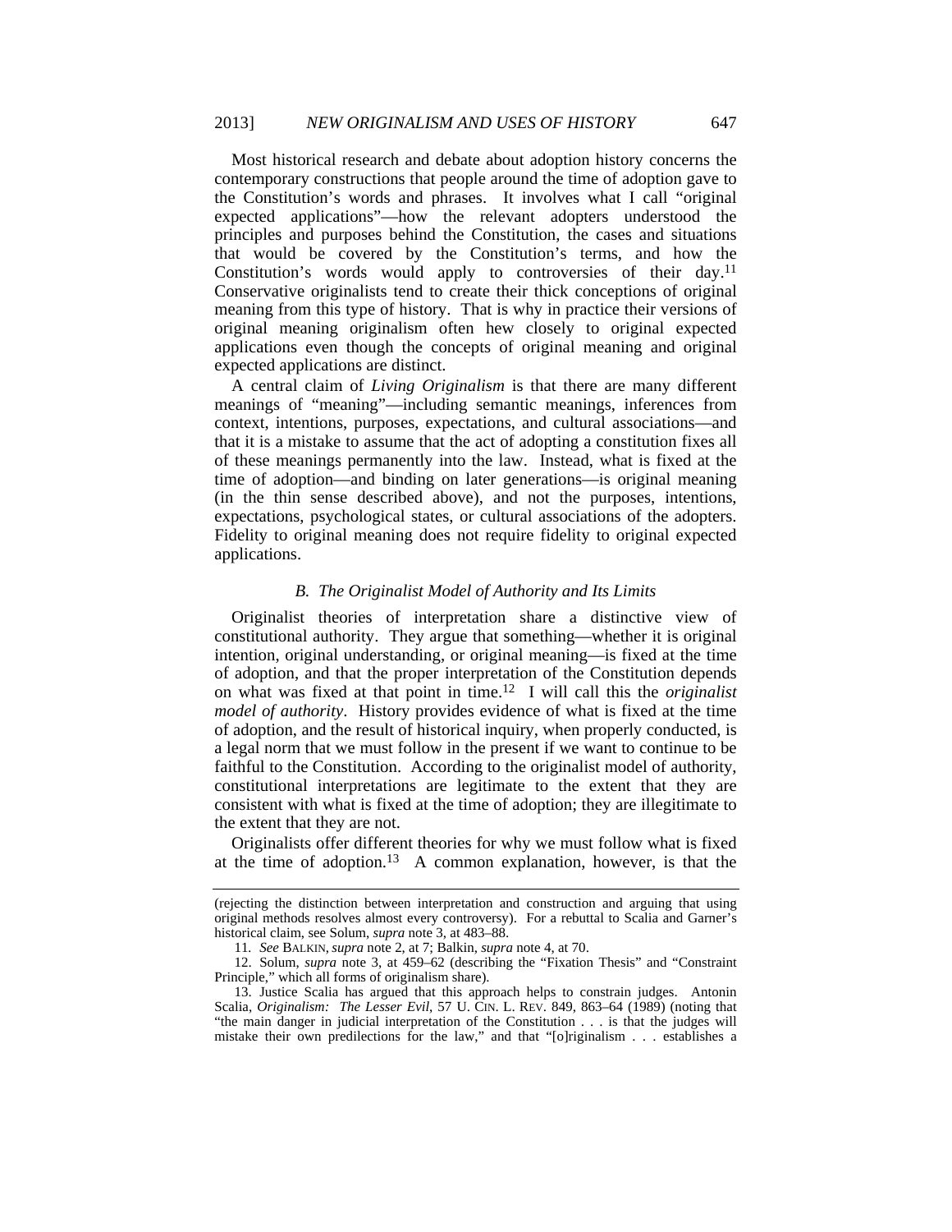Most historical research and debate about adoption history concerns the contemporary constructions that people around the time of adoption gave to the Constitution's words and phrases. It involves what I call "original expected applications"—how the relevant adopters understood the principles and purposes behind the Constitution, the cases and situations that would be covered by the Constitution's terms, and how the Constitution's words would apply to controversies of their day.[11] Conservative originalists tend to create their thick conceptions of original meaning from this type of history. That is why in practice their versions of original meaning originalism often hew closely to original expected applications even though the concepts of original meaning and original expected applications are distinct.

A central claim of *Living Originalism* is that there are many different meanings of "meaning"—including semantic meanings, inferences from context, intentions, purposes, expectations, and cultural associations—and that it is a mistake to assume that the act of adopting a constitution fixes all of these meanings permanently into the law. Instead, what is fixed at the time of adoption—and binding on later generations—is original meaning (in the thin sense described above), and not the purposes, intentions, expectations, psychological states, or cultural associations of the adopters. Fidelity to original meaning does not require fidelity to original expected applications.

### *B. The Originalist Model of Authority and Its Limits*

Originalist theories of interpretation share a distinctive view of constitutional authority. They argue that something—whether it is original intention, original understanding, or original meaning—is fixed at the time of adoption, and that the proper interpretation of the Constitution depends on what was fixed at that point in time.[12] I will call this the *originalist model of authority*. History provides evidence of what is fixed at the time of adoption, and the result of historical inquiry, when properly conducted, is a legal norm that we must follow in the present if we want to continue to be faithful to the Constitution. According to the originalist model of authority, constitutional interpretations are legitimate to the extent that they are consistent with what is fixed at the time of adoption; they are illegitimate to the extent that they are not.

Originalists offer different theories for why we must follow what is fixed at the time of adoption.[13] A common explanation, however, is that the

---

(rejecting the distinction between interpretation and construction and arguing that using original methods resolves almost every controversy). For a rebuttal to Scalia and Garner's historical claim, see Solum, *supra* note 3, at 483–88.

11. *See* BALKIN, *supra* note 2, at 7; Balkin, *supra* note 4, at 70.

12. Solum, *supra* note 3, at 459–62 (describing the "Fixation Thesis" and "Constraint Principle," which all forms of originalism share).

13. Justice Scalia has argued that this approach helps to constrain judges. Antonin Scalia, *Originalism: The Lesser Evil*, 57 U. CIN. L. REV. 849, 863–64 (1989) (noting that "the main danger in judicial interpretation of the Constitution . . . is that the judges will mistake their own predilections for the law," and that "[o]riginalism . . . establishes a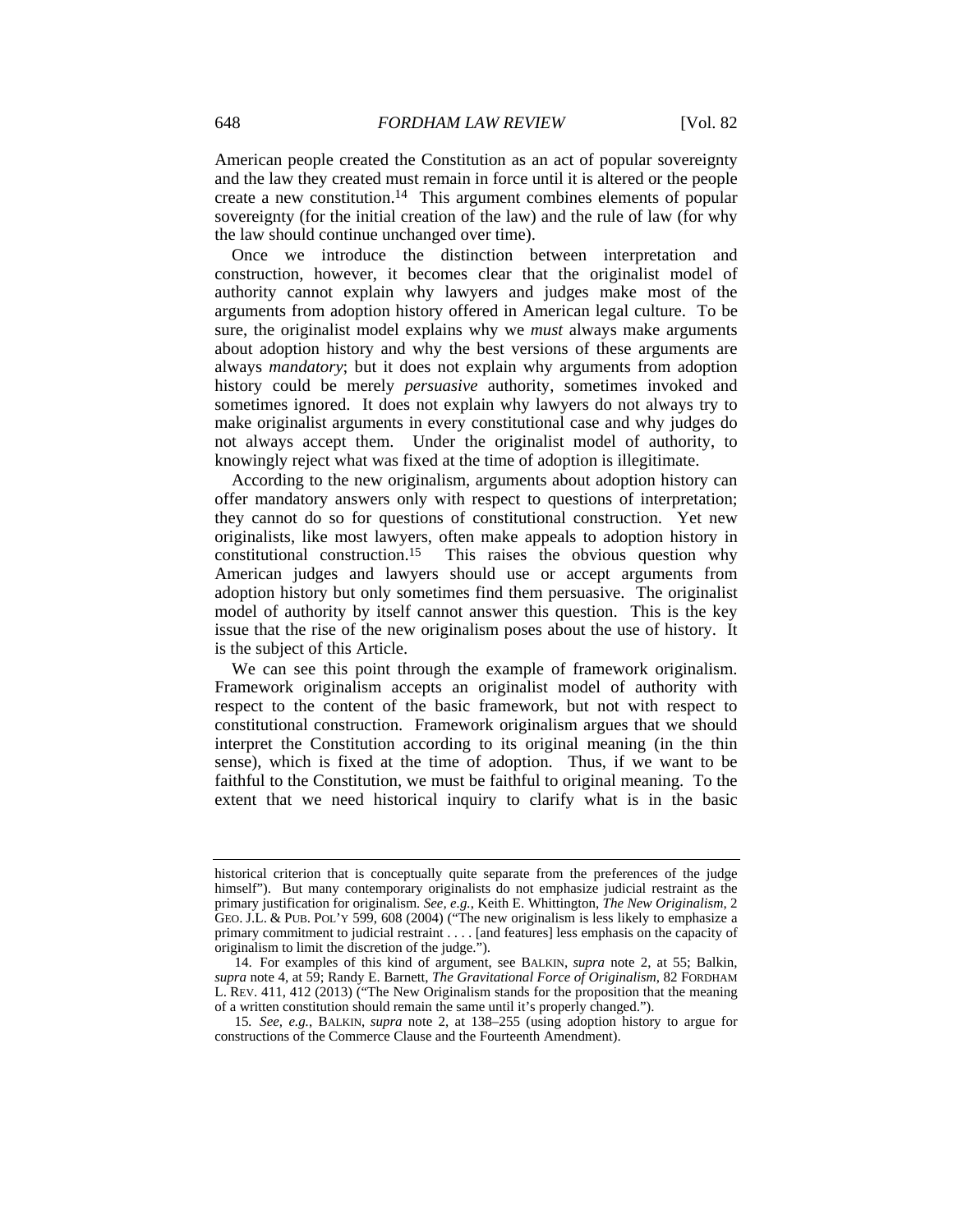American people created the Constitution as an act of popular sovereignty and the law they created must remain in force until it is altered or the people create a new constitution.[14] This argument combines elements of popular sovereignty (for the initial creation of the law) and the rule of law (for why the law should continue unchanged over time).

Once we introduce the distinction between interpretation and construction, however, it becomes clear that the originalist model of authority cannot explain why lawyers and judges make most of the arguments from adoption history offered in American legal culture. To be sure, the originalist model explains why we *must* always make arguments about adoption history and why the best versions of these arguments are always *mandatory*; but it does not explain why arguments from adoption history could be merely *persuasive* authority, sometimes invoked and sometimes ignored. It does not explain why lawyers do not always try to make originalist arguments in every constitutional case and why judges do not always accept them. Under the originalist model of authority, to knowingly reject what was fixed at the time of adoption is illegitimate.

According to the new originalism, arguments about adoption history can offer mandatory answers only with respect to questions of interpretation; they cannot do so for questions of constitutional construction. Yet new originalists, like most lawyers, often make appeals to adoption history in constitutional construction.[15] This raises the obvious question why American judges and lawyers should use or accept arguments from adoption history but only sometimes find them persuasive. The originalist model of authority by itself cannot answer this question. This is the key issue that the rise of the new originalism poses about the use of history. It is the subject of this Article.

We can see this point through the example of framework originalism. Framework originalism accepts an originalist model of authority with respect to the content of the basic framework, but not with respect to constitutional construction. Framework originalism argues that we should interpret the Constitution according to its original meaning (in the thin sense), which is fixed at the time of adoption. Thus, if we want to be faithful to the Constitution, we must be faithful to original meaning. To the extent that we need historical inquiry to clarify what is in the basic

---

historical criterion that is conceptually quite separate from the preferences of the judge himself"). But many contemporary originalists do not emphasize judicial restraint as the primary justification for originalism. *See, e.g.*, Keith E. Whittington, *The New Originalism*, 2 GEO. J.L. & PUB. POL'Y 599, 608 (2004) ("The new originalism is less likely to emphasize a primary commitment to judicial restraint . . . . [and features] less emphasis on the capacity of originalism to limit the discretion of the judge.").

14. For examples of this kind of argument, see BALKIN, *supra* note 2, at 55; Balkin, *supra* note 4, at 59; Randy E. Barnett, *The Gravitational Force of Originalism*, 82 FORDHAM L. REV. 411, 412 (2013) ("The New Originalism stands for the proposition that the meaning of a written constitution should remain the same until it's properly changed.").

15. *See, e.g.*, BALKIN, *supra* note 2, at 138–255 (using adoption history to argue for constructions of the Commerce Clause and the Fourteenth Amendment).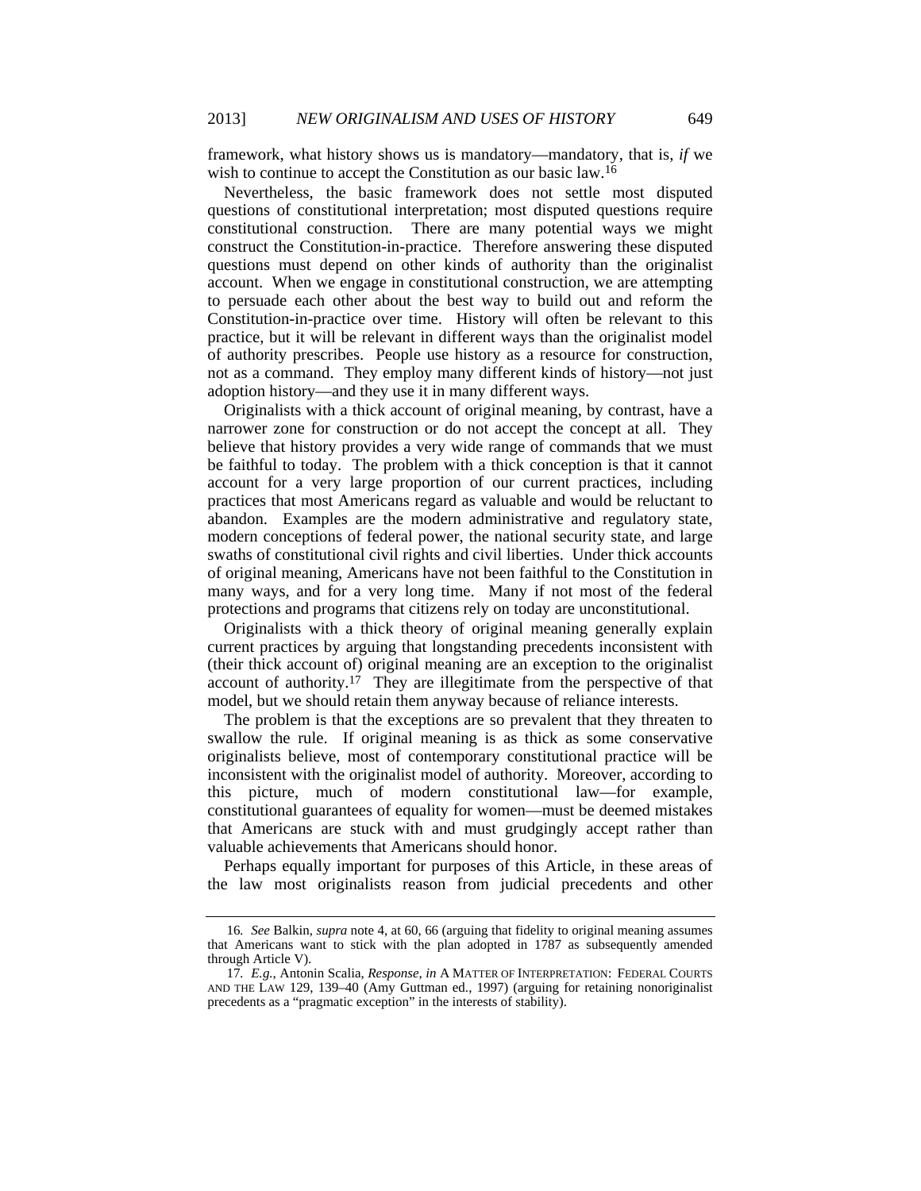framework, what history shows us is mandatory—mandatory, that is, *if* we wish to continue to accept the Constitution as our basic law.[16]

Nevertheless, the basic framework does not settle most disputed questions of constitutional interpretation; most disputed questions require constitutional construction. There are many potential ways we might construct the Constitution-in-practice. Therefore answering these disputed questions must depend on other kinds of authority than the originalist account. When we engage in constitutional construction, we are attempting to persuade each other about the best way to build out and reform the Constitution-in-practice over time. History will often be relevant to this practice, but it will be relevant in different ways than the originalist model of authority prescribes. People use history as a resource for construction, not as a command. They employ many different kinds of history—not just adoption history—and they use it in many different ways.

Originalists with a thick account of original meaning, by contrast, have a narrower zone for construction or do not accept the concept at all. They believe that history provides a very wide range of commands that we must be faithful to today. The problem with a thick conception is that it cannot account for a very large proportion of our current practices, including practices that most Americans regard as valuable and would be reluctant to abandon. Examples are the modern administrative and regulatory state, modern conceptions of federal power, the national security state, and large swaths of constitutional civil rights and civil liberties. Under thick accounts of original meaning, Americans have not been faithful to the Constitution in many ways, and for a very long time. Many if not most of the federal protections and programs that citizens rely on today are unconstitutional.

Originalists with a thick theory of original meaning generally explain current practices by arguing that longstanding precedents inconsistent with (their thick account of) original meaning are an exception to the originalist account of authority.[17] They are illegitimate from the perspective of that model, but we should retain them anyway because of reliance interests.

The problem is that the exceptions are so prevalent that they threaten to swallow the rule. If original meaning is as thick as some conservative originalists believe, most of contemporary constitutional practice will be inconsistent with the originalist model of authority. Moreover, according to this picture, much of modern constitutional law—for example, constitutional guarantees of equality for women—must be deemed mistakes that Americans are stuck with and must grudgingly accept rather than valuable achievements that Americans should honor.

Perhaps equally important for purposes of this Article, in these areas of the law most originalists reason from judicial precedents and other

---

16. *See* Balkin, *supra* note 4, at 60, 66 (arguing that fidelity to original meaning assumes that Americans want to stick with the plan adopted in 1787 as subsequently amended through Article V).

17. *E.g.*, Antonin Scalia, *Response*, *in* A MATTER OF INTERPRETATION: FEDERAL COURTS AND THE LAW 129, 139–40 (Amy Guttman ed., 1997) (arguing for retaining nonoriginalist precedents as a "pragmatic exception" in the interests of stability).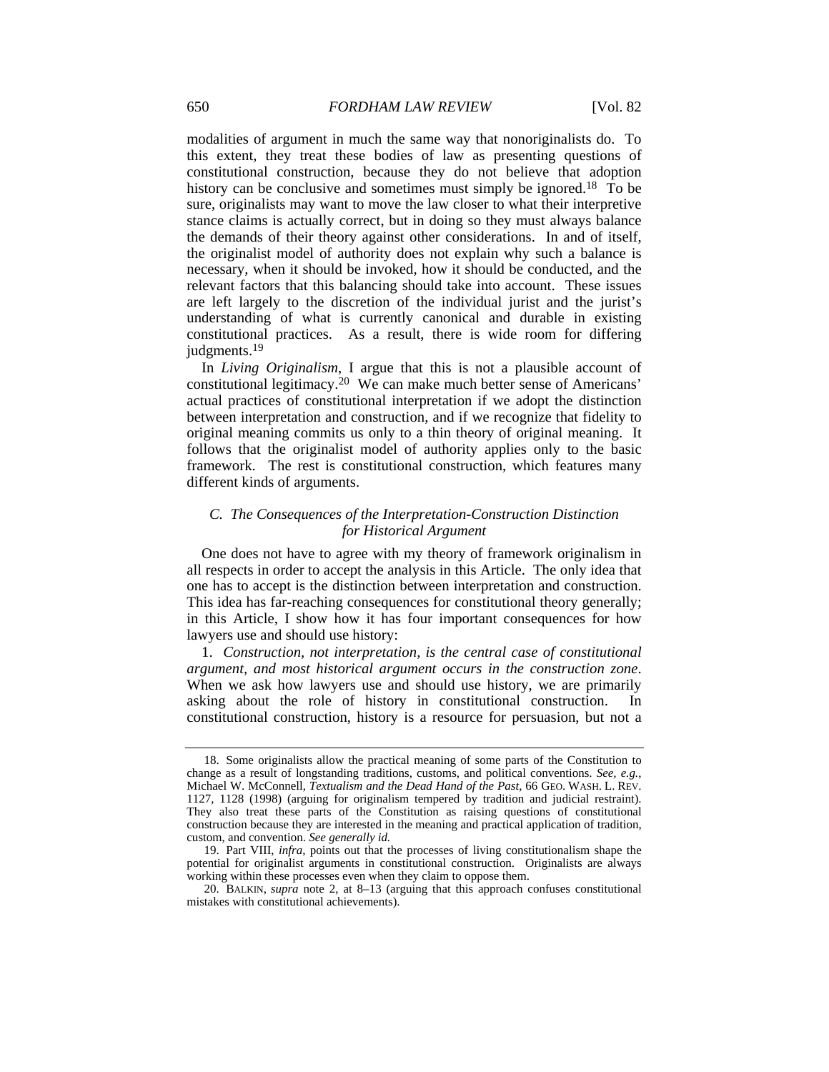modalities of argument in much the same way that nonoriginalists do. To this extent, they treat these bodies of law as presenting questions of constitutional construction, because they do not believe that adoption history can be conclusive and sometimes must simply be ignored.[18] To be sure, originalists may want to move the law closer to what their interpretive stance claims is actually correct, but in doing so they must always balance the demands of their theory against other considerations. In and of itself, the originalist model of authority does not explain why such a balance is necessary, when it should be invoked, how it should be conducted, and the relevant factors that this balancing should take into account. These issues are left largely to the discretion of the individual jurist and the jurist's understanding of what is currently canonical and durable in existing constitutional practices. As a result, there is wide room for differing judgments.[19]

In *Living Originalism*, I argue that this is not a plausible account of constitutional legitimacy.[20] We can make much better sense of Americans' actual practices of constitutional interpretation if we adopt the distinction between interpretation and construction, and if we recognize that fidelity to original meaning commits us only to a thin theory of original meaning. It follows that the originalist model of authority applies only to the basic framework. The rest is constitutional construction, which features many different kinds of arguments.

### *C. The Consequences of the Interpretation-Construction Distinction for Historical Argument*

One does not have to agree with my theory of framework originalism in all respects in order to accept the analysis in this Article. The only idea that one has to accept is the distinction between interpretation and construction. This idea has far-reaching consequences for constitutional theory generally; in this Article, I show how it has four important consequences for how lawyers use and should use history:

1. *Construction, not interpretation, is the central case of constitutional argument, and most historical argument occurs in the construction zone*. When we ask how lawyers use and should use history, we are primarily asking about the role of history in constitutional construction. In constitutional construction, history is a resource for persuasion, but not a

---

18. Some originalists allow the practical meaning of some parts of the Constitution to change as a result of longstanding traditions, customs, and political conventions. *See, e.g.*, Michael W. McConnell, *Textualism and the Dead Hand of the Past*, 66 GEO. WASH. L. REV. 1127, 1128 (1998) (arguing for originalism tempered by tradition and judicial restraint). They also treat these parts of the Constitution as raising questions of constitutional construction because they are interested in the meaning and practical application of tradition, custom, and convention. *See generally id.*

19. Part VIII, *infra*, points out that the processes of living constitutionalism shape the potential for originalist arguments in constitutional construction. Originalists are always working within these processes even when they claim to oppose them.

20. BALKIN, *supra* note 2, at 8–13 (arguing that this approach confuses constitutional mistakes with constitutional achievements).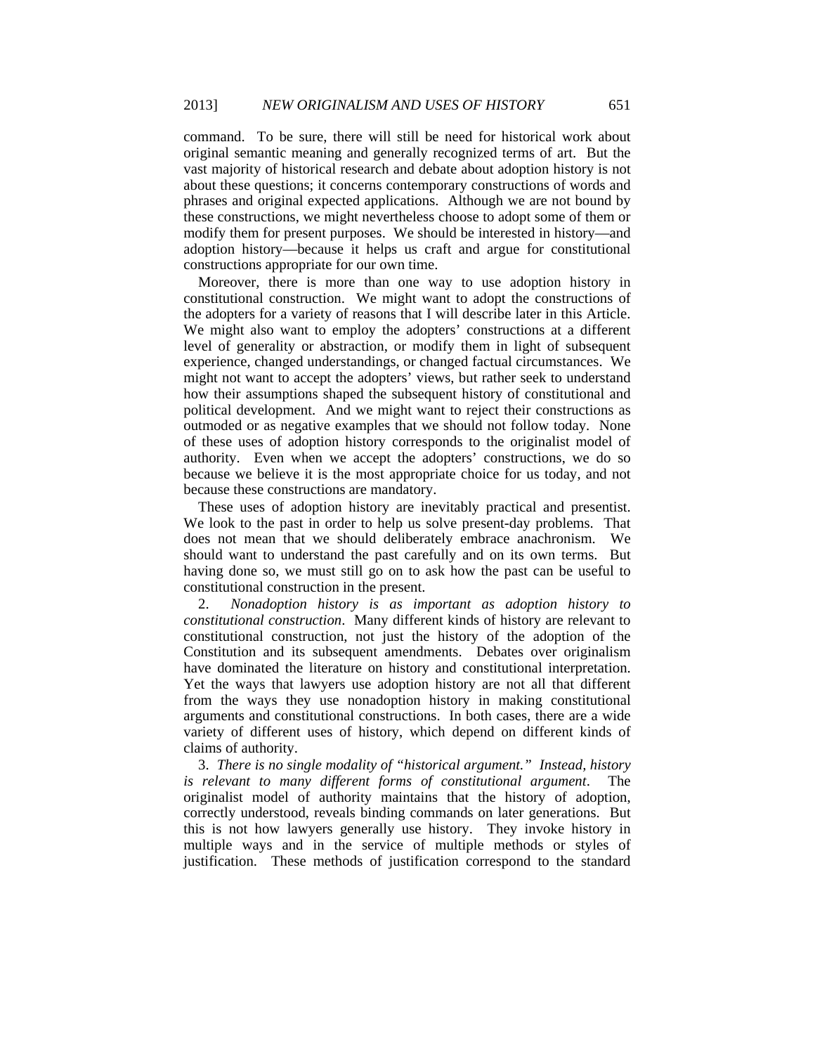command. To be sure, there will still be need for historical work about original semantic meaning and generally recognized terms of art. But the vast majority of historical research and debate about adoption history is not about these questions; it concerns contemporary constructions of words and phrases and original expected applications. Although we are not bound by these constructions, we might nevertheless choose to adopt some of them or modify them for present purposes. We should be interested in history—and adoption history—because it helps us craft and argue for constitutional constructions appropriate for our own time.

Moreover, there is more than one way to use adoption history in constitutional construction. We might want to adopt the constructions of the adopters for a variety of reasons that I will describe later in this Article. We might also want to employ the adopters' constructions at a different level of generality or abstraction, or modify them in light of subsequent experience, changed understandings, or changed factual circumstances. We might not want to accept the adopters' views, but rather seek to understand how their assumptions shaped the subsequent history of constitutional and political development. And we might want to reject their constructions as outmoded or as negative examples that we should not follow today. None of these uses of adoption history corresponds to the originalist model of authority. Even when we accept the adopters' constructions, we do so because we believe it is the most appropriate choice for us today, and not because these constructions are mandatory.

These uses of adoption history are inevitably practical and presentist. We look to the past in order to help us solve present-day problems. That does not mean that we should deliberately embrace anachronism. We should want to understand the past carefully and on its own terms. But having done so, we must still go on to ask how the past can be useful to constitutional construction in the present.

2. *Nonadoption history is as important as adoption history to constitutional construction*. Many different kinds of history are relevant to constitutional construction, not just the history of the adoption of the Constitution and its subsequent amendments. Debates over originalism have dominated the literature on history and constitutional interpretation. Yet the ways that lawyers use adoption history are not all that different from the ways they use nonadoption history in making constitutional arguments and constitutional constructions. In both cases, there are a wide variety of different uses of history, which depend on different kinds of claims of authority.

3. *There is no single modality of "historical argument." Instead, history is relevant to many different forms of constitutional argument*. The originalist model of authority maintains that the history of adoption, correctly understood, reveals binding commands on later generations. But this is not how lawyers generally use history. They invoke history in multiple ways and in the service of multiple methods or styles of justification. These methods of justification correspond to the standard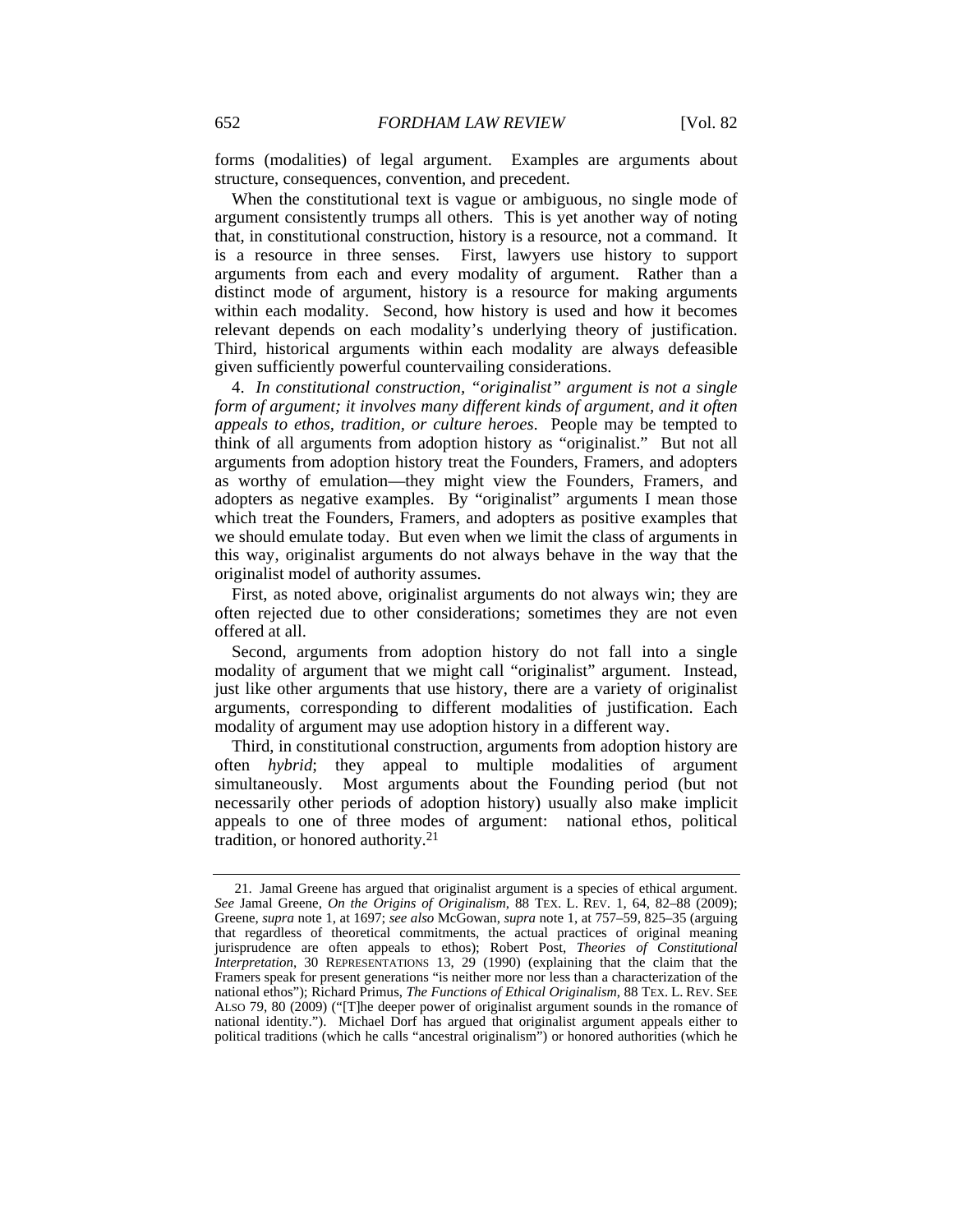forms (modalities) of legal argument. Examples are arguments about structure, consequences, convention, and precedent.

When the constitutional text is vague or ambiguous, no single mode of argument consistently trumps all others. This is yet another way of noting that, in constitutional construction, history is a resource, not a command. It is a resource in three senses. First, lawyers use history to support arguments from each and every modality of argument. Rather than a distinct mode of argument, history is a resource for making arguments within each modality. Second, how history is used and how it becomes relevant depends on each modality's underlying theory of justification. Third, historical arguments within each modality are always defeasible given sufficiently powerful countervailing considerations.

4. *In constitutional construction, "originalist" argument is not a single form of argument; it involves many different kinds of argument, and it often appeals to ethos, tradition, or culture heroes*. People may be tempted to think of all arguments from adoption history as "originalist." But not all arguments from adoption history treat the Founders, Framers, and adopters as worthy of emulation—they might view the Founders, Framers, and adopters as negative examples. By "originalist" arguments I mean those which treat the Founders, Framers, and adopters as positive examples that we should emulate today. But even when we limit the class of arguments in this way, originalist arguments do not always behave in the way that the originalist model of authority assumes.

First, as noted above, originalist arguments do not always win; they are often rejected due to other considerations; sometimes they are not even offered at all.

Second, arguments from adoption history do not fall into a single modality of argument that we might call "originalist" argument. Instead, just like other arguments that use history, there are a variety of originalist arguments, corresponding to different modalities of justification. Each modality of argument may use adoption history in a different way.

Third, in constitutional construction, arguments from adoption history are often *hybrid*; they appeal to multiple modalities of argument simultaneously. Most arguments about the Founding period (but not necessarily other periods of adoption history) usually also make implicit appeals to one of three modes of argument: national ethos, political tradition, or honored authority.[21]

---

21. Jamal Greene has argued that originalist argument is a species of ethical argument. *See* Jamal Greene, *On the Origins of Originalism*, 88 TEX. L. REV. 1, 64, 82–88 (2009); Greene, *supra* note 1, at 1697; *see also* McGowan, *supra* note 1, at 757–59, 825–35 (arguing that regardless of theoretical commitments, the actual practices of original meaning jurisprudence are often appeals to ethos); Robert Post, *Theories of Constitutional Interpretation*, 30 REPRESENTATIONS 13, 29 (1990) (explaining that the claim that the Framers speak for present generations "is neither more nor less than a characterization of the national ethos"); Richard Primus, *The Functions of Ethical Originalism*, 88 TEX. L. REV. SEE ALSO 79, 80 (2009) ("[T]he deeper power of originalist argument sounds in the romance of national identity."). Michael Dorf has argued that originalist argument appeals either to political traditions (which he calls "ancestral originalism") or honored authorities (which he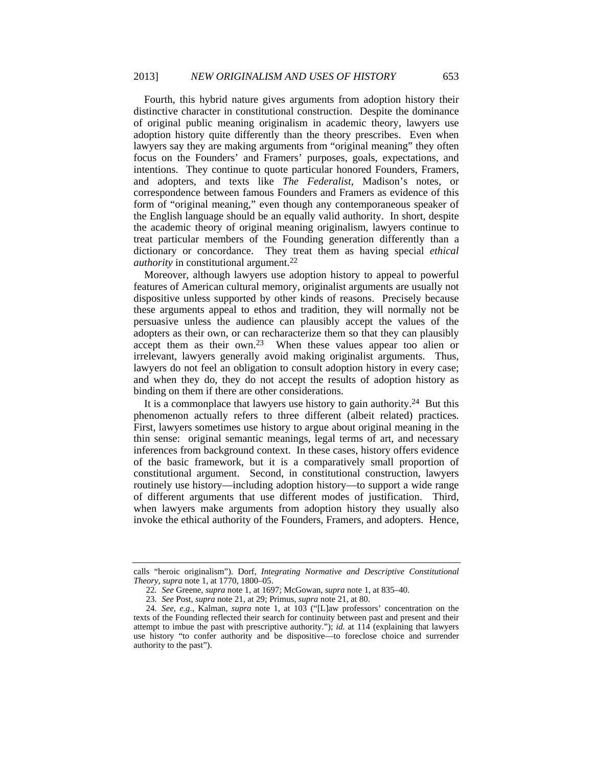Fourth, this hybrid nature gives arguments from adoption history their distinctive character in constitutional construction. Despite the dominance of original public meaning originalism in academic theory, lawyers use adoption history quite differently than the theory prescribes. Even when lawyers say they are making arguments from "original meaning" they often focus on the Founders' and Framers' purposes, goals, expectations, and intentions. They continue to quote particular honored Founders, Framers, and adopters, and texts like *The Federalist*, Madison's notes, or correspondence between famous Founders and Framers as evidence of this form of "original meaning," even though any contemporaneous speaker of the English language should be an equally valid authority. In short, despite the academic theory of original meaning originalism, lawyers continue to treat particular members of the Founding generation differently than a dictionary or concordance. They treat them as having special *ethical authority* in constitutional argument.[22]

Moreover, although lawyers use adoption history to appeal to powerful features of American cultural memory, originalist arguments are usually not dispositive unless supported by other kinds of reasons. Precisely because these arguments appeal to ethos and tradition, they will normally not be persuasive unless the audience can plausibly accept the values of the adopters as their own, or can recharacterize them so that they can plausibly accept them as their own.[23] When these values appear too alien or irrelevant, lawyers generally avoid making originalist arguments. Thus, lawyers do not feel an obligation to consult adoption history in every case; and when they do, they do not accept the results of adoption history as binding on them if there are other considerations.

It is a commonplace that lawyers use history to gain authority.[24] But this phenomenon actually refers to three different (albeit related) practices. First, lawyers sometimes use history to argue about original meaning in the thin sense: original semantic meanings, legal terms of art, and necessary inferences from background context. In these cases, history offers evidence of the basic framework, but it is a comparatively small proportion of constitutional argument. Second, in constitutional construction, lawyers routinely use history—including adoption history—to support a wide range of different arguments that use different modes of justification. Third, when lawyers make arguments from adoption history they usually also invoke the ethical authority of the Founders, Framers, and adopters. Hence,

---

calls "heroic originalism"). Dorf, *Integrating Normative and Descriptive Constitutional Theory*, *supra* note 1, at 1770, 1800–05.

22. *See* Greene, *supra* note 1, at 1697; McGowan, *supra* note 1, at 835–40.

23. *See* Post, *supra* note 21, at 29; Primus, *supra* note 21, at 80.

24. *See, e.g.*, Kalman, *supra* note 1, at 103 ("[L]aw professors' concentration on the texts of the Founding reflected their search for continuity between past and present and their attempt to imbue the past with prescriptive authority."); *id.* at 114 (explaining that lawyers use history "to confer authority and be dispositive—to foreclose choice and surrender authority to the past").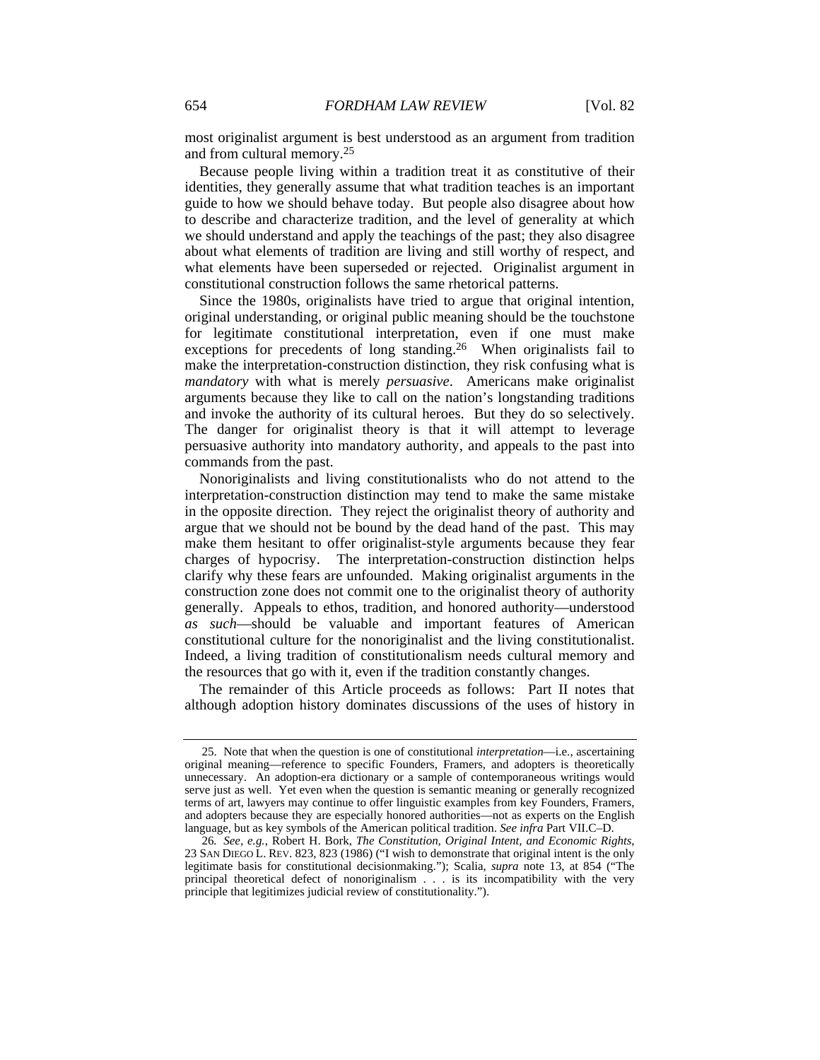most originalist argument is best understood as an argument from tradition and from cultural memory.[25]

Because people living within a tradition treat it as constitutive of their identities, they generally assume that what tradition teaches is an important guide to how we should behave today. But people also disagree about how to describe and characterize tradition, and the level of generality at which we should understand and apply the teachings of the past; they also disagree about what elements of tradition are living and still worthy of respect, and what elements have been superseded or rejected. Originalist argument in constitutional construction follows the same rhetorical patterns.

Since the 1980s, originalists have tried to argue that original intention, original understanding, or original public meaning should be the touchstone for legitimate constitutional interpretation, even if one must make exceptions for precedents of long standing.[26] When originalists fail to make the interpretation-construction distinction, they risk confusing what is *mandatory* with what is merely *persuasive*. Americans make originalist arguments because they like to call on the nation's longstanding traditions and invoke the authority of its cultural heroes. But they do so selectively. The danger for originalist theory is that it will attempt to leverage persuasive authority into mandatory authority, and appeals to the past into commands from the past.

Nonoriginalists and living constitutionalists who do not attend to the interpretation-construction distinction may tend to make the same mistake in the opposite direction. They reject the originalist theory of authority and argue that we should not be bound by the dead hand of the past. This may make them hesitant to offer originalist-style arguments because they fear charges of hypocrisy. The interpretation-construction distinction helps clarify why these fears are unfounded. Making originalist arguments in the construction zone does not commit one to the originalist theory of authority generally. Appeals to ethos, tradition, and honored authority—understood *as such*—should be valuable and important features of American constitutional culture for the nonoriginalist and the living constitutionalist. Indeed, a living tradition of constitutionalism needs cultural memory and the resources that go with it, even if the tradition constantly changes.

The remainder of this Article proceeds as follows: Part II notes that although adoption history dominates discussions of the uses of history in

---

25. Note that when the question is one of constitutional *interpretation*—i.e., ascertaining original meaning—reference to specific Founders, Framers, and adopters is theoretically unnecessary. An adoption-era dictionary or a sample of contemporaneous writings would serve just as well. Yet even when the question is semantic meaning or generally recognized terms of art, lawyers may continue to offer linguistic examples from key Founders, Framers, and adopters because they are especially honored authorities—not as experts on the English language, but as key symbols of the American political tradition. *See infra* Part VII.C–D.

26. *See, e.g.*, Robert H. Bork, *The Constitution, Original Intent, and Economic Rights*, 23 SAN DIEGO L. REV. 823, 823 (1986) ("I wish to demonstrate that original intent is the only legitimate basis for constitutional decisionmaking."); Scalia, *supra* note 13, at 854 ("The principal theoretical defect of nonoriginalism . . . is its incompatibility with the very principle that legitimizes judicial review of constitutionality.").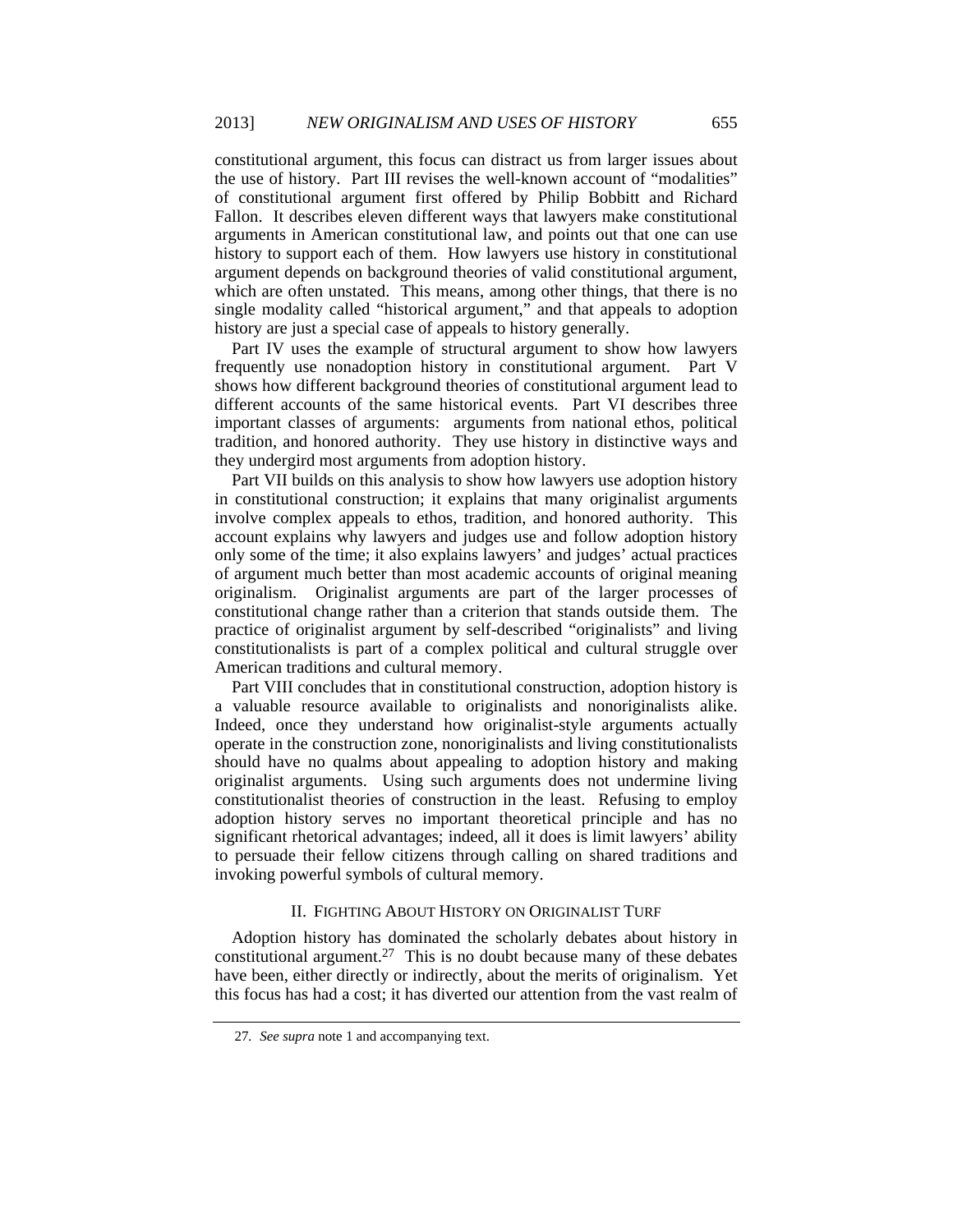constitutional argument, this focus can distract us from larger issues about the use of history. Part III revises the well-known account of "modalities" of constitutional argument first offered by Philip Bobbitt and Richard Fallon. It describes eleven different ways that lawyers make constitutional arguments in American constitutional law, and points out that one can use history to support each of them. How lawyers use history in constitutional argument depends on background theories of valid constitutional argument, which are often unstated. This means, among other things, that there is no single modality called "historical argument," and that appeals to adoption history are just a special case of appeals to history generally.

Part IV uses the example of structural argument to show how lawyers frequently use nonadoption history in constitutional argument. Part V shows how different background theories of constitutional argument lead to different accounts of the same historical events. Part VI describes three important classes of arguments: arguments from national ethos, political tradition, and honored authority. They use history in distinctive ways and they undergird most arguments from adoption history.

Part VII builds on this analysis to show how lawyers use adoption history in constitutional construction; it explains that many originalist arguments involve complex appeals to ethos, tradition, and honored authority. This account explains why lawyers and judges use and follow adoption history only some of the time; it also explains lawyers' and judges' actual practices of argument much better than most academic accounts of original meaning originalism. Originalist arguments are part of the larger processes of constitutional change rather than a criterion that stands outside them. The practice of originalist argument by self-described "originalists" and living constitutionalists is part of a complex political and cultural struggle over American traditions and cultural memory.

Part VIII concludes that in constitutional construction, adoption history is a valuable resource available to originalists and nonoriginalists alike. Indeed, once they understand how originalist-style arguments actually operate in the construction zone, nonoriginalists and living constitutionalists should have no qualms about appealing to adoption history and making originalist arguments. Using such arguments does not undermine living constitutionalist theories of construction in the least. Refusing to employ adoption history serves no important theoretical principle and has no significant rhetorical advantages; indeed, all it does is limit lawyers' ability to persuade their fellow citizens through calling on shared traditions and invoking powerful symbols of cultural memory.

## II. Fighting About History on Originalist Turf

Adoption history has dominated the scholarly debates about history in constitutional argument.[27] This is no doubt because many of these debates have been, either directly or indirectly, about the merits of originalism. Yet this focus has had a cost; it has diverted our attention from the vast realm of

27. *See supra* note 1 and accompanying text.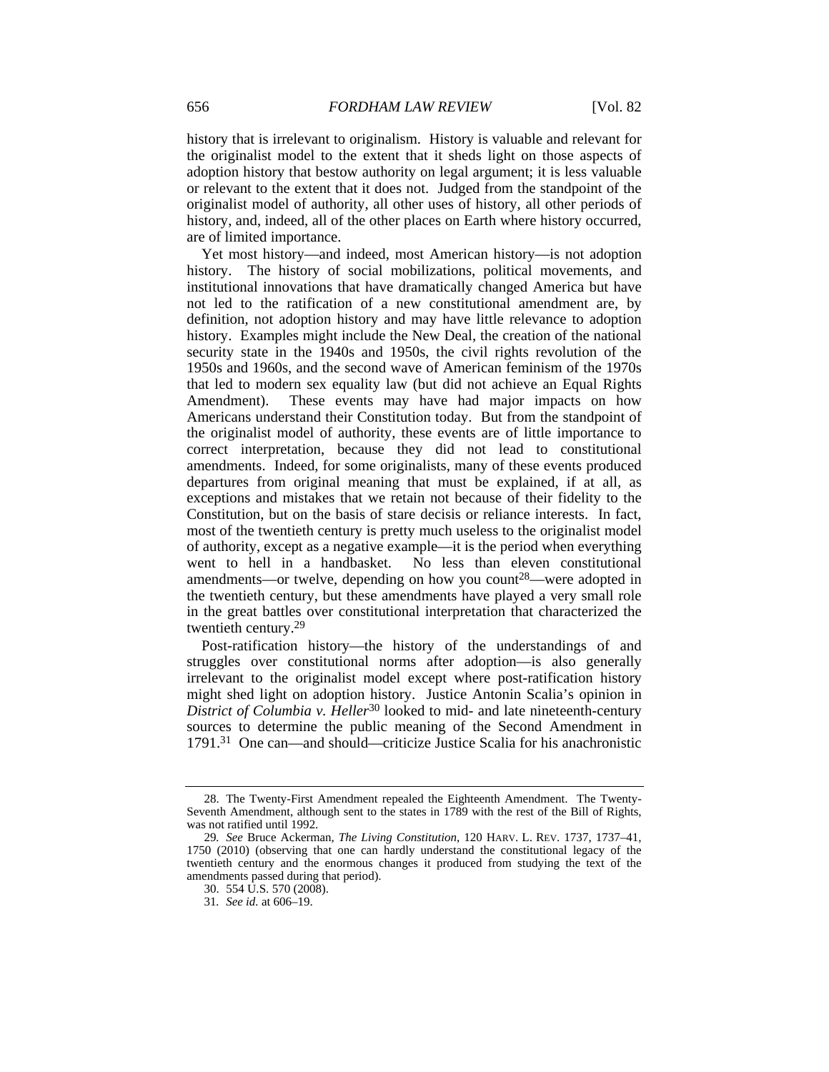history that is irrelevant to originalism. History is valuable and relevant for the originalist model to the extent that it sheds light on those aspects of adoption history that bestow authority on legal argument; it is less valuable or relevant to the extent that it does not. Judged from the standpoint of the originalist model of authority, all other uses of history, all other periods of history, and, indeed, all of the other places on Earth where history occurred, are of limited importance.

Yet most history—and indeed, most American history—is not adoption history. The history of social mobilizations, political movements, and institutional innovations that have dramatically changed America but have not led to the ratification of a new constitutional amendment are, by definition, not adoption history and may have little relevance to adoption history. Examples might include the New Deal, the creation of the national security state in the 1940s and 1950s, the civil rights revolution of the 1950s and 1960s, and the second wave of American feminism of the 1970s that led to modern sex equality law (but did not achieve an Equal Rights Amendment). These events may have had major impacts on how Americans understand their Constitution today. But from the standpoint of the originalist model of authority, these events are of little importance to correct interpretation, because they did not lead to constitutional amendments. Indeed, for some originalists, many of these events produced departures from original meaning that must be explained, if at all, as exceptions and mistakes that we retain not because of their fidelity to the Constitution, but on the basis of stare decisis or reliance interests. In fact, most of the twentieth century is pretty much useless to the originalist model of authority, except as a negative example—it is the period when everything went to hell in a handbasket. No less than eleven constitutional amendments—or twelve, depending on how you count[28]—were adopted in the twentieth century, but these amendments have played a very small role in the great battles over constitutional interpretation that characterized the twentieth century.[29]

Post-ratification history—the history of the understandings of and struggles over constitutional norms after adoption—is also generally irrelevant to the originalist model except where post-ratification history might shed light on adoption history. Justice Antonin Scalia's opinion in *District of Columbia v. Heller*[30] looked to mid- and late nineteenth-century sources to determine the public meaning of the Second Amendment in 1791.[31] One can—and should—criticize Justice Scalia for his anachronistic

---

28. The Twenty-First Amendment repealed the Eighteenth Amendment. The Twenty-Seventh Amendment, although sent to the states in 1789 with the rest of the Bill of Rights, was not ratified until 1992.

29. *See* Bruce Ackerman, *The Living Constitution*, 120 HARV. L. REV. 1737, 1737–41, 1750 (2010) (observing that one can hardly understand the constitutional legacy of the twentieth century and the enormous changes it produced from studying the text of the amendments passed during that period).

30. 554 U.S. 570 (2008).

31. *See id.* at 606–19.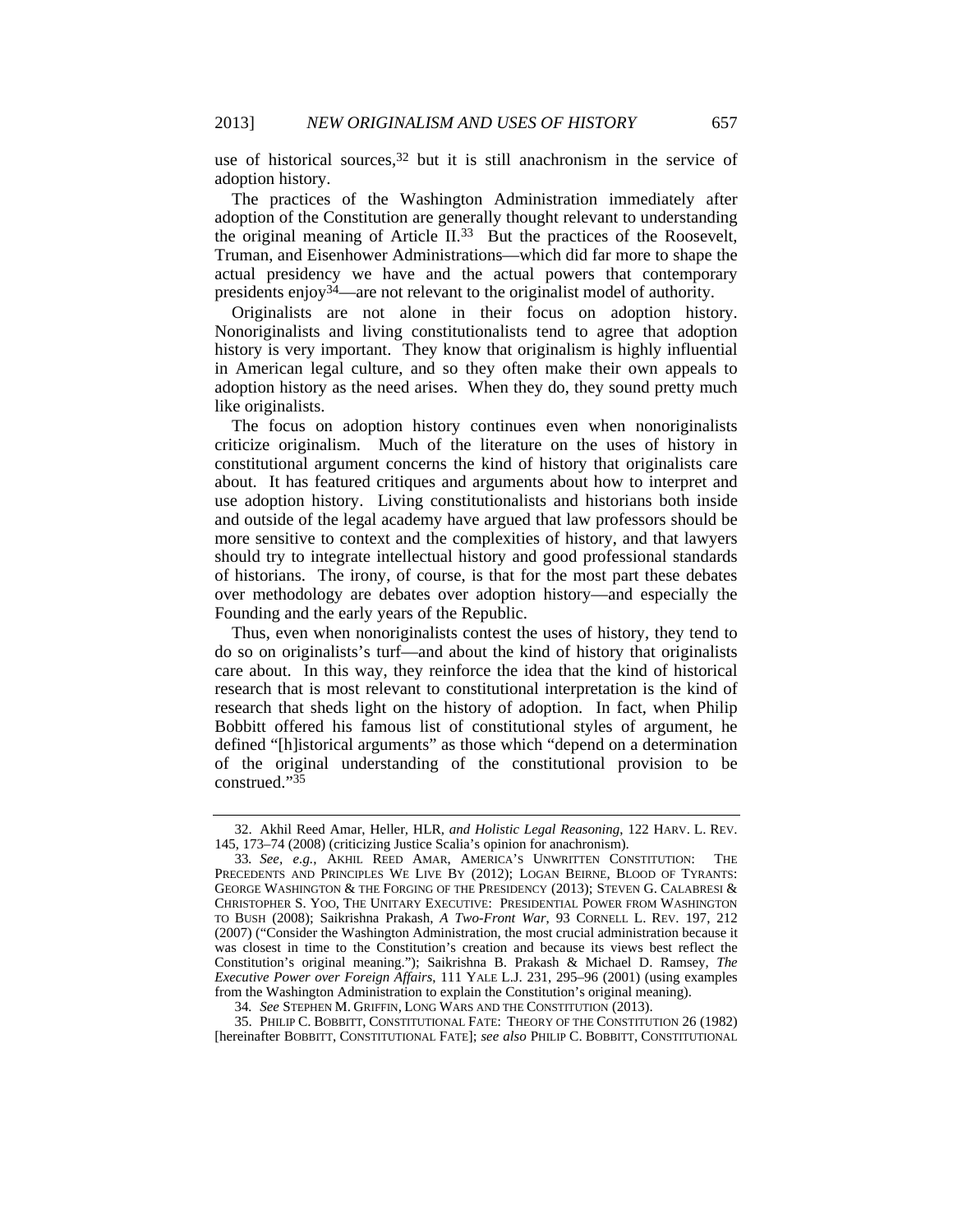use of historical sources,[32] but it is still anachronism in the service of adoption history.

The practices of the Washington Administration immediately after adoption of the Constitution are generally thought relevant to understanding the original meaning of Article II.[33] But the practices of the Roosevelt, Truman, and Eisenhower Administrations—which did far more to shape the actual presidency we have and the actual powers that contemporary presidents enjoy[34]—are not relevant to the originalist model of authority.

Originalists are not alone in their focus on adoption history. Nonoriginalists and living constitutionalists tend to agree that adoption history is very important. They know that originalism is highly influential in American legal culture, and so they often make their own appeals to adoption history as the need arises. When they do, they sound pretty much like originalists.

The focus on adoption history continues even when nonoriginalists criticize originalism. Much of the literature on the uses of history in constitutional argument concerns the kind of history that originalists care about. It has featured critiques and arguments about how to interpret and use adoption history. Living constitutionalists and historians both inside and outside of the legal academy have argued that law professors should be more sensitive to context and the complexities of history, and that lawyers should try to integrate intellectual history and good professional standards of historians. The irony, of course, is that for the most part these debates over methodology are debates over adoption history—and especially the Founding and the early years of the Republic.

Thus, even when nonoriginalists contest the uses of history, they tend to do so on originalists's turf—and about the kind of history that originalists care about. In this way, they reinforce the idea that the kind of historical research that is most relevant to constitutional interpretation is the kind of research that sheds light on the history of adoption. In fact, when Philip Bobbitt offered his famous list of constitutional styles of argument, he defined "[h]istorical arguments" as those which "depend on a determination of the original understanding of the constitutional provision to be construed."[35]

---

32. Akhil Reed Amar, Heller, HLR, *and Holistic Legal Reasoning*, 122 HARV. L. REV. 145, 173–74 (2008) (criticizing Justice Scalia's opinion for anachronism).

33. *See, e.g.*, AKHIL REED AMAR, AMERICA'S UNWRITTEN CONSTITUTION: THE PRECEDENTS AND PRINCIPLES WE LIVE BY (2012); LOGAN BEIRNE, BLOOD OF TYRANTS: GEORGE WASHINGTON & THE FORGING OF THE PRESIDENCY (2013); STEVEN G. CALABRESI & CHRISTOPHER S. YOO, THE UNITARY EXECUTIVE: PRESIDENTIAL POWER FROM WASHINGTON TO BUSH (2008); Saikrishna Prakash, *A Two-Front War*, 93 CORNELL L. REV. 197, 212 (2007) ("Consider the Washington Administration, the most crucial administration because it was closest in time to the Constitution's creation and because its views best reflect the Constitution's original meaning."); Saikrishna B. Prakash & Michael D. Ramsey, *The Executive Power over Foreign Affairs*, 111 YALE L.J. 231, 295–96 (2001) (using examples from the Washington Administration to explain the Constitution's original meaning).

34. *See* STEPHEN M. GRIFFIN, LONG WARS AND THE CONSTITUTION (2013).

35. PHILIP C. BOBBITT, CONSTITUTIONAL FATE: THEORY OF THE CONSTITUTION 26 (1982) [hereinafter BOBBITT, CONSTITUTIONAL FATE]; *see also* PHILIP C. BOBBITT, CONSTITUTIONAL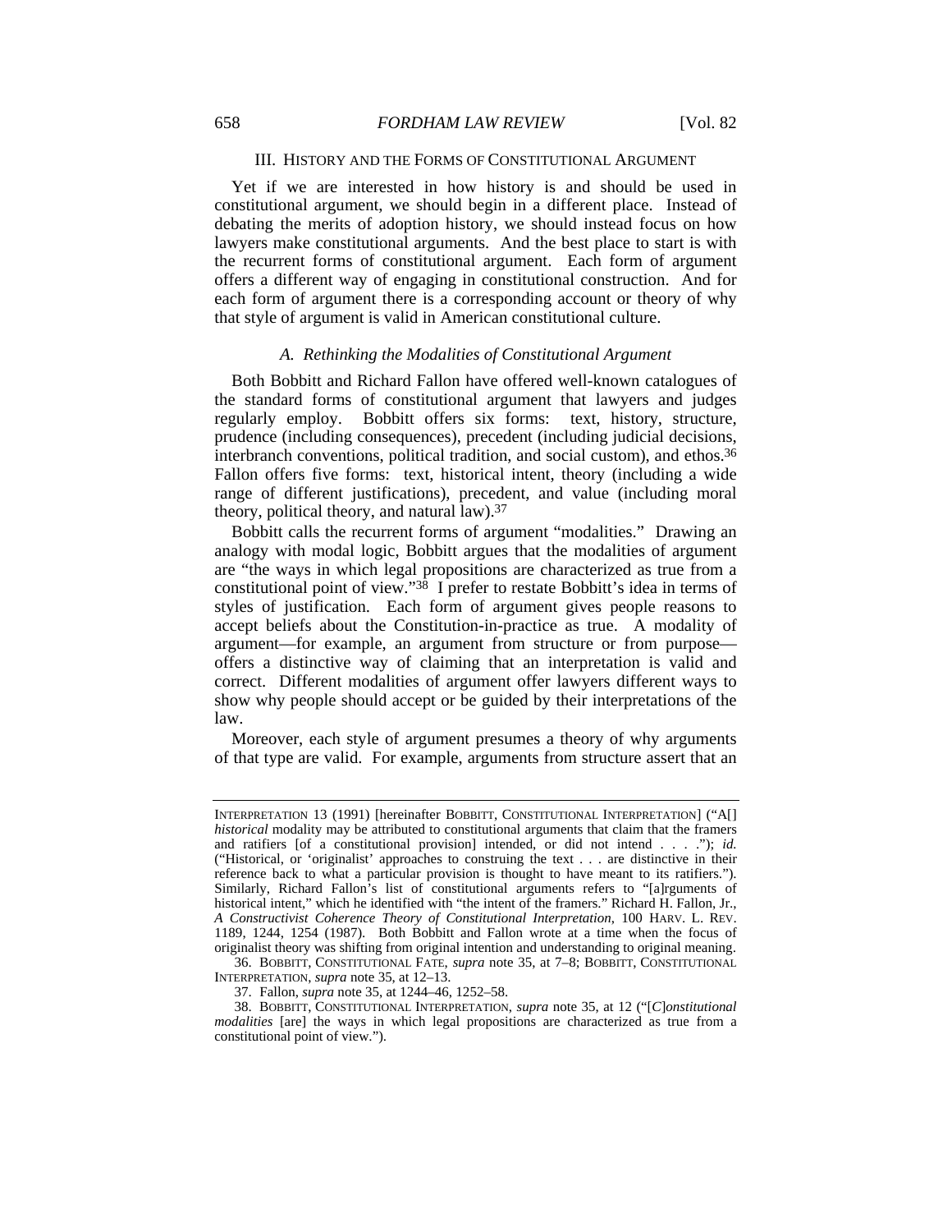### III. HISTORY AND THE FORMS OF CONSTITUTIONAL ARGUMENT

Yet if we are interested in how history is and should be used in constitutional argument, we should begin in a different place. Instead of debating the merits of adoption history, we should instead focus on how lawyers make constitutional arguments. And the best place to start is with the recurrent forms of constitutional argument. Each form of argument offers a different way of engaging in constitutional construction. And for each form of argument there is a corresponding account or theory of why that style of argument is valid in American constitutional culture.

#### *A. Rethinking the Modalities of Constitutional Argument*

Both Bobbitt and Richard Fallon have offered well-known catalogues of the standard forms of constitutional argument that lawyers and judges regularly employ. Bobbitt offers six forms: text, history, structure, prudence (including consequences), precedent (including judicial decisions, interbranch conventions, political tradition, and social custom), and ethos.[36] Fallon offers five forms: text, historical intent, theory (including a wide range of different justifications), precedent, and value (including moral theory, political theory, and natural law).[37]

Bobbitt calls the recurrent forms of argument "modalities." Drawing an analogy with modal logic, Bobbitt argues that the modalities of argument are "the ways in which legal propositions are characterized as true from a constitutional point of view."[38] I prefer to restate Bobbitt's idea in terms of styles of justification. Each form of argument gives people reasons to accept beliefs about the Constitution-in-practice as true. A modality of argument—for example, an argument from structure or from purpose—offers a distinctive way of claiming that an interpretation is valid and correct. Different modalities of argument offer lawyers different ways to show why people should accept or be guided by their interpretations of the law.

Moreover, each style of argument presumes a theory of why arguments of that type are valid. For example, arguments from structure assert that an

---

INTERPRETATION 13 (1991) [hereinafter BOBBITT, CONSTITUTIONAL INTERPRETATION] ("A[] *historical* modality may be attributed to constitutional arguments that claim that the framers and ratifiers [of a constitutional provision] intended, or did not intend . . . ."); *id.* ("Historical, or 'originalist' approaches to construing the text . . . are distinctive in their reference back to what a particular provision is thought to have meant to its ratifiers."). Similarly, Richard Fallon's list of constitutional arguments refers to "[a]rguments of historical intent," which he identified with "the intent of the framers." Richard H. Fallon, Jr., *A Constructivist Coherence Theory of Constitutional Interpretation*, 100 HARV. L. REV. 1189, 1244, 1254 (1987). Both Bobbitt and Fallon wrote at a time when the focus of originalist theory was shifting from original intention and understanding to original meaning.

36. BOBBITT, CONSTITUTIONAL FATE, *supra* note 35, at 7–8; BOBBITT, CONSTITUTIONAL INTERPRETATION, *supra* note 35, at 12–13.

37. Fallon, *supra* note 35, at 1244–46, 1252–58.

38. BOBBITT, CONSTITUTIONAL INTERPRETATION, *supra* note 35, at 12 ("[*C*]*onstitutional modalities* [are] the ways in which legal propositions are characterized as true from a constitutional point of view.").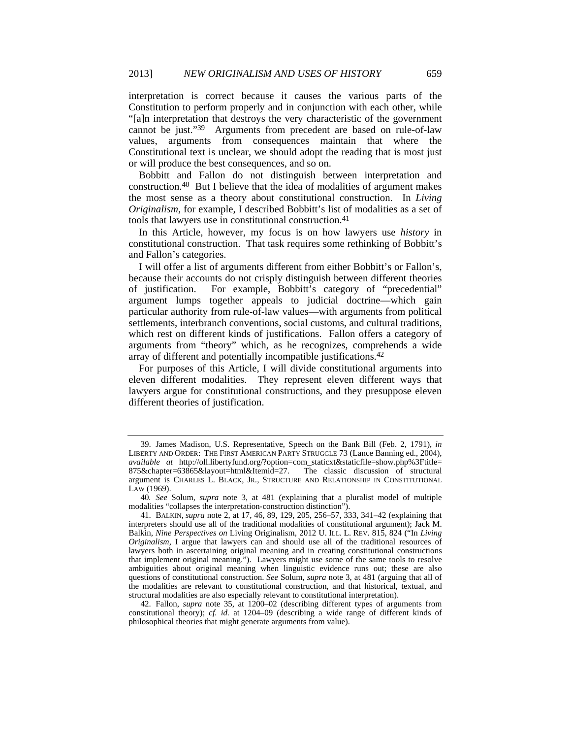interpretation is correct because it causes the various parts of the Constitution to perform properly and in conjunction with each other, while "[a]n interpretation that destroys the very characteristic of the government cannot be just."[39] Arguments from precedent are based on rule-of-law values, arguments from consequences maintain that where the Constitutional text is unclear, we should adopt the reading that is most just or will produce the best consequences, and so on.

Bobbitt and Fallon do not distinguish between interpretation and construction.[40] But I believe that the idea of modalities of argument makes the most sense as a theory about constitutional construction. In *Living Originalism*, for example, I described Bobbitt's list of modalities as a set of tools that lawyers use in constitutional construction.[41]

In this Article, however, my focus is on how lawyers use *history* in constitutional construction. That task requires some rethinking of Bobbitt's and Fallon's categories.

I will offer a list of arguments different from either Bobbitt's or Fallon's, because their accounts do not crisply distinguish between different theories of justification. For example, Bobbitt's category of "precedential" argument lumps together appeals to judicial doctrine—which gain particular authority from rule-of-law values—with arguments from political settlements, interbranch conventions, social customs, and cultural traditions, which rest on different kinds of justifications. Fallon offers a category of arguments from "theory" which, as he recognizes, comprehends a wide array of different and potentially incompatible justifications.[42]

For purposes of this Article, I will divide constitutional arguments into eleven different modalities. They represent eleven different ways that lawyers argue for constitutional constructions, and they presuppose eleven different theories of justification.

---

39. James Madison, U.S. Representative, Speech on the Bank Bill (Feb. 2, 1791), *in* LIBERTY AND ORDER: THE FIRST AMERICAN PARTY STRUGGLE 73 (Lance Banning ed., 2004), *available at* http://oll.libertyfund.org/?option=com_staticxt&staticfile=show.php%3Ftitle=875&chapter=63865&layout=html&Itemid=27. The classic discussion of structural argument is CHARLES L. BLACK, JR., STRUCTURE AND RELATIONSHIP IN CONSTITUTIONAL LAW (1969).

40. *See* Solum, *supra* note 3, at 481 (explaining that a pluralist model of multiple modalities "collapses the interpretation-construction distinction").

41. BALKIN, *supra* note 2, at 17, 46, 89, 129, 205, 256–57, 333, 341–42 (explaining that interpreters should use all of the traditional modalities of constitutional argument); Jack M. Balkin, *Nine Perspectives on* Living Originalism, 2012 U. ILL. L. REV. 815, 824 ("In *Living Originalism*, I argue that lawyers can and should use all of the traditional resources of lawyers both in ascertaining original meaning and in creating constitutional constructions that implement original meaning."). Lawyers might use some of the same tools to resolve ambiguities about original meaning when linguistic evidence runs out; these are also questions of constitutional construction. *See* Solum, *supra* note 3, at 481 (arguing that all of the modalities are relevant to constitutional construction, and that historical, textual, and structural modalities are also especially relevant to constitutional interpretation).

42. Fallon, *supra* note 35, at 1200–02 (describing different types of arguments from constitutional theory); *cf. id.* at 1204–09 (describing a wide range of different kinds of philosophical theories that might generate arguments from value).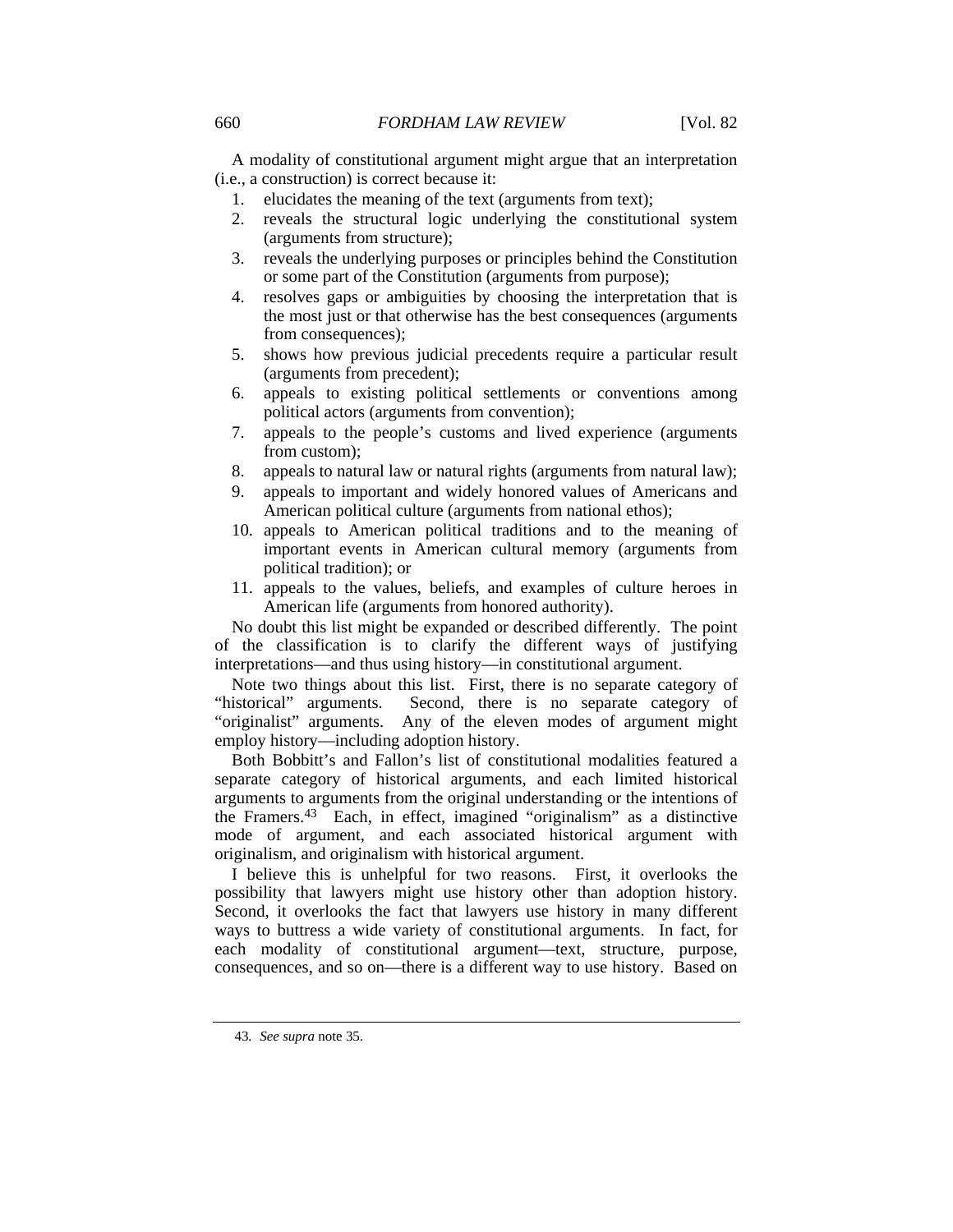A modality of constitutional argument might argue that an interpretation (i.e., a construction) is correct because it:

1. elucidates the meaning of the text (arguments from text);
2. reveals the structural logic underlying the constitutional system (arguments from structure);
3. reveals the underlying purposes or principles behind the Constitution or some part of the Constitution (arguments from purpose);
4. resolves gaps or ambiguities by choosing the interpretation that is the most just or that otherwise has the best consequences (arguments from consequences);
5. shows how previous judicial precedents require a particular result (arguments from precedent);
6. appeals to existing political settlements or conventions among political actors (arguments from convention);
7. appeals to the people's customs and lived experience (arguments from custom);
8. appeals to natural law or natural rights (arguments from natural law);
9. appeals to important and widely honored values of Americans and American political culture (arguments from national ethos);
10. appeals to American political traditions and to the meaning of important events in American cultural memory (arguments from political tradition); or
11. appeals to the values, beliefs, and examples of culture heroes in American life (arguments from honored authority).

No doubt this list might be expanded or described differently. The point of the classification is to clarify the different ways of justifying interpretations—and thus using history—in constitutional argument.

Note two things about this list. First, there is no separate category of "historical" arguments. Second, there is no separate category of "originalist" arguments. Any of the eleven modes of argument might employ history—including adoption history.

Both Bobbitt's and Fallon's list of constitutional modalities featured a separate category of historical arguments, and each limited historical arguments to arguments from the original understanding or the intentions of the Framers.[43] Each, in effect, imagined "originalism" as a distinctive mode of argument, and each associated historical argument with originalism, and originalism with historical argument.

I believe this is unhelpful for two reasons. First, it overlooks the possibility that lawyers might use history other than adoption history. Second, it overlooks the fact that lawyers use history in many different ways to buttress a wide variety of constitutional arguments. In fact, for each modality of constitutional argument—text, structure, purpose, consequences, and so on—there is a different way to use history. Based on

---

43. *See supra* note 35.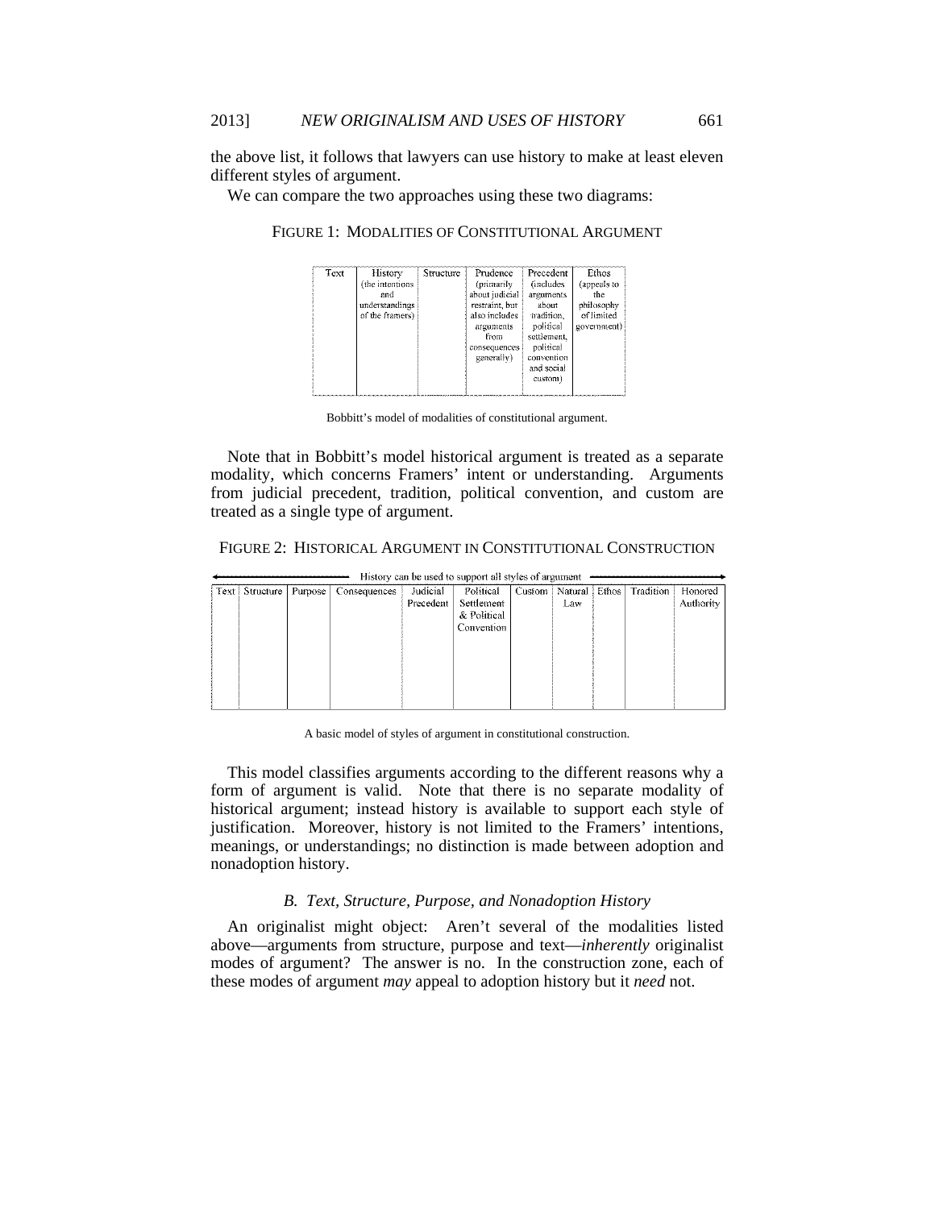the above list, it follows that lawyers can use history to make at least eleven different styles of argument.

We can compare the two approaches using these two diagrams:

FIGURE 1: MODALITIES OF CONSTITUTIONAL ARGUMENT

| Text | History (the intentions and understandings of the framers) | Structure | Prudence (primarily about judicial restraint, but also includes arguments from consequences generally) | Precedent (includes arguments about tradition, political settlement, political convention and social custom) | Ethos (appeals to the philosophy of limited government) |
|---|---|---|---|---|---|
| | | | | | |

Bobbitt's model of modalities of constitutional argument.

Note that in Bobbitt's model historical argument is treated as a separate modality, which concerns Framers' intent or understanding. Arguments from judicial precedent, tradition, political convention, and custom are treated as a single type of argument.

FIGURE 2: HISTORICAL ARGUMENT IN CONSTITUTIONAL CONSTRUCTION

History can be used to support all styles of argument

| Text | Structure | Purpose | Consequences | Judicial Precedent | Political Settlement & Political Convention | Custom | Natural Law | Ethos | Tradition | Honored Authority |
|---|---|---|---|---|---|---|---|---|---|---|
| | | | | | | | | | | |

A basic model of styles of argument in constitutional construction.

This model classifies arguments according to the different reasons why a form of argument is valid. Note that there is no separate modality of historical argument; instead history is available to support each style of justification. Moreover, history is not limited to the Framers' intentions, meanings, or understandings; no distinction is made between adoption and nonadoption history.

### *B. Text, Structure, Purpose, and Nonadoption History*

An originalist might object: Aren't several of the modalities listed above—arguments from structure, purpose and text—*inherently* originalist modes of argument? The answer is no. In the construction zone, each of these modes of argument *may* appeal to adoption history but it *need* not.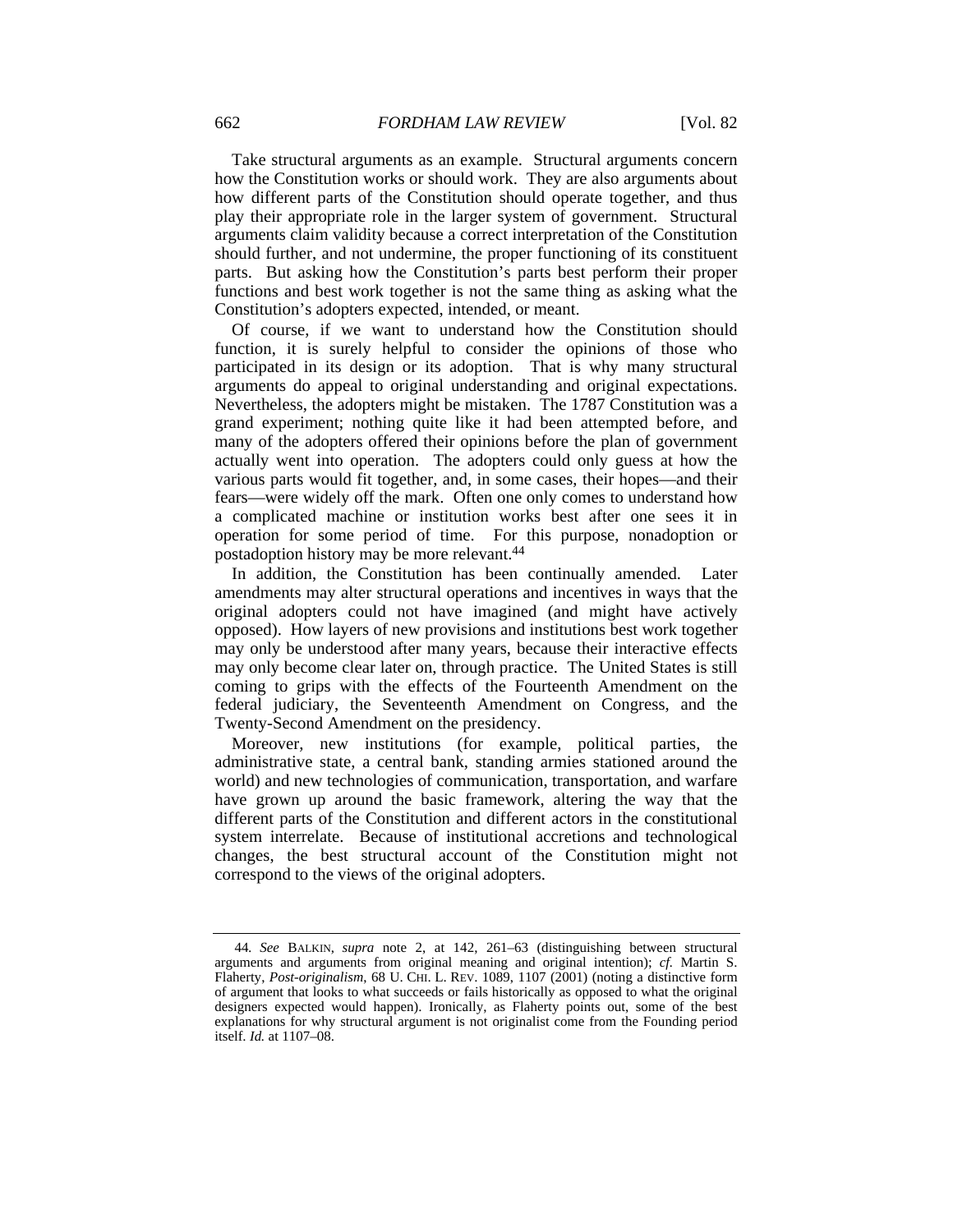Take structural arguments as an example. Structural arguments concern how the Constitution works or should work. They are also arguments about how different parts of the Constitution should operate together, and thus play their appropriate role in the larger system of government. Structural arguments claim validity because a correct interpretation of the Constitution should further, and not undermine, the proper functioning of its constituent parts. But asking how the Constitution's parts best perform their proper functions and best work together is not the same thing as asking what the Constitution's adopters expected, intended, or meant.

Of course, if we want to understand how the Constitution should function, it is surely helpful to consider the opinions of those who participated in its design or its adoption. That is why many structural arguments do appeal to original understanding and original expectations. Nevertheless, the adopters might be mistaken. The 1787 Constitution was a grand experiment; nothing quite like it had been attempted before, and many of the adopters offered their opinions before the plan of government actually went into operation. The adopters could only guess at how the various parts would fit together, and, in some cases, their hopes—and their fears—were widely off the mark. Often one only comes to understand how a complicated machine or institution works best after one sees it in operation for some period of time. For this purpose, nonadoption or postadoption history may be more relevant.[44]

In addition, the Constitution has been continually amended. Later amendments may alter structural operations and incentives in ways that the original adopters could not have imagined (and might have actively opposed). How layers of new provisions and institutions best work together may only be understood after many years, because their interactive effects may only become clear later on, through practice. The United States is still coming to grips with the effects of the Fourteenth Amendment on the federal judiciary, the Seventeenth Amendment on Congress, and the Twenty-Second Amendment on the presidency.

Moreover, new institutions (for example, political parties, the administrative state, a central bank, standing armies stationed around the world) and new technologies of communication, transportation, and warfare have grown up around the basic framework, altering the way that the different parts of the Constitution and different actors in the constitutional system interrelate. Because of institutional accretions and technological changes, the best structural account of the Constitution might not correspond to the views of the original adopters.

---

44. *See* BALKIN, *supra* note 2, at 142, 261–63 (distinguishing between structural arguments and arguments from original meaning and original intention); *cf.* Martin S. Flaherty, *Post-originalism*, 68 U. CHI. L. REV. 1089, 1107 (2001) (noting a distinctive form of argument that looks to what succeeds or fails historically as opposed to what the original designers expected would happen). Ironically, as Flaherty points out, some of the best explanations for why structural argument is not originalist come from the Founding period itself. *Id.* at 1107–08.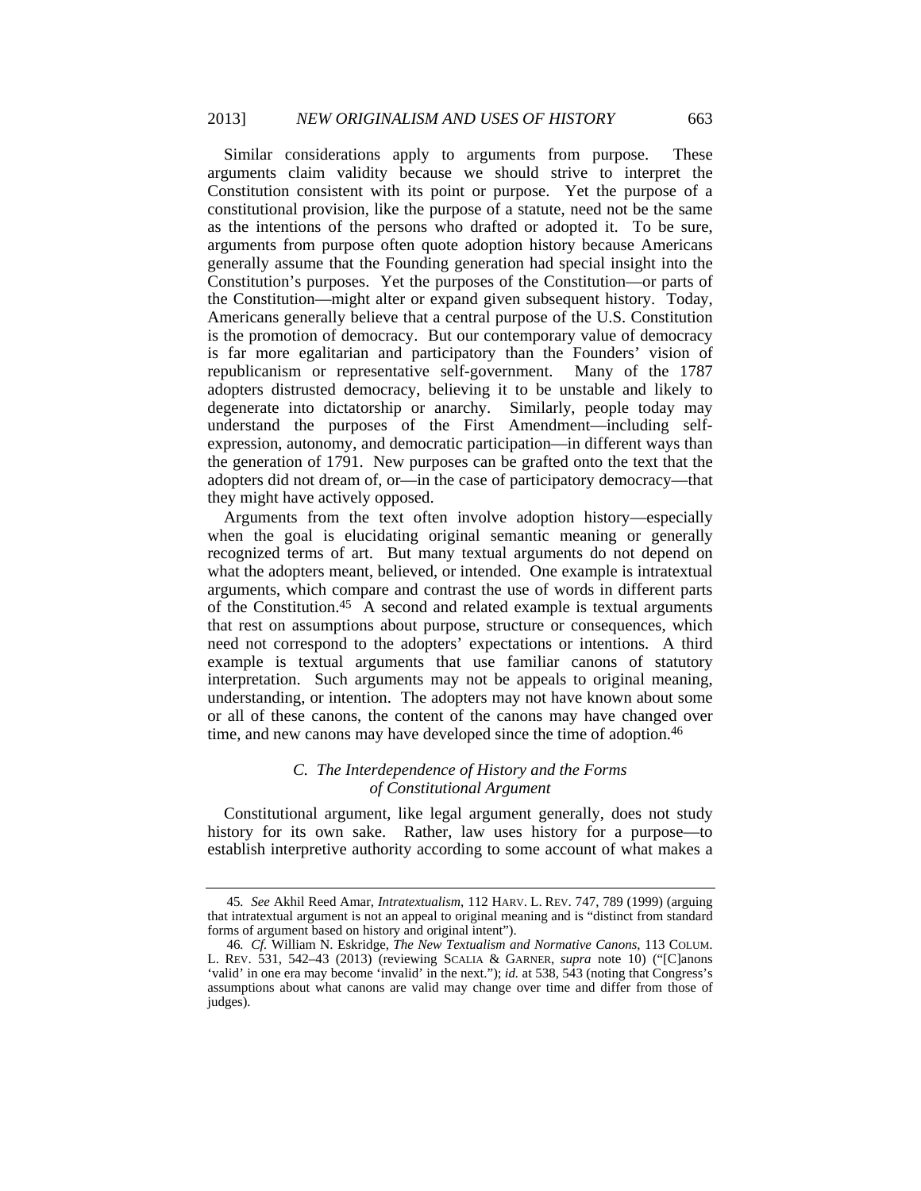Similar considerations apply to arguments from purpose. These arguments claim validity because we should strive to interpret the Constitution consistent with its point or purpose. Yet the purpose of a constitutional provision, like the purpose of a statute, need not be the same as the intentions of the persons who drafted or adopted it. To be sure, arguments from purpose often quote adoption history because Americans generally assume that the Founding generation had special insight into the Constitution's purposes. Yet the purposes of the Constitution—or parts of the Constitution—might alter or expand given subsequent history. Today, Americans generally believe that a central purpose of the U.S. Constitution is the promotion of democracy. But our contemporary value of democracy is far more egalitarian and participatory than the Founders' vision of republicanism or representative self-government. Many of the 1787 adopters distrusted democracy, believing it to be unstable and likely to degenerate into dictatorship or anarchy. Similarly, people today may understand the purposes of the First Amendment—including self-expression, autonomy, and democratic participation—in different ways than the generation of 1791. New purposes can be grafted onto the text that the adopters did not dream of, or—in the case of participatory democracy—that they might have actively opposed.

Arguments from the text often involve adoption history—especially when the goal is elucidating original semantic meaning or generally recognized terms of art. But many textual arguments do not depend on what the adopters meant, believed, or intended. One example is intratextual arguments, which compare and contrast the use of words in different parts of the Constitution.[45] A second and related example is textual arguments that rest on assumptions about purpose, structure or consequences, which need not correspond to the adopters' expectations or intentions. A third example is textual arguments that use familiar canons of statutory interpretation. Such arguments may not be appeals to original meaning, understanding, or intention. The adopters may not have known about some or all of these canons, the content of the canons may have changed over time, and new canons may have developed since the time of adoption.[46]

### *C. The Interdependence of History and the Forms of Constitutional Argument*

Constitutional argument, like legal argument generally, does not study history for its own sake. Rather, law uses history for a purpose—to establish interpretive authority according to some account of what makes a

---

45. *See* Akhil Reed Amar, *Intratextualism*, 112 HARV. L. REV. 747, 789 (1999) (arguing that intratextual argument is not an appeal to original meaning and is "distinct from standard forms of argument based on history and original intent").

46. *Cf.* William N. Eskridge, *The New Textualism and Normative Canons*, 113 COLUM. L. REV. 531, 542–43 (2013) (reviewing SCALIA & GARNER, *supra* note 10) ("[C]anons 'valid' in one era may become 'invalid' in the next."); *id.* at 538, 543 (noting that Congress's assumptions about what canons are valid may change over time and differ from those of judges).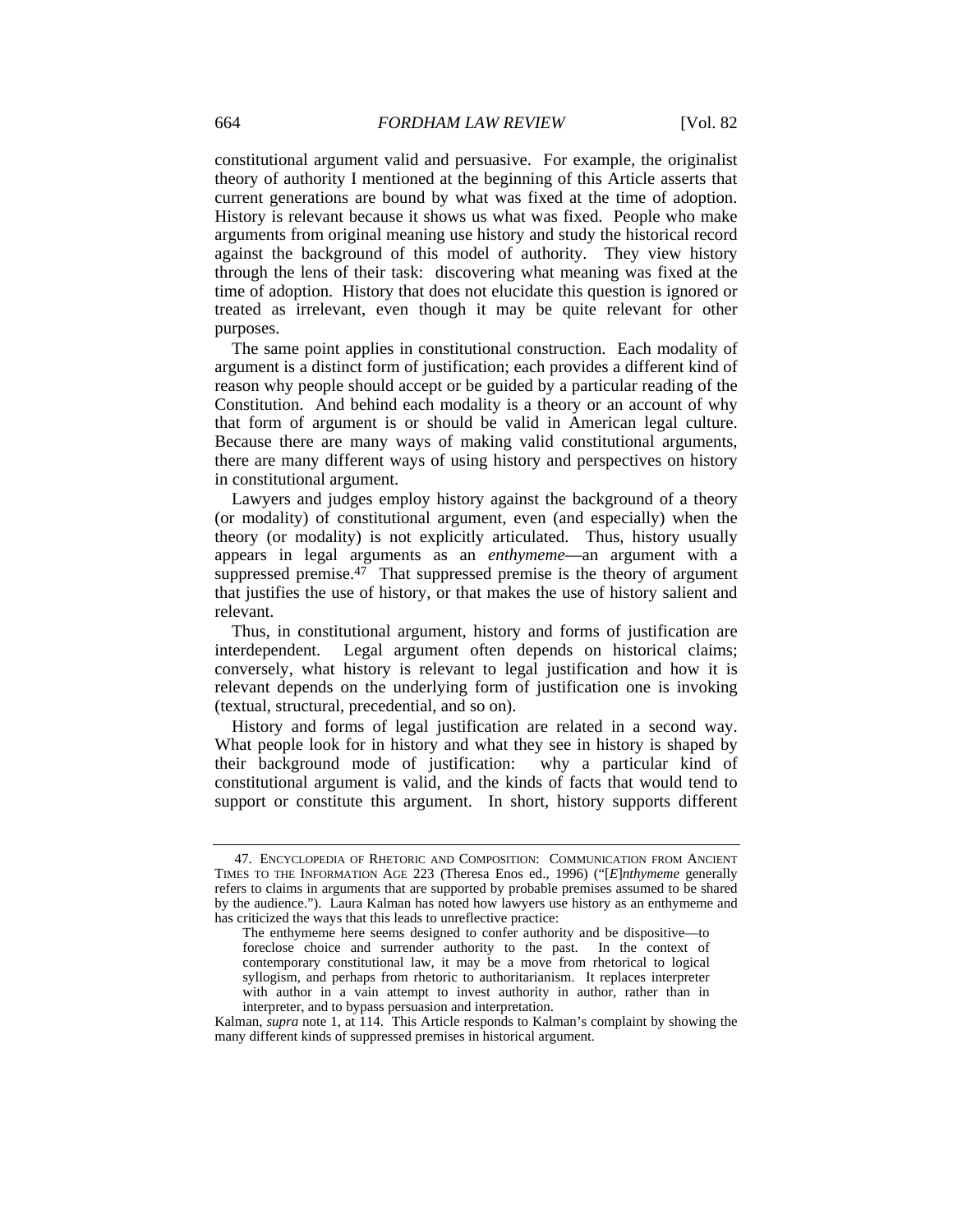constitutional argument valid and persuasive. For example, the originalist theory of authority I mentioned at the beginning of this Article asserts that current generations are bound by what was fixed at the time of adoption. History is relevant because it shows us what was fixed. People who make arguments from original meaning use history and study the historical record against the background of this model of authority. They view history through the lens of their task: discovering what meaning was fixed at the time of adoption. History that does not elucidate this question is ignored or treated as irrelevant, even though it may be quite relevant for other purposes.

The same point applies in constitutional construction. Each modality of argument is a distinct form of justification; each provides a different kind of reason why people should accept or be guided by a particular reading of the Constitution. And behind each modality is a theory or an account of why that form of argument is or should be valid in American legal culture. Because there are many ways of making valid constitutional arguments, there are many different ways of using history and perspectives on history in constitutional argument.

Lawyers and judges employ history against the background of a theory (or modality) of constitutional argument, even (and especially) when the theory (or modality) is not explicitly articulated. Thus, history usually appears in legal arguments as an *enthymeme*—an argument with a suppressed premise.[47] That suppressed premise is the theory of argument that justifies the use of history, or that makes the use of history salient and relevant.

Thus, in constitutional argument, history and forms of justification are interdependent. Legal argument often depends on historical claims; conversely, what history is relevant to legal justification and how it is relevant depends on the underlying form of justification one is invoking (textual, structural, precedential, and so on).

History and forms of legal justification are related in a second way. What people look for in history and what they see in history is shaped by their background mode of justification: why a particular kind of constitutional argument is valid, and the kinds of facts that would tend to support or constitute this argument. In short, history supports different

---

47. ENCYCLOPEDIA OF RHETORIC AND COMPOSITION: COMMUNICATION FROM ANCIENT TIMES TO THE INFORMATION AGE 223 (Theresa Enos ed., 1996) ("[*E*]*nthymeme* generally refers to claims in arguments that are supported by probable premises assumed to be shared by the audience."). Laura Kalman has noted how lawyers use history as an enthymeme and has criticized the ways that this leads to unreflective practice:

> The enthymeme here seems designed to confer authority and be dispositive—to foreclose choice and surrender authority to the past. In the context of contemporary constitutional law, it may be a move from rhetorical to logical syllogism, and perhaps from rhetoric to authoritarianism. It replaces interpreter with author in a vain attempt to invest authority in author, rather than in interpreter, and to bypass persuasion and interpretation.

Kalman, *supra* note 1, at 114. This Article responds to Kalman's complaint by showing the many different kinds of suppressed premises in historical argument.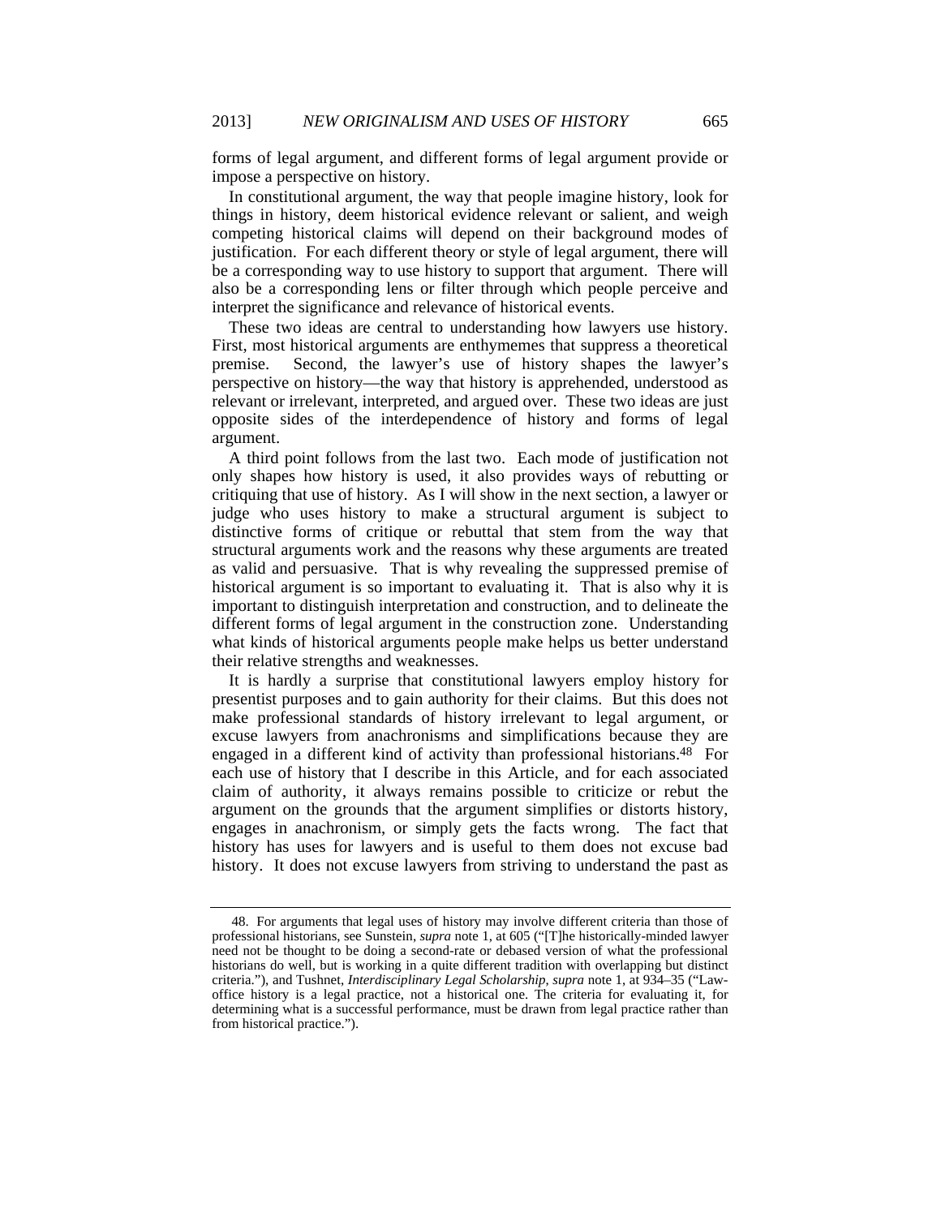forms of legal argument, and different forms of legal argument provide or impose a perspective on history.

In constitutional argument, the way that people imagine history, look for things in history, deem historical evidence relevant or salient, and weigh competing historical claims will depend on their background modes of justification. For each different theory or style of legal argument, there will be a corresponding way to use history to support that argument. There will also be a corresponding lens or filter through which people perceive and interpret the significance and relevance of historical events.

These two ideas are central to understanding how lawyers use history. First, most historical arguments are enthymemes that suppress a theoretical premise. Second, the lawyer's use of history shapes the lawyer's perspective on history—the way that history is apprehended, understood as relevant or irrelevant, interpreted, and argued over. These two ideas are just opposite sides of the interdependence of history and forms of legal argument.

A third point follows from the last two. Each mode of justification not only shapes how history is used, it also provides ways of rebutting or critiquing that use of history. As I will show in the next section, a lawyer or judge who uses history to make a structural argument is subject to distinctive forms of critique or rebuttal that stem from the way that structural arguments work and the reasons why these arguments are treated as valid and persuasive. That is why revealing the suppressed premise of historical argument is so important to evaluating it. That is also why it is important to distinguish interpretation and construction, and to delineate the different forms of legal argument in the construction zone. Understanding what kinds of historical arguments people make helps us better understand their relative strengths and weaknesses.

It is hardly a surprise that constitutional lawyers employ history for presentist purposes and to gain authority for their claims. But this does not make professional standards of history irrelevant to legal argument, or excuse lawyers from anachronisms and simplifications because they are engaged in a different kind of activity than professional historians.[48] For each use of history that I describe in this Article, and for each associated claim of authority, it always remains possible to criticize or rebut the argument on the grounds that the argument simplifies or distorts history, engages in anachronism, or simply gets the facts wrong. The fact that history has uses for lawyers and is useful to them does not excuse bad history. It does not excuse lawyers from striving to understand the past as

---

48. For arguments that legal uses of history may involve different criteria than those of professional historians, see Sunstein, *supra* note 1, at 605 ("[T]he historically-minded lawyer need not be thought to be doing a second-rate or debased version of what the professional historians do well, but is working in a quite different tradition with overlapping but distinct criteria."), and Tushnet, *Interdisciplinary Legal Scholarship*, *supra* note 1, at 934–35 ("Law-office history is a legal practice, not a historical one. The criteria for evaluating it, for determining what is a successful performance, must be drawn from legal practice rather than from historical practice.").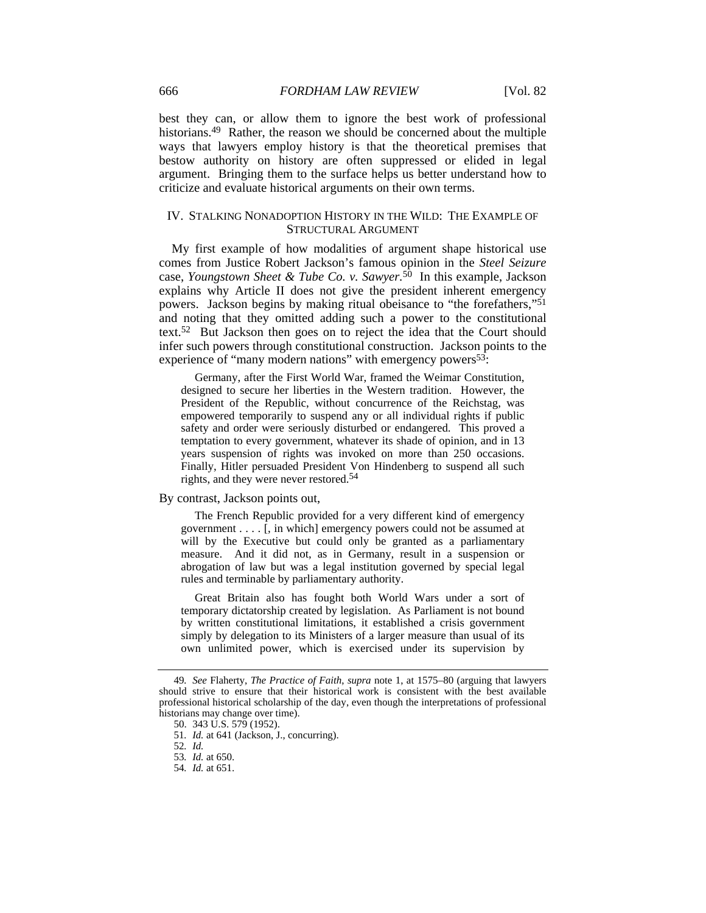best they can, or allow them to ignore the best work of professional historians.[49] Rather, the reason we should be concerned about the multiple ways that lawyers employ history is that the theoretical premises that bestow authority on history are often suppressed or elided in legal argument. Bringing them to the surface helps us better understand how to criticize and evaluate historical arguments on their own terms.

## IV. STALKING NONADOPTION HISTORY IN THE WILD: THE EXAMPLE OF STRUCTURAL ARGUMENT

My first example of how modalities of argument shape historical use comes from Justice Robert Jackson's famous opinion in the *Steel Seizure* case, *Youngstown Sheet & Tube Co. v. Sawyer*.[50] In this example, Jackson explains why Article II does not give the president inherent emergency powers. Jackson begins by making ritual obeisance to "the forefathers,"[51] and noting that they omitted adding such a power to the constitutional text.[52] But Jackson then goes on to reject the idea that the Court should infer such powers through constitutional construction. Jackson points to the experience of "many modern nations" with emergency powers[53]:

> Germany, after the First World War, framed the Weimar Constitution, designed to secure her liberties in the Western tradition. However, the President of the Republic, without concurrence of the Reichstag, was empowered temporarily to suspend any or all individual rights if public safety and order were seriously disturbed or endangered. This proved a temptation to every government, whatever its shade of opinion, and in 13 years suspension of rights was invoked on more than 250 occasions. Finally, Hitler persuaded President Von Hindenberg to suspend all such rights, and they were never restored.[54]

By contrast, Jackson points out,

> The French Republic provided for a very different kind of emergency government . . . . [, in which] emergency powers could not be assumed at will by the Executive but could only be granted as a parliamentary measure. And it did not, as in Germany, result in a suspension or abrogation of law but was a legal institution governed by special legal rules and terminable by parliamentary authority.
>
> Great Britain also has fought both World Wars under a sort of temporary dictatorship created by legislation. As Parliament is not bound by written constitutional limitations, it established a crisis government simply by delegation to its Ministers of a larger measure than usual of its own unlimited power, which is exercised under its supervision by

---

49. *See* Flaherty, *The Practice of Faith*, *supra* note 1, at 1575–80 (arguing that lawyers should strive to ensure that their historical work is consistent with the best available professional historical scholarship of the day, even though the interpretations of professional historians may change over time).

50. 343 U.S. 579 (1952).

51. *Id.* at 641 (Jackson, J., concurring).

52. *Id.*

53. *Id.* at 650.

54. *Id.* at 651.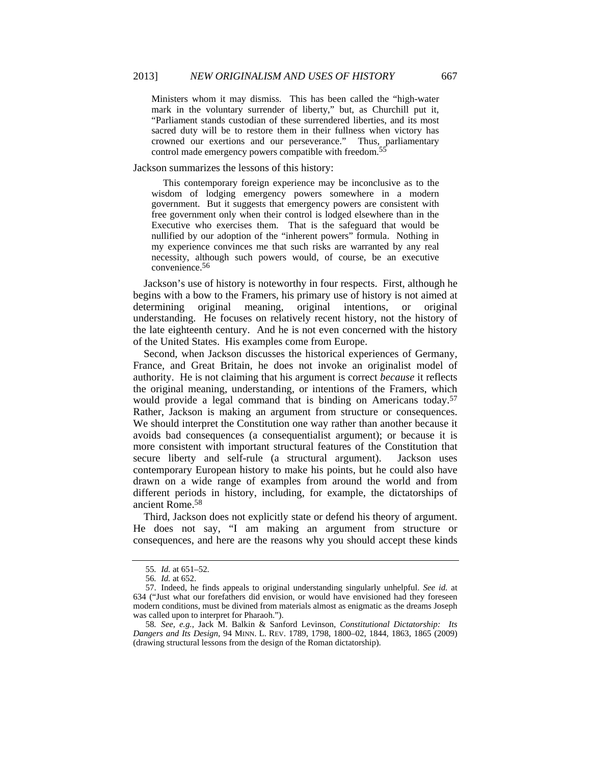> Ministers whom it may dismiss. This has been called the "high-water mark in the voluntary surrender of liberty," but, as Churchill put it, "Parliament stands custodian of these surrendered liberties, and its most sacred duty will be to restore them in their fullness when victory has crowned our exertions and our perseverance." Thus, parliamentary control made emergency powers compatible with freedom.[55]

Jackson summarizes the lessons of this history:

> This contemporary foreign experience may be inconclusive as to the wisdom of lodging emergency powers somewhere in a modern government. But it suggests that emergency powers are consistent with free government only when their control is lodged elsewhere than in the Executive who exercises them. That is the safeguard that would be nullified by our adoption of the "inherent powers" formula. Nothing in my experience convinces me that such risks are warranted by any real necessity, although such powers would, of course, be an executive convenience.[56]

Jackson's use of history is noteworthy in four respects. First, although he begins with a bow to the Framers, his primary use of history is not aimed at determining original meaning, original intentions, or original understanding. He focuses on relatively recent history, not the history of the late eighteenth century. And he is not even concerned with the history of the United States. His examples come from Europe.

Second, when Jackson discusses the historical experiences of Germany, France, and Great Britain, he does not invoke an originalist model of authority. He is not claiming that his argument is correct *because* it reflects the original meaning, understanding, or intentions of the Framers, which would provide a legal command that is binding on Americans today.[57] Rather, Jackson is making an argument from structure or consequences. We should interpret the Constitution one way rather than another because it avoids bad consequences (a consequentialist argument); or because it is more consistent with important structural features of the Constitution that secure liberty and self-rule (a structural argument). Jackson uses contemporary European history to make his points, but he could also have drawn on a wide range of examples from around the world and from different periods in history, including, for example, the dictatorships of ancient Rome.[58]

Third, Jackson does not explicitly state or defend his theory of argument. He does not say, "I am making an argument from structure or consequences, and here are the reasons why you should accept these kinds

---

55. *Id.* at 651–52.

56. *Id.* at 652.

57. Indeed, he finds appeals to original understanding singularly unhelpful. *See id.* at 634 ("Just what our forefathers did envision, or would have envisioned had they foreseen modern conditions, must be divined from materials almost as enigmatic as the dreams Joseph was called upon to interpret for Pharaoh.").

58. *See, e.g.*, Jack M. Balkin & Sanford Levinson, *Constitutional Dictatorship: Its Dangers and Its Design*, 94 MINN. L. REV. 1789, 1798, 1800–02, 1844, 1863, 1865 (2009) (drawing structural lessons from the design of the Roman dictatorship).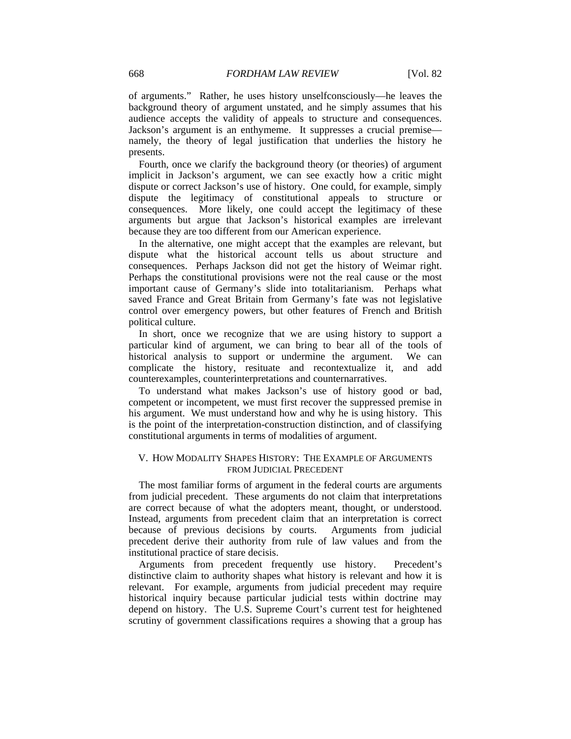of arguments." Rather, he uses history unselfconsciously—he leaves the background theory of argument unstated, and he simply assumes that his audience accepts the validity of appeals to structure and consequences. Jackson's argument is an enthymeme. It suppresses a crucial premise—namely, the theory of legal justification that underlies the history he presents.

Fourth, once we clarify the background theory (or theories) of argument implicit in Jackson's argument, we can see exactly how a critic might dispute or correct Jackson's use of history. One could, for example, simply dispute the legitimacy of constitutional appeals to structure or consequences. More likely, one could accept the legitimacy of these arguments but argue that Jackson's historical examples are irrelevant because they are too different from our American experience.

In the alternative, one might accept that the examples are relevant, but dispute what the historical account tells us about structure and consequences. Perhaps Jackson did not get the history of Weimar right. Perhaps the constitutional provisions were not the real cause or the most important cause of Germany's slide into totalitarianism. Perhaps what saved France and Great Britain from Germany's fate was not legislative control over emergency powers, but other features of French and British political culture.

In short, once we recognize that we are using history to support a particular kind of argument, we can bring to bear all of the tools of historical analysis to support or undermine the argument. We can complicate the history, resituate and recontextualize it, and add counterexamples, counterinterpretations and counternarratives.

To understand what makes Jackson's use of history good or bad, competent or incompetent, we must first recover the suppressed premise in his argument. We must understand how and why he is using history. This is the point of the interpretation-construction distinction, and of classifying constitutional arguments in terms of modalities of argument.

## V. HOW MODALITY SHAPES HISTORY: THE EXAMPLE OF ARGUMENTS FROM JUDICIAL PRECEDENT

The most familiar forms of argument in the federal courts are arguments from judicial precedent. These arguments do not claim that interpretations are correct because of what the adopters meant, thought, or understood. Instead, arguments from precedent claim that an interpretation is correct because of previous decisions by courts. Arguments from judicial precedent derive their authority from rule of law values and from the institutional practice of stare decisis.

Arguments from precedent frequently use history. Precedent's distinctive claim to authority shapes what history is relevant and how it is relevant. For example, arguments from judicial precedent may require historical inquiry because particular judicial tests within doctrine may depend on history. The U.S. Supreme Court's current test for heightened scrutiny of government classifications requires a showing that a group has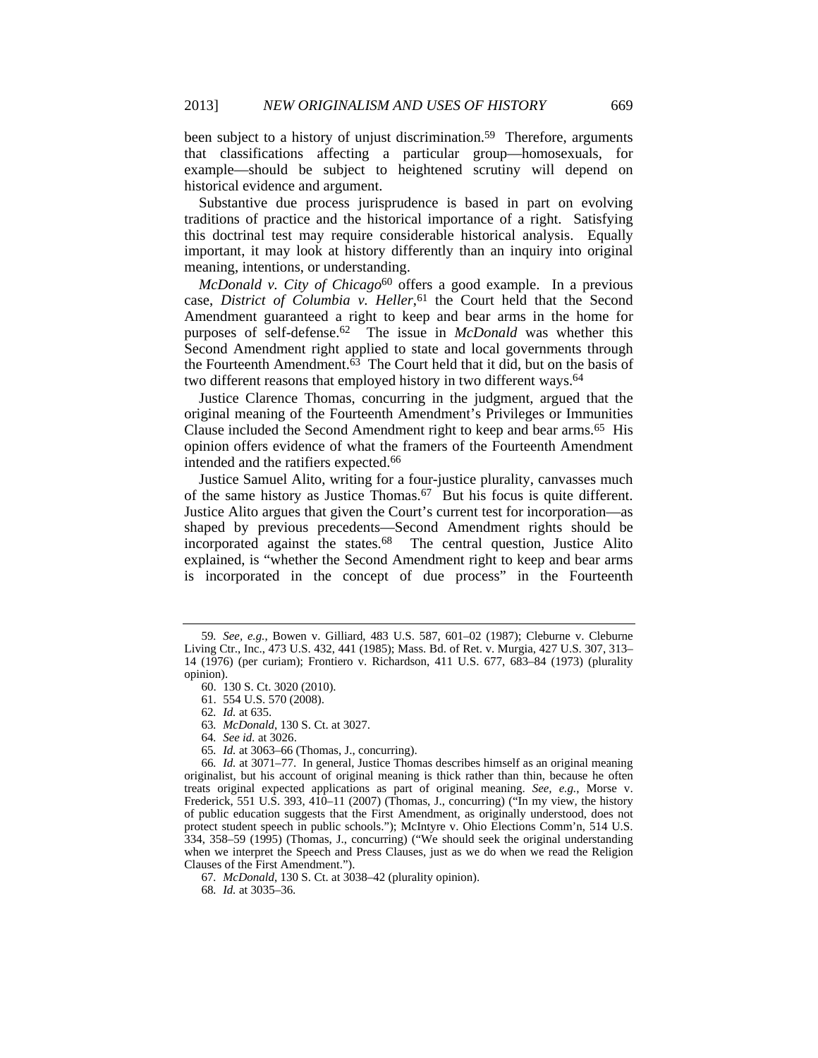been subject to a history of unjust discrimination.[59] Therefore, arguments that classifications affecting a particular group—homosexuals, for example—should be subject to heightened scrutiny will depend on historical evidence and argument.

Substantive due process jurisprudence is based in part on evolving traditions of practice and the historical importance of a right. Satisfying this doctrinal test may require considerable historical analysis. Equally important, it may look at history differently than an inquiry into original meaning, intentions, or understanding.

*McDonald v. City of Chicago*[60] offers a good example. In a previous case, *District of Columbia v. Heller*,[61] the Court held that the Second Amendment guaranteed a right to keep and bear arms in the home for purposes of self-defense.[62] The issue in *McDonald* was whether this Second Amendment right applied to state and local governments through the Fourteenth Amendment.[63] The Court held that it did, but on the basis of two different reasons that employed history in two different ways.[64]

Justice Clarence Thomas, concurring in the judgment, argued that the original meaning of the Fourteenth Amendment's Privileges or Immunities Clause included the Second Amendment right to keep and bear arms.[65] His opinion offers evidence of what the framers of the Fourteenth Amendment intended and the ratifiers expected.[66]

Justice Samuel Alito, writing for a four-justice plurality, canvasses much of the same history as Justice Thomas.[67] But his focus is quite different. Justice Alito argues that given the Court's current test for incorporation—as shaped by previous precedents—Second Amendment rights should be incorporated against the states.[68] The central question, Justice Alito explained, is "whether the Second Amendment right to keep and bear arms is incorporated in the concept of due process" in the Fourteenth

---

59. *See, e.g.*, Bowen v. Gilliard, 483 U.S. 587, 601–02 (1987); Cleburne v. Cleburne Living Ctr., Inc., 473 U.S. 432, 441 (1985); Mass. Bd. of Ret. v. Murgia, 427 U.S. 307, 313–14 (1976) (per curiam); Frontiero v. Richardson, 411 U.S. 677, 683–84 (1973) (plurality opinion).

60. 130 S. Ct. 3020 (2010).

61. 554 U.S. 570 (2008).

62. *Id.* at 635.

63. *McDonald*, 130 S. Ct. at 3027.

64. *See id.* at 3026.

65. *Id.* at 3063–66 (Thomas, J., concurring).

66. *Id.* at 3071–77. In general, Justice Thomas describes himself as an original meaning originalist, but his account of original meaning is thick rather than thin, because he often treats original expected applications as part of original meaning. *See, e.g.*, Morse v. Frederick, 551 U.S. 393, 410–11 (2007) (Thomas, J., concurring) ("In my view, the history of public education suggests that the First Amendment, as originally understood, does not protect student speech in public schools."); McIntyre v. Ohio Elections Comm'n, 514 U.S. 334, 358–59 (1995) (Thomas, J., concurring) ("We should seek the original understanding when we interpret the Speech and Press Clauses, just as we do when we read the Religion Clauses of the First Amendment.").

67. *McDonald*, 130 S. Ct. at 3038–42 (plurality opinion).

68. *Id.* at 3035–36.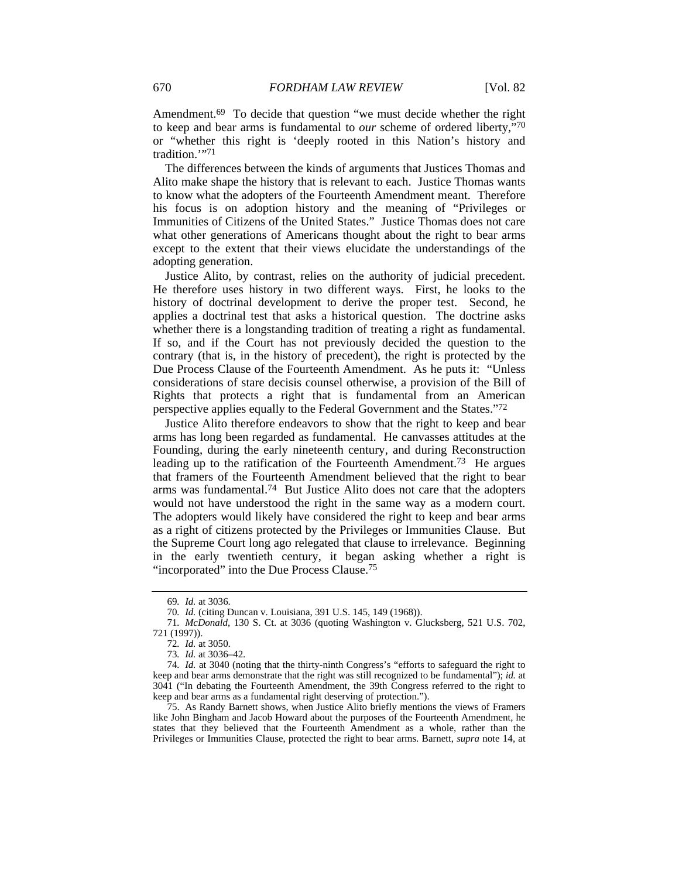Amendment.[69] To decide that question "we must decide whether the right to keep and bear arms is fundamental to *our* scheme of ordered liberty,"[70] or "whether this right is 'deeply rooted in this Nation's history and tradition.'"[71]

The differences between the kinds of arguments that Justices Thomas and Alito make shape the history that is relevant to each. Justice Thomas wants to know what the adopters of the Fourteenth Amendment meant. Therefore his focus is on adoption history and the meaning of "Privileges or Immunities of Citizens of the United States." Justice Thomas does not care what other generations of Americans thought about the right to bear arms except to the extent that their views elucidate the understandings of the adopting generation.

Justice Alito, by contrast, relies on the authority of judicial precedent. He therefore uses history in two different ways. First, he looks to the history of doctrinal development to derive the proper test. Second, he applies a doctrinal test that asks a historical question. The doctrine asks whether there is a longstanding tradition of treating a right as fundamental. If so, and if the Court has not previously decided the question to the contrary (that is, in the history of precedent), the right is protected by the Due Process Clause of the Fourteenth Amendment. As he puts it: "Unless considerations of stare decisis counsel otherwise, a provision of the Bill of Rights that protects a right that is fundamental from an American perspective applies equally to the Federal Government and the States."[72]

Justice Alito therefore endeavors to show that the right to keep and bear arms has long been regarded as fundamental. He canvasses attitudes at the Founding, during the early nineteenth century, and during Reconstruction leading up to the ratification of the Fourteenth Amendment.[73] He argues that framers of the Fourteenth Amendment believed that the right to bear arms was fundamental.[74] But Justice Alito does not care that the adopters would not have understood the right in the same way as a modern court. The adopters would likely have considered the right to keep and bear arms as a right of citizens protected by the Privileges or Immunities Clause. But the Supreme Court long ago relegated that clause to irrelevance. Beginning in the early twentieth century, it began asking whether a right is "incorporated" into the Due Process Clause.[75]

---

69. *Id.* at 3036.

70. *Id.* (citing Duncan v. Louisiana, 391 U.S. 145, 149 (1968)).

71. *McDonald*, 130 S. Ct. at 3036 (quoting Washington v. Glucksberg, 521 U.S. 702, 721 (1997)).

72. *Id.* at 3050.

73. *Id.* at 3036–42.

74. *Id.* at 3040 (noting that the thirty-ninth Congress's "efforts to safeguard the right to keep and bear arms demonstrate that the right was still recognized to be fundamental"); *id.* at 3041 ("In debating the Fourteenth Amendment, the 39th Congress referred to the right to keep and bear arms as a fundamental right deserving of protection.").

75. As Randy Barnett shows, when Justice Alito briefly mentions the views of Framers like John Bingham and Jacob Howard about the purposes of the Fourteenth Amendment, he states that they believed that the Fourteenth Amendment as a whole, rather than the Privileges or Immunities Clause, protected the right to bear arms. Barnett, *supra* note 14, at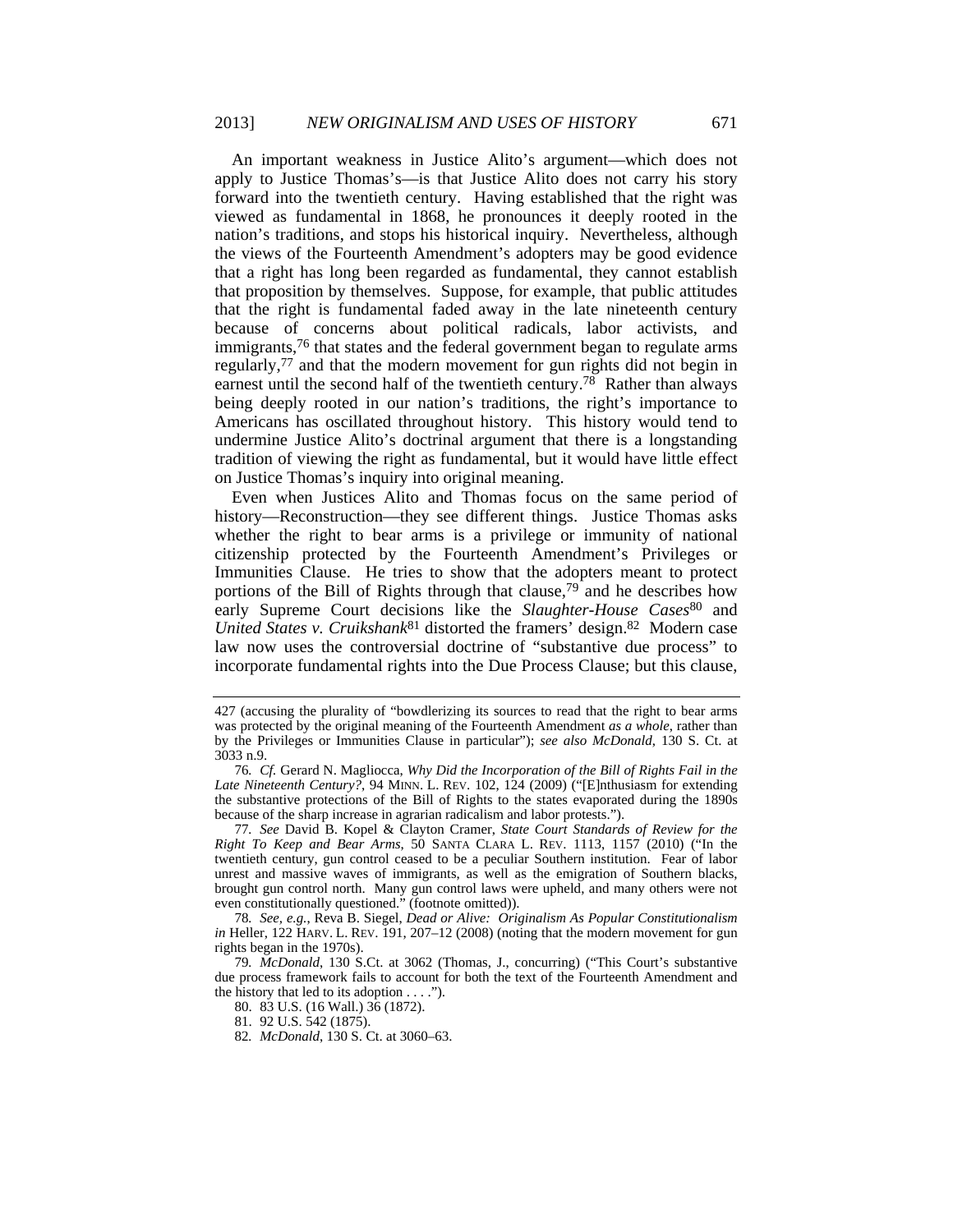An important weakness in Justice Alito's argument—which does not apply to Justice Thomas's—is that Justice Alito does not carry his story forward into the twentieth century. Having established that the right was viewed as fundamental in 1868, he pronounces it deeply rooted in the nation's traditions, and stops his historical inquiry. Nevertheless, although the views of the Fourteenth Amendment's adopters may be good evidence that a right has long been regarded as fundamental, they cannot establish that proposition by themselves. Suppose, for example, that public attitudes that the right is fundamental faded away in the late nineteenth century because of concerns about political radicals, labor activists, and immigrants,[76] that states and the federal government began to regulate arms regularly,[77] and that the modern movement for gun rights did not begin in earnest until the second half of the twentieth century.[78] Rather than always being deeply rooted in our nation's traditions, the right's importance to Americans has oscillated throughout history. This history would tend to undermine Justice Alito's doctrinal argument that there is a longstanding tradition of viewing the right as fundamental, but it would have little effect on Justice Thomas's inquiry into original meaning.

Even when Justices Alito and Thomas focus on the same period of history—Reconstruction—they see different things. Justice Thomas asks whether the right to bear arms is a privilege or immunity of national citizenship protected by the Fourteenth Amendment's Privileges or Immunities Clause. He tries to show that the adopters meant to protect portions of the Bill of Rights through that clause,[79] and he describes how early Supreme Court decisions like the *Slaughter-House Cases*[80] and *United States v. Cruikshank*[81] distorted the framers' design.[82] Modern case law now uses the controversial doctrine of "substantive due process" to incorporate fundamental rights into the Due Process Clause; but this clause,

---

427 (accusing the plurality of "bowdlerizing its sources to read that the right to bear arms was protected by the original meaning of the Fourteenth Amendment *as a whole*, rather than by the Privileges or Immunities Clause in particular"); *see also McDonald*, 130 S. Ct. at 3033 n.9.

76. *Cf.* Gerard N. Magliocca, *Why Did the Incorporation of the Bill of Rights Fail in the Late Nineteenth Century?*, 94 MINN. L. REV. 102, 124 (2009) ("[E]nthusiasm for extending the substantive protections of the Bill of Rights to the states evaporated during the 1890s because of the sharp increase in agrarian radicalism and labor protests.").

77. *See* David B. Kopel & Clayton Cramer, *State Court Standards of Review for the Right To Keep and Bear Arms*, 50 SANTA CLARA L. REV. 1113, 1157 (2010) ("In the twentieth century, gun control ceased to be a peculiar Southern institution. Fear of labor unrest and massive waves of immigrants, as well as the emigration of Southern blacks, brought gun control north. Many gun control laws were upheld, and many others were not even constitutionally questioned." (footnote omitted)).

78. *See, e.g.*, Reva B. Siegel, *Dead or Alive: Originalism As Popular Constitutionalism in* Heller, 122 HARV. L. REV. 191, 207–12 (2008) (noting that the modern movement for gun rights began in the 1970s).

79. *McDonald*, 130 S.Ct. at 3062 (Thomas, J., concurring) ("This Court's substantive due process framework fails to account for both the text of the Fourteenth Amendment and the history that led to its adoption . . . .").

80. 83 U.S. (16 Wall.) 36 (1872).

81. 92 U.S. 542 (1875).

82. *McDonald*, 130 S. Ct. at 3060–63.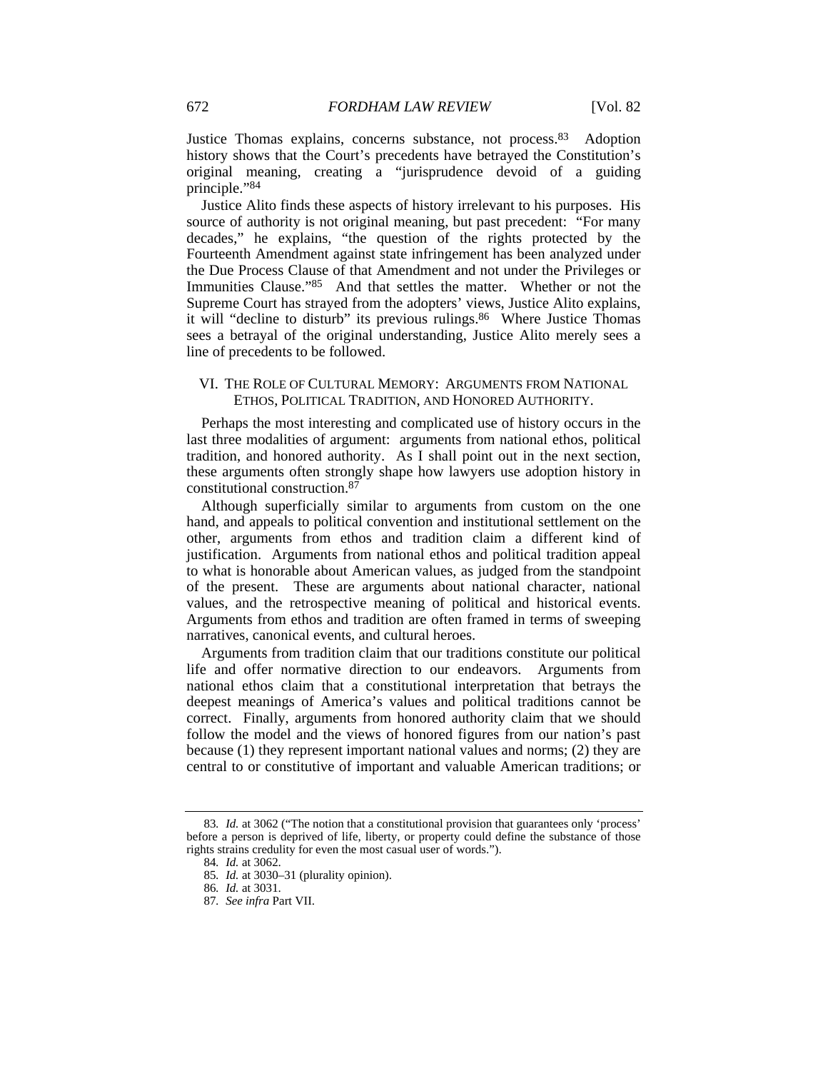Justice Thomas explains, concerns substance, not process.[83] Adoption history shows that the Court's precedents have betrayed the Constitution's original meaning, creating a "jurisprudence devoid of a guiding principle."[84]

Justice Alito finds these aspects of history irrelevant to his purposes. His source of authority is not original meaning, but past precedent: "For many decades," he explains, "the question of the rights protected by the Fourteenth Amendment against state infringement has been analyzed under the Due Process Clause of that Amendment and not under the Privileges or Immunities Clause."[85] And that settles the matter. Whether or not the Supreme Court has strayed from the adopters' views, Justice Alito explains, it will "decline to disturb" its previous rulings.[86] Where Justice Thomas sees a betrayal of the original understanding, Justice Alito merely sees a line of precedents to be followed.

## VI. THE ROLE OF CULTURAL MEMORY: ARGUMENTS FROM NATIONAL ETHOS, POLITICAL TRADITION, AND HONORED AUTHORITY.

Perhaps the most interesting and complicated use of history occurs in the last three modalities of argument: arguments from national ethos, political tradition, and honored authority. As I shall point out in the next section, these arguments often strongly shape how lawyers use adoption history in constitutional construction.[87]

Although superficially similar to arguments from custom on the one hand, and appeals to political convention and institutional settlement on the other, arguments from ethos and tradition claim a different kind of justification. Arguments from national ethos and political tradition appeal to what is honorable about American values, as judged from the standpoint of the present. These are arguments about national character, national values, and the retrospective meaning of political and historical events. Arguments from ethos and tradition are often framed in terms of sweeping narratives, canonical events, and cultural heroes.

Arguments from tradition claim that our traditions constitute our political life and offer normative direction to our endeavors. Arguments from national ethos claim that a constitutional interpretation that betrays the deepest meanings of America's values and political traditions cannot be correct. Finally, arguments from honored authority claim that we should follow the model and the views of honored figures from our nation's past because (1) they represent important national values and norms; (2) they are central to or constitutive of important and valuable American traditions; or

---

83. *Id.* at 3062 ("The notion that a constitutional provision that guarantees only 'process' before a person is deprived of life, liberty, or property could define the substance of those rights strains credulity for even the most casual user of words.").

84. *Id.* at 3062.

85. *Id.* at 3030–31 (plurality opinion).

86. *Id.* at 3031.

87. *See infra* Part VII.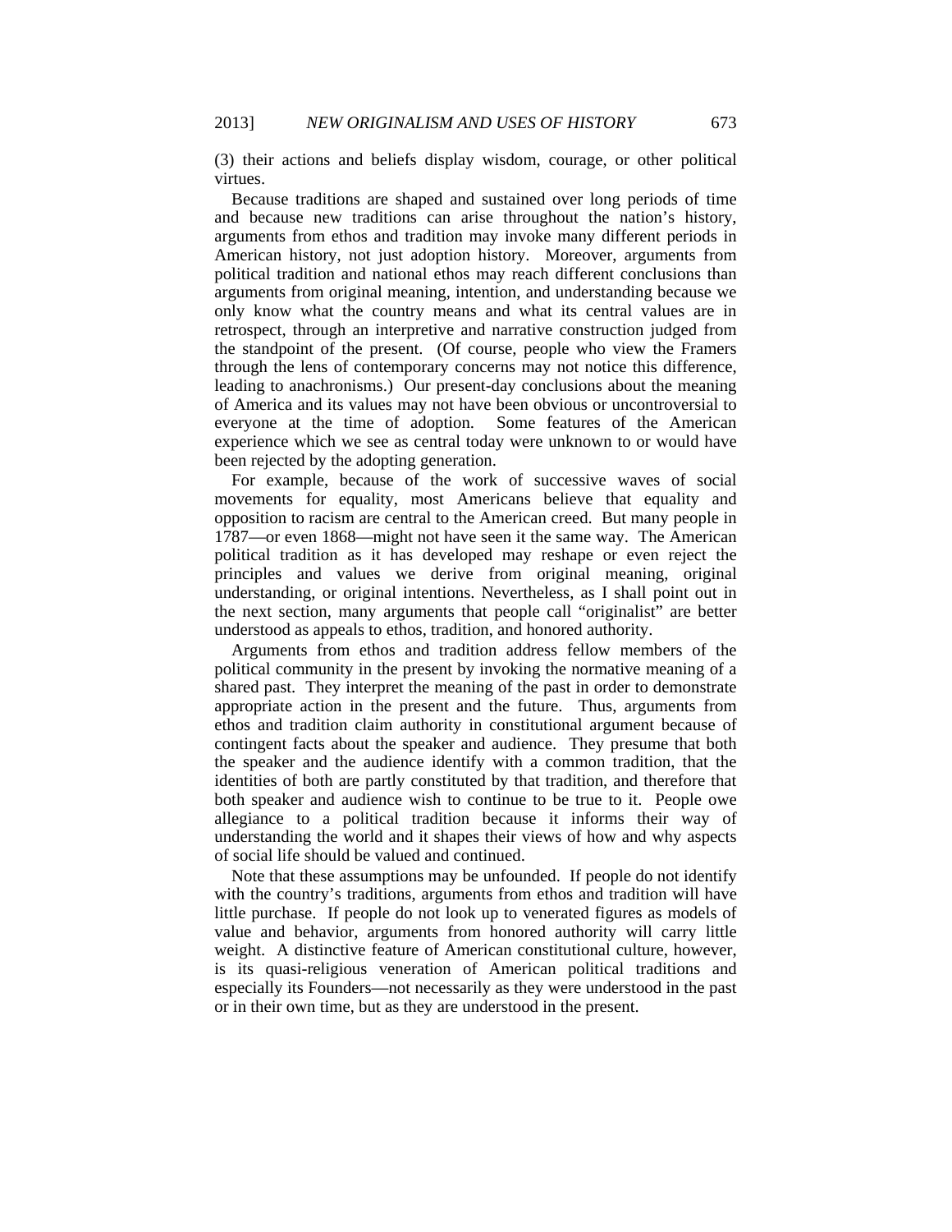(3) their actions and beliefs display wisdom, courage, or other political virtues.

Because traditions are shaped and sustained over long periods of time and because new traditions can arise throughout the nation's history, arguments from ethos and tradition may invoke many different periods in American history, not just adoption history. Moreover, arguments from political tradition and national ethos may reach different conclusions than arguments from original meaning, intention, and understanding because we only know what the country means and what its central values are in retrospect, through an interpretive and narrative construction judged from the standpoint of the present. (Of course, people who view the Framers through the lens of contemporary concerns may not notice this difference, leading to anachronisms.) Our present-day conclusions about the meaning of America and its values may not have been obvious or uncontroversial to everyone at the time of adoption. Some features of the American experience which we see as central today were unknown to or would have been rejected by the adopting generation.

For example, because of the work of successive waves of social movements for equality, most Americans believe that equality and opposition to racism are central to the American creed. But many people in 1787—or even 1868—might not have seen it the same way. The American political tradition as it has developed may reshape or even reject the principles and values we derive from original meaning, original understanding, or original intentions. Nevertheless, as I shall point out in the next section, many arguments that people call "originalist" are better understood as appeals to ethos, tradition, and honored authority.

Arguments from ethos and tradition address fellow members of the political community in the present by invoking the normative meaning of a shared past. They interpret the meaning of the past in order to demonstrate appropriate action in the present and the future. Thus, arguments from ethos and tradition claim authority in constitutional argument because of contingent facts about the speaker and audience. They presume that both the speaker and the audience identify with a common tradition, that the identities of both are partly constituted by that tradition, and therefore that both speaker and audience wish to continue to be true to it. People owe allegiance to a political tradition because it informs their way of understanding the world and it shapes their views of how and why aspects of social life should be valued and continued.

Note that these assumptions may be unfounded. If people do not identify with the country's traditions, arguments from ethos and tradition will have little purchase. If people do not look up to venerated figures as models of value and behavior, arguments from honored authority will carry little weight. A distinctive feature of American constitutional culture, however, is its quasi-religious veneration of American political traditions and especially its Founders—not necessarily as they were understood in the past or in their own time, but as they are understood in the present.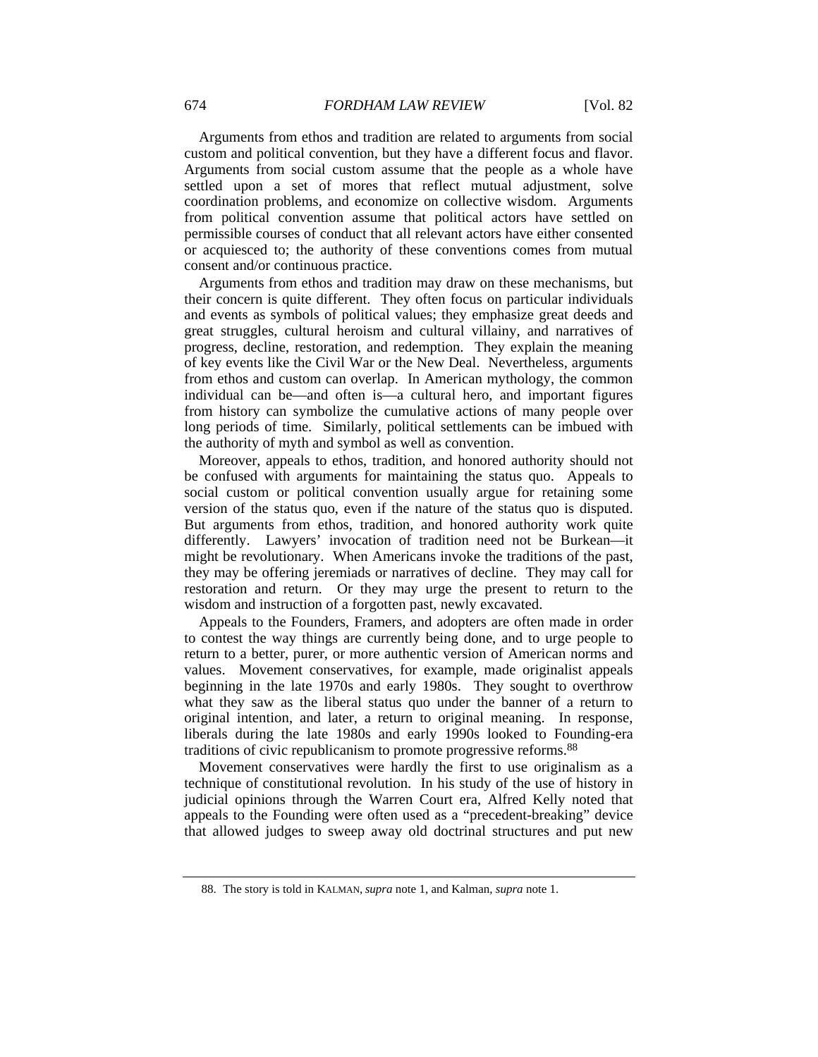Arguments from ethos and tradition are related to arguments from social custom and political convention, but they have a different focus and flavor. Arguments from social custom assume that the people as a whole have settled upon a set of mores that reflect mutual adjustment, solve coordination problems, and economize on collective wisdom. Arguments from political convention assume that political actors have settled on permissible courses of conduct that all relevant actors have either consented or acquiesced to; the authority of these conventions comes from mutual consent and/or continuous practice.

Arguments from ethos and tradition may draw on these mechanisms, but their concern is quite different. They often focus on particular individuals and events as symbols of political values; they emphasize great deeds and great struggles, cultural heroism and cultural villainy, and narratives of progress, decline, restoration, and redemption. They explain the meaning of key events like the Civil War or the New Deal. Nevertheless, arguments from ethos and custom can overlap. In American mythology, the common individual can be—and often is—a cultural hero, and important figures from history can symbolize the cumulative actions of many people over long periods of time. Similarly, political settlements can be imbued with the authority of myth and symbol as well as convention.

Moreover, appeals to ethos, tradition, and honored authority should not be confused with arguments for maintaining the status quo. Appeals to social custom or political convention usually argue for retaining some version of the status quo, even if the nature of the status quo is disputed. But arguments from ethos, tradition, and honored authority work quite differently. Lawyers' invocation of tradition need not be Burkean—it might be revolutionary. When Americans invoke the traditions of the past, they may be offering jeremiads or narratives of decline. They may call for restoration and return. Or they may urge the present to return to the wisdom and instruction of a forgotten past, newly excavated.

Appeals to the Founders, Framers, and adopters are often made in order to contest the way things are currently being done, and to urge people to return to a better, purer, or more authentic version of American norms and values. Movement conservatives, for example, made originalist appeals beginning in the late 1970s and early 1980s. They sought to overthrow what they saw as the liberal status quo under the banner of a return to original intention, and later, a return to original meaning. In response, liberals during the late 1980s and early 1990s looked to Founding-era traditions of civic republicanism to promote progressive reforms.[88]

Movement conservatives were hardly the first to use originalism as a technique of constitutional revolution. In his study of the use of history in judicial opinions through the Warren Court era, Alfred Kelly noted that appeals to the Founding were often used as a "precedent-breaking" device that allowed judges to sweep away old doctrinal structures and put new

88. The story is told in KALMAN, *supra* note 1, and Kalman, *supra* note 1.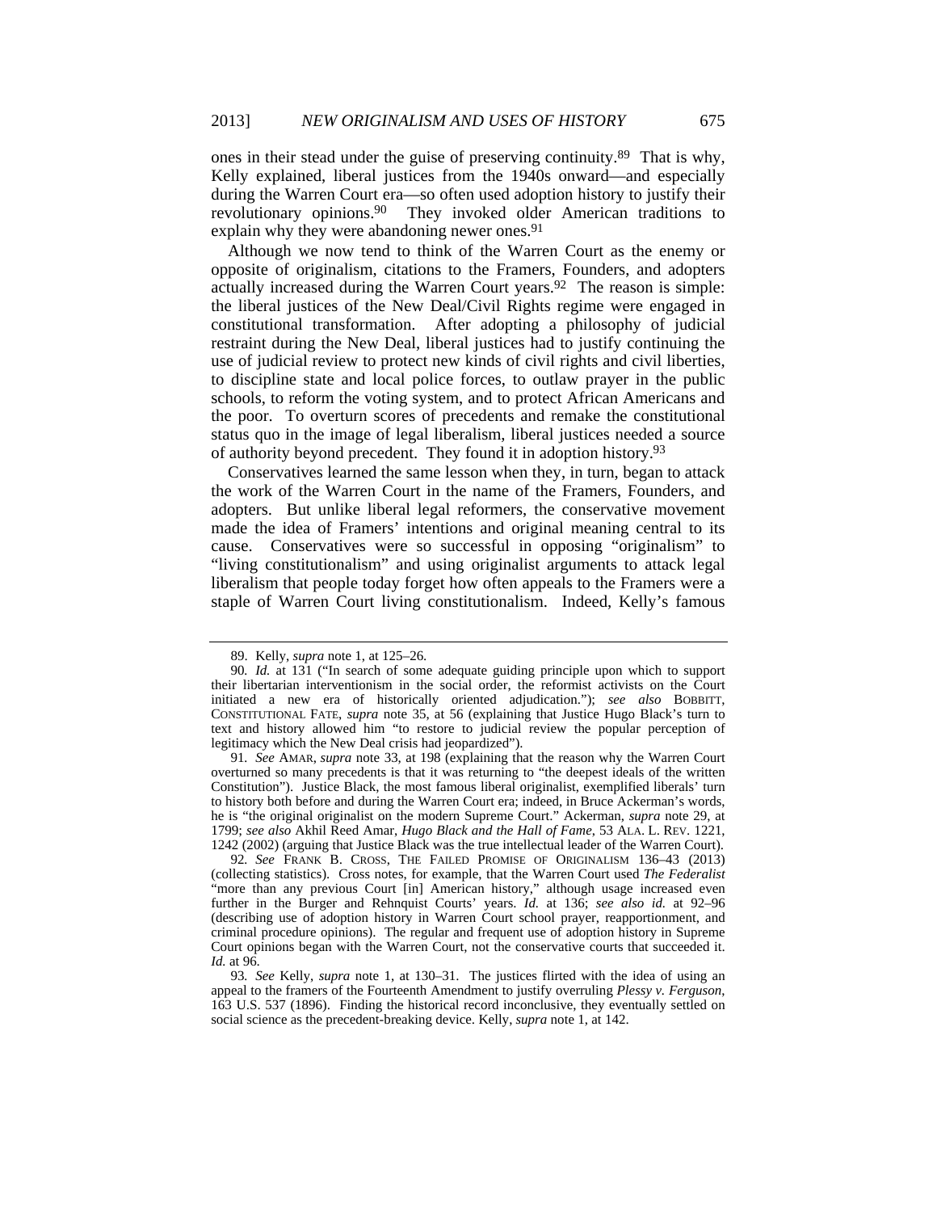ones in their stead under the guise of preserving continuity.[89] That is why, Kelly explained, liberal justices from the 1940s onward—and especially during the Warren Court era—so often used adoption history to justify their revolutionary opinions.[90] They invoked older American traditions to explain why they were abandoning newer ones.[91]

Although we now tend to think of the Warren Court as the enemy or opposite of originalism, citations to the Framers, Founders, and adopters actually increased during the Warren Court years.[92] The reason is simple: the liberal justices of the New Deal/Civil Rights regime were engaged in constitutional transformation. After adopting a philosophy of judicial restraint during the New Deal, liberal justices had to justify continuing the use of judicial review to protect new kinds of civil rights and civil liberties, to discipline state and local police forces, to outlaw prayer in the public schools, to reform the voting system, and to protect African Americans and the poor. To overturn scores of precedents and remake the constitutional status quo in the image of legal liberalism, liberal justices needed a source of authority beyond precedent. They found it in adoption history.[93]

Conservatives learned the same lesson when they, in turn, began to attack the work of the Warren Court in the name of the Framers, Founders, and adopters. But unlike liberal legal reformers, the conservative movement made the idea of Framers' intentions and original meaning central to its cause. Conservatives were so successful in opposing "originalism" to "living constitutionalism" and using originalist arguments to attack legal liberalism that people today forget how often appeals to the Framers were a staple of Warren Court living constitutionalism. Indeed, Kelly's famous

---

89. Kelly, *supra* note 1, at 125–26.

90. *Id.* at 131 ("In search of some adequate guiding principle upon which to support their libertarian interventionism in the social order, the reformist activists on the Court initiated a new era of historically oriented adjudication."); *see also* BOBBITT, CONSTITUTIONAL FATE, *supra* note 35, at 56 (explaining that Justice Hugo Black's turn to text and history allowed him "to restore to judicial review the popular perception of legitimacy which the New Deal crisis had jeopardized").

91. *See* AMAR, *supra* note 33, at 198 (explaining that the reason why the Warren Court overturned so many precedents is that it was returning to "the deepest ideals of the written Constitution"). Justice Black, the most famous liberal originalist, exemplified liberals' turn to history both before and during the Warren Court era; indeed, in Bruce Ackerman's words, he is "the original originalist on the modern Supreme Court." Ackerman, *supra* note 29, at 1799; *see also* Akhil Reed Amar, *Hugo Black and the Hall of Fame*, 53 ALA. L. REV. 1221, 1242 (2002) (arguing that Justice Black was the true intellectual leader of the Warren Court).

92. *See* FRANK B. CROSS, THE FAILED PROMISE OF ORIGINALISM 136–43 (2013) (collecting statistics). Cross notes, for example, that the Warren Court used *The Federalist* "more than any previous Court [in] American history," although usage increased even further in the Burger and Rehnquist Courts' years. *Id.* at 136; *see also id.* at 92–96 (describing use of adoption history in Warren Court school prayer, reapportionment, and criminal procedure opinions). The regular and frequent use of adoption history in Supreme Court opinions began with the Warren Court, not the conservative courts that succeeded it. *Id.* at 96.

93. *See* Kelly, *supra* note 1, at 130–31. The justices flirted with the idea of using an appeal to the framers of the Fourteenth Amendment to justify overruling *Plessy v. Ferguson*, 163 U.S. 537 (1896). Finding the historical record inconclusive, they eventually settled on social science as the precedent-breaking device. Kelly, *supra* note 1, at 142.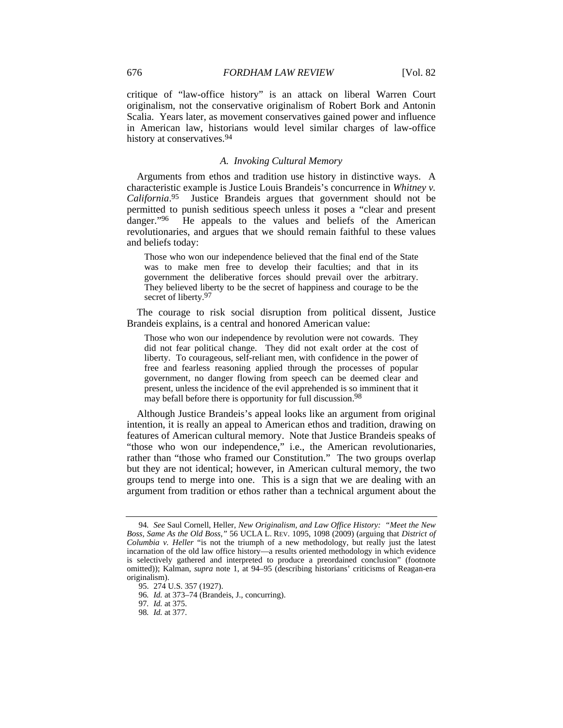critique of "law-office history" is an attack on liberal Warren Court originalism, not the conservative originalism of Robert Bork and Antonin Scalia. Years later, as movement conservatives gained power and influence in American law, historians would level similar charges of law-office history at conservatives.[94]

### *A. Invoking Cultural Memory*

Arguments from ethos and tradition use history in distinctive ways. A characteristic example is Justice Louis Brandeis's concurrence in *Whitney v. California*.[95] Justice Brandeis argues that government should not be permitted to punish seditious speech unless it poses a "clear and present danger."[96] He appeals to the values and beliefs of the American revolutionaries, and argues that we should remain faithful to these values and beliefs today:

> Those who won our independence believed that the final end of the State was to make men free to develop their faculties; and that in its government the deliberative forces should prevail over the arbitrary. They believed liberty to be the secret of happiness and courage to be the secret of liberty.[97]

The courage to risk social disruption from political dissent, Justice Brandeis explains, is a central and honored American value:

> Those who won our independence by revolution were not cowards. They did not fear political change. They did not exalt order at the cost of liberty. To courageous, self-reliant men, with confidence in the power of free and fearless reasoning applied through the processes of popular government, no danger flowing from speech can be deemed clear and present, unless the incidence of the evil apprehended is so imminent that it may befall before there is opportunity for full discussion.[98]

Although Justice Brandeis's appeal looks like an argument from original intention, it is really an appeal to American ethos and tradition, drawing on features of American cultural memory. Note that Justice Brandeis speaks of "those who won our independence," i.e., the American revolutionaries, rather than "those who framed our Constitution." The two groups overlap but they are not identical; however, in American cultural memory, the two groups tend to merge into one. This is a sign that we are dealing with an argument from tradition or ethos rather than a technical argument about the

---

94. *See* Saul Cornell, Heller, *New Originalism, and Law Office History: "Meet the New Boss, Same As the Old Boss,"* 56 UCLA L. REV. 1095, 1098 (2009) (arguing that *District of Columbia v. Heller* "is not the triumph of a new methodology, but really just the latest incarnation of the old law office history—a results oriented methodology in which evidence is selectively gathered and interpreted to produce a preordained conclusion" (footnote omitted)); Kalman, *supra* note 1, at 94–95 (describing historians' criticisms of Reagan-era originalism).

95. 274 U.S. 357 (1927).

96. *Id.* at 373–74 (Brandeis, J., concurring).

97. *Id.* at 375.

98. *Id.* at 377.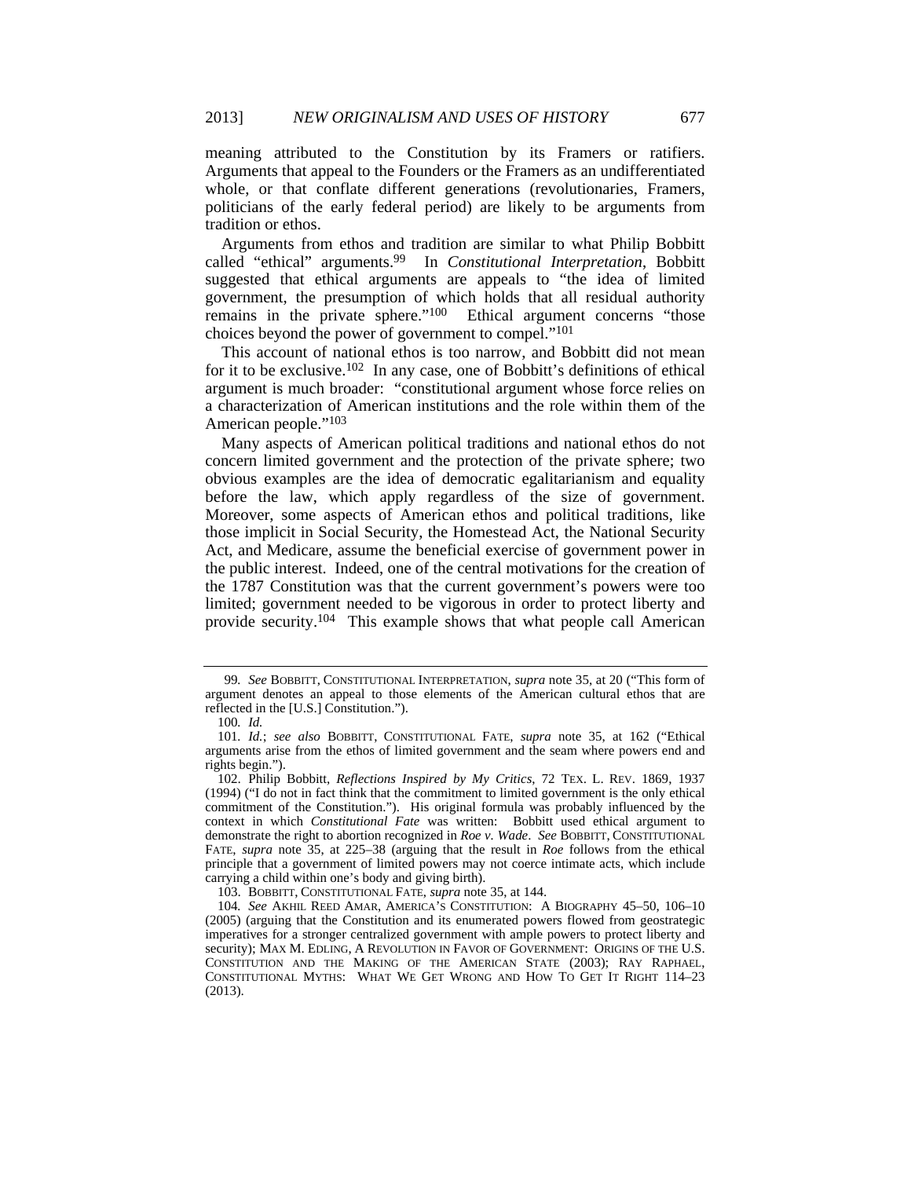meaning attributed to the Constitution by its Framers or ratifiers. Arguments that appeal to the Founders or the Framers as an undifferentiated whole, or that conflate different generations (revolutionaries, Framers, politicians of the early federal period) are likely to be arguments from tradition or ethos.

Arguments from ethos and tradition are similar to what Philip Bobbitt called "ethical" arguments.[99] In *Constitutional Interpretation*, Bobbitt suggested that ethical arguments are appeals to "the idea of limited government, the presumption of which holds that all residual authority remains in the private sphere."[100] Ethical argument concerns "those choices beyond the power of government to compel."[101]

This account of national ethos is too narrow, and Bobbitt did not mean for it to be exclusive.[102] In any case, one of Bobbitt's definitions of ethical argument is much broader: "constitutional argument whose force relies on a characterization of American institutions and the role within them of the American people."[103]

Many aspects of American political traditions and national ethos do not concern limited government and the protection of the private sphere; two obvious examples are the idea of democratic egalitarianism and equality before the law, which apply regardless of the size of government. Moreover, some aspects of American ethos and political traditions, like those implicit in Social Security, the Homestead Act, the National Security Act, and Medicare, assume the beneficial exercise of government power in the public interest. Indeed, one of the central motivations for the creation of the 1787 Constitution was that the current government's powers were too limited; government needed to be vigorous in order to protect liberty and provide security.[104] This example shows that what people call American

---

99. *See* BOBBITT, CONSTITUTIONAL INTERPRETATION, *supra* note 35, at 20 ("This form of argument denotes an appeal to those elements of the American cultural ethos that are reflected in the [U.S.] Constitution.").

100. *Id.*

101. *Id.*; *see also* BOBBITT, CONSTITUTIONAL FATE, *supra* note 35, at 162 ("Ethical arguments arise from the ethos of limited government and the seam where powers end and rights begin.").

102. Philip Bobbitt, *Reflections Inspired by My Critics*, 72 TEX. L. REV. 1869, 1937 (1994) ("I do not in fact think that the commitment to limited government is the only ethical commitment of the Constitution."). His original formula was probably influenced by the context in which *Constitutional Fate* was written: Bobbitt used ethical argument to demonstrate the right to abortion recognized in *Roe v. Wade*. *See* BOBBITT, CONSTITUTIONAL FATE, *supra* note 35, at 225–38 (arguing that the result in *Roe* follows from the ethical principle that a government of limited powers may not coerce intimate acts, which include carrying a child within one's body and giving birth).

103. BOBBITT, CONSTITUTIONAL FATE, *supra* note 35, at 144.

104. *See* AKHIL REED AMAR, AMERICA'S CONSTITUTION: A BIOGRAPHY 45–50, 106–10 (2005) (arguing that the Constitution and its enumerated powers flowed from geostrategic imperatives for a stronger centralized government with ample powers to protect liberty and security); MAX M. EDLING, A REVOLUTION IN FAVOR OF GOVERNMENT: ORIGINS OF THE U.S. CONSTITUTION AND THE MAKING OF THE AMERICAN STATE (2003); RAY RAPHAEL, CONSTITUTIONAL MYTHS: WHAT WE GET WRONG AND HOW TO GET IT RIGHT 114–23 (2013).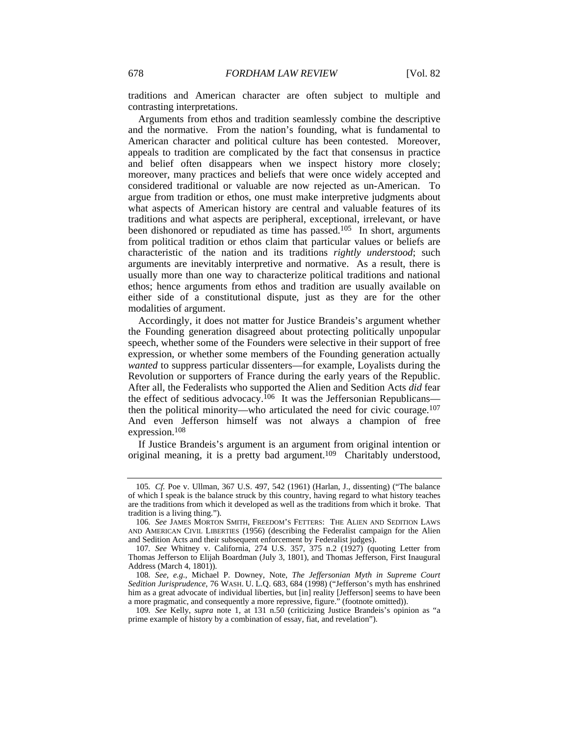traditions and American character are often subject to multiple and contrasting interpretations.

Arguments from ethos and tradition seamlessly combine the descriptive and the normative. From the nation's founding, what is fundamental to American character and political culture has been contested. Moreover, appeals to tradition are complicated by the fact that consensus in practice and belief often disappears when we inspect history more closely; moreover, many practices and beliefs that were once widely accepted and considered traditional or valuable are now rejected as un-American. To argue from tradition or ethos, one must make interpretive judgments about what aspects of American history are central and valuable features of its traditions and what aspects are peripheral, exceptional, irrelevant, or have been dishonored or repudiated as time has passed.[105] In short, arguments from political tradition or ethos claim that particular values or beliefs are characteristic of the nation and its traditions *rightly understood*; such arguments are inevitably interpretive and normative. As a result, there is usually more than one way to characterize political traditions and national ethos; hence arguments from ethos and tradition are usually available on either side of a constitutional dispute, just as they are for the other modalities of argument.

Accordingly, it does not matter for Justice Brandeis's argument whether the Founding generation disagreed about protecting politically unpopular speech, whether some of the Founders were selective in their support of free expression, or whether some members of the Founding generation actually *wanted* to suppress particular dissenters—for example, Loyalists during the Revolution or supporters of France during the early years of the Republic. After all, the Federalists who supported the Alien and Sedition Acts *did* fear the effect of seditious advocacy.[106] It was the Jeffersonian Republicans—then the political minority—who articulated the need for civic courage.[107] And even Jefferson himself was not always a champion of free expression.[108]

If Justice Brandeis's argument is an argument from original intention or original meaning, it is a pretty bad argument.[109] Charitably understood,

---

105. *Cf.* Poe v. Ullman, 367 U.S. 497, 542 (1961) (Harlan, J., dissenting) ("The balance of which I speak is the balance struck by this country, having regard to what history teaches are the traditions from which it developed as well as the traditions from which it broke. That tradition is a living thing.").

106. *See* JAMES MORTON SMITH, FREEDOM'S FETTERS: THE ALIEN AND SEDITION LAWS AND AMERICAN CIVIL LIBERTIES (1956) (describing the Federalist campaign for the Alien and Sedition Acts and their subsequent enforcement by Federalist judges).

107. *See* Whitney v. California, 274 U.S. 357, 375 n.2 (1927) (quoting Letter from Thomas Jefferson to Elijah Boardman (July 3, 1801), and Thomas Jefferson, First Inaugural Address (March 4, 1801)).

108. *See, e.g.*, Michael P. Downey, Note, *The Jeffersonian Myth in Supreme Court Sedition Jurisprudence*, 76 WASH. U. L.Q. 683, 684 (1998) ("Jefferson's myth has enshrined him as a great advocate of individual liberties, but [in] reality [Jefferson] seems to have been a more pragmatic, and consequently a more repressive, figure." (footnote omitted)).

109. *See* Kelly, *supra* note 1, at 131 n.50 (criticizing Justice Brandeis's opinion as "a prime example of history by a combination of essay, fiat, and revelation").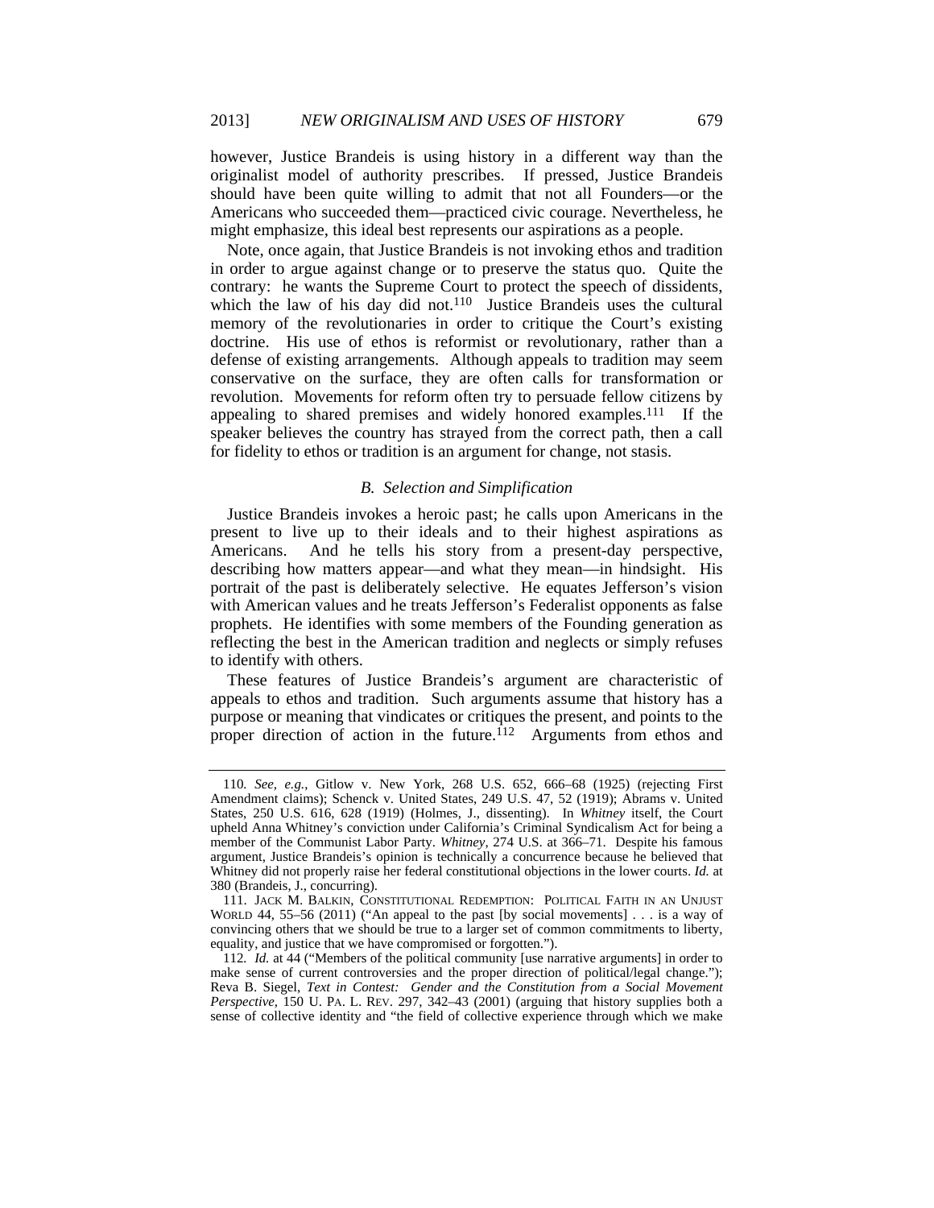however, Justice Brandeis is using history in a different way than the originalist model of authority prescribes. If pressed, Justice Brandeis should have been quite willing to admit that not all Founders—or the Americans who succeeded them—practiced civic courage. Nevertheless, he might emphasize, this ideal best represents our aspirations as a people.

Note, once again, that Justice Brandeis is not invoking ethos and tradition in order to argue against change or to preserve the status quo. Quite the contrary: he wants the Supreme Court to protect the speech of dissidents, which the law of his day did not.[110] Justice Brandeis uses the cultural memory of the revolutionaries in order to critique the Court's existing doctrine. His use of ethos is reformist or revolutionary, rather than a defense of existing arrangements. Although appeals to tradition may seem conservative on the surface, they are often calls for transformation or revolution. Movements for reform often try to persuade fellow citizens by appealing to shared premises and widely honored examples.[111] If the speaker believes the country has strayed from the correct path, then a call for fidelity to ethos or tradition is an argument for change, not stasis.

### *B. Selection and Simplification*

Justice Brandeis invokes a heroic past; he calls upon Americans in the present to live up to their ideals and to their highest aspirations as Americans. And he tells his story from a present-day perspective, describing how matters appear—and what they mean—in hindsight. His portrait of the past is deliberately selective. He equates Jefferson's vision with American values and he treats Jefferson's Federalist opponents as false prophets. He identifies with some members of the Founding generation as reflecting the best in the American tradition and neglects or simply refuses to identify with others.

These features of Justice Brandeis's argument are characteristic of appeals to ethos and tradition. Such arguments assume that history has a purpose or meaning that vindicates or critiques the present, and points to the proper direction of action in the future.[112] Arguments from ethos and

---

110. *See, e.g.*, Gitlow v. New York, 268 U.S. 652, 666–68 (1925) (rejecting First Amendment claims); Schenck v. United States, 249 U.S. 47, 52 (1919); Abrams v. United States, 250 U.S. 616, 628 (1919) (Holmes, J., dissenting). In *Whitney* itself, the Court upheld Anna Whitney's conviction under California's Criminal Syndicalism Act for being a member of the Communist Labor Party. *Whitney*, 274 U.S. at 366–71. Despite his famous argument, Justice Brandeis's opinion is technically a concurrence because he believed that Whitney did not properly raise her federal constitutional objections in the lower courts. *Id.* at 380 (Brandeis, J., concurring).

111. JACK M. BALKIN, CONSTITUTIONAL REDEMPTION: POLITICAL FAITH IN AN UNJUST WORLD 44, 55–56 (2011) ("An appeal to the past [by social movements] . . . is a way of convincing others that we should be true to a larger set of common commitments to liberty, equality, and justice that we have compromised or forgotten.").

112. *Id.* at 44 ("Members of the political community [use narrative arguments] in order to make sense of current controversies and the proper direction of political/legal change."); Reva B. Siegel, *Text in Contest: Gender and the Constitution from a Social Movement Perspective*, 150 U. PA. L. REV. 297, 342–43 (2001) (arguing that history supplies both a sense of collective identity and "the field of collective experience through which we make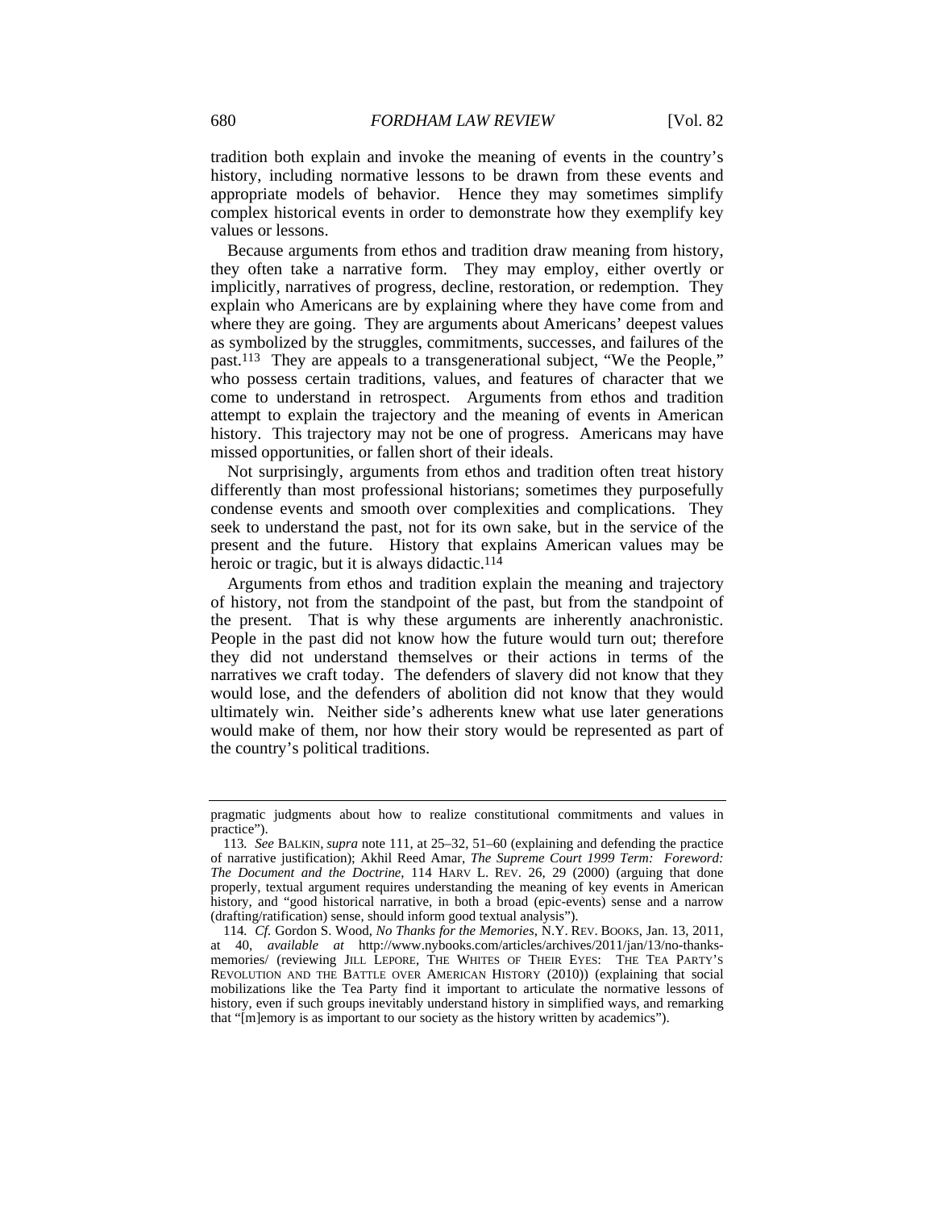tradition both explain and invoke the meaning of events in the country's history, including normative lessons to be drawn from these events and appropriate models of behavior. Hence they may sometimes simplify complex historical events in order to demonstrate how they exemplify key values or lessons.

Because arguments from ethos and tradition draw meaning from history, they often take a narrative form. They may employ, either overtly or implicitly, narratives of progress, decline, restoration, or redemption. They explain who Americans are by explaining where they have come from and where they are going. They are arguments about Americans' deepest values as symbolized by the struggles, commitments, successes, and failures of the past.[113] They are appeals to a transgenerational subject, "We the People," who possess certain traditions, values, and features of character that we come to understand in retrospect. Arguments from ethos and tradition attempt to explain the trajectory and the meaning of events in American history. This trajectory may not be one of progress. Americans may have missed opportunities, or fallen short of their ideals.

Not surprisingly, arguments from ethos and tradition often treat history differently than most professional historians; sometimes they purposefully condense events and smooth over complexities and complications. They seek to understand the past, not for its own sake, but in the service of the present and the future. History that explains American values may be heroic or tragic, but it is always didactic.[114]

Arguments from ethos and tradition explain the meaning and trajectory of history, not from the standpoint of the past, but from the standpoint of the present. That is why these arguments are inherently anachronistic. People in the past did not know how the future would turn out; therefore they did not understand themselves or their actions in terms of the narratives we craft today. The defenders of slavery did not know that they would lose, and the defenders of abolition did not know that they would ultimately win. Neither side's adherents knew what use later generations would make of them, nor how their story would be represented as part of the country's political traditions.

---

pragmatic judgments about how to realize constitutional commitments and values in practice").

113. *See* BALKIN, *supra* note 111, at 25–32, 51–60 (explaining and defending the practice of narrative justification); Akhil Reed Amar, *The Supreme Court 1999 Term: Foreword: The Document and the Doctrine*, 114 HARV L. REV. 26, 29 (2000) (arguing that done properly, textual argument requires understanding the meaning of key events in American history, and "good historical narrative, in both a broad (epic-events) sense and a narrow (drafting/ratification) sense, should inform good textual analysis").

114. *Cf.* Gordon S. Wood, *No Thanks for the Memories*, N.Y. REV. BOOKS, Jan. 13, 2011, at 40, *available at* http://www.nybooks.com/articles/archives/2011/jan/13/no-thanks-memories/ (reviewing JILL LEPORE, THE WHITES OF THEIR EYES: THE TEA PARTY'S REVOLUTION AND THE BATTLE OVER AMERICAN HISTORY (2010)) (explaining that social mobilizations like the Tea Party find it important to articulate the normative lessons of history, even if such groups inevitably understand history in simplified ways, and remarking that "[m]emory is as important to our society as the history written by academics").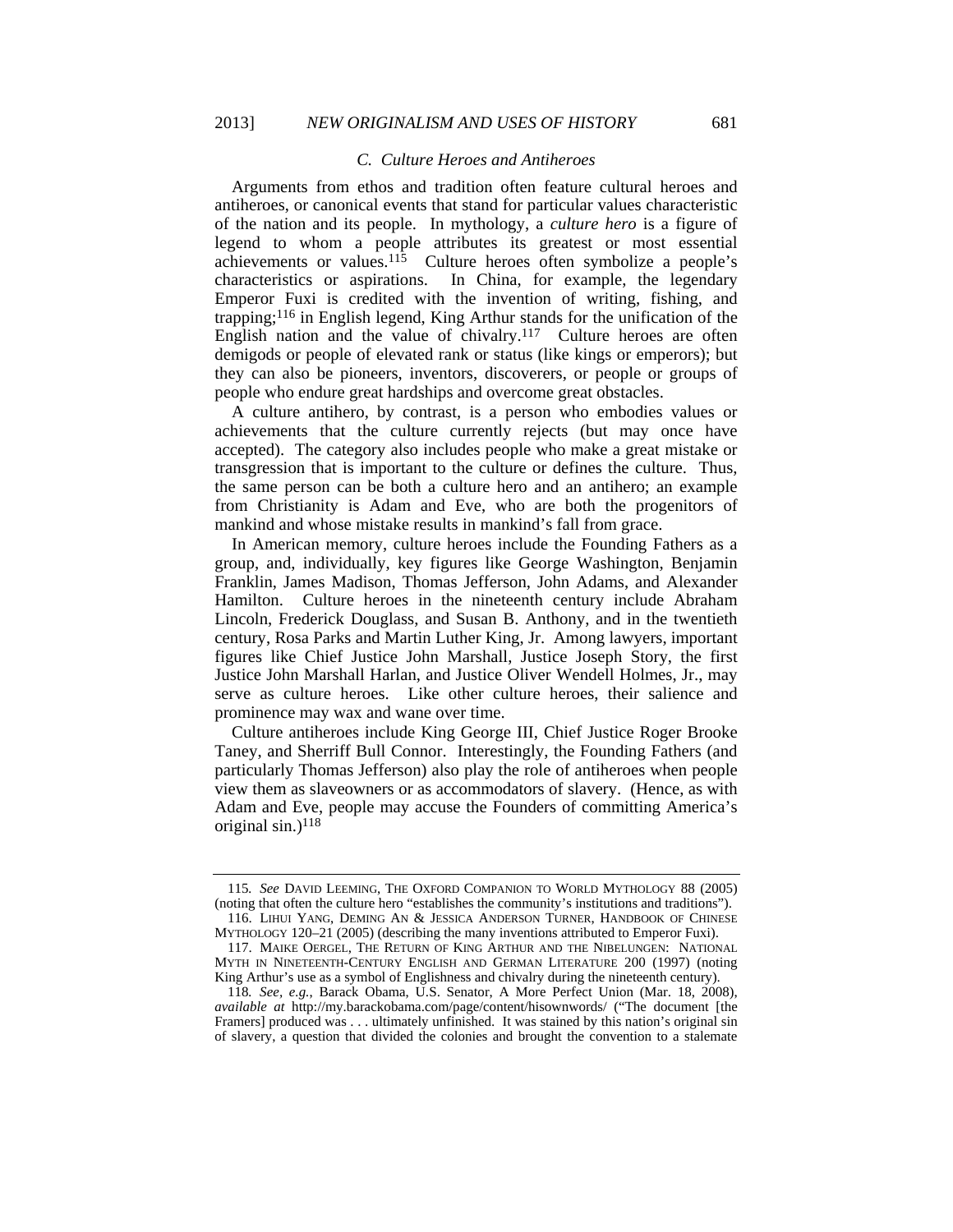### *C. Culture Heroes and Antiheroes*

Arguments from ethos and tradition often feature cultural heroes and antiheroes, or canonical events that stand for particular values characteristic of the nation and its people. In mythology, a *culture hero* is a figure of legend to whom a people attributes its greatest or most essential achievements or values.[115] Culture heroes often symbolize a people's characteristics or aspirations. In China, for example, the legendary Emperor Fuxi is credited with the invention of writing, fishing, and trapping;[116] in English legend, King Arthur stands for the unification of the English nation and the value of chivalry.[117] Culture heroes are often demigods or people of elevated rank or status (like kings or emperors); but they can also be pioneers, inventors, discoverers, or people or groups of people who endure great hardships and overcome great obstacles.

A culture antihero, by contrast, is a person who embodies values or achievements that the culture currently rejects (but may once have accepted). The category also includes people who make a great mistake or transgression that is important to the culture or defines the culture. Thus, the same person can be both a culture hero and an antihero; an example from Christianity is Adam and Eve, who are both the progenitors of mankind and whose mistake results in mankind's fall from grace.

In American memory, culture heroes include the Founding Fathers as a group, and, individually, key figures like George Washington, Benjamin Franklin, James Madison, Thomas Jefferson, John Adams, and Alexander Hamilton. Culture heroes in the nineteenth century include Abraham Lincoln, Frederick Douglass, and Susan B. Anthony, and in the twentieth century, Rosa Parks and Martin Luther King, Jr. Among lawyers, important figures like Chief Justice John Marshall, Justice Joseph Story, the first Justice John Marshall Harlan, and Justice Oliver Wendell Holmes, Jr., may serve as culture heroes. Like other culture heroes, their salience and prominence may wax and wane over time.

Culture antiheroes include King George III, Chief Justice Roger Brooke Taney, and Sherriff Bull Connor. Interestingly, the Founding Fathers (and particularly Thomas Jefferson) also play the role of antiheroes when people view them as slaveowners or as accommodators of slavery. (Hence, as with Adam and Eve, people may accuse the Founders of committing America's original sin.)[118]

---

115. *See* DAVID LEEMING, THE OXFORD COMPANION TO WORLD MYTHOLOGY 88 (2005) (noting that often the culture hero "establishes the community's institutions and traditions").

116. LIHUI YANG, DEMING AN & JESSICA ANDERSON TURNER, HANDBOOK OF CHINESE MYTHOLOGY 120–21 (2005) (describing the many inventions attributed to Emperor Fuxi).

117. MAIKE OERGEL, THE RETURN OF KING ARTHUR AND THE NIBELUNGEN: NATIONAL MYTH IN NINETEENTH-CENTURY ENGLISH AND GERMAN LITERATURE 200 (1997) (noting King Arthur's use as a symbol of Englishness and chivalry during the nineteenth century).

118. *See, e.g.*, Barack Obama, U.S. Senator, A More Perfect Union (Mar. 18, 2008), *available at* http://my.barackobama.com/page/content/hisownwords/ ("The document [the Framers] produced was . . . ultimately unfinished. It was stained by this nation's original sin of slavery, a question that divided the colonies and brought the convention to a stalemate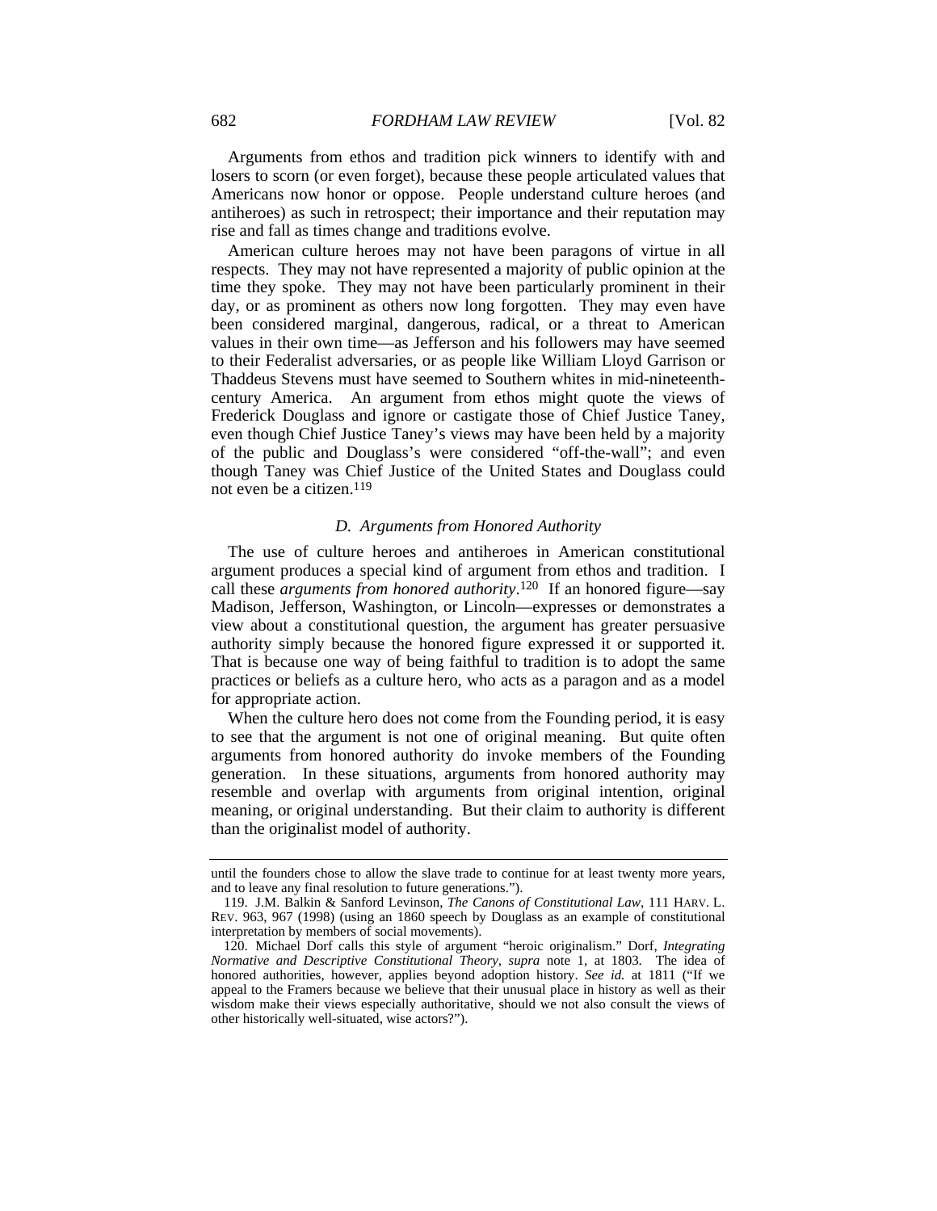Arguments from ethos and tradition pick winners to identify with and losers to scorn (or even forget), because these people articulated values that Americans now honor or oppose. People understand culture heroes (and antiheroes) as such in retrospect; their importance and their reputation may rise and fall as times change and traditions evolve.

American culture heroes may not have been paragons of virtue in all respects. They may not have represented a majority of public opinion at the time they spoke. They may not have been particularly prominent in their day, or as prominent as others now long forgotten. They may even have been considered marginal, dangerous, radical, or a threat to American values in their own time—as Jefferson and his followers may have seemed to their Federalist adversaries, or as people like William Lloyd Garrison or Thaddeus Stevens must have seemed to Southern whites in mid-nineteenth-century America. An argument from ethos might quote the views of Frederick Douglass and ignore or castigate those of Chief Justice Taney, even though Chief Justice Taney's views may have been held by a majority of the public and Douglass's were considered "off-the-wall"; and even though Taney was Chief Justice of the United States and Douglass could not even be a citizen.[119]

### *D. Arguments from Honored Authority*

The use of culture heroes and antiheroes in American constitutional argument produces a special kind of argument from ethos and tradition. I call these *arguments from honored authority*.[120] If an honored figure—say Madison, Jefferson, Washington, or Lincoln—expresses or demonstrates a view about a constitutional question, the argument has greater persuasive authority simply because the honored figure expressed it or supported it. That is because one way of being faithful to tradition is to adopt the same practices or beliefs as a culture hero, who acts as a paragon and as a model for appropriate action.

When the culture hero does not come from the Founding period, it is easy to see that the argument is not one of original meaning. But quite often arguments from honored authority do invoke members of the Founding generation. In these situations, arguments from honored authority may resemble and overlap with arguments from original intention, original meaning, or original understanding. But their claim to authority is different than the originalist model of authority.

---

until the founders chose to allow the slave trade to continue for at least twenty more years, and to leave any final resolution to future generations.").

119. J.M. Balkin & Sanford Levinson, *The Canons of Constitutional Law*, 111 HARV. L. REV. 963, 967 (1998) (using an 1860 speech by Douglass as an example of constitutional interpretation by members of social movements).

120. Michael Dorf calls this style of argument "heroic originalism." Dorf, *Integrating Normative and Descriptive Constitutional Theory*, *supra* note 1, at 1803. The idea of honored authorities, however, applies beyond adoption history. *See id.* at 1811 ("If we appeal to the Framers because we believe that their unusual place in history as well as their wisdom make their views especially authoritative, should we not also consult the views of other historically well-situated, wise actors?").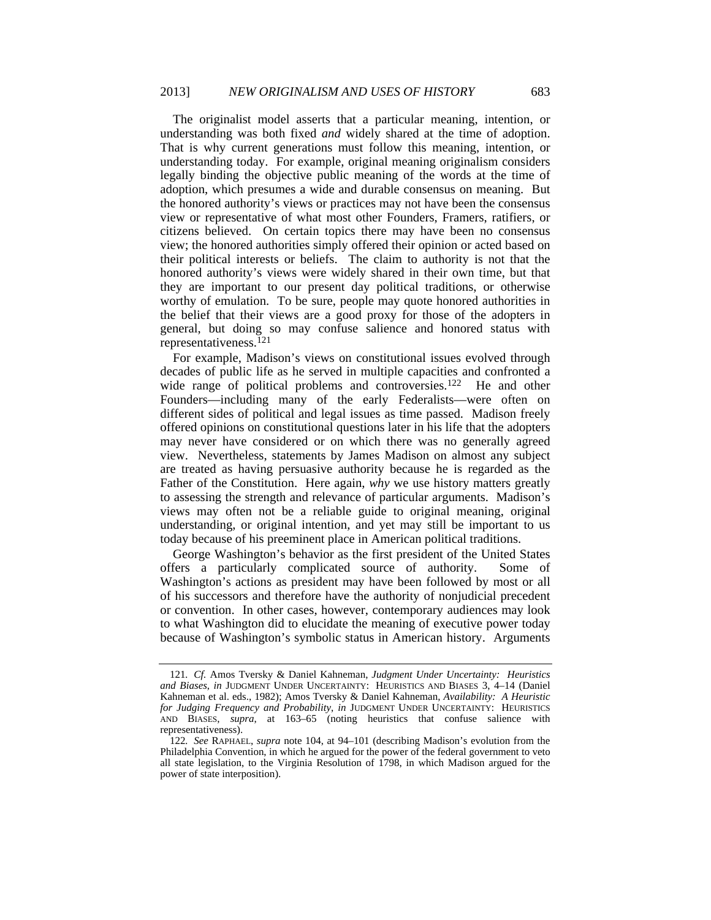The originalist model asserts that a particular meaning, intention, or understanding was both fixed *and* widely shared at the time of adoption. That is why current generations must follow this meaning, intention, or understanding today. For example, original meaning originalism considers legally binding the objective public meaning of the words at the time of adoption, which presumes a wide and durable consensus on meaning. But the honored authority's views or practices may not have been the consensus view or representative of what most other Founders, Framers, ratifiers, or citizens believed. On certain topics there may have been no consensus view; the honored authorities simply offered their opinion or acted based on their political interests or beliefs. The claim to authority is not that the honored authority's views were widely shared in their own time, but that they are important to our present day political traditions, or otherwise worthy of emulation. To be sure, people may quote honored authorities in the belief that their views are a good proxy for those of the adopters in general, but doing so may confuse salience and honored status with representativeness.[121]

For example, Madison's views on constitutional issues evolved through decades of public life as he served in multiple capacities and confronted a wide range of political problems and controversies.[122] He and other Founders—including many of the early Federalists—were often on different sides of political and legal issues as time passed. Madison freely offered opinions on constitutional questions later in his life that the adopters may never have considered or on which there was no generally agreed view. Nevertheless, statements by James Madison on almost any subject are treated as having persuasive authority because he is regarded as the Father of the Constitution. Here again, *why* we use history matters greatly to assessing the strength and relevance of particular arguments. Madison's views may often not be a reliable guide to original meaning, original understanding, or original intention, and yet may still be important to us today because of his preeminent place in American political traditions.

George Washington's behavior as the first president of the United States offers a particularly complicated source of authority. Some of Washington's actions as president may have been followed by most or all of his successors and therefore have the authority of nonjudicial precedent or convention. In other cases, however, contemporary audiences may look to what Washington did to elucidate the meaning of executive power today because of Washington's symbolic status in American history. Arguments

---

121. *Cf.* Amos Tversky & Daniel Kahneman, *Judgment Under Uncertainty: Heuristics and Biases*, *in* JUDGMENT UNDER UNCERTAINTY: HEURISTICS AND BIASES 3, 4–14 (Daniel Kahneman et al. eds., 1982); Amos Tversky & Daniel Kahneman, *Availability: A Heuristic for Judging Frequency and Probability*, *in* JUDGMENT UNDER UNCERTAINTY: HEURISTICS AND BIASES, *supra*, at 163–65 (noting heuristics that confuse salience with representativeness).

122. *See* RAPHAEL, *supra* note 104, at 94–101 (describing Madison's evolution from the Philadelphia Convention, in which he argued for the power of the federal government to veto all state legislation, to the Virginia Resolution of 1798, in which Madison argued for the power of state interposition).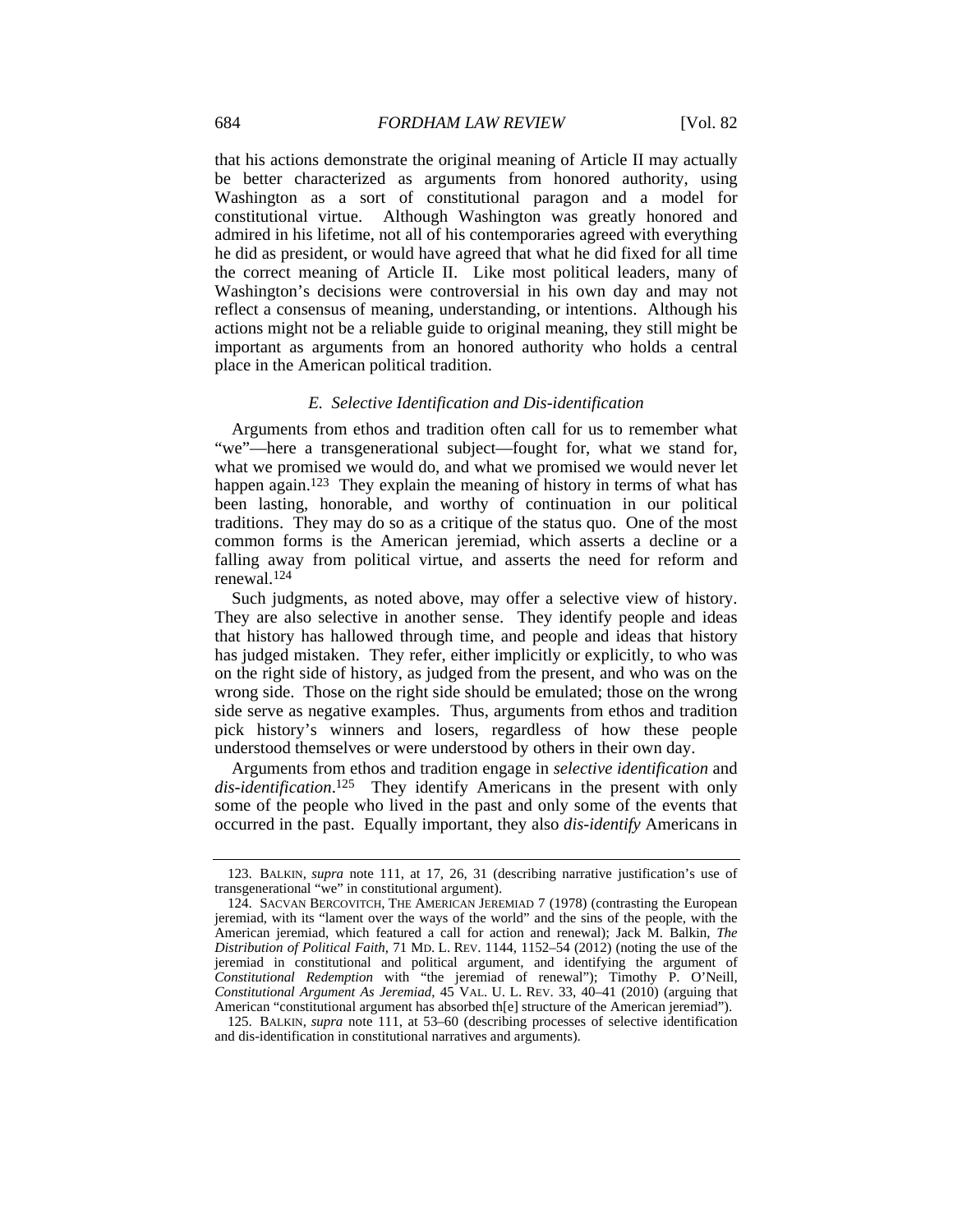that his actions demonstrate the original meaning of Article II may actually be better characterized as arguments from honored authority, using Washington as a sort of constitutional paragon and a model for constitutional virtue. Although Washington was greatly honored and admired in his lifetime, not all of his contemporaries agreed with everything he did as president, or would have agreed that what he did fixed for all time the correct meaning of Article II. Like most political leaders, many of Washington's decisions were controversial in his own day and may not reflect a consensus of meaning, understanding, or intentions. Although his actions might not be a reliable guide to original meaning, they still might be important as arguments from an honored authority who holds a central place in the American political tradition.

### *E. Selective Identification and Dis-identification*

Arguments from ethos and tradition often call for us to remember what "we"—here a transgenerational subject—fought for, what we stand for, what we promised we would do, and what we promised we would never let happen again.[123] They explain the meaning of history in terms of what has been lasting, honorable, and worthy of continuation in our political traditions. They may do so as a critique of the status quo. One of the most common forms is the American jeremiad, which asserts a decline or a falling away from political virtue, and asserts the need for reform and renewal.[124]

Such judgments, as noted above, may offer a selective view of history. They are also selective in another sense. They identify people and ideas that history has hallowed through time, and people and ideas that history has judged mistaken. They refer, either implicitly or explicitly, to who was on the right side of history, as judged from the present, and who was on the wrong side. Those on the right side should be emulated; those on the wrong side serve as negative examples. Thus, arguments from ethos and tradition pick history's winners and losers, regardless of how these people understood themselves or were understood by others in their own day.

Arguments from ethos and tradition engage in *selective identification* and *dis-identification*.[125] They identify Americans in the present with only some of the people who lived in the past and only some of the events that occurred in the past. Equally important, they also *dis-identify* Americans in

---

123. BALKIN, *supra* note 111, at 17, 26, 31 (describing narrative justification's use of transgenerational "we" in constitutional argument).

124. SACVAN BERCOVITCH, THE AMERICAN JEREMIAD 7 (1978) (contrasting the European jeremiad, with its "lament over the ways of the world" and the sins of the people, with the American jeremiad, which featured a call for action and renewal); Jack M. Balkin, *The Distribution of Political Faith*, 71 MD. L. REV. 1144, 1152–54 (2012) (noting the use of the jeremiad in constitutional and political argument, and identifying the argument of *Constitutional Redemption* with "the jeremiad of renewal"); Timothy P. O'Neill, *Constitutional Argument As Jeremiad*, 45 VAL. U. L. REV. 33, 40–41 (2010) (arguing that American "constitutional argument has absorbed th[e] structure of the American jeremiad").

125. BALKIN, *supra* note 111, at 53–60 (describing processes of selective identification and dis-identification in constitutional narratives and arguments).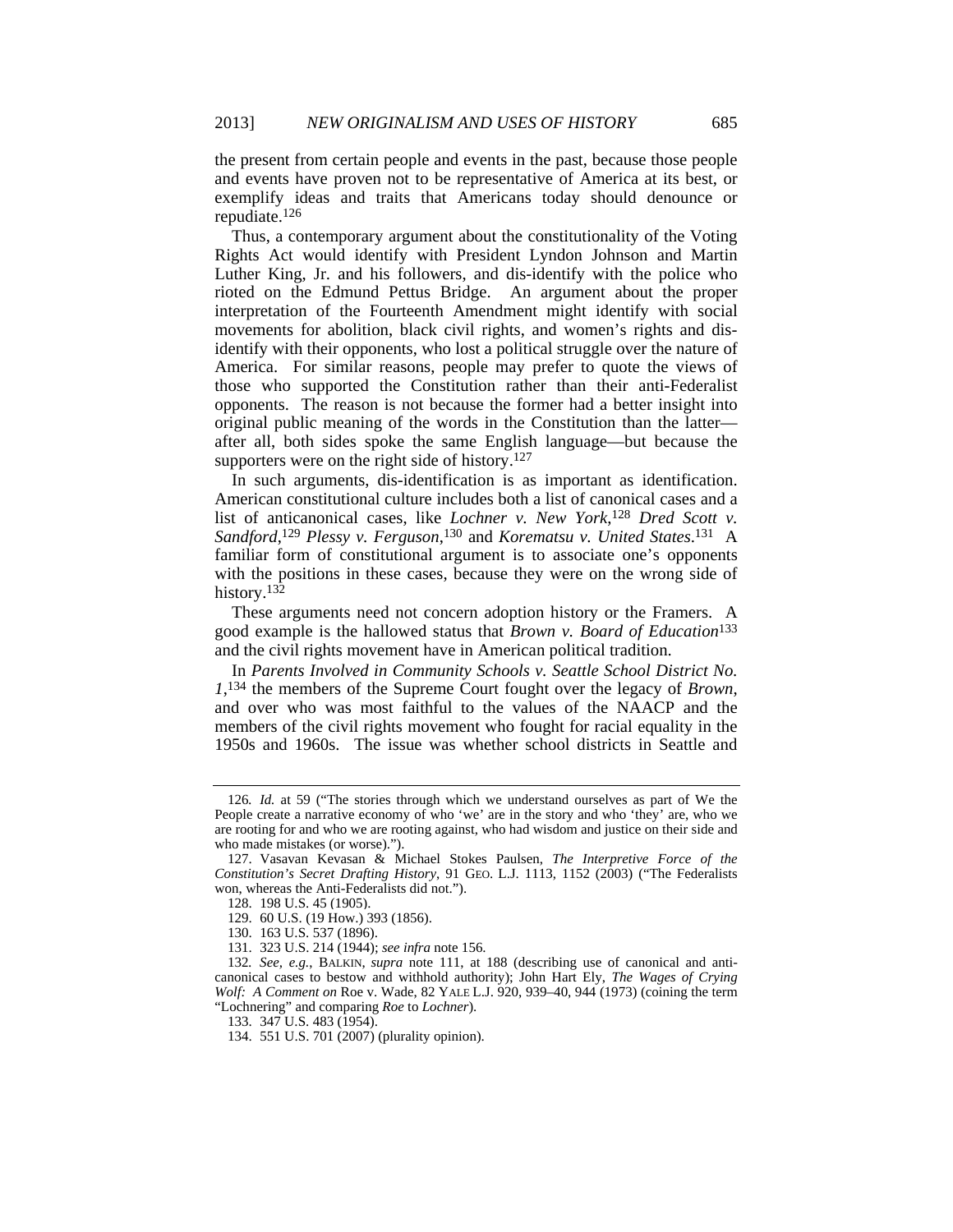the present from certain people and events in the past, because those people and events have proven not to be representative of America at its best, or exemplify ideas and traits that Americans today should denounce or repudiate.[126]

Thus, a contemporary argument about the constitutionality of the Voting Rights Act would identify with President Lyndon Johnson and Martin Luther King, Jr. and his followers, and dis-identify with the police who rioted on the Edmund Pettus Bridge. An argument about the proper interpretation of the Fourteenth Amendment might identify with social movements for abolition, black civil rights, and women's rights and dis-identify with their opponents, who lost a political struggle over the nature of America. For similar reasons, people may prefer to quote the views of those who supported the Constitution rather than their anti-Federalist opponents. The reason is not because the former had a better insight into original public meaning of the words in the Constitution than the latter—after all, both sides spoke the same English language—but because the supporters were on the right side of history.[127]

In such arguments, dis-identification is as important as identification. American constitutional culture includes both a list of canonical cases and a list of anticanonical cases, like *Lochner v. New York*,[128] *Dred Scott v. Sandford*,[129] *Plessy v. Ferguson*,[130] and *Korematsu v. United States*.[131] A familiar form of constitutional argument is to associate one's opponents with the positions in these cases, because they were on the wrong side of history.[132]

These arguments need not concern adoption history or the Framers. A good example is the hallowed status that *Brown v. Board of Education*[133] and the civil rights movement have in American political tradition.

In *Parents Involved in Community Schools v. Seattle School District No. 1*,[134] the members of the Supreme Court fought over the legacy of *Brown*, and over who was most faithful to the values of the NAACP and the members of the civil rights movement who fought for racial equality in the 1950s and 1960s. The issue was whether school districts in Seattle and

---

126. *Id.* at 59 ("The stories through which we understand ourselves as part of We the People create a narrative economy of who 'we' are in the story and who 'they' are, who we are rooting for and who we are rooting against, who had wisdom and justice on their side and who made mistakes (or worse).").

127. Vasavan Kevasan & Michael Stokes Paulsen, *The Interpretive Force of the Constitution's Secret Drafting History*, 91 GEO. L.J. 1113, 1152 (2003) ("The Federalists won, whereas the Anti-Federalists did not.").

128. 198 U.S. 45 (1905).

129. 60 U.S. (19 How.) 393 (1856).

130. 163 U.S. 537 (1896).

131. 323 U.S. 214 (1944); *see infra* note 156.

132. *See, e.g.*, BALKIN, *supra* note 111, at 188 (describing use of canonical and anti-canonical cases to bestow and withhold authority); John Hart Ely, *The Wages of Crying Wolf: A Comment on* Roe v. Wade, 82 YALE L.J. 920, 939–40, 944 (1973) (coining the term "Lochnering" and comparing *Roe* to *Lochner*).

133. 347 U.S. 483 (1954).

134. 551 U.S. 701 (2007) (plurality opinion).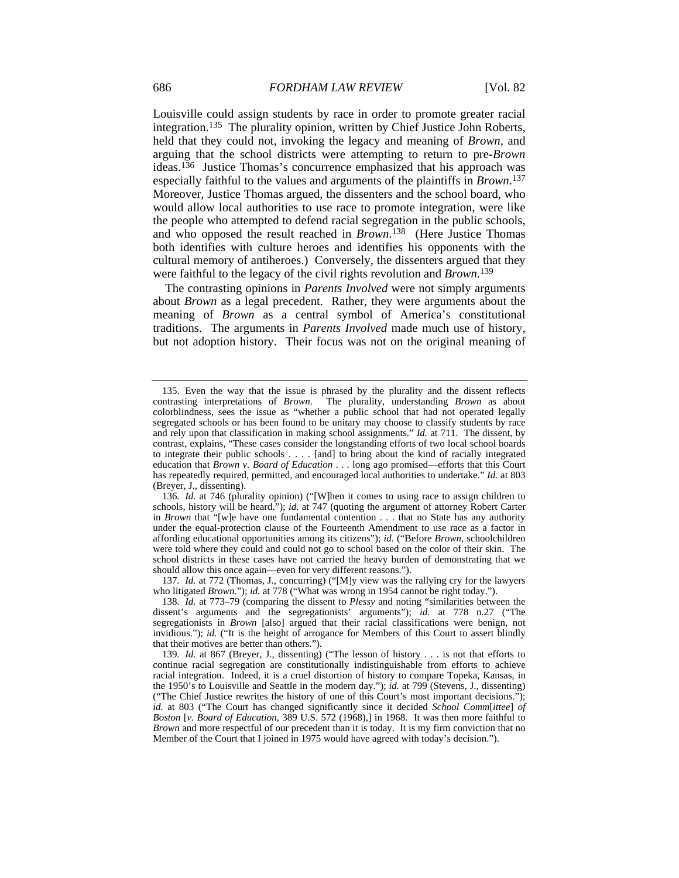Louisville could assign students by race in order to promote greater racial integration.[135] The plurality opinion, written by Chief Justice John Roberts, held that they could not, invoking the legacy and meaning of *Brown*, and arguing that the school districts were attempting to return to pre-*Brown* ideas.[136] Justice Thomas's concurrence emphasized that his approach was especially faithful to the values and arguments of the plaintiffs in *Brown*.[137] Moreover, Justice Thomas argued, the dissenters and the school board, who would allow local authorities to use race to promote integration, were like the people who attempted to defend racial segregation in the public schools, and who opposed the result reached in *Brown*.[138] (Here Justice Thomas both identifies with culture heroes and identifies his opponents with the cultural memory of antiheroes.) Conversely, the dissenters argued that they were faithful to the legacy of the civil rights revolution and *Brown*.[139]

The contrasting opinions in *Parents Involved* were not simply arguments about *Brown* as a legal precedent. Rather, they were arguments about the meaning of *Brown* as a central symbol of America's constitutional traditions. The arguments in *Parents Involved* made much use of history, but not adoption history. Their focus was not on the original meaning of

---

135. Even the way that the issue is phrased by the plurality and the dissent reflects contrasting interpretations of *Brown*. The plurality, understanding *Brown* as about colorblindness, sees the issue as "whether a public school that had not operated legally segregated schools or has been found to be unitary may choose to classify students by race and rely upon that classification in making school assignments." *Id.* at 711. The dissent, by contrast, explains, "These cases consider the longstanding efforts of two local school boards to integrate their public schools . . . . [and] to bring about the kind of racially integrated education that *Brown v. Board of Education* . . . long ago promised—efforts that this Court has repeatedly required, permitted, and encouraged local authorities to undertake." *Id.* at 803 (Breyer, J., dissenting).

136. *Id.* at 746 (plurality opinion) ("[W]hen it comes to using race to assign children to schools, history will be heard."); *id.* at 747 (quoting the argument of attorney Robert Carter in *Brown* that "[w]e have one fundamental contention . . . that no State has any authority under the equal-protection clause of the Fourteenth Amendment to use race as a factor in affording educational opportunities among its citizens"); *id.* ("Before *Brown*, schoolchildren were told where they could and could not go to school based on the color of their skin. The school districts in these cases have not carried the heavy burden of demonstrating that we should allow this once again—even for very different reasons.").

137. *Id.* at 772 (Thomas, J., concurring) ("[M]y view was the rallying cry for the lawyers who litigated *Brown*."); *id.* at 778 ("What was wrong in 1954 cannot be right today.").

138. *Id.* at 773–79 (comparing the dissent to *Plessy* and noting "similarities between the dissent's arguments and the segregationists' arguments"); *id.* at 778 n.27 ("The segregationists in *Brown* [also] argued that their racial classifications were benign, not invidious."); *id.* ("It is the height of arrogance for Members of this Court to assert blindly that their motives are better than others.").

139. *Id.* at 867 (Breyer, J., dissenting) ("The lesson of history . . . is not that efforts to continue racial segregation are constitutionally indistinguishable from efforts to achieve racial integration. Indeed, it is a cruel distortion of history to compare Topeka, Kansas, in the 1950's to Louisville and Seattle in the modern day."); *id.* at 799 (Stevens, J., dissenting) ("The Chief Justice rewrites the history of one of this Court's most important decisions."); *id.* at 803 ("The Court has changed significantly since it decided *School Comm*[*ittee*] *of Boston* [*v. Board of Education*, 389 U.S. 572 (1968),] in 1968. It was then more faithful to *Brown* and more respectful of our precedent than it is today. It is my firm conviction that no Member of the Court that I joined in 1975 would have agreed with today's decision.").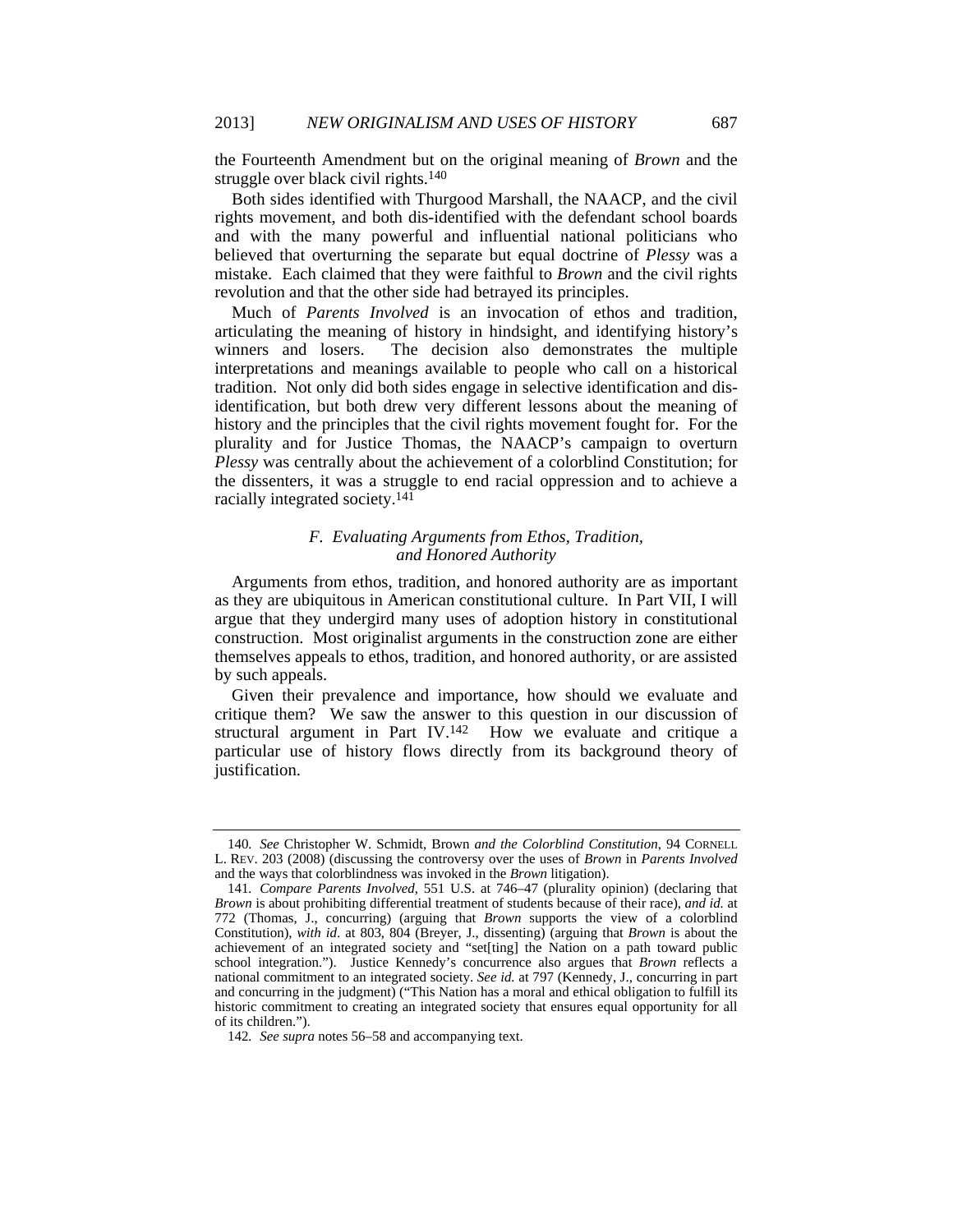the Fourteenth Amendment but on the original meaning of *Brown* and the struggle over black civil rights.[140]

Both sides identified with Thurgood Marshall, the NAACP, and the civil rights movement, and both dis-identified with the defendant school boards and with the many powerful and influential national politicians who believed that overturning the separate but equal doctrine of *Plessy* was a mistake. Each claimed that they were faithful to *Brown* and the civil rights revolution and that the other side had betrayed its principles.

Much of *Parents Involved* is an invocation of ethos and tradition, articulating the meaning of history in hindsight, and identifying history's winners and losers. The decision also demonstrates the multiple interpretations and meanings available to people who call on a historical tradition. Not only did both sides engage in selective identification and dis-identification, but both drew very different lessons about the meaning of history and the principles that the civil rights movement fought for. For the plurality and for Justice Thomas, the NAACP's campaign to overturn *Plessy* was centrally about the achievement of a colorblind Constitution; for the dissenters, it was a struggle to end racial oppression and to achieve a racially integrated society.[141]

### *F. Evaluating Arguments from Ethos, Tradition, and Honored Authority*

Arguments from ethos, tradition, and honored authority are as important as they are ubiquitous in American constitutional culture. In Part VII, I will argue that they undergird many uses of adoption history in constitutional construction. Most originalist arguments in the construction zone are either themselves appeals to ethos, tradition, and honored authority, or are assisted by such appeals.

Given their prevalence and importance, how should we evaluate and critique them? We saw the answer to this question in our discussion of structural argument in Part IV.[142] How we evaluate and critique a particular use of history flows directly from its background theory of justification.

---

140. *See* Christopher W. Schmidt, Brown *and the Colorblind Constitution*, 94 CORNELL L. REV. 203 (2008) (discussing the controversy over the uses of *Brown* in *Parents Involved* and the ways that colorblindness was invoked in the *Brown* litigation).

141. *Compare Parents Involved*, 551 U.S. at 746–47 (plurality opinion) (declaring that *Brown* is about prohibiting differential treatment of students because of their race), *and id.* at 772 (Thomas, J., concurring) (arguing that *Brown* supports the view of a colorblind Constitution), *with id.* at 803, 804 (Breyer, J., dissenting) (arguing that *Brown* is about the achievement of an integrated society and "set[ting] the Nation on a path toward public school integration."). Justice Kennedy's concurrence also argues that *Brown* reflects a national commitment to an integrated society. *See id.* at 797 (Kennedy, J., concurring in part and concurring in the judgment) ("This Nation has a moral and ethical obligation to fulfill its historic commitment to creating an integrated society that ensures equal opportunity for all of its children.").

142. *See supra* notes 56–58 and accompanying text.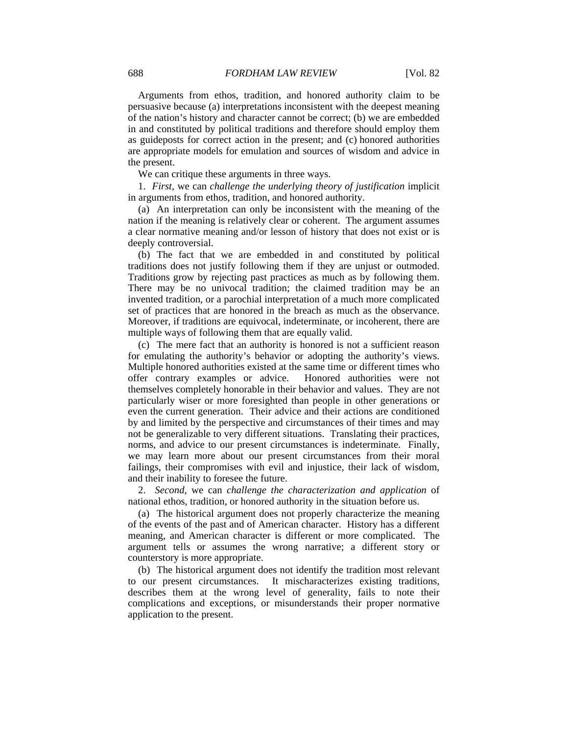Arguments from ethos, tradition, and honored authority claim to be persuasive because (a) interpretations inconsistent with the deepest meaning of the nation's history and character cannot be correct; (b) we are embedded in and constituted by political traditions and therefore should employ them as guideposts for correct action in the present; and (c) honored authorities are appropriate models for emulation and sources of wisdom and advice in the present.

We can critique these arguments in three ways.

1. *First*, we can *challenge the underlying theory of justification* implicit in arguments from ethos, tradition, and honored authority.

(a) An interpretation can only be inconsistent with the meaning of the nation if the meaning is relatively clear or coherent. The argument assumes a clear normative meaning and/or lesson of history that does not exist or is deeply controversial.

(b) The fact that we are embedded in and constituted by political traditions does not justify following them if they are unjust or outmoded. Traditions grow by rejecting past practices as much as by following them. There may be no univocal tradition; the claimed tradition may be an invented tradition, or a parochial interpretation of a much more complicated set of practices that are honored in the breach as much as the observance. Moreover, if traditions are equivocal, indeterminate, or incoherent, there are multiple ways of following them that are equally valid.

(c) The mere fact that an authority is honored is not a sufficient reason for emulating the authority's behavior or adopting the authority's views. Multiple honored authorities existed at the same time or different times who offer contrary examples or advice. Honored authorities were not themselves completely honorable in their behavior and values. They are not particularly wiser or more foresighted than people in other generations or even the current generation. Their advice and their actions are conditioned by and limited by the perspective and circumstances of their times and may not be generalizable to very different situations. Translating their practices, norms, and advice to our present circumstances is indeterminate. Finally, we may learn more about our present circumstances from their moral failings, their compromises with evil and injustice, their lack of wisdom, and their inability to foresee the future.

2. *Second*, we can *challenge the characterization and application* of national ethos, tradition, or honored authority in the situation before us.

(a) The historical argument does not properly characterize the meaning of the events of the past and of American character. History has a different meaning, and American character is different or more complicated. The argument tells or assumes the wrong narrative; a different story or counterstory is more appropriate.

(b) The historical argument does not identify the tradition most relevant to our present circumstances. It mischaracterizes existing traditions, describes them at the wrong level of generality, fails to note their complications and exceptions, or misunderstands their proper normative application to the present.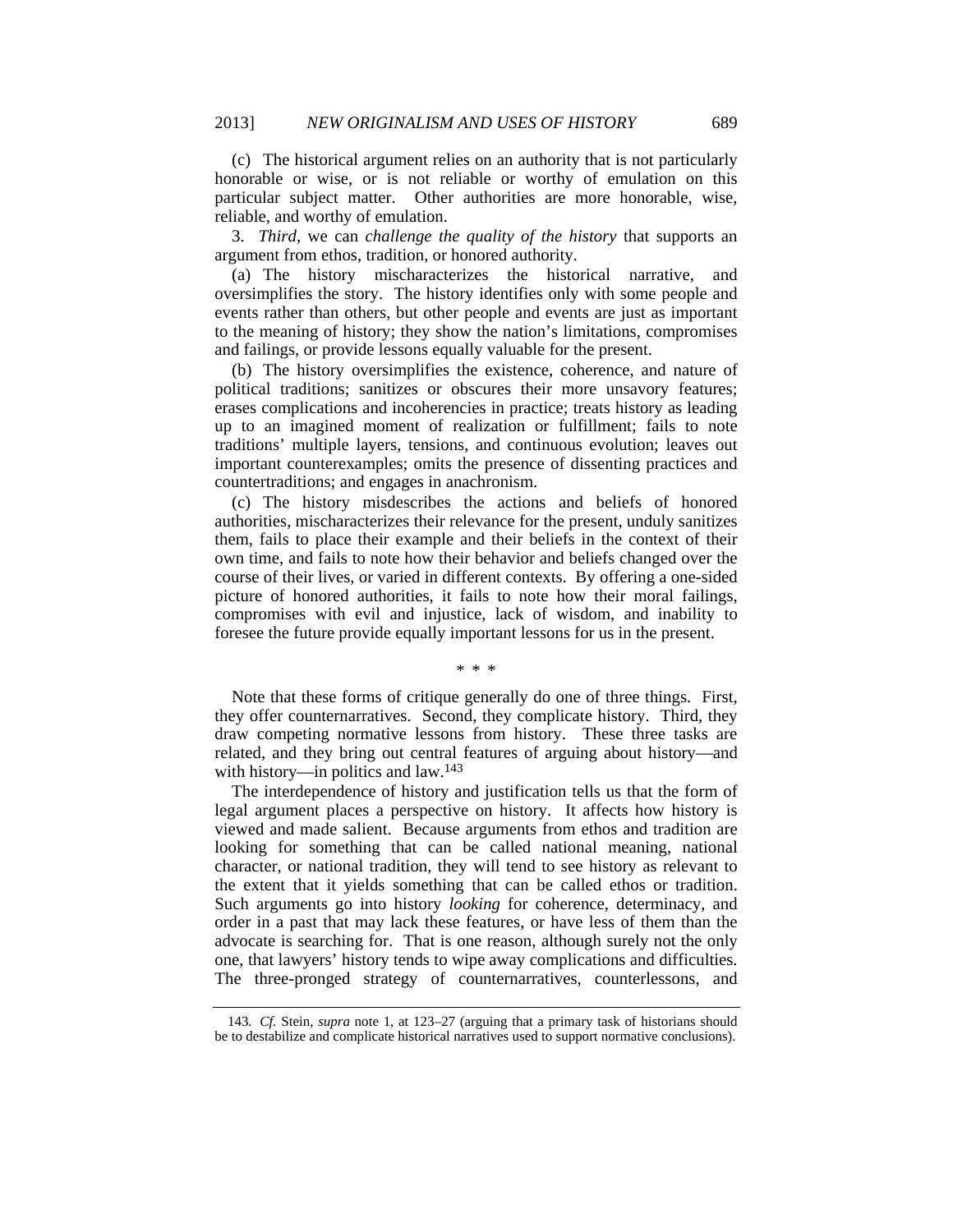(c) The historical argument relies on an authority that is not particularly honorable or wise, or is not reliable or worthy of emulation on this particular subject matter. Other authorities are more honorable, wise, reliable, and worthy of emulation.

3. *Third*, we can *challenge the quality of the history* that supports an argument from ethos, tradition, or honored authority.

(a) The history mischaracterizes the historical narrative, and oversimplifies the story. The history identifies only with some people and events rather than others, but other people and events are just as important to the meaning of history; they show the nation's limitations, compromises and failings, or provide lessons equally valuable for the present.

(b) The history oversimplifies the existence, coherence, and nature of political traditions; sanitizes or obscures their more unsavory features; erases complications and incoherencies in practice; treats history as leading up to an imagined moment of realization or fulfillment; fails to note traditions' multiple layers, tensions, and continuous evolution; leaves out important counterexamples; omits the presence of dissenting practices and countertraditions; and engages in anachronism.

(c) The history misdescribes the actions and beliefs of honored authorities, mischaracterizes their relevance for the present, unduly sanitizes them, fails to place their example and their beliefs in the context of their own time, and fails to note how their behavior and beliefs changed over the course of their lives, or varied in different contexts. By offering a one-sided picture of honored authorities, it fails to note how their moral failings, compromises with evil and injustice, lack of wisdom, and inability to foresee the future provide equally important lessons for us in the present.

\* \* \*

Note that these forms of critique generally do one of three things. First, they offer counternarratives. Second, they complicate history. Third, they draw competing normative lessons from history. These three tasks are related, and they bring out central features of arguing about history—and with history—in politics and law.[143]

The interdependence of history and justification tells us that the form of legal argument places a perspective on history. It affects how history is viewed and made salient. Because arguments from ethos and tradition are looking for something that can be called national meaning, national character, or national tradition, they will tend to see history as relevant to the extent that it yields something that can be called ethos or tradition. Such arguments go into history *looking* for coherence, determinacy, and order in a past that may lack these features, or have less of them than the advocate is searching for. That is one reason, although surely not the only one, that lawyers' history tends to wipe away complications and difficulties. The three-pronged strategy of counternarratives, counterlessons, and

143. *Cf.* Stein, *supra* note 1, at 123–27 (arguing that a primary task of historians should be to destabilize and complicate historical narratives used to support normative conclusions).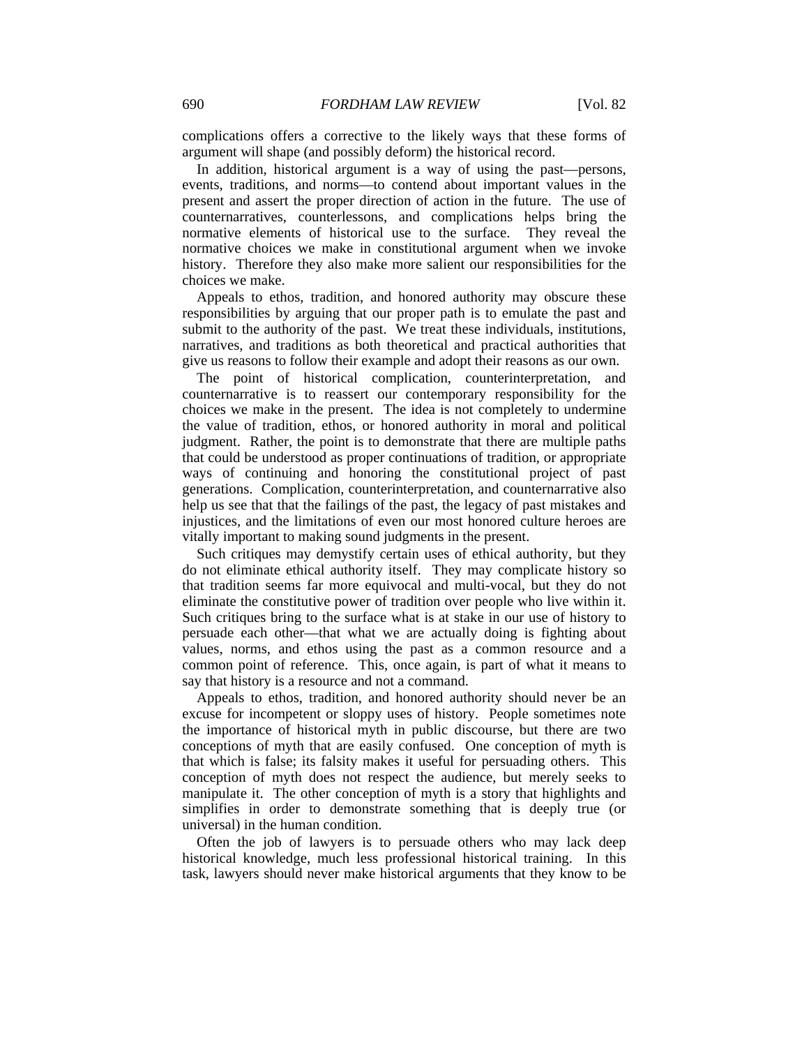complications offers a corrective to the likely ways that these forms of argument will shape (and possibly deform) the historical record.

In addition, historical argument is a way of using the past—persons, events, traditions, and norms—to contend about important values in the present and assert the proper direction of action in the future. The use of counternarratives, counterlessons, and complications helps bring the normative elements of historical use to the surface. They reveal the normative choices we make in constitutional argument when we invoke history. Therefore they also make more salient our responsibilities for the choices we make.

Appeals to ethos, tradition, and honored authority may obscure these responsibilities by arguing that our proper path is to emulate the past and submit to the authority of the past. We treat these individuals, institutions, narratives, and traditions as both theoretical and practical authorities that give us reasons to follow their example and adopt their reasons as our own.

The point of historical complication, counterinterpretation, and counternarrative is to reassert our contemporary responsibility for the choices we make in the present. The idea is not completely to undermine the value of tradition, ethos, or honored authority in moral and political judgment. Rather, the point is to demonstrate that there are multiple paths that could be understood as proper continuations of tradition, or appropriate ways of continuing and honoring the constitutional project of past generations. Complication, counterinterpretation, and counternarrative also help us see that that the failings of the past, the legacy of past mistakes and injustices, and the limitations of even our most honored culture heroes are vitally important to making sound judgments in the present.

Such critiques may demystify certain uses of ethical authority, but they do not eliminate ethical authority itself. They may complicate history so that tradition seems far more equivocal and multi-vocal, but they do not eliminate the constitutive power of tradition over people who live within it. Such critiques bring to the surface what is at stake in our use of history to persuade each other—that what we are actually doing is fighting about values, norms, and ethos using the past as a common resource and a common point of reference. This, once again, is part of what it means to say that history is a resource and not a command.

Appeals to ethos, tradition, and honored authority should never be an excuse for incompetent or sloppy uses of history. People sometimes note the importance of historical myth in public discourse, but there are two conceptions of myth that are easily confused. One conception of myth is that which is false; its falsity makes it useful for persuading others. This conception of myth does not respect the audience, but merely seeks to manipulate it. The other conception of myth is a story that highlights and simplifies in order to demonstrate something that is deeply true (or universal) in the human condition.

Often the job of lawyers is to persuade others who may lack deep historical knowledge, much less professional historical training. In this task, lawyers should never make historical arguments that they know to be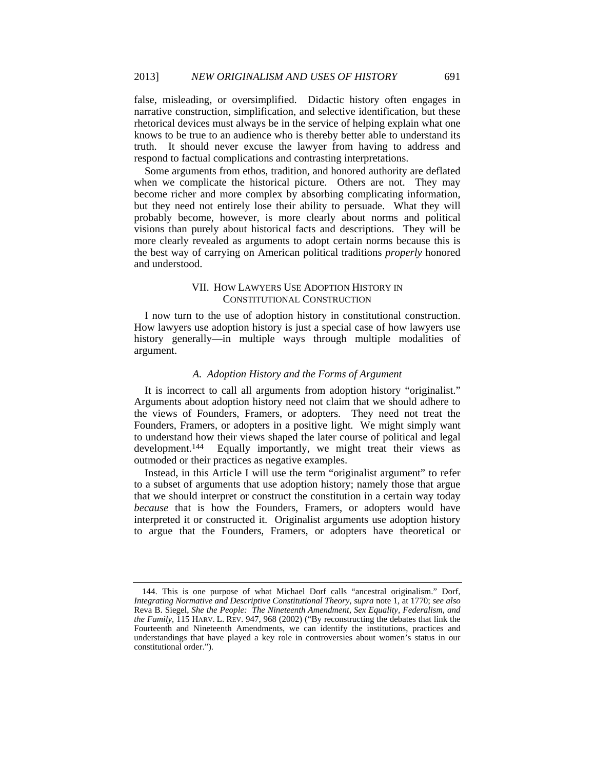false, misleading, or oversimplified. Didactic history often engages in narrative construction, simplification, and selective identification, but these rhetorical devices must always be in the service of helping explain what one knows to be true to an audience who is thereby better able to understand its truth. It should never excuse the lawyer from having to address and respond to factual complications and contrasting interpretations.

Some arguments from ethos, tradition, and honored authority are deflated when we complicate the historical picture. Others are not. They may become richer and more complex by absorbing complicating information, but they need not entirely lose their ability to persuade. What they will probably become, however, is more clearly about norms and political visions than purely about historical facts and descriptions. They will be more clearly revealed as arguments to adopt certain norms because this is the best way of carrying on American political traditions *properly* honored and understood.

## VII. HOW LAWYERS USE ADOPTION HISTORY IN CONSTITUTIONAL CONSTRUCTION

I now turn to the use of adoption history in constitutional construction. How lawyers use adoption history is just a special case of how lawyers use history generally—in multiple ways through multiple modalities of argument.

### *A. Adoption History and the Forms of Argument*

It is incorrect to call all arguments from adoption history "originalist." Arguments about adoption history need not claim that we should adhere to the views of Founders, Framers, or adopters. They need not treat the Founders, Framers, or adopters in a positive light. We might simply want to understand how their views shaped the later course of political and legal development.[144] Equally importantly, we might treat their views as outmoded or their practices as negative examples.

Instead, in this Article I will use the term "originalist argument" to refer to a subset of arguments that use adoption history; namely those that argue that we should interpret or construct the constitution in a certain way today *because* that is how the Founders, Framers, or adopters would have interpreted it or constructed it. Originalist arguments use adoption history to argue that the Founders, Framers, or adopters have theoretical or

---

144. This is one purpose of what Michael Dorf calls "ancestral originalism." Dorf, *Integrating Normative and Descriptive Constitutional Theory*, *supra* note 1, at 1770; *see also* Reva B. Siegel, *She the People: The Nineteenth Amendment, Sex Equality, Federalism, and the Family*, 115 HARV. L. REV. 947, 968 (2002) ("By reconstructing the debates that link the Fourteenth and Nineteenth Amendments, we can identify the institutions, practices and understandings that have played a key role in controversies about women's status in our constitutional order.").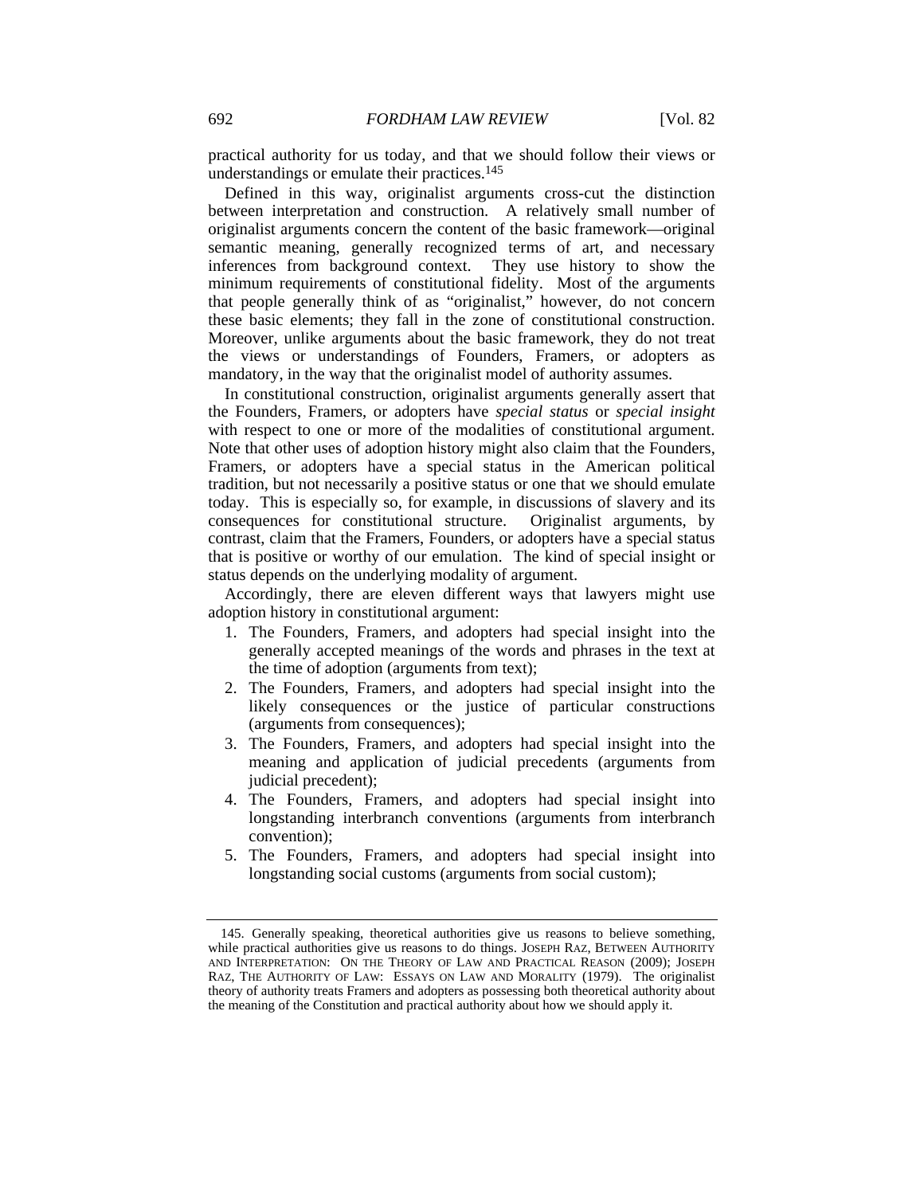practical authority for us today, and that we should follow their views or understandings or emulate their practices.[145]

Defined in this way, originalist arguments cross-cut the distinction between interpretation and construction. A relatively small number of originalist arguments concern the content of the basic framework—original semantic meaning, generally recognized terms of art, and necessary inferences from background context. They use history to show the minimum requirements of constitutional fidelity. Most of the arguments that people generally think of as "originalist," however, do not concern these basic elements; they fall in the zone of constitutional construction. Moreover, unlike arguments about the basic framework, they do not treat the views or understandings of Founders, Framers, or adopters as mandatory, in the way that the originalist model of authority assumes.

In constitutional construction, originalist arguments generally assert that the Founders, Framers, or adopters have *special status* or *special insight* with respect to one or more of the modalities of constitutional argument. Note that other uses of adoption history might also claim that the Founders, Framers, or adopters have a special status in the American political tradition, but not necessarily a positive status or one that we should emulate today. This is especially so, for example, in discussions of slavery and its consequences for constitutional structure. Originalist arguments, by contrast, claim that the Framers, Founders, or adopters have a special status that is positive or worthy of our emulation. The kind of special insight or status depends on the underlying modality of argument.

Accordingly, there are eleven different ways that lawyers might use adoption history in constitutional argument:

1. The Founders, Framers, and adopters had special insight into the generally accepted meanings of the words and phrases in the text at the time of adoption (arguments from text);
2. The Founders, Framers, and adopters had special insight into the likely consequences or the justice of particular constructions (arguments from consequences);
3. The Founders, Framers, and adopters had special insight into the meaning and application of judicial precedents (arguments from judicial precedent);
4. The Founders, Framers, and adopters had special insight into longstanding interbranch conventions (arguments from interbranch convention);
5. The Founders, Framers, and adopters had special insight into longstanding social customs (arguments from social custom);

---

145. Generally speaking, theoretical authorities give us reasons to believe something, while practical authorities give us reasons to do things. JOSEPH RAZ, BETWEEN AUTHORITY AND INTERPRETATION: ON THE THEORY OF LAW AND PRACTICAL REASON (2009); JOSEPH RAZ, THE AUTHORITY OF LAW: ESSAYS ON LAW AND MORALITY (1979). The originalist theory of authority treats Framers and adopters as possessing both theoretical authority about the meaning of the Constitution and practical authority about how we should apply it.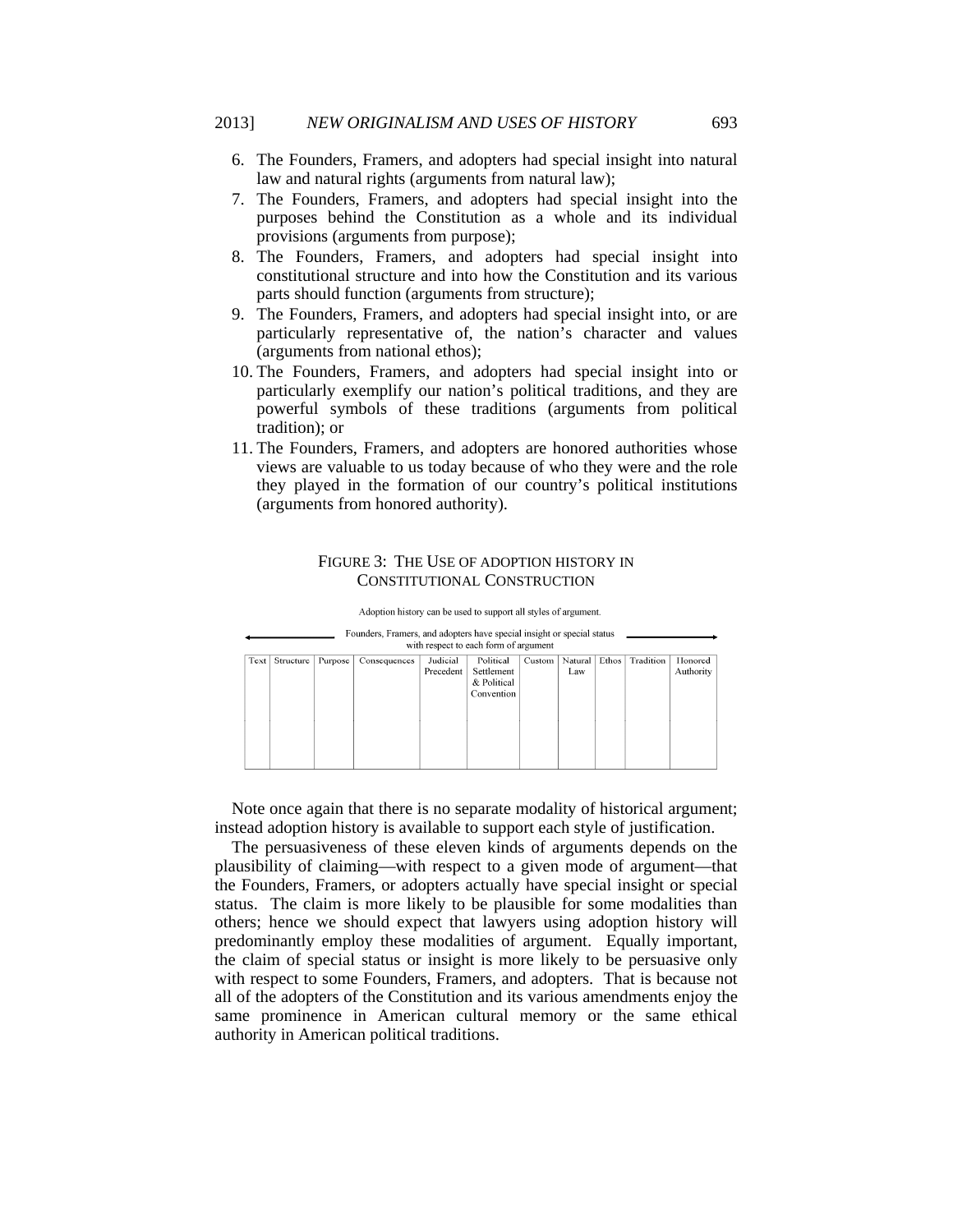6. The Founders, Framers, and adopters had special insight into natural law and natural rights (arguments from natural law);
7. The Founders, Framers, and adopters had special insight into the purposes behind the Constitution as a whole and its individual provisions (arguments from purpose);
8. The Founders, Framers, and adopters had special insight into constitutional structure and into how the Constitution and its various parts should function (arguments from structure);
9. The Founders, Framers, and adopters had special insight into, or are particularly representative of, the nation's character and values (arguments from national ethos);
10. The Founders, Framers, and adopters had special insight into or particularly exemplify our nation's political traditions, and they are powerful symbols of these traditions (arguments from political tradition); or
11. The Founders, Framers, and adopters are honored authorities whose views are valuable to us today because of who they were and the role they played in the formation of our country's political institutions (arguments from honored authority).

FIGURE 3: THE USE OF ADOPTION HISTORY IN CONSTITUTIONAL CONSTRUCTION

Adoption history can be used to support all styles of argument.

← Founders, Framers, and adopters have special insight or special status with respect to each form of argument →

| Text | Structure | Purpose | Consequences | Judicial Precedent | Political Settlement & Political Convention | Custom | Natural Law | Ethos | Tradition | Honored Authority |
|---|---|---|---|---|---|---|---|---|---|---|
| | | | | | | | | | | |

Note once again that there is no separate modality of historical argument; instead adoption history is available to support each style of justification.

The persuasiveness of these eleven kinds of arguments depends on the plausibility of claiming—with respect to a given mode of argument—that the Founders, Framers, or adopters actually have special insight or special status. The claim is more likely to be plausible for some modalities than others; hence we should expect that lawyers using adoption history will predominantly employ these modalities of argument. Equally important, the claim of special status or insight is more likely to be persuasive only with respect to some Founders, Framers, and adopters. That is because not all of the adopters of the Constitution and its various amendments enjoy the same prominence in American cultural memory or the same ethical authority in American political traditions.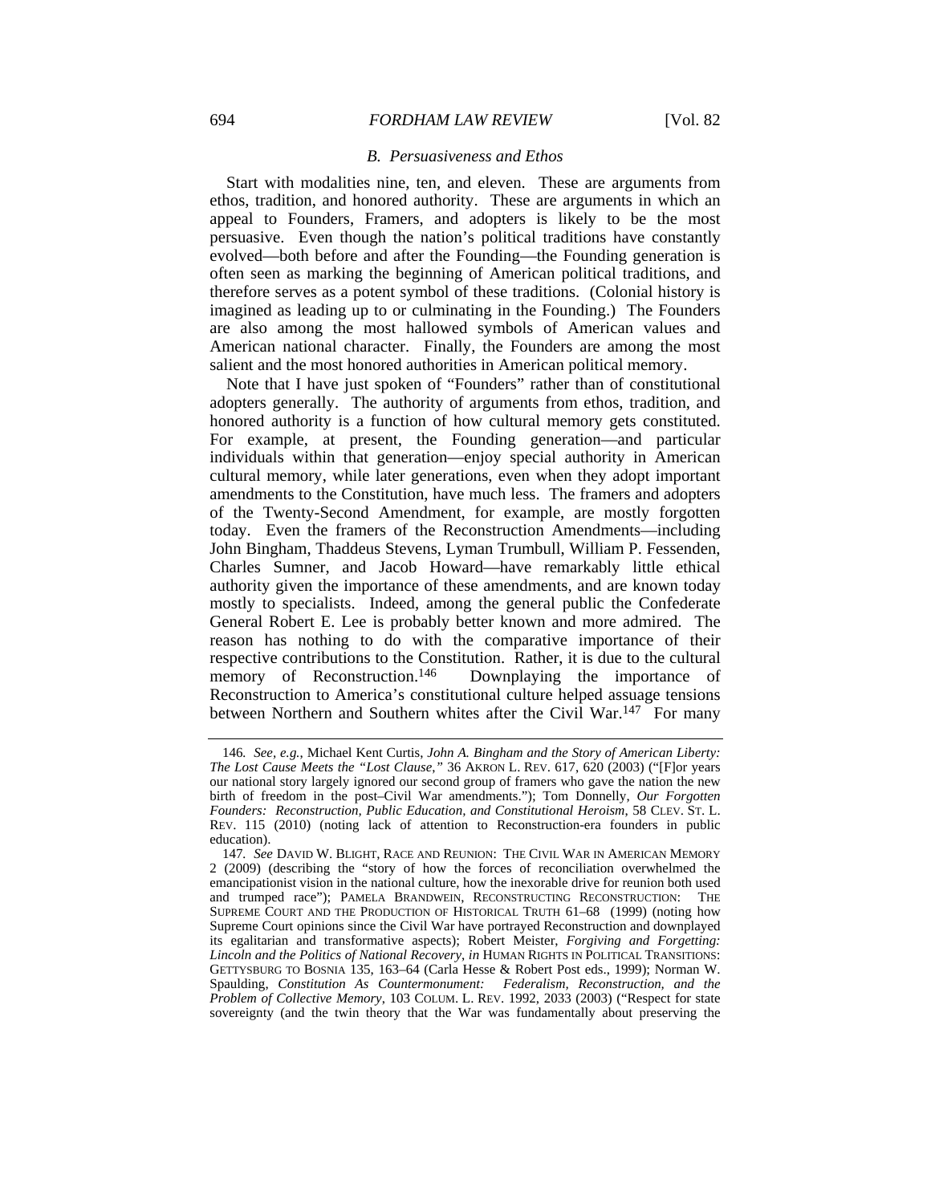### *B. Persuasiveness and Ethos*

Start with modalities nine, ten, and eleven. These are arguments from ethos, tradition, and honored authority. These are arguments in which an appeal to Founders, Framers, and adopters is likely to be the most persuasive. Even though the nation's political traditions have constantly evolved—both before and after the Founding—the Founding generation is often seen as marking the beginning of American political traditions, and therefore serves as a potent symbol of these traditions. (Colonial history is imagined as leading up to or culminating in the Founding.) The Founders are also among the most hallowed symbols of American values and American national character. Finally, the Founders are among the most salient and the most honored authorities in American political memory.

Note that I have just spoken of "Founders" rather than of constitutional adopters generally. The authority of arguments from ethos, tradition, and honored authority is a function of how cultural memory gets constituted. For example, at present, the Founding generation—and particular individuals within that generation—enjoy special authority in American cultural memory, while later generations, even when they adopt important amendments to the Constitution, have much less. The framers and adopters of the Twenty-Second Amendment, for example, are mostly forgotten today. Even the framers of the Reconstruction Amendments—including John Bingham, Thaddeus Stevens, Lyman Trumbull, William P. Fessenden, Charles Sumner, and Jacob Howard—have remarkably little ethical authority given the importance of these amendments, and are known today mostly to specialists. Indeed, among the general public the Confederate General Robert E. Lee is probably better known and more admired. The reason has nothing to do with the comparative importance of their respective contributions to the Constitution. Rather, it is due to the cultural memory of Reconstruction.[146] Downplaying the importance of Reconstruction to America's constitutional culture helped assuage tensions between Northern and Southern whites after the Civil War.[147] For many

---

146. *See, e.g.*, Michael Kent Curtis, *John A. Bingham and the Story of American Liberty: The Lost Cause Meets the "Lost Clause,"* 36 AKRON L. REV. 617, 620 (2003) ("[F]or years our national story largely ignored our second group of framers who gave the nation the new birth of freedom in the post–Civil War amendments."); Tom Donnelly, *Our Forgotten Founders: Reconstruction, Public Education, and Constitutional Heroism*, 58 CLEV. ST. L. REV. 115 (2010) (noting lack of attention to Reconstruction-era founders in public education).

147. *See* DAVID W. BLIGHT, RACE AND REUNION: THE CIVIL WAR IN AMERICAN MEMORY 2 (2009) (describing the "story of how the forces of reconciliation overwhelmed the emancipationist vision in the national culture, how the inexorable drive for reunion both used and trumped race"); PAMELA BRANDWEIN, RECONSTRUCTING RECONSTRUCTION: THE SUPREME COURT AND THE PRODUCTION OF HISTORICAL TRUTH 61–68 (1999) (noting how Supreme Court opinions since the Civil War have portrayed Reconstruction and downplayed its egalitarian and transformative aspects); Robert Meister, *Forgiving and Forgetting: Lincoln and the Politics of National Recovery*, *in* HUMAN RIGHTS IN POLITICAL TRANSITIONS: GETTYSBURG TO BOSNIA 135, 163–64 (Carla Hesse & Robert Post eds., 1999); Norman W. Spaulding, *Constitution As Countermonument: Federalism, Reconstruction, and the Problem of Collective Memory*, 103 COLUM. L. REV. 1992, 2033 (2003) ("Respect for state sovereignty (and the twin theory that the War was fundamentally about preserving the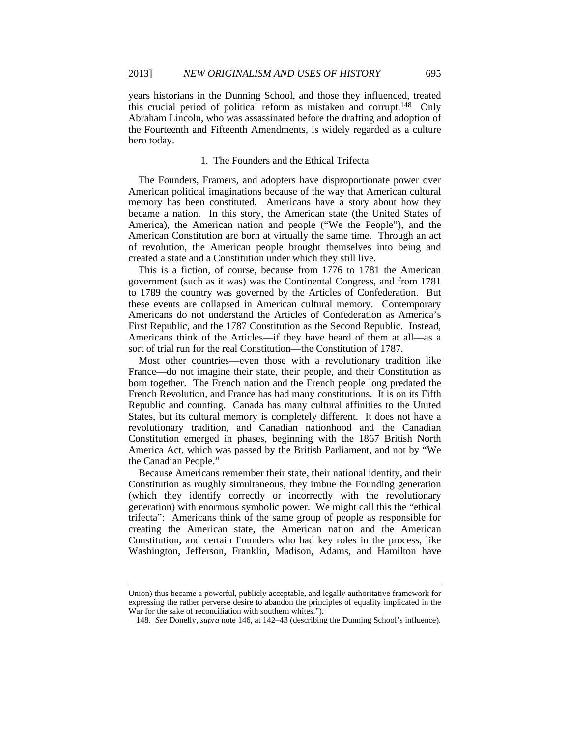years historians in the Dunning School, and those they influenced, treated this crucial period of political reform as mistaken and corrupt.[148] Only Abraham Lincoln, who was assassinated before the drafting and adoption of the Fourteenth and Fifteenth Amendments, is widely regarded as a culture hero today.

### 1. The Founders and the Ethical Trifecta

The Founders, Framers, and adopters have disproportionate power over American political imaginations because of the way that American cultural memory has been constituted. Americans have a story about how they became a nation. In this story, the American state (the United States of America), the American nation and people ("We the People"), and the American Constitution are born at virtually the same time. Through an act of revolution, the American people brought themselves into being and created a state and a Constitution under which they still live.

This is a fiction, of course, because from 1776 to 1781 the American government (such as it was) was the Continental Congress, and from 1781 to 1789 the country was governed by the Articles of Confederation. But these events are collapsed in American cultural memory. Contemporary Americans do not understand the Articles of Confederation as America's First Republic, and the 1787 Constitution as the Second Republic. Instead, Americans think of the Articles—if they have heard of them at all—as a sort of trial run for the real Constitution—the Constitution of 1787.

Most other countries—even those with a revolutionary tradition like France—do not imagine their state, their people, and their Constitution as born together. The French nation and the French people long predated the French Revolution, and France has had many constitutions. It is on its Fifth Republic and counting. Canada has many cultural affinities to the United States, but its cultural memory is completely different. It does not have a revolutionary tradition, and Canadian nationhood and the Canadian Constitution emerged in phases, beginning with the 1867 British North America Act, which was passed by the British Parliament, and not by "We the Canadian People."

Because Americans remember their state, their national identity, and their Constitution as roughly simultaneous, they imbue the Founding generation (which they identify correctly or incorrectly with the revolutionary generation) with enormous symbolic power. We might call this the "ethical trifecta": Americans think of the same group of people as responsible for creating the American state, the American nation and the American Constitution, and certain Founders who had key roles in the process, like Washington, Jefferson, Franklin, Madison, Adams, and Hamilton have

---

Union) thus became a powerful, publicly acceptable, and legally authoritative framework for expressing the rather perverse desire to abandon the principles of equality implicated in the War for the sake of reconciliation with southern whites.").

148. *See* Donelly, *supra* note 146, at 142–43 (describing the Dunning School's influence).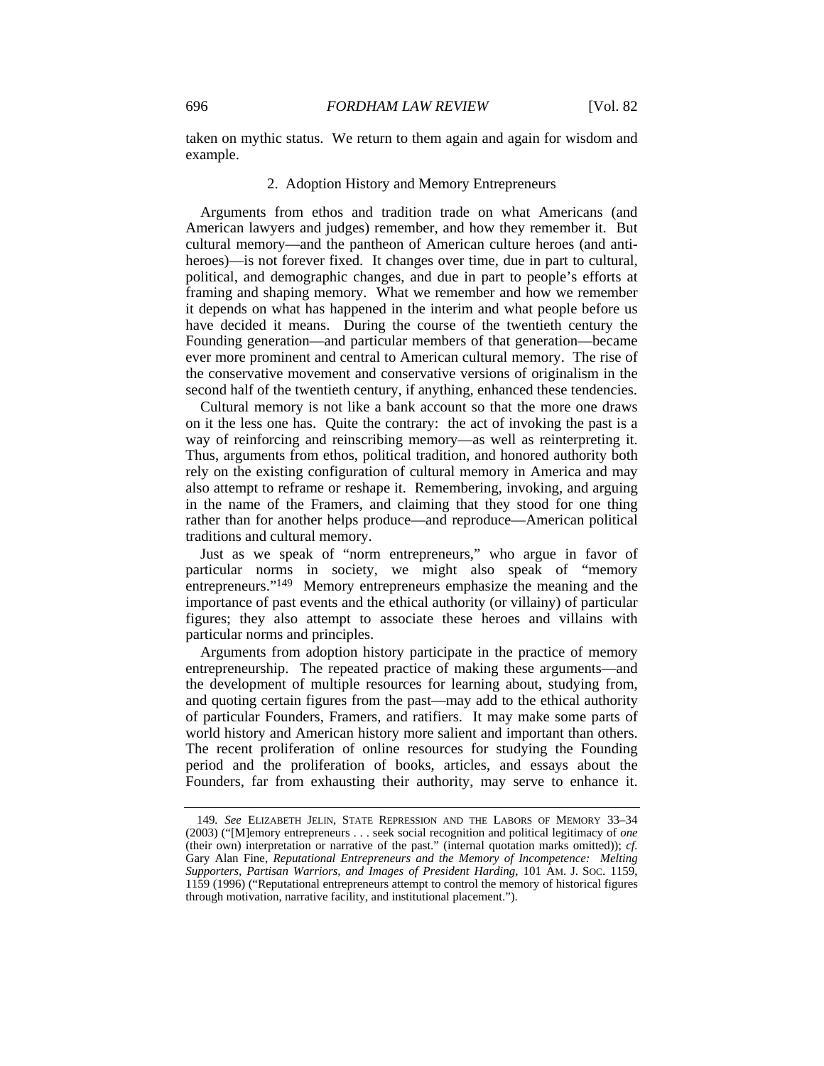taken on mythic status. We return to them again and again for wisdom and example.

### 2. Adoption History and Memory Entrepreneurs

Arguments from ethos and tradition trade on what Americans (and American lawyers and judges) remember, and how they remember it. But cultural memory—and the pantheon of American culture heroes (and anti-heroes)—is not forever fixed. It changes over time, due in part to cultural, political, and demographic changes, and due in part to people's efforts at framing and shaping memory. What we remember and how we remember it depends on what has happened in the interim and what people before us have decided it means. During the course of the twentieth century the Founding generation—and particular members of that generation—became ever more prominent and central to American cultural memory. The rise of the conservative movement and conservative versions of originalism in the second half of the twentieth century, if anything, enhanced these tendencies.

Cultural memory is not like a bank account so that the more one draws on it the less one has. Quite the contrary: the act of invoking the past is a way of reinforcing and reinscribing memory—as well as reinterpreting it. Thus, arguments from ethos, political tradition, and honored authority both rely on the existing configuration of cultural memory in America and may also attempt to reframe or reshape it. Remembering, invoking, and arguing in the name of the Framers, and claiming that they stood for one thing rather than for another helps produce—and reproduce—American political traditions and cultural memory.

Just as we speak of "norm entrepreneurs," who argue in favor of particular norms in society, we might also speak of "memory entrepreneurs."[149] Memory entrepreneurs emphasize the meaning and the importance of past events and the ethical authority (or villainy) of particular figures; they also attempt to associate these heroes and villains with particular norms and principles.

Arguments from adoption history participate in the practice of memory entrepreneurship. The repeated practice of making these arguments—and the development of multiple resources for learning about, studying from, and quoting certain figures from the past—may add to the ethical authority of particular Founders, Framers, and ratifiers. It may make some parts of world history and American history more salient and important than others. The recent proliferation of online resources for studying the Founding period and the proliferation of books, articles, and essays about the Founders, far from exhausting their authority, may serve to enhance it.

---

149. *See* ELIZABETH JELIN, STATE REPRESSION AND THE LABORS OF MEMORY 33–34 (2003) ("[M]emory entrepreneurs . . . seek social recognition and political legitimacy of *one* (their own) interpretation or narrative of the past." (internal quotation marks omitted)); *cf.* Gary Alan Fine, *Reputational Entrepreneurs and the Memory of Incompetence: Melting Supporters, Partisan Warriors, and Images of President Harding*, 101 AM. J. SOC. 1159, 1159 (1996) ("Reputational entrepreneurs attempt to control the memory of historical figures through motivation, narrative facility, and institutional placement.").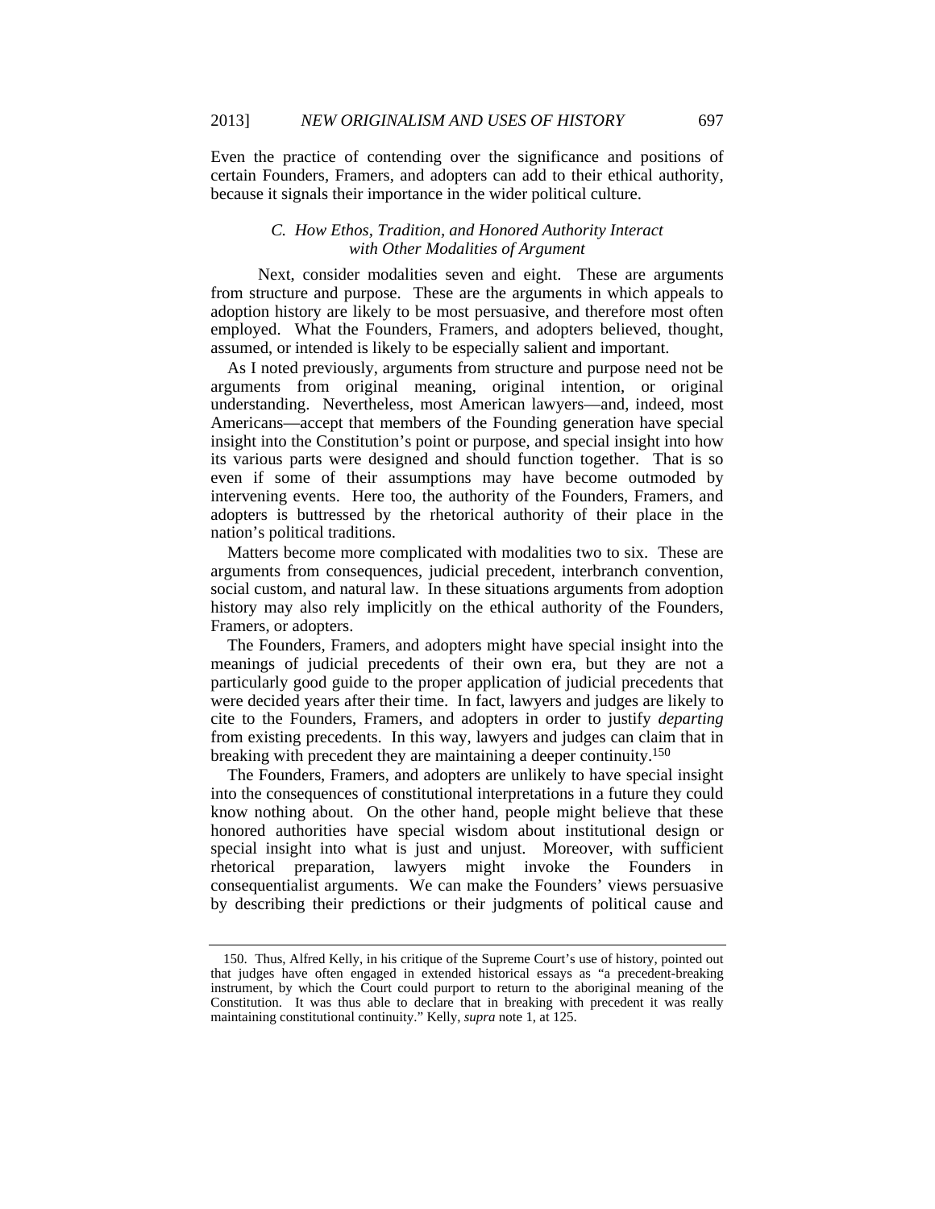Even the practice of contending over the significance and positions of certain Founders, Framers, and adopters can add to their ethical authority, because it signals their importance in the wider political culture.

### *C. How Ethos, Tradition, and Honored Authority Interact with Other Modalities of Argument*

Next, consider modalities seven and eight. These are arguments from structure and purpose. These are the arguments in which appeals to adoption history are likely to be most persuasive, and therefore most often employed. What the Founders, Framers, and adopters believed, thought, assumed, or intended is likely to be especially salient and important.

As I noted previously, arguments from structure and purpose need not be arguments from original meaning, original intention, or original understanding. Nevertheless, most American lawyers—and, indeed, most Americans—accept that members of the Founding generation have special insight into the Constitution's point or purpose, and special insight into how its various parts were designed and should function together. That is so even if some of their assumptions may have become outmoded by intervening events. Here too, the authority of the Founders, Framers, and adopters is buttressed by the rhetorical authority of their place in the nation's political traditions.

Matters become more complicated with modalities two to six. These are arguments from consequences, judicial precedent, interbranch convention, social custom, and natural law. In these situations arguments from adoption history may also rely implicitly on the ethical authority of the Founders, Framers, or adopters.

The Founders, Framers, and adopters might have special insight into the meanings of judicial precedents of their own era, but they are not a particularly good guide to the proper application of judicial precedents that were decided years after their time. In fact, lawyers and judges are likely to cite to the Founders, Framers, and adopters in order to justify *departing* from existing precedents. In this way, lawyers and judges can claim that in breaking with precedent they are maintaining a deeper continuity.[150]

The Founders, Framers, and adopters are unlikely to have special insight into the consequences of constitutional interpretations in a future they could know nothing about. On the other hand, people might believe that these honored authorities have special wisdom about institutional design or special insight into what is just and unjust. Moreover, with sufficient rhetorical preparation, lawyers might invoke the Founders in consequentialist arguments. We can make the Founders' views persuasive by describing their predictions or their judgments of political cause and

---

150. Thus, Alfred Kelly, in his critique of the Supreme Court's use of history, pointed out that judges have often engaged in extended historical essays as "a precedent-breaking instrument, by which the Court could purport to return to the aboriginal meaning of the Constitution. It was thus able to declare that in breaking with precedent it was really maintaining constitutional continuity." Kelly, *supra* note 1, at 125.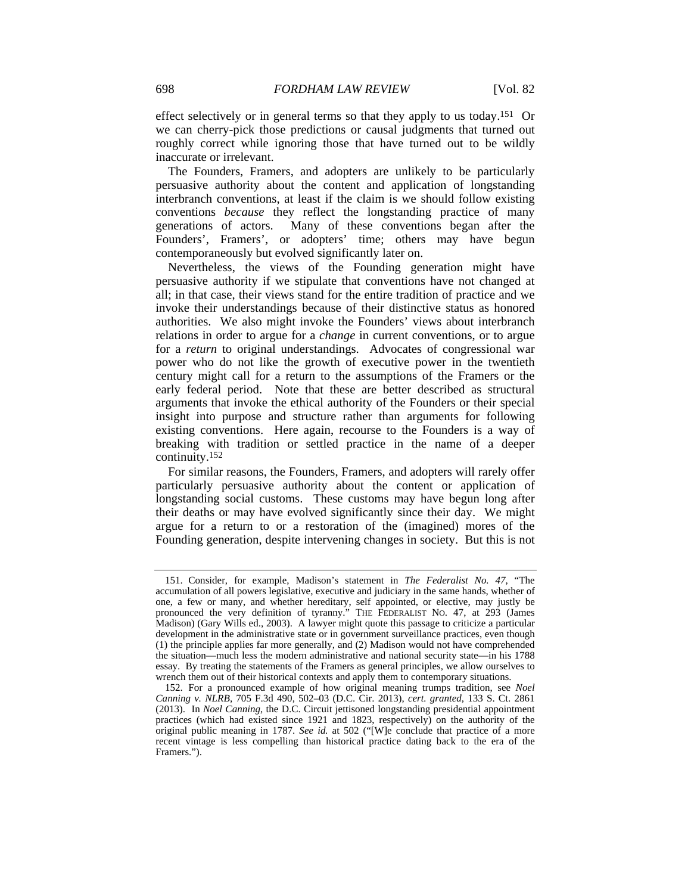effect selectively or in general terms so that they apply to us today.[151] Or we can cherry-pick those predictions or causal judgments that turned out roughly correct while ignoring those that have turned out to be wildly inaccurate or irrelevant.

The Founders, Framers, and adopters are unlikely to be particularly persuasive authority about the content and application of longstanding interbranch conventions, at least if the claim is we should follow existing conventions *because* they reflect the longstanding practice of many generations of actors. Many of these conventions began after the Founders', Framers', or adopters' time; others may have begun contemporaneously but evolved significantly later on.

Nevertheless, the views of the Founding generation might have persuasive authority if we stipulate that conventions have not changed at all; in that case, their views stand for the entire tradition of practice and we invoke their understandings because of their distinctive status as honored authorities. We also might invoke the Founders' views about interbranch relations in order to argue for a *change* in current conventions, or to argue for a *return* to original understandings. Advocates of congressional war power who do not like the growth of executive power in the twentieth century might call for a return to the assumptions of the Framers or the early federal period. Note that these are better described as structural arguments that invoke the ethical authority of the Founders or their special insight into purpose and structure rather than arguments for following existing conventions. Here again, recourse to the Founders is a way of breaking with tradition or settled practice in the name of a deeper continuity.[152]

For similar reasons, the Founders, Framers, and adopters will rarely offer particularly persuasive authority about the content or application of longstanding social customs. These customs may have begun long after their deaths or may have evolved significantly since their day. We might argue for a return to or a restoration of the (imagined) mores of the Founding generation, despite intervening changes in society. But this is not

---

151. Consider, for example, Madison's statement in *The Federalist No. 47*, "The accumulation of all powers legislative, executive and judiciary in the same hands, whether of one, a few or many, and whether hereditary, self appointed, or elective, may justly be pronounced the very definition of tyranny." THE FEDERALIST NO. 47, at 293 (James Madison) (Gary Wills ed., 2003). A lawyer might quote this passage to criticize a particular development in the administrative state or in government surveillance practices, even though (1) the principle applies far more generally, and (2) Madison would not have comprehended the situation—much less the modern administrative and national security state—in his 1788 essay. By treating the statements of the Framers as general principles, we allow ourselves to wrench them out of their historical contexts and apply them to contemporary situations.

152. For a pronounced example of how original meaning trumps tradition, see *Noel Canning v. NLRB*, 705 F.3d 490, 502–03 (D.C. Cir. 2013), *cert. granted*, 133 S. Ct. 2861 (2013). In *Noel Canning*, the D.C. Circuit jettisoned longstanding presidential appointment practices (which had existed since 1921 and 1823, respectively) on the authority of the original public meaning in 1787. *See id.* at 502 ("[W]e conclude that practice of a more recent vintage is less compelling than historical practice dating back to the era of the Framers.").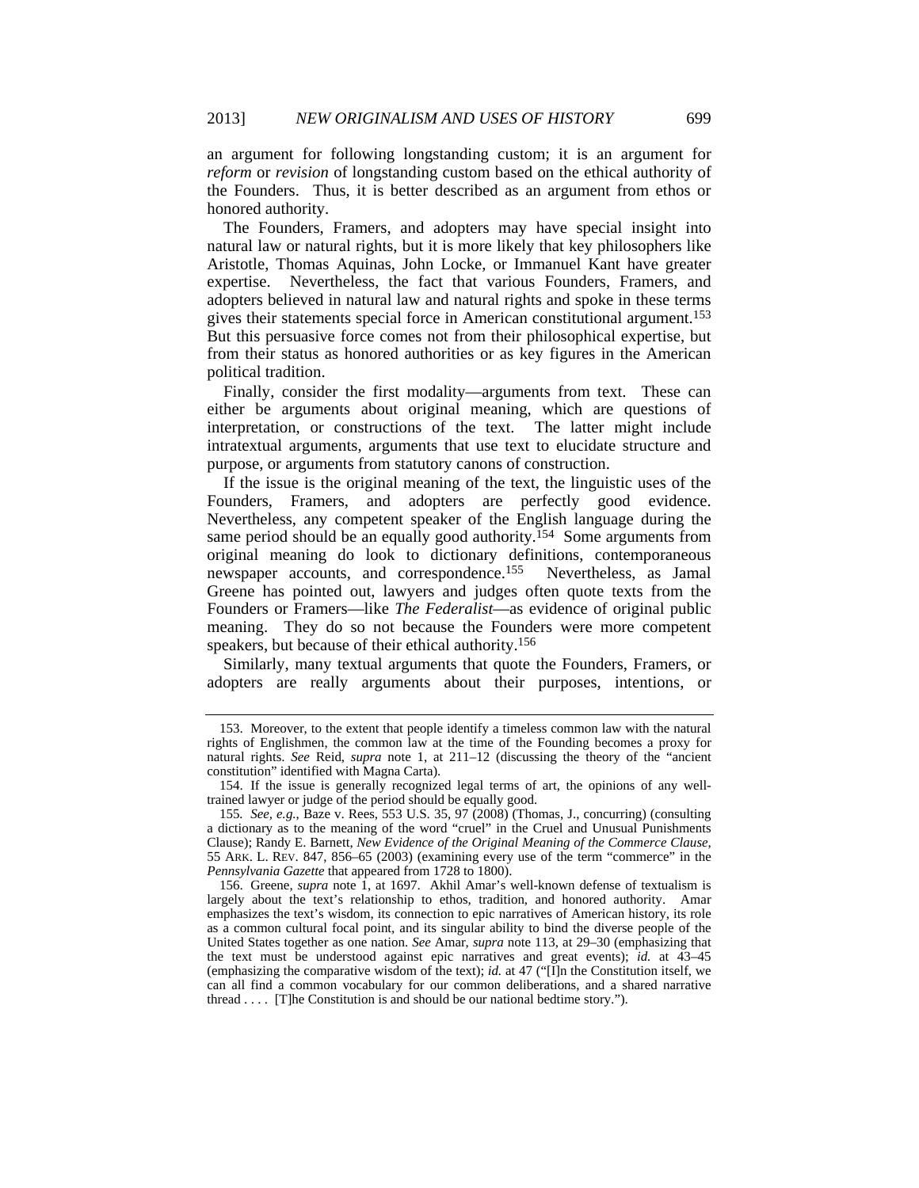an argument for following longstanding custom; it is an argument for *reform* or *revision* of longstanding custom based on the ethical authority of the Founders. Thus, it is better described as an argument from ethos or honored authority.

The Founders, Framers, and adopters may have special insight into natural law or natural rights, but it is more likely that key philosophers like Aristotle, Thomas Aquinas, John Locke, or Immanuel Kant have greater expertise. Nevertheless, the fact that various Founders, Framers, and adopters believed in natural law and natural rights and spoke in these terms gives their statements special force in American constitutional argument.[153] But this persuasive force comes not from their philosophical expertise, but from their status as honored authorities or as key figures in the American political tradition.

Finally, consider the first modality—arguments from text. These can either be arguments about original meaning, which are questions of interpretation, or constructions of the text. The latter might include intratextual arguments, arguments that use text to elucidate structure and purpose, or arguments from statutory canons of construction.

If the issue is the original meaning of the text, the linguistic uses of the Founders, Framers, and adopters are perfectly good evidence. Nevertheless, any competent speaker of the English language during the same period should be an equally good authority.[154] Some arguments from original meaning do look to dictionary definitions, contemporaneous newspaper accounts, and correspondence.[155] Nevertheless, as Jamal Greene has pointed out, lawyers and judges often quote texts from the Founders or Framers—like *The Federalist*—as evidence of original public meaning. They do so not because the Founders were more competent speakers, but because of their ethical authority.[156]

Similarly, many textual arguments that quote the Founders, Framers, or adopters are really arguments about their purposes, intentions, or

---

153. Moreover, to the extent that people identify a timeless common law with the natural rights of Englishmen, the common law at the time of the Founding becomes a proxy for natural rights. *See* Reid, *supra* note 1, at 211–12 (discussing the theory of the "ancient constitution" identified with Magna Carta).

154. If the issue is generally recognized legal terms of art, the opinions of any well-trained lawyer or judge of the period should be equally good.

155. *See, e.g.*, Baze v. Rees, 553 U.S. 35, 97 (2008) (Thomas, J., concurring) (consulting a dictionary as to the meaning of the word "cruel" in the Cruel and Unusual Punishments Clause); Randy E. Barnett, *New Evidence of the Original Meaning of the Commerce Clause*, 55 ARK. L. REV. 847, 856–65 (2003) (examining every use of the term "commerce" in the *Pennsylvania Gazette* that appeared from 1728 to 1800).

156. Greene, *supra* note 1, at 1697. Akhil Amar's well-known defense of textualism is largely about the text's relationship to ethos, tradition, and honored authority. Amar emphasizes the text's wisdom, its connection to epic narratives of American history, its role as a common cultural focal point, and its singular ability to bind the diverse people of the United States together as one nation. *See* Amar, *supra* note 113, at 29–30 (emphasizing that the text must be understood against epic narratives and great events); *id.* at 43–45 (emphasizing the comparative wisdom of the text); *id.* at 47 ("[I]n the Constitution itself, we can all find a common vocabulary for our common deliberations, and a shared narrative thread . . . . [T]he Constitution is and should be our national bedtime story.").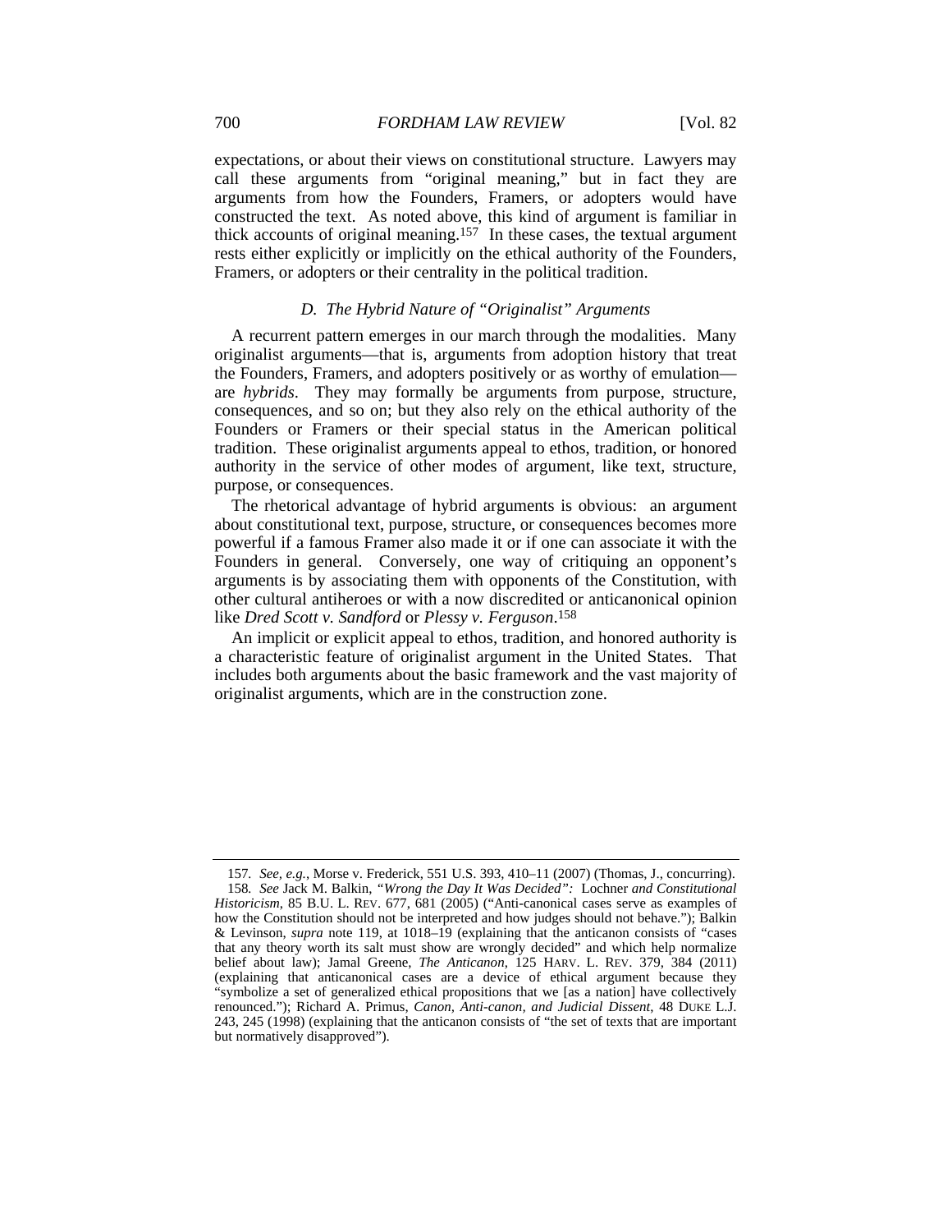expectations, or about their views on constitutional structure. Lawyers may call these arguments from "original meaning," but in fact they are arguments from how the Founders, Framers, or adopters would have constructed the text. As noted above, this kind of argument is familiar in thick accounts of original meaning.[157] In these cases, the textual argument rests either explicitly or implicitly on the ethical authority of the Founders, Framers, or adopters or their centrality in the political tradition.

### *D. The Hybrid Nature of "Originalist" Arguments*

A recurrent pattern emerges in our march through the modalities. Many originalist arguments—that is, arguments from adoption history that treat the Founders, Framers, and adopters positively or as worthy of emulation—are *hybrids*. They may formally be arguments from purpose, structure, consequences, and so on; but they also rely on the ethical authority of the Founders or Framers or their special status in the American political tradition. These originalist arguments appeal to ethos, tradition, or honored authority in the service of other modes of argument, like text, structure, purpose, or consequences.

The rhetorical advantage of hybrid arguments is obvious: an argument about constitutional text, purpose, structure, or consequences becomes more powerful if a famous Framer also made it or if one can associate it with the Founders in general. Conversely, one way of critiquing an opponent's arguments is by associating them with opponents of the Constitution, with other cultural antiheroes or with a now discredited or anticanonical opinion like *Dred Scott v. Sandford* or *Plessy v. Ferguson*.[158]

An implicit or explicit appeal to ethos, tradition, and honored authority is a characteristic feature of originalist argument in the United States. That includes both arguments about the basic framework and the vast majority of originalist arguments, which are in the construction zone.

---

157. *See, e.g.*, Morse v. Frederick, 551 U.S. 393, 410–11 (2007) (Thomas, J., concurring).

158. *See* Jack M. Balkin, *"Wrong the Day It Was Decided": Lochner and Constitutional Historicism*, 85 B.U. L. REV. 677, 681 (2005) ("Anti-canonical cases serve as examples of how the Constitution should not be interpreted and how judges should not behave."); Balkin & Levinson, *supra* note 119, at 1018–19 (explaining that the anticanon consists of "cases that any theory worth its salt must show are wrongly decided" and which help normalize belief about law); Jamal Greene, *The Anticanon*, 125 HARV. L. REV. 379, 384 (2011) (explaining that anticanonical cases are a device of ethical argument because they "symbolize a set of generalized ethical propositions that we [as a nation] have collectively renounced."); Richard A. Primus, *Canon, Anti-canon, and Judicial Dissent*, 48 DUKE L.J. 243, 245 (1998) (explaining that the anticanon consists of "the set of texts that are important but normatively disapproved").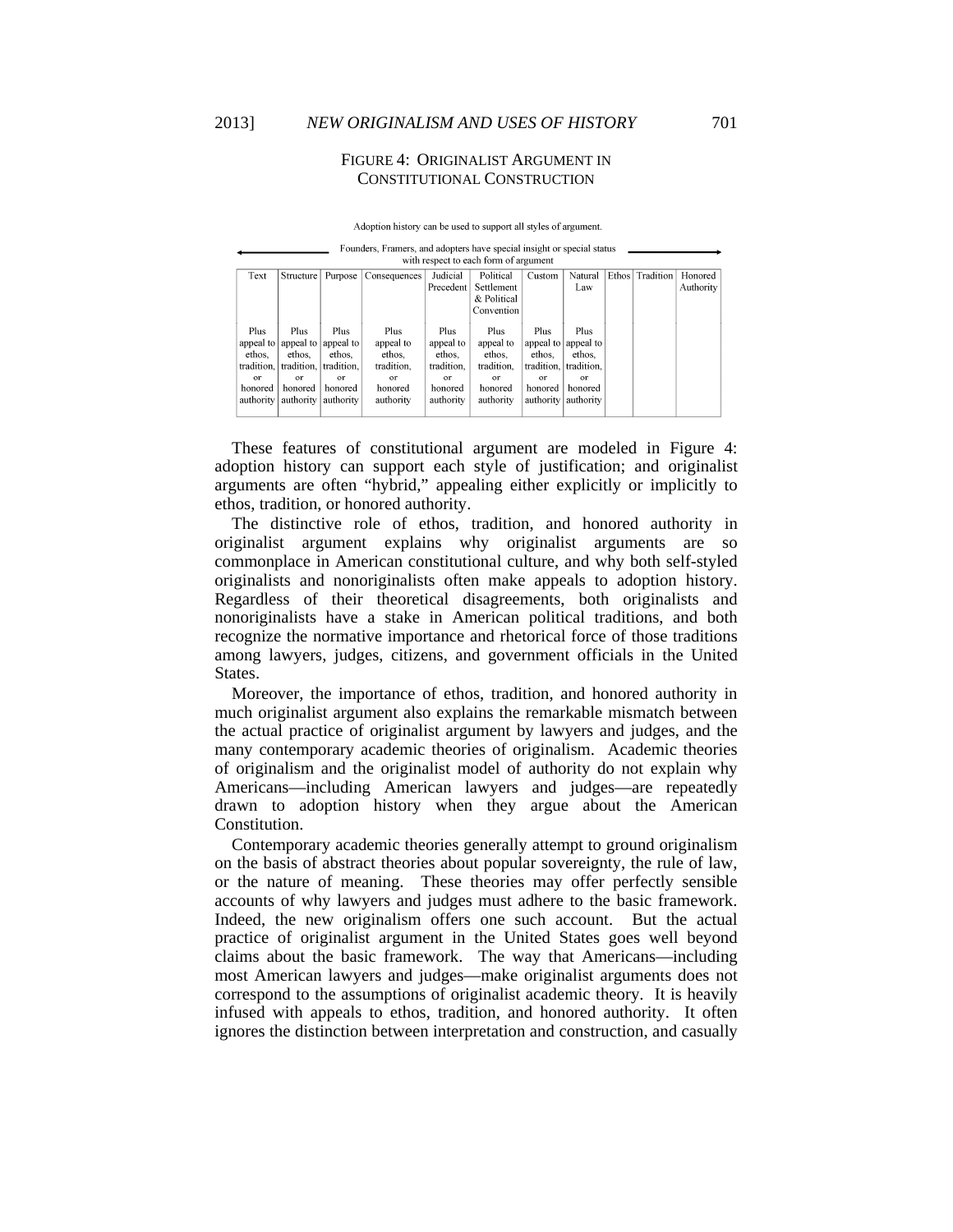FIGURE 4: ORIGINALIST ARGUMENT IN CONSTITUTIONAL CONSTRUCTION

Adoption history can be used to support all styles of argument.

← Founders, Framers, and adopters have special insight or special status with respect to each form of argument →

| Text | Structure | Purpose | Consequences | Judicial Precedent | Political Settlement & Political Convention | Custom | Natural Law | Ethos | Tradition | Honored Authority |
|---|---|---|---|---|---|---|---|---|---|---|
| Plus appeal to ethos, tradition, or honored authority | Plus appeal to ethos, tradition, or honored authority | Plus appeal to ethos, tradition, or honored authority | Plus appeal to ethos, tradition, or honored authority | Plus appeal to ethos, tradition, or honored authority | Plus appeal to ethos, tradition, or honored authority | Plus appeal to ethos, tradition, or honored authority | Plus appeal to ethos, tradition, or honored authority | | | |

These features of constitutional argument are modeled in Figure 4: adoption history can support each style of justification; and originalist arguments are often "hybrid," appealing either explicitly or implicitly to ethos, tradition, or honored authority.

The distinctive role of ethos, tradition, and honored authority in originalist argument explains why originalist arguments are so commonplace in American constitutional culture, and why both self-styled originalists and nonoriginalists often make appeals to adoption history. Regardless of their theoretical disagreements, both originalists and nonoriginalists have a stake in American political traditions, and both recognize the normative importance and rhetorical force of those traditions among lawyers, judges, citizens, and government officials in the United States.

Moreover, the importance of ethos, tradition, and honored authority in much originalist argument also explains the remarkable mismatch between the actual practice of originalist argument by lawyers and judges, and the many contemporary academic theories of originalism. Academic theories of originalism and the originalist model of authority do not explain why Americans—including American lawyers and judges—are repeatedly drawn to adoption history when they argue about the American Constitution.

Contemporary academic theories generally attempt to ground originalism on the basis of abstract theories about popular sovereignty, the rule of law, or the nature of meaning. These theories may offer perfectly sensible accounts of why lawyers and judges must adhere to the basic framework. Indeed, the new originalism offers one such account. But the actual practice of originalist argument in the United States goes well beyond claims about the basic framework. The way that Americans—including most American lawyers and judges—make originalist arguments does not correspond to the assumptions of originalist academic theory. It is heavily infused with appeals to ethos, tradition, and honored authority. It often ignores the distinction between interpretation and construction, and casually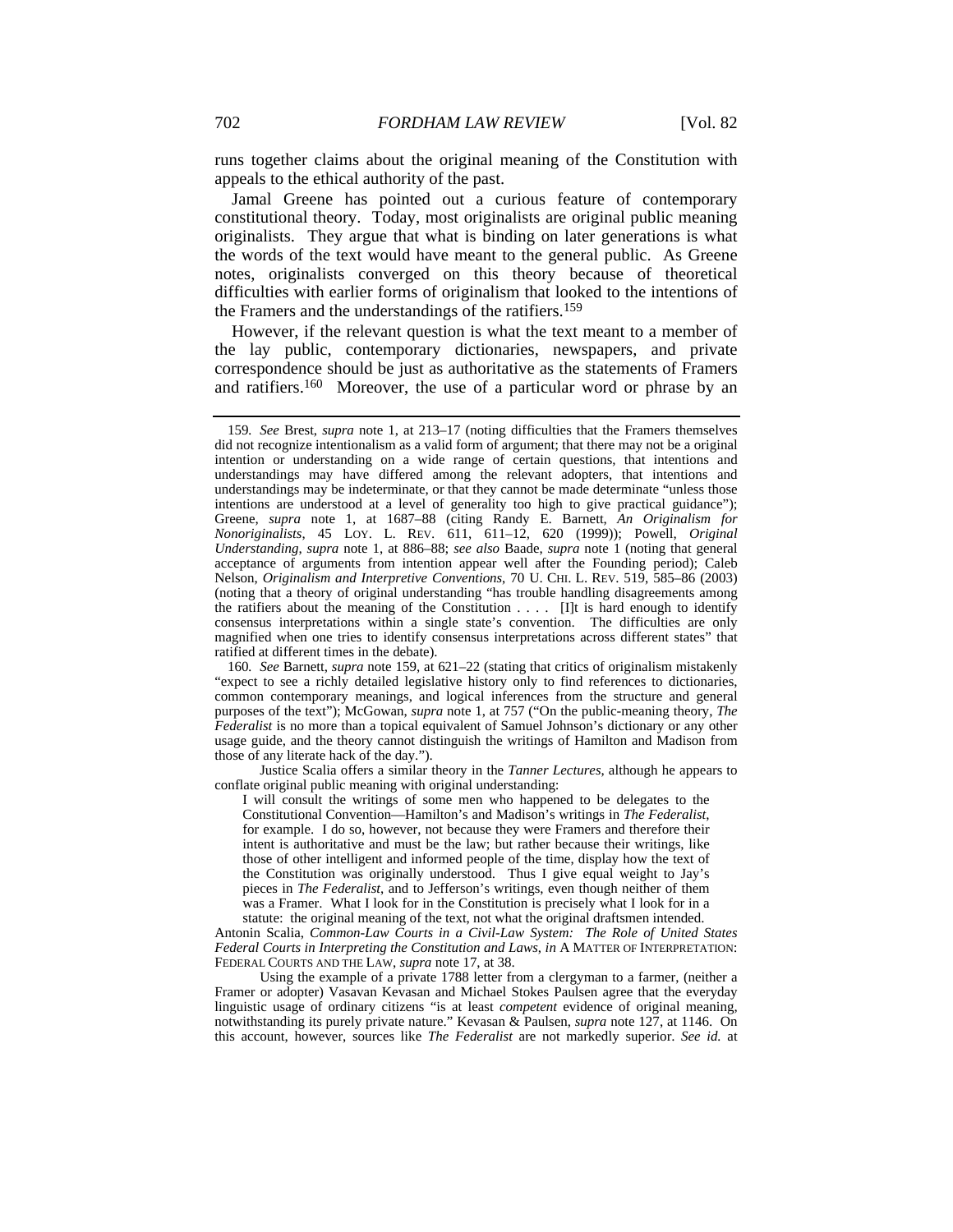runs together claims about the original meaning of the Constitution with appeals to the ethical authority of the past.

Jamal Greene has pointed out a curious feature of contemporary constitutional theory. Today, most originalists are original public meaning originalists. They argue that what is binding on later generations is what the words of the text would have meant to the general public. As Greene notes, originalists converged on this theory because of theoretical difficulties with earlier forms of originalism that looked to the intentions of the Framers and the understandings of the ratifiers.[159]

However, if the relevant question is what the text meant to a member of the lay public, contemporary dictionaries, newspapers, and private correspondence should be just as authoritative as the statements of Framers and ratifiers.[160] Moreover, the use of a particular word or phrase by an

---

159. *See* Brest, *supra* note 1, at 213–17 (noting difficulties that the Framers themselves did not recognize intentionalism as a valid form of argument; that there may not be a original intention or understanding on a wide range of certain questions, that intentions and understandings may have differed among the relevant adopters, that intentions and understandings may be indeterminate, or that they cannot be made determinate "unless those intentions are understood at a level of generality too high to give practical guidance"); Greene, *supra* note 1, at 1687–88 (citing Randy E. Barnett, *An Originalism for Nonoriginalists*, 45 LOY. L. REV. 611, 611–12, 620 (1999)); Powell, *Original Understanding*, *supra* note 1, at 886–88; *see also* Baade, *supra* note 1 (noting that general acceptance of arguments from intention appear well after the Founding period); Caleb Nelson, *Originalism and Interpretive Conventions*, 70 U. CHI. L. REV. 519, 585–86 (2003) (noting that a theory of original understanding "has trouble handling disagreements among the ratifiers about the meaning of the Constitution . . . . [I]t is hard enough to identify consensus interpretations within a single state's convention. The difficulties are only magnified when one tries to identify consensus interpretations across different states" that ratified at different times in the debate).

160. *See* Barnett, *supra* note 159, at 621–22 (stating that critics of originalism mistakenly "expect to see a richly detailed legislative history only to find references to dictionaries, common contemporary meanings, and logical inferences from the structure and general purposes of the text"); McGowan, *supra* note 1, at 757 ("On the public-meaning theory, *The Federalist* is no more than a topical equivalent of Samuel Johnson's dictionary or any other usage guide, and the theory cannot distinguish the writings of Hamilton and Madison from those of any literate hack of the day.").

Justice Scalia offers a similar theory in the *Tanner Lectures*, although he appears to conflate original public meaning with original understanding:

> I will consult the writings of some men who happened to be delegates to the Constitutional Convention—Hamilton's and Madison's writings in *The Federalist*, for example. I do so, however, not because they were Framers and therefore their intent is authoritative and must be the law; but rather because their writings, like those of other intelligent and informed people of the time, display how the text of the Constitution was originally understood. Thus I give equal weight to Jay's pieces in *The Federalist*, and to Jefferson's writings, even though neither of them was a Framer. What I look for in the Constitution is precisely what I look for in a statute: the original meaning of the text, not what the original draftsmen intended.

Antonin Scalia, *Common-Law Courts in a Civil-Law System: The Role of United States Federal Courts in Interpreting the Constitution and Laws*, *in* A MATTER OF INTERPRETATION: FEDERAL COURTS AND THE LAW, *supra* note 17, at 38.

Using the example of a private 1788 letter from a clergyman to a farmer, (neither a Framer or adopter) Vasavan Kevasan and Michael Stokes Paulsen agree that the everyday linguistic usage of ordinary citizens "is at least *competent* evidence of original meaning, notwithstanding its purely private nature." Kevasan & Paulsen, *supra* note 127, at 1146. On this account, however, sources like *The Federalist* are not markedly superior. *See id.* at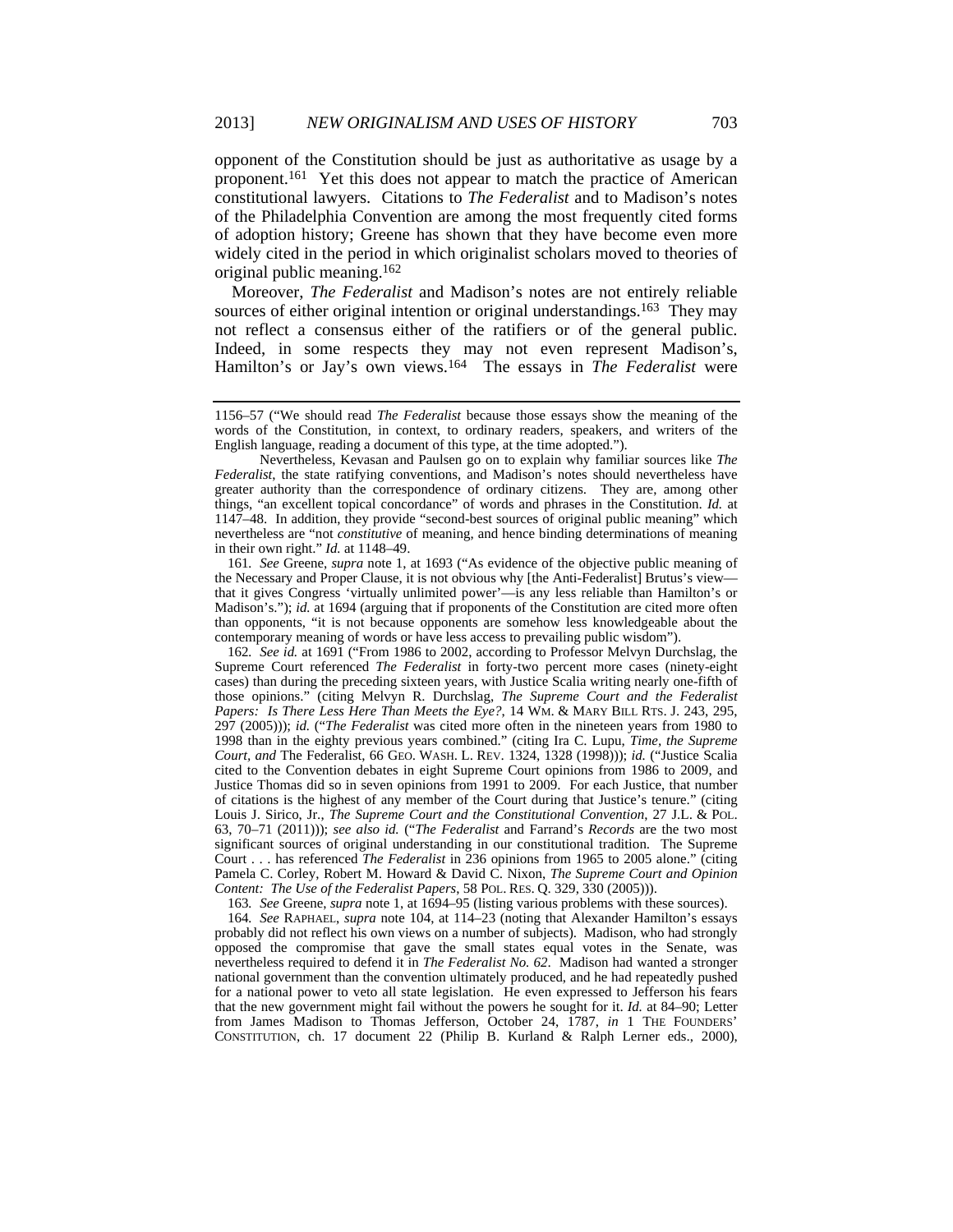opponent of the Constitution should be just as authoritative as usage by a proponent.[161] Yet this does not appear to match the practice of American constitutional lawyers. Citations to *The Federalist* and to Madison's notes of the Philadelphia Convention are among the most frequently cited forms of adoption history; Greene has shown that they have become even more widely cited in the period in which originalist scholars moved to theories of original public meaning.[162]

Moreover, *The Federalist* and Madison's notes are not entirely reliable sources of either original intention or original understandings.[163] They may not reflect a consensus either of the ratifiers or of the general public. Indeed, in some respects they may not even represent Madison's, Hamilton's or Jay's own views.[164] The essays in *The Federalist* were

---

1156–57 ("We should read *The Federalist* because those essays show the meaning of the words of the Constitution, in context, to ordinary readers, speakers, and writers of the English language, reading a document of this type, at the time adopted.").

Nevertheless, Kevasan and Paulsen go on to explain why familiar sources like *The Federalist*, the state ratifying conventions, and Madison's notes should nevertheless have greater authority than the correspondence of ordinary citizens. They are, among other things, "an excellent topical concordance" of words and phrases in the Constitution. *Id.* at 1147–48. In addition, they provide "second-best sources of original public meaning" which nevertheless are "not *constitutive* of meaning, and hence binding determinations of meaning in their own right." *Id.* at 1148–49.

161. *See* Greene, *supra* note 1, at 1693 ("As evidence of the objective public meaning of the Necessary and Proper Clause, it is not obvious why [the Anti-Federalist] Brutus's view—that it gives Congress 'virtually unlimited power'—is any less reliable than Hamilton's or Madison's."); *id.* at 1694 (arguing that if proponents of the Constitution are cited more often than opponents, "it is not because opponents are somehow less knowledgeable about the contemporary meaning of words or have less access to prevailing public wisdom").

162. *See id.* at 1691 ("From 1986 to 2002, according to Professor Melvyn Durchslag, the Supreme Court referenced *The Federalist* in forty-two percent more cases (ninety-eight cases) than during the preceding sixteen years, with Justice Scalia writing nearly one-fifth of those opinions." (citing Melvyn R. Durchslag, *The Supreme Court and the Federalist Papers: Is There Less Here Than Meets the Eye?*, 14 WM. & MARY BILL RTS. J. 243, 295, 297 (2005))); *id.* ("*The Federalist* was cited more often in the nineteen years from 1980 to 1998 than in the eighty previous years combined." (citing Ira C. Lupu, *Time, the Supreme Court, and* The Federalist, 66 GEO. WASH. L. REV. 1324, 1328 (1998))); *id.* ("Justice Scalia cited to the Convention debates in eight Supreme Court opinions from 1986 to 2009, and Justice Thomas did so in seven opinions from 1991 to 2009. For each Justice, that number of citations is the highest of any member of the Court during that Justice's tenure." (citing Louis J. Sirico, Jr., *The Supreme Court and the Constitutional Convention*, 27 J.L. & POL. 63, 70–71 (2011))); *see also id.* ("*The Federalist* and Farrand's *Records* are the two most significant sources of original understanding in our constitutional tradition. The Supreme Court . . . has referenced *The Federalist* in 236 opinions from 1965 to 2005 alone." (citing Pamela C. Corley, Robert M. Howard & David C. Nixon, *The Supreme Court and Opinion Content: The Use of the Federalist Papers*, 58 POL. RES. Q. 329, 330 (2005))).

163. *See* Greene, *supra* note 1, at 1694–95 (listing various problems with these sources).

164. *See* RAPHAEL, *supra* note 104, at 114–23 (noting that Alexander Hamilton's essays probably did not reflect his own views on a number of subjects). Madison, who had strongly opposed the compromise that gave the small states equal votes in the Senate, was nevertheless required to defend it in *The Federalist No. 62*. Madison had wanted a stronger national government than the convention ultimately produced, and he had repeatedly pushed for a national power to veto all state legislation. He even expressed to Jefferson his fears that the new government might fail without the powers he sought for it. *Id.* at 84–90; Letter from James Madison to Thomas Jefferson, October 24, 1787, *in* 1 THE FOUNDERS' CONSTITUTION, ch. 17 document 22 (Philip B. Kurland & Ralph Lerner eds., 2000),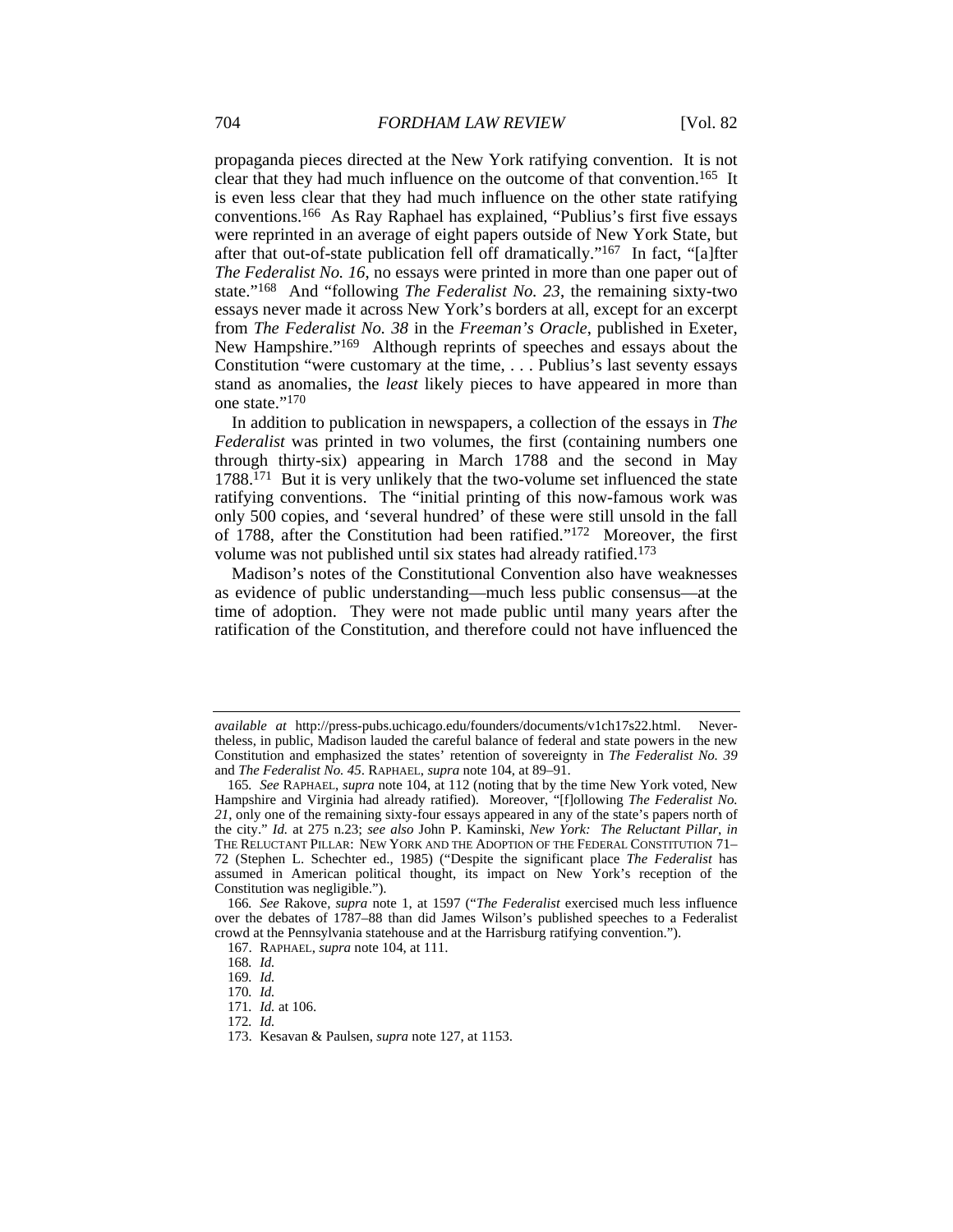propaganda pieces directed at the New York ratifying convention. It is not clear that they had much influence on the outcome of that convention.[165] It is even less clear that they had much influence on the other state ratifying conventions.[166] As Ray Raphael has explained, "Publius's first five essays were reprinted in an average of eight papers outside of New York State, but after that out-of-state publication fell off dramatically."[167] In fact, "[a]fter *The Federalist No. 16*, no essays were printed in more than one paper out of state."[168] And "following *The Federalist No. 23*, the remaining sixty-two essays never made it across New York's borders at all, except for an excerpt from *The Federalist No. 38* in the *Freeman's Oracle*, published in Exeter, New Hampshire."[169] Although reprints of speeches and essays about the Constitution "were customary at the time, . . . Publius's last seventy essays stand as anomalies, the *least* likely pieces to have appeared in more than one state."[170]

In addition to publication in newspapers, a collection of the essays in *The Federalist* was printed in two volumes, the first (containing numbers one through thirty-six) appearing in March 1788 and the second in May 1788.[171] But it is very unlikely that the two-volume set influenced the state ratifying conventions. The "initial printing of this now-famous work was only 500 copies, and 'several hundred' of these were still unsold in the fall of 1788, after the Constitution had been ratified."[172] Moreover, the first volume was not published until six states had already ratified.[173]

Madison's notes of the Constitutional Convention also have weaknesses as evidence of public understanding—much less public consensus—at the time of adoption. They were not made public until many years after the ratification of the Constitution, and therefore could not have influenced the

---

*available at* http://press-pubs.uchicago.edu/founders/documents/v1ch17s22.html. Nevertheless, in public, Madison lauded the careful balance of federal and state powers in the new Constitution and emphasized the states' retention of sovereignty in *The Federalist No. 39* and *The Federalist No. 45*. RAPHAEL, *supra* note 104, at 89–91.

165. *See* RAPHAEL, *supra* note 104, at 112 (noting that by the time New York voted, New Hampshire and Virginia had already ratified). Moreover, "[f]ollowing *The Federalist No. 21*, only one of the remaining sixty-four essays appeared in any of the state's papers north of the city." *Id.* at 275 n.23; *see also* John P. Kaminski, *New York: The Reluctant Pillar*, *in* THE RELUCTANT PILLAR: NEW YORK AND THE ADOPTION OF THE FEDERAL CONSTITUTION 71–72 (Stephen L. Schechter ed., 1985) ("Despite the significant place *The Federalist* has assumed in American political thought, its impact on New York's reception of the Constitution was negligible.").

166. *See* Rakove, *supra* note 1, at 1597 ("*The Federalist* exercised much less influence over the debates of 1787–88 than did James Wilson's published speeches to a Federalist crowd at the Pennsylvania statehouse and at the Harrisburg ratifying convention.").

167. RAPHAEL, *supra* note 104, at 111.

168. *Id.*

169. *Id.*

170. *Id.*

171. *Id.* at 106.

172. *Id.*

173. Kesavan & Paulsen, *supra* note 127, at 1153.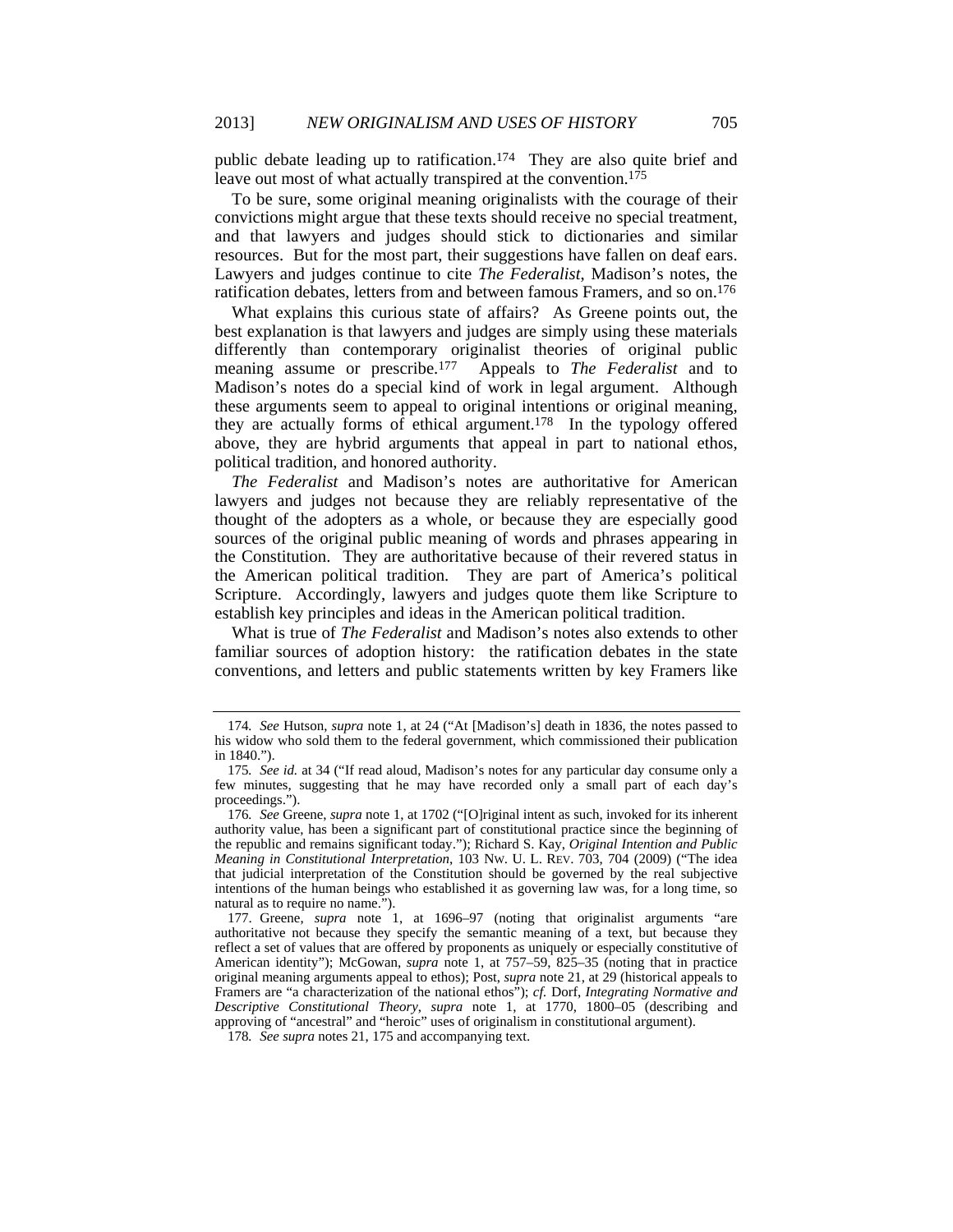public debate leading up to ratification.[174] They are also quite brief and leave out most of what actually transpired at the convention.[175]

To be sure, some original meaning originalists with the courage of their convictions might argue that these texts should receive no special treatment, and that lawyers and judges should stick to dictionaries and similar resources. But for the most part, their suggestions have fallen on deaf ears. Lawyers and judges continue to cite *The Federalist*, Madison's notes, the ratification debates, letters from and between famous Framers, and so on.[176]

What explains this curious state of affairs? As Greene points out, the best explanation is that lawyers and judges are simply using these materials differently than contemporary originalist theories of original public meaning assume or prescribe.[177] Appeals to *The Federalist* and to Madison's notes do a special kind of work in legal argument. Although these arguments seem to appeal to original intentions or original meaning, they are actually forms of ethical argument.[178] In the typology offered above, they are hybrid arguments that appeal in part to national ethos, political tradition, and honored authority.

*The Federalist* and Madison's notes are authoritative for American lawyers and judges not because they are reliably representative of the thought of the adopters as a whole, or because they are especially good sources of the original public meaning of words and phrases appearing in the Constitution. They are authoritative because of their revered status in the American political tradition. They are part of America's political Scripture. Accordingly, lawyers and judges quote them like Scripture to establish key principles and ideas in the American political tradition.

What is true of *The Federalist* and Madison's notes also extends to other familiar sources of adoption history: the ratification debates in the state conventions, and letters and public statements written by key Framers like

---

174. *See* Hutson, *supra* note 1, at 24 ("At [Madison's] death in 1836, the notes passed to his widow who sold them to the federal government, which commissioned their publication in 1840.").

175. *See id.* at 34 ("If read aloud, Madison's notes for any particular day consume only a few minutes, suggesting that he may have recorded only a small part of each day's proceedings.").

176. *See* Greene, *supra* note 1, at 1702 ("[O]riginal intent as such, invoked for its inherent authority value, has been a significant part of constitutional practice since the beginning of the republic and remains significant today."); Richard S. Kay, *Original Intention and Public Meaning in Constitutional Interpretation*, 103 NW. U. L. REV. 703, 704 (2009) ("The idea that judicial interpretation of the Constitution should be governed by the real subjective intentions of the human beings who established it as governing law was, for a long time, so natural as to require no name.").

177. Greene, *supra* note 1, at 1696–97 (noting that originalist arguments "are authoritative not because they specify the semantic meaning of a text, but because they reflect a set of values that are offered by proponents as uniquely or especially constitutive of American identity"); McGowan, *supra* note 1, at 757–59, 825–35 (noting that in practice original meaning arguments appeal to ethos); Post, *supra* note 21, at 29 (historical appeals to Framers are "a characterization of the national ethos"); *cf.* Dorf, *Integrating Normative and Descriptive Constitutional Theory*, *supra* note 1, at 1770, 1800–05 (describing and approving of "ancestral" and "heroic" uses of originalism in constitutional argument).

178. *See supra* notes 21, 175 and accompanying text.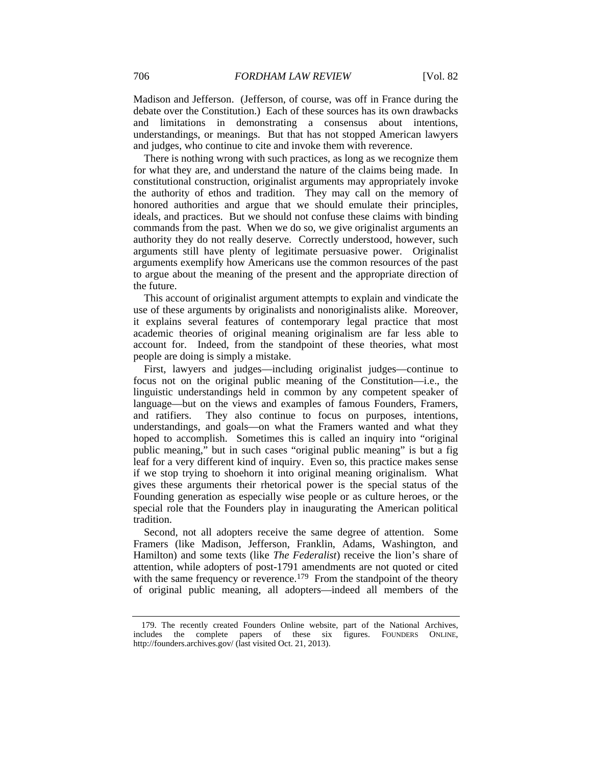Madison and Jefferson. (Jefferson, of course, was off in France during the debate over the Constitution.) Each of these sources has its own drawbacks and limitations in demonstrating a consensus about intentions, understandings, or meanings. But that has not stopped American lawyers and judges, who continue to cite and invoke them with reverence.

There is nothing wrong with such practices, as long as we recognize them for what they are, and understand the nature of the claims being made. In constitutional construction, originalist arguments may appropriately invoke the authority of ethos and tradition. They may call on the memory of honored authorities and argue that we should emulate their principles, ideals, and practices. But we should not confuse these claims with binding commands from the past. When we do so, we give originalist arguments an authority they do not really deserve. Correctly understood, however, such arguments still have plenty of legitimate persuasive power. Originalist arguments exemplify how Americans use the common resources of the past to argue about the meaning of the present and the appropriate direction of the future.

This account of originalist argument attempts to explain and vindicate the use of these arguments by originalists and nonoriginalists alike. Moreover, it explains several features of contemporary legal practice that most academic theories of original meaning originalism are far less able to account for. Indeed, from the standpoint of these theories, what most people are doing is simply a mistake.

First, lawyers and judges—including originalist judges—continue to focus not on the original public meaning of the Constitution—i.e., the linguistic understandings held in common by any competent speaker of language—but on the views and examples of famous Founders, Framers, and ratifiers. They also continue to focus on purposes, intentions, understandings, and goals—on what the Framers wanted and what they hoped to accomplish. Sometimes this is called an inquiry into "original public meaning," but in such cases "original public meaning" is but a fig leaf for a very different kind of inquiry. Even so, this practice makes sense if we stop trying to shoehorn it into original meaning originalism. What gives these arguments their rhetorical power is the special status of the Founding generation as especially wise people or as culture heroes, or the special role that the Founders play in inaugurating the American political tradition.

Second, not all adopters receive the same degree of attention. Some Framers (like Madison, Jefferson, Franklin, Adams, Washington, and Hamilton) and some texts (like *The Federalist*) receive the lion's share of attention, while adopters of post-1791 amendments are not quoted or cited with the same frequency or reverence.[179] From the standpoint of the theory of original public meaning, all adopters—indeed all members of the

---

179. The recently created Founders Online website, part of the National Archives, includes the complete papers of these six figures. FOUNDERS ONLINE, http://founders.archives.gov/ (last visited Oct. 21, 2013).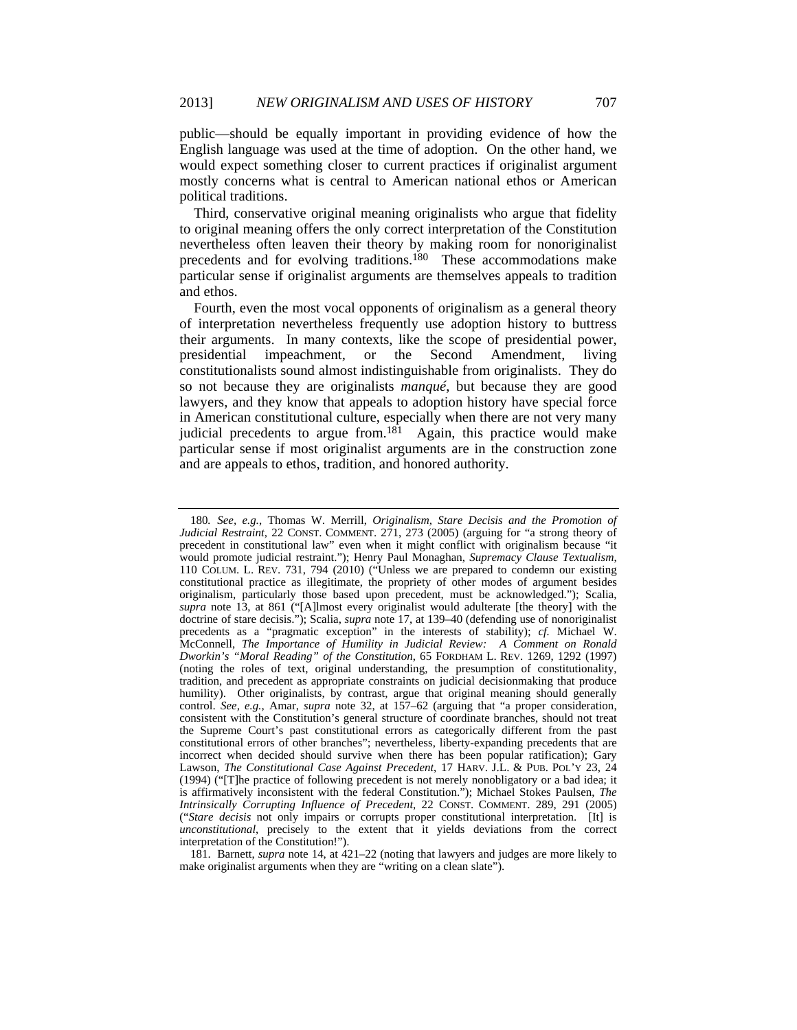public—should be equally important in providing evidence of how the English language was used at the time of adoption. On the other hand, we would expect something closer to current practices if originalist argument mostly concerns what is central to American national ethos or American political traditions.

Third, conservative original meaning originalists who argue that fidelity to original meaning offers the only correct interpretation of the Constitution nevertheless often leaven their theory by making room for nonoriginalist precedents and for evolving traditions.[180] These accommodations make particular sense if originalist arguments are themselves appeals to tradition and ethos.

Fourth, even the most vocal opponents of originalism as a general theory of interpretation nevertheless frequently use adoption history to buttress their arguments. In many contexts, like the scope of presidential power, presidential impeachment, or the Second Amendment, living constitutionalists sound almost indistinguishable from originalists. They do so not because they are originalists *manqué*, but because they are good lawyers, and they know that appeals to adoption history have special force in American constitutional culture, especially when there are not very many judicial precedents to argue from.[181] Again, this practice would make particular sense if most originalist arguments are in the construction zone and are appeals to ethos, tradition, and honored authority.

---

180. *See, e.g.*, Thomas W. Merrill, *Originalism, Stare Decisis and the Promotion of Judicial Restraint*, 22 CONST. COMMENT. 271, 273 (2005) (arguing for "a strong theory of precedent in constitutional law" even when it might conflict with originalism because "it would promote judicial restraint."); Henry Paul Monaghan, *Supremacy Clause Textualism*, 110 COLUM. L. REV. 731, 794 (2010) ("Unless we are prepared to condemn our existing constitutional practice as illegitimate, the propriety of other modes of argument besides originalism, particularly those based upon precedent, must be acknowledged."); Scalia, *supra* note 13, at 861 ("[A]lmost every originalist would adulterate [the theory] with the doctrine of stare decisis."); Scalia, *supra* note 17, at 139–40 (defending use of nonoriginalist precedents as a "pragmatic exception" in the interests of stability); *cf.* Michael W. McConnell, *The Importance of Humility in Judicial Review: A Comment on Ronald Dworkin's "Moral Reading" of the Constitution*, 65 FORDHAM L. REV. 1269, 1292 (1997) (noting the roles of text, original understanding, the presumption of constitutionality, tradition, and precedent as appropriate constraints on judicial decisionmaking that produce humility). Other originalists, by contrast, argue that original meaning should generally control. *See, e.g.*, Amar, *supra* note 32, at 157–62 (arguing that "a proper consideration, consistent with the Constitution's general structure of coordinate branches, should not treat the Supreme Court's past constitutional errors as categorically different from the past constitutional errors of other branches"; nevertheless, liberty-expanding precedents that are incorrect when decided should survive when there has been popular ratification); Gary Lawson, *The Constitutional Case Against Precedent*, 17 HARV. J.L. & PUB. POL'Y 23, 24 (1994) ("[T]he practice of following precedent is not merely nonobligatory or a bad idea; it is affirmatively inconsistent with the federal Constitution."); Michael Stokes Paulsen, *The Intrinsically Corrupting Influence of Precedent*, 22 CONST. COMMENT. 289, 291 (2005) ("*Stare decisis* not only impairs or corrupts proper constitutional interpretation. [It] is *unconstitutional*, precisely to the extent that it yields deviations from the correct interpretation of the Constitution!").

181. Barnett, *supra* note 14, at 421–22 (noting that lawyers and judges are more likely to make originalist arguments when they are "writing on a clean slate").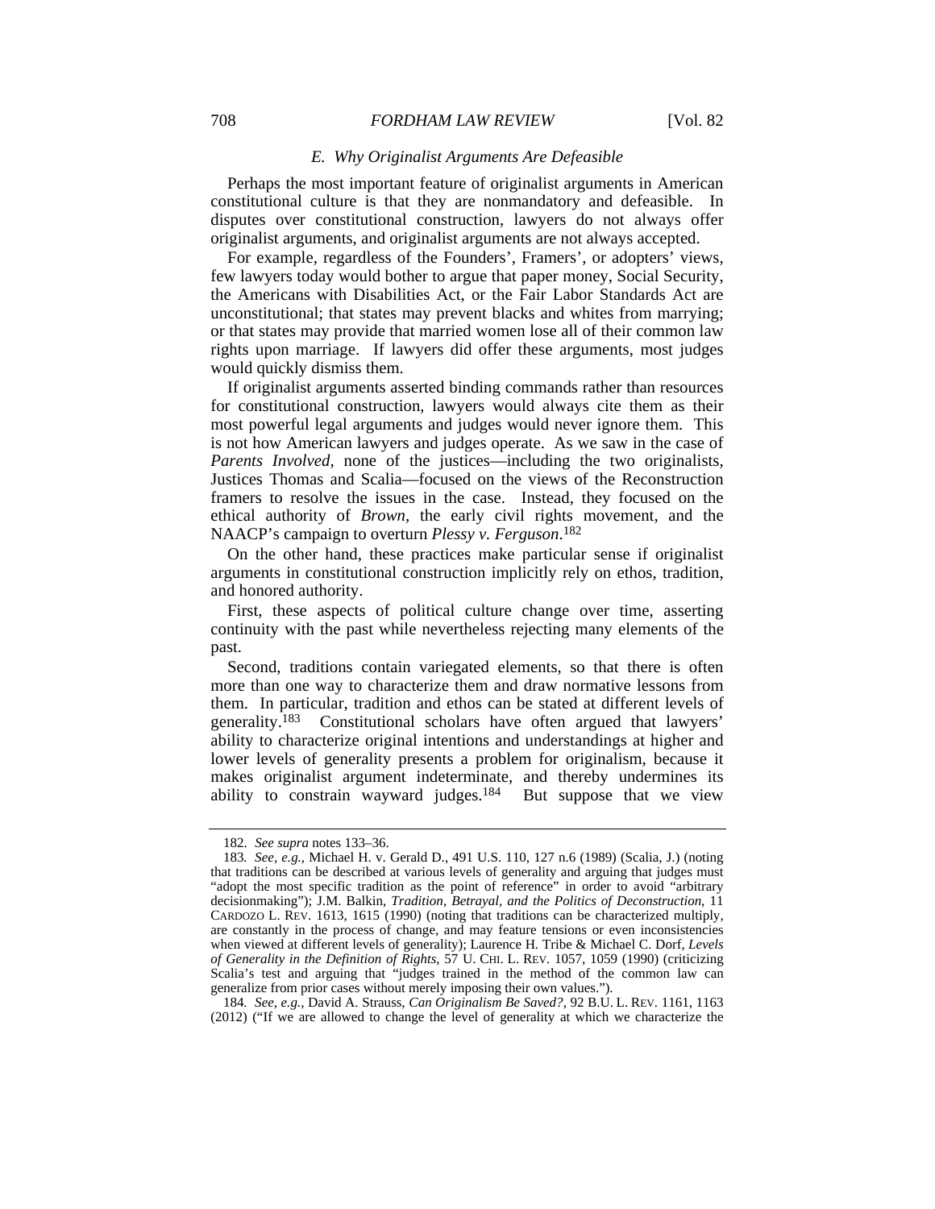### *E. Why Originalist Arguments Are Defeasible*

Perhaps the most important feature of originalist arguments in American constitutional culture is that they are nonmandatory and defeasible. In disputes over constitutional construction, lawyers do not always offer originalist arguments, and originalist arguments are not always accepted.

For example, regardless of the Founders', Framers', or adopters' views, few lawyers today would bother to argue that paper money, Social Security, the Americans with Disabilities Act, or the Fair Labor Standards Act are unconstitutional; that states may prevent blacks and whites from marrying; or that states may provide that married women lose all of their common law rights upon marriage. If lawyers did offer these arguments, most judges would quickly dismiss them.

If originalist arguments asserted binding commands rather than resources for constitutional construction, lawyers would always cite them as their most powerful legal arguments and judges would never ignore them. This is not how American lawyers and judges operate. As we saw in the case of *Parents Involved*, none of the justices—including the two originalists, Justices Thomas and Scalia—focused on the views of the Reconstruction framers to resolve the issues in the case. Instead, they focused on the ethical authority of *Brown*, the early civil rights movement, and the NAACP's campaign to overturn *Plessy v. Ferguson*.[182]

On the other hand, these practices make particular sense if originalist arguments in constitutional construction implicitly rely on ethos, tradition, and honored authority.

First, these aspects of political culture change over time, asserting continuity with the past while nevertheless rejecting many elements of the past.

Second, traditions contain variegated elements, so that there is often more than one way to characterize them and draw normative lessons from them. In particular, tradition and ethos can be stated at different levels of generality.[183] Constitutional scholars have often argued that lawyers' ability to characterize original intentions and understandings at higher and lower levels of generality presents a problem for originalism, because it makes originalist argument indeterminate, and thereby undermines its ability to constrain wayward judges.[184] But suppose that we view

---

182. *See supra* notes 133–36.

183. *See, e.g.*, Michael H. v. Gerald D., 491 U.S. 110, 127 n.6 (1989) (Scalia, J.) (noting that traditions can be described at various levels of generality and arguing that judges must "adopt the most specific tradition as the point of reference" in order to avoid "arbitrary decisionmaking"); J.M. Balkin, *Tradition, Betrayal, and the Politics of Deconstruction*, 11 CARDOZO L. REV. 1613, 1615 (1990) (noting that traditions can be characterized multiply, are constantly in the process of change, and may feature tensions or even inconsistencies when viewed at different levels of generality); Laurence H. Tribe & Michael C. Dorf, *Levels of Generality in the Definition of Rights*, 57 U. CHI. L. REV. 1057, 1059 (1990) (criticizing Scalia's test and arguing that "judges trained in the method of the common law can generalize from prior cases without merely imposing their own values.").

184. *See, e.g.*, David A. Strauss, *Can Originalism Be Saved?*, 92 B.U. L. REV. 1161, 1163 (2012) ("If we are allowed to change the level of generality at which we characterize the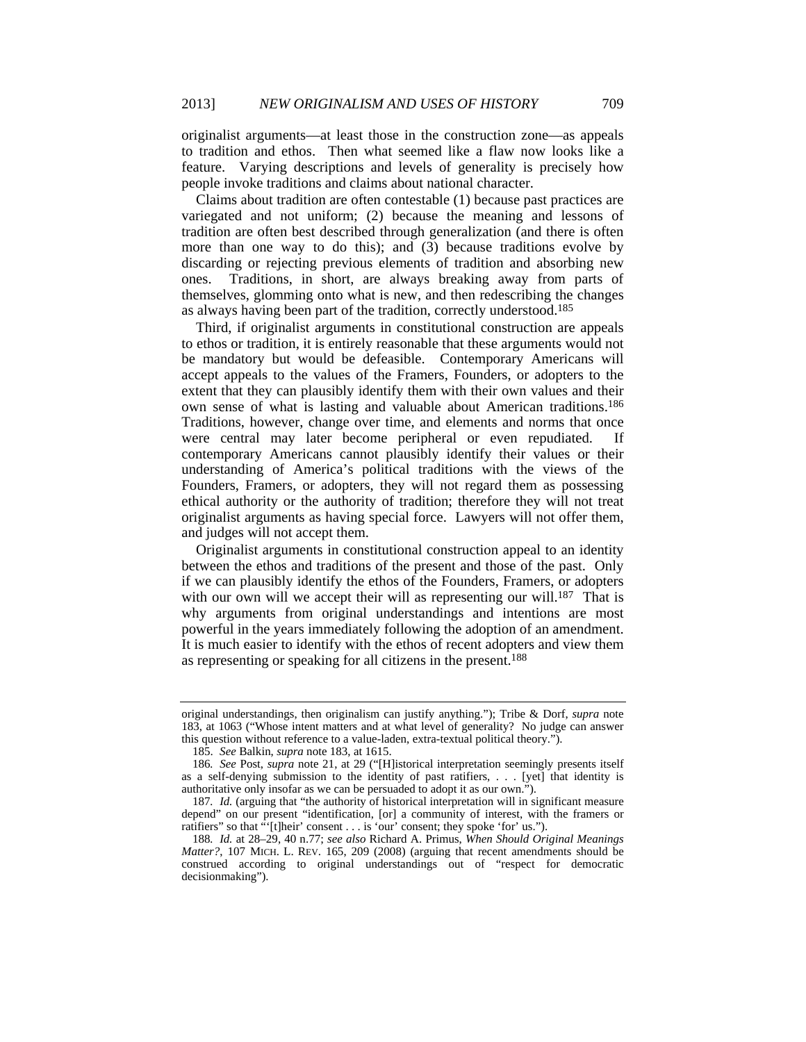originalist arguments—at least those in the construction zone—as appeals to tradition and ethos. Then what seemed like a flaw now looks like a feature. Varying descriptions and levels of generality is precisely how people invoke traditions and claims about national character.

Claims about tradition are often contestable (1) because past practices are variegated and not uniform; (2) because the meaning and lessons of tradition are often best described through generalization (and there is often more than one way to do this); and (3) because traditions evolve by discarding or rejecting previous elements of tradition and absorbing new ones. Traditions, in short, are always breaking away from parts of themselves, glomming onto what is new, and then redescribing the changes as always having been part of the tradition, correctly understood.[185]

Third, if originalist arguments in constitutional construction are appeals to ethos or tradition, it is entirely reasonable that these arguments would not be mandatory but would be defeasible. Contemporary Americans will accept appeals to the values of the Framers, Founders, or adopters to the extent that they can plausibly identify them with their own values and their own sense of what is lasting and valuable about American traditions.[186] Traditions, however, change over time, and elements and norms that once were central may later become peripheral or even repudiated. If contemporary Americans cannot plausibly identify their values or their understanding of America's political traditions with the views of the Founders, Framers, or adopters, they will not regard them as possessing ethical authority or the authority of tradition; therefore they will not treat originalist arguments as having special force. Lawyers will not offer them, and judges will not accept them.

Originalist arguments in constitutional construction appeal to an identity between the ethos and traditions of the present and those of the past. Only if we can plausibly identify the ethos of the Founders, Framers, or adopters with our own will we accept their will as representing our will.[187] That is why arguments from original understandings and intentions are most powerful in the years immediately following the adoption of an amendment. It is much easier to identify with the ethos of recent adopters and view them as representing or speaking for all citizens in the present.[188]

---

original understandings, then originalism can justify anything."); Tribe & Dorf, *supra* note 183, at 1063 ("Whose intent matters and at what level of generality? No judge can answer this question without reference to a value-laden, extra-textual political theory.").

185. *See* Balkin, *supra* note 183, at 1615.

186. *See* Post, *supra* note 21, at 29 ("[H]istorical interpretation seemingly presents itself as a self-denying submission to the identity of past ratifiers, . . . [yet] that identity is authoritative only insofar as we can be persuaded to adopt it as our own.").

187. *Id.* (arguing that "the authority of historical interpretation will in significant measure depend" on our present "identification, [or] a community of interest, with the framers or ratifiers" so that "'[t]heir' consent . . . is 'our' consent; they spoke 'for' us.").

188. *Id.* at 28–29, 40 n.77; *see also* Richard A. Primus, *When Should Original Meanings Matter?*, 107 MICH. L. REV. 165, 209 (2008) (arguing that recent amendments should be construed according to original understandings out of "respect for democratic decisionmaking").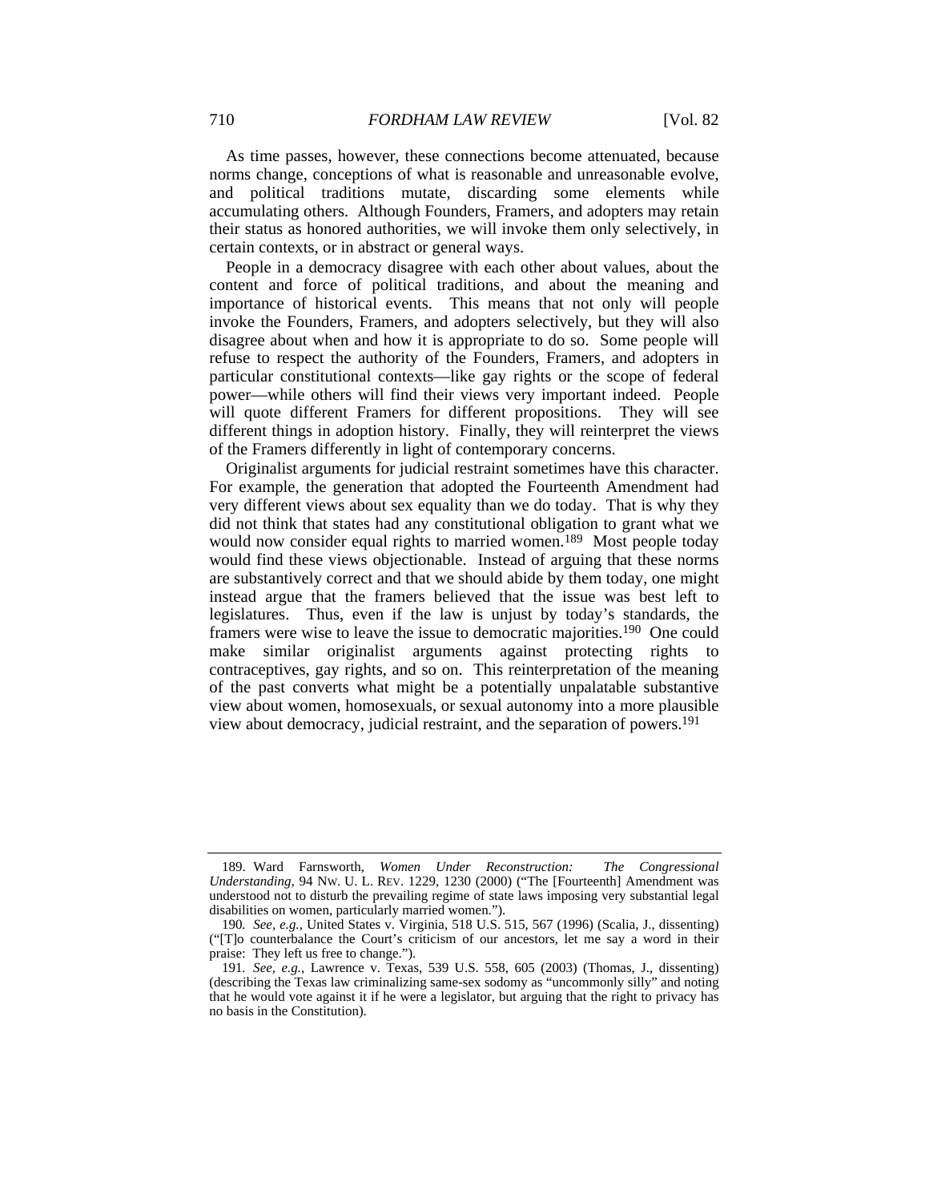As time passes, however, these connections become attenuated, because norms change, conceptions of what is reasonable and unreasonable evolve, and political traditions mutate, discarding some elements while accumulating others. Although Founders, Framers, and adopters may retain their status as honored authorities, we will invoke them only selectively, in certain contexts, or in abstract or general ways.

People in a democracy disagree with each other about values, about the content and force of political traditions, and about the meaning and importance of historical events. This means that not only will people invoke the Founders, Framers, and adopters selectively, but they will also disagree about when and how it is appropriate to do so. Some people will refuse to respect the authority of the Founders, Framers, and adopters in particular constitutional contexts—like gay rights or the scope of federal power—while others will find their views very important indeed. People will quote different Framers for different propositions. They will see different things in adoption history. Finally, they will reinterpret the views of the Framers differently in light of contemporary concerns.

Originalist arguments for judicial restraint sometimes have this character. For example, the generation that adopted the Fourteenth Amendment had very different views about sex equality than we do today. That is why they did not think that states had any constitutional obligation to grant what we would now consider equal rights to married women.[189] Most people today would find these views objectionable. Instead of arguing that these norms are substantively correct and that we should abide by them today, one might instead argue that the framers believed that the issue was best left to legislatures. Thus, even if the law is unjust by today's standards, the framers were wise to leave the issue to democratic majorities.[190] One could make similar originalist arguments against protecting rights to contraceptives, gay rights, and so on. This reinterpretation of the meaning of the past converts what might be a potentially unpalatable substantive view about women, homosexuals, or sexual autonomy into a more plausible view about democracy, judicial restraint, and the separation of powers.[191]

---

189. Ward Farnsworth, *Women Under Reconstruction: The Congressional Understanding*, 94 NW. U. L. REV. 1229, 1230 (2000) ("The [Fourteenth] Amendment was understood not to disturb the prevailing regime of state laws imposing very substantial legal disabilities on women, particularly married women.").

190. *See, e.g.*, United States v. Virginia, 518 U.S. 515, 567 (1996) (Scalia, J., dissenting) ("[T]o counterbalance the Court's criticism of our ancestors, let me say a word in their praise: They left us free to change.").

191. *See, e.g.*, Lawrence v. Texas, 539 U.S. 558, 605 (2003) (Thomas, J., dissenting) (describing the Texas law criminalizing same-sex sodomy as "uncommonly silly" and noting that he would vote against it if he were a legislator, but arguing that the right to privacy has no basis in the Constitution).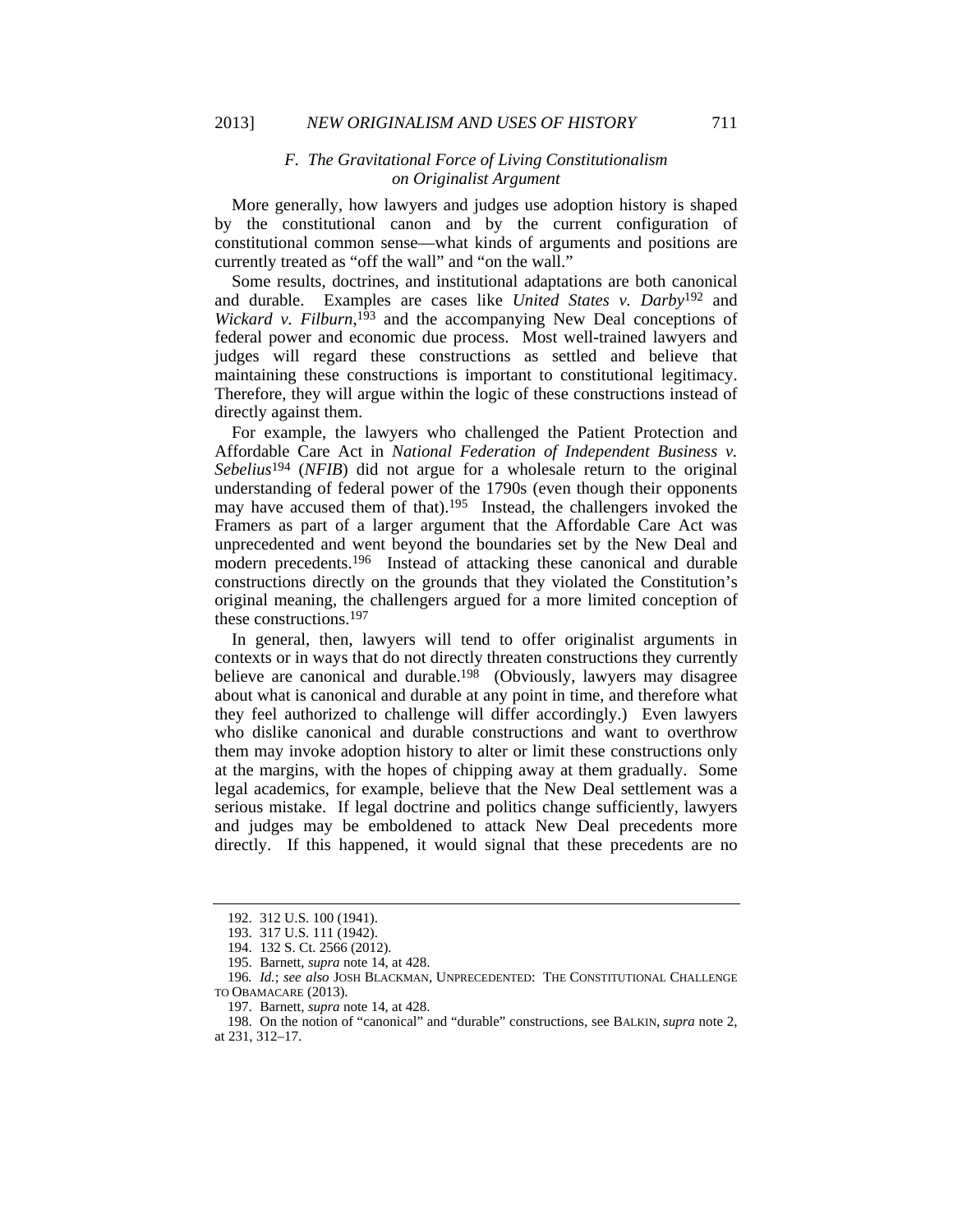### *F. The Gravitational Force of Living Constitutionalism on Originalist Argument*

More generally, how lawyers and judges use adoption history is shaped by the constitutional canon and by the current configuration of constitutional common sense—what kinds of arguments and positions are currently treated as "off the wall" and "on the wall."

Some results, doctrines, and institutional adaptations are both canonical and durable. Examples are cases like *United States v. Darby*[192] and *Wickard v. Filburn*,[193] and the accompanying New Deal conceptions of federal power and economic due process. Most well-trained lawyers and judges will regard these constructions as settled and believe that maintaining these constructions is important to constitutional legitimacy. Therefore, they will argue within the logic of these constructions instead of directly against them.

For example, the lawyers who challenged the Patient Protection and Affordable Care Act in *National Federation of Independent Business v. Sebelius*[194] (*NFIB*) did not argue for a wholesale return to the original understanding of federal power of the 1790s (even though their opponents may have accused them of that).[195] Instead, the challengers invoked the Framers as part of a larger argument that the Affordable Care Act was unprecedented and went beyond the boundaries set by the New Deal and modern precedents.[196] Instead of attacking these canonical and durable constructions directly on the grounds that they violated the Constitution's original meaning, the challengers argued for a more limited conception of these constructions.[197]

In general, then, lawyers will tend to offer originalist arguments in contexts or in ways that do not directly threaten constructions they currently believe are canonical and durable.[198] (Obviously, lawyers may disagree about what is canonical and durable at any point in time, and therefore what they feel authorized to challenge will differ accordingly.) Even lawyers who dislike canonical and durable constructions and want to overthrow them may invoke adoption history to alter or limit these constructions only at the margins, with the hopes of chipping away at them gradually. Some legal academics, for example, believe that the New Deal settlement was a serious mistake. If legal doctrine and politics change sufficiently, lawyers and judges may be emboldened to attack New Deal precedents more directly. If this happened, it would signal that these precedents are no

---

192. 312 U.S. 100 (1941).

193. 317 U.S. 111 (1942).

194. 132 S. Ct. 2566 (2012).

195. Barnett, *supra* note 14, at 428.

196. *Id.*; *see also* JOSH BLACKMAN, UNPRECEDENTED: THE CONSTITUTIONAL CHALLENGE TO OBAMACARE (2013).

197. Barnett, *supra* note 14, at 428.

198. On the notion of "canonical" and "durable" constructions, see BALKIN, *supra* note 2, at 231, 312–17.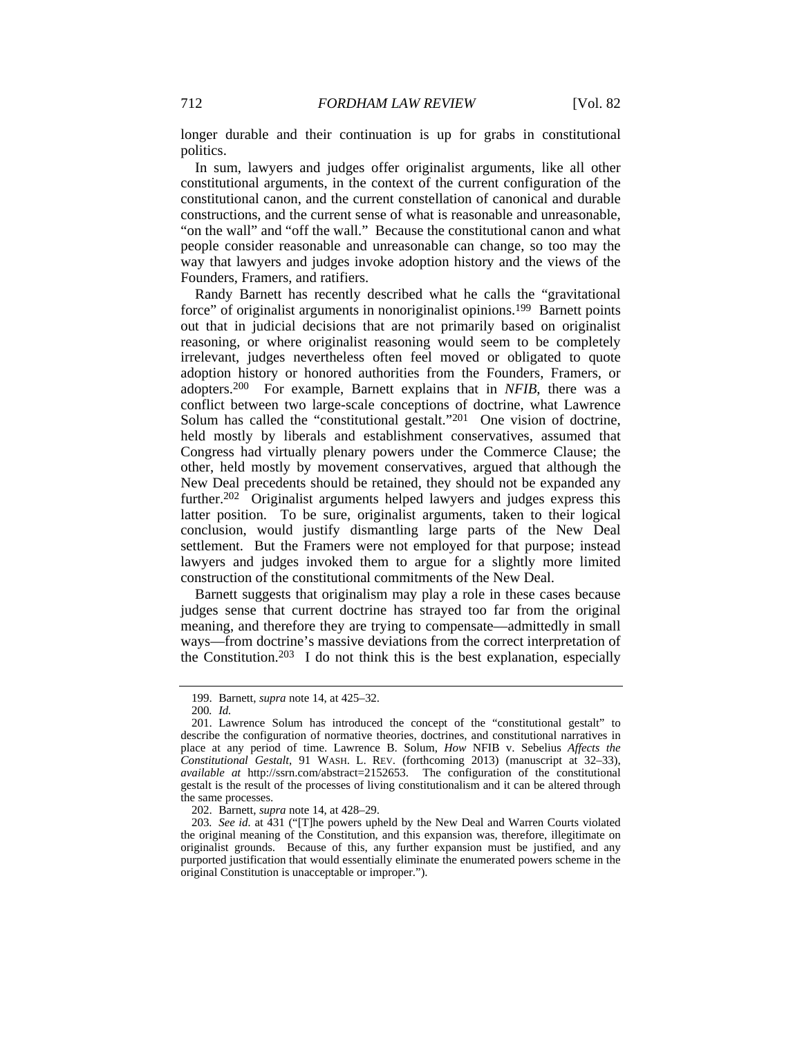longer durable and their continuation is up for grabs in constitutional politics.

In sum, lawyers and judges offer originalist arguments, like all other constitutional arguments, in the context of the current configuration of the constitutional canon, and the current constellation of canonical and durable constructions, and the current sense of what is reasonable and unreasonable, "on the wall" and "off the wall." Because the constitutional canon and what people consider reasonable and unreasonable can change, so too may the way that lawyers and judges invoke adoption history and the views of the Founders, Framers, and ratifiers.

Randy Barnett has recently described what he calls the "gravitational force" of originalist arguments in nonoriginalist opinions.[199] Barnett points out that in judicial decisions that are not primarily based on originalist reasoning, or where originalist reasoning would seem to be completely irrelevant, judges nevertheless often feel moved or obligated to quote adoption history or honored authorities from the Founders, Framers, or adopters.[200] For example, Barnett explains that in *NFIB*, there was a conflict between two large-scale conceptions of doctrine, what Lawrence Solum has called the "constitutional gestalt."[201] One vision of doctrine, held mostly by liberals and establishment conservatives, assumed that Congress had virtually plenary powers under the Commerce Clause; the other, held mostly by movement conservatives, argued that although the New Deal precedents should be retained, they should not be expanded any further.[202] Originalist arguments helped lawyers and judges express this latter position. To be sure, originalist arguments, taken to their logical conclusion, would justify dismantling large parts of the New Deal settlement. But the Framers were not employed for that purpose; instead lawyers and judges invoked them to argue for a slightly more limited construction of the constitutional commitments of the New Deal.

Barnett suggests that originalism may play a role in these cases because judges sense that current doctrine has strayed too far from the original meaning, and therefore they are trying to compensate—admittedly in small ways—from doctrine's massive deviations from the correct interpretation of the Constitution.[203] I do not think this is the best explanation, especially

---

199. Barnett, *supra* note 14, at 425–32.

200. *Id.*

201. Lawrence Solum has introduced the concept of the "constitutional gestalt" to describe the configuration of normative theories, doctrines, and constitutional narratives in place at any period of time. Lawrence B. Solum, *How* NFIB v. Sebelius *Affects the Constitutional Gestalt*, 91 WASH. L. REV. (forthcoming 2013) (manuscript at 32–33), *available at* http://ssrn.com/abstract=2152653. The configuration of the constitutional gestalt is the result of the processes of living constitutionalism and it can be altered through the same processes.

202. Barnett, *supra* note 14, at 428–29.

203. *See id.* at 431 ("[T]he powers upheld by the New Deal and Warren Courts violated the original meaning of the Constitution, and this expansion was, therefore, illegitimate on originalist grounds. Because of this, any further expansion must be justified, and any purported justification that would essentially eliminate the enumerated powers scheme in the original Constitution is unacceptable or improper.").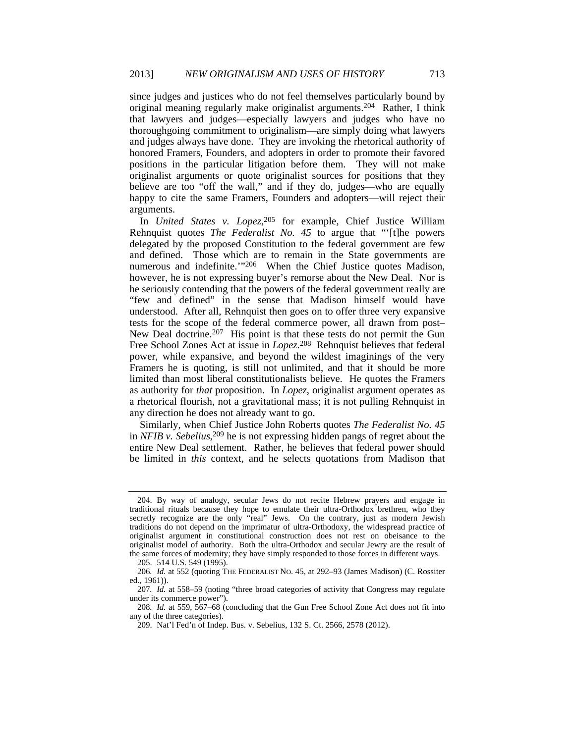since judges and justices who do not feel themselves particularly bound by original meaning regularly make originalist arguments.[204] Rather, I think that lawyers and judges—especially lawyers and judges who have no thoroughgoing commitment to originalism—are simply doing what lawyers and judges always have done. They are invoking the rhetorical authority of honored Framers, Founders, and adopters in order to promote their favored positions in the particular litigation before them. They will not make originalist arguments or quote originalist sources for positions that they believe are too "off the wall," and if they do, judges—who are equally happy to cite the same Framers, Founders and adopters—will reject their arguments.

In *United States v. Lopez*,[205] for example, Chief Justice William Rehnquist quotes *The Federalist No. 45* to argue that "'[t]he powers delegated by the proposed Constitution to the federal government are few and defined. Those which are to remain in the State governments are numerous and indefinite.'"[206] When the Chief Justice quotes Madison, however, he is not expressing buyer's remorse about the New Deal. Nor is he seriously contending that the powers of the federal government really are "few and defined" in the sense that Madison himself would have understood. After all, Rehnquist then goes on to offer three very expansive tests for the scope of the federal commerce power, all drawn from post–New Deal doctrine.[207] His point is that these tests do not permit the Gun Free School Zones Act at issue in *Lopez*.[208] Rehnquist believes that federal power, while expansive, and beyond the wildest imaginings of the very Framers he is quoting, is still not unlimited, and that it should be more limited than most liberal constitutionalists believe. He quotes the Framers as authority for *that* proposition. In *Lopez*, originalist argument operates as a rhetorical flourish, not a gravitational mass; it is not pulling Rehnquist in any direction he does not already want to go.

Similarly, when Chief Justice John Roberts quotes *The Federalist No. 45* in *NFIB v. Sebelius*,[209] he is not expressing hidden pangs of regret about the entire New Deal settlement. Rather, he believes that federal power should be limited in *this* context, and he selects quotations from Madison that

---

204. By way of analogy, secular Jews do not recite Hebrew prayers and engage in traditional rituals because they hope to emulate their ultra-Orthodox brethren, who they secretly recognize are the only "real" Jews. On the contrary, just as modern Jewish traditions do not depend on the imprimatur of ultra-Orthodoxy, the widespread practice of originalist argument in constitutional construction does not rest on obeisance to the originalist model of authority. Both the ultra-Orthodox and secular Jewry are the result of the same forces of modernity; they have simply responded to those forces in different ways.

205. 514 U.S. 549 (1995).

206. *Id.* at 552 (quoting THE FEDERALIST NO. 45, at 292–93 (James Madison) (C. Rossiter ed., 1961)).

207. *Id.* at 558–59 (noting "three broad categories of activity that Congress may regulate under its commerce power").

208. *Id.* at 559, 567–68 (concluding that the Gun Free School Zone Act does not fit into any of the three categories).

209. Nat'l Fed'n of Indep. Bus. v. Sebelius, 132 S. Ct. 2566, 2578 (2012).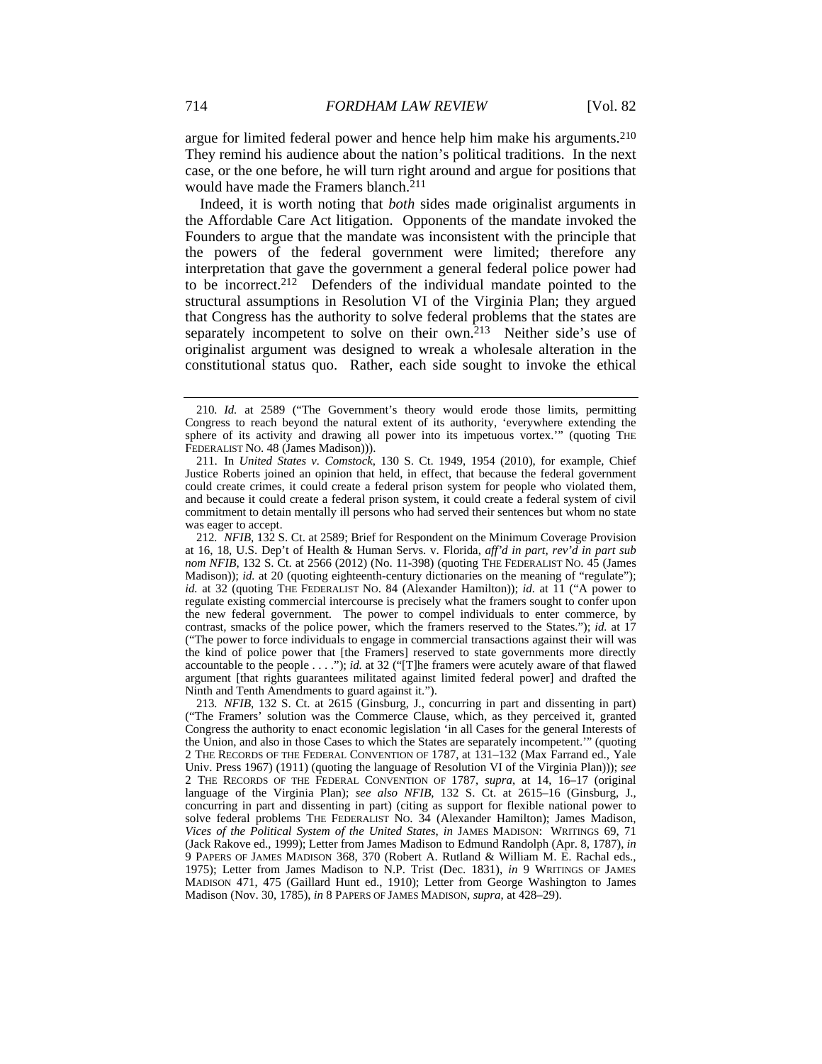argue for limited federal power and hence help him make his arguments.[210] They remind his audience about the nation's political traditions. In the next case, or the one before, he will turn right around and argue for positions that would have made the Framers blanch.[211]

Indeed, it is worth noting that *both* sides made originalist arguments in the Affordable Care Act litigation. Opponents of the mandate invoked the Founders to argue that the mandate was inconsistent with the principle that the powers of the federal government were limited; therefore any interpretation that gave the government a general federal police power had to be incorrect.[212] Defenders of the individual mandate pointed to the structural assumptions in Resolution VI of the Virginia Plan; they argued that Congress has the authority to solve federal problems that the states are separately incompetent to solve on their own.[213] Neither side's use of originalist argument was designed to wreak a wholesale alteration in the constitutional status quo. Rather, each side sought to invoke the ethical

---

210. *Id.* at 2589 ("The Government's theory would erode those limits, permitting Congress to reach beyond the natural extent of its authority, 'everywhere extending the sphere of its activity and drawing all power into its impetuous vortex.'" (quoting THE FEDERALIST NO. 48 (James Madison))).

211. In *United States v. Comstock*, 130 S. Ct. 1949, 1954 (2010), for example, Chief Justice Roberts joined an opinion that held, in effect, that because the federal government could create crimes, it could create a federal prison system for people who violated them, and because it could create a federal prison system, it could create a federal system of civil commitment to detain mentally ill persons who had served their sentences but whom no state was eager to accept.

212. *NFIB*, 132 S. Ct. at 2589; Brief for Respondent on the Minimum Coverage Provision at 16, 18, U.S. Dep't of Health & Human Servs. v. Florida, *aff'd in part, rev'd in part sub nom NFIB*, 132 S. Ct. at 2566 (2012) (No. 11-398) (quoting THE FEDERALIST NO. 45 (James Madison)); *id.* at 20 (quoting eighteenth-century dictionaries on the meaning of "regulate"); *id.* at 32 (quoting THE FEDERALIST NO. 84 (Alexander Hamilton)); *id.* at 11 ("A power to regulate existing commercial intercourse is precisely what the framers sought to confer upon the new federal government. The power to compel individuals to enter commerce, by contrast, smacks of the police power, which the framers reserved to the States."); *id.* at 17 ("The power to force individuals to engage in commercial transactions against their will was the kind of police power that [the Framers] reserved to state governments more directly accountable to the people . . . ."); *id.* at 32 ("[T]he framers were acutely aware of that flawed argument [that rights guarantees militated against limited federal power] and drafted the Ninth and Tenth Amendments to guard against it.").

213. *NFIB*, 132 S. Ct. at 2615 (Ginsburg, J., concurring in part and dissenting in part) ("The Framers' solution was the Commerce Clause, which, as they perceived it, granted Congress the authority to enact economic legislation 'in all Cases for the general Interests of the Union, and also in those Cases to which the States are separately incompetent.'" (quoting 2 THE RECORDS OF THE FEDERAL CONVENTION OF 1787, at 131–132 (Max Farrand ed., Yale Univ. Press 1967) (1911) (quoting the language of Resolution VI of the Virginia Plan))); *see* 2 THE RECORDS OF THE FEDERAL CONVENTION OF 1787, *supra*, at 14, 16–17 (original language of the Virginia Plan); *see also NFIB*, 132 S. Ct. at 2615–16 (Ginsburg, J., concurring in part and dissenting in part) (citing as support for flexible national power to solve federal problems THE FEDERALIST NO. 34 (Alexander Hamilton); James Madison, *Vices of the Political System of the United States*, *in* JAMES MADISON: WRITINGS 69, 71 (Jack Rakove ed., 1999); Letter from James Madison to Edmund Randolph (Apr. 8, 1787), *in* 9 PAPERS OF JAMES MADISON 368, 370 (Robert A. Rutland & William M. E. Rachal eds., 1975); Letter from James Madison to N.P. Trist (Dec. 1831), *in* 9 WRITINGS OF JAMES MADISON 471, 475 (Gaillard Hunt ed., 1910); Letter from George Washington to James Madison (Nov. 30, 1785), *in* 8 PAPERS OF JAMES MADISON, *supra*, at 428–29).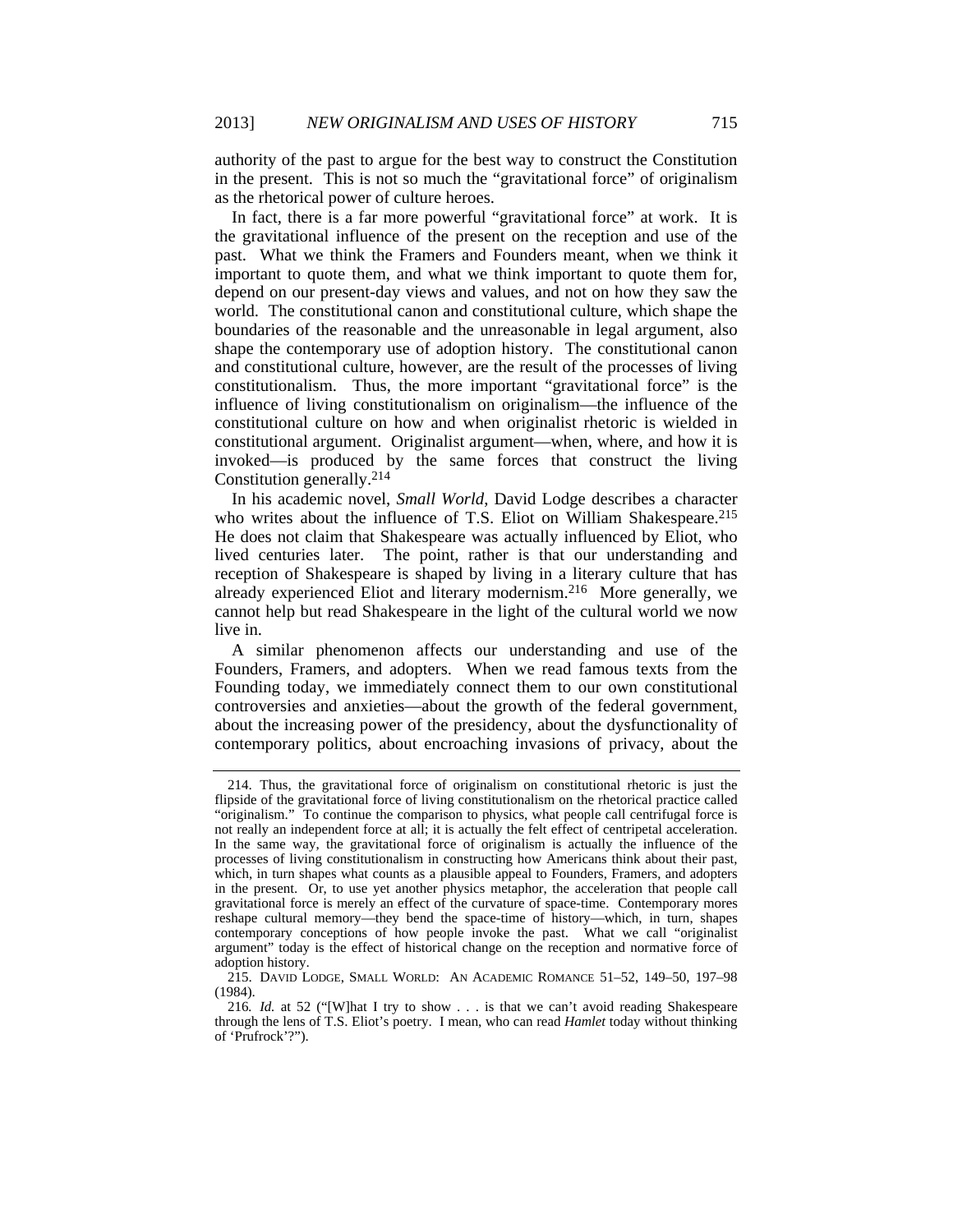authority of the past to argue for the best way to construct the Constitution in the present. This is not so much the "gravitational force" of originalism as the rhetorical power of culture heroes.

In fact, there is a far more powerful "gravitational force" at work. It is the gravitational influence of the present on the reception and use of the past. What we think the Framers and Founders meant, when we think it important to quote them, and what we think important to quote them for, depend on our present-day views and values, and not on how they saw the world. The constitutional canon and constitutional culture, which shape the boundaries of the reasonable and the unreasonable in legal argument, also shape the contemporary use of adoption history. The constitutional canon and constitutional culture, however, are the result of the processes of living constitutionalism. Thus, the more important "gravitational force" is the influence of living constitutionalism on originalism—the influence of the constitutional culture on how and when originalist rhetoric is wielded in constitutional argument. Originalist argument—when, where, and how it is invoked—is produced by the same forces that construct the living Constitution generally.[214]

In his academic novel, *Small World*, David Lodge describes a character who writes about the influence of T.S. Eliot on William Shakespeare.[215] He does not claim that Shakespeare was actually influenced by Eliot, who lived centuries later. The point, rather is that our understanding and reception of Shakespeare is shaped by living in a literary culture that has already experienced Eliot and literary modernism.[216] More generally, we cannot help but read Shakespeare in the light of the cultural world we now live in.

A similar phenomenon affects our understanding and use of the Founders, Framers, and adopters. When we read famous texts from the Founding today, we immediately connect them to our own constitutional controversies and anxieties—about the growth of the federal government, about the increasing power of the presidency, about the dysfunctionality of contemporary politics, about encroaching invasions of privacy, about the

---

214. Thus, the gravitational force of originalism on constitutional rhetoric is just the flipside of the gravitational force of living constitutionalism on the rhetorical practice called "originalism." To continue the comparison to physics, what people call centrifugal force is not really an independent force at all; it is actually the felt effect of centripetal acceleration. In the same way, the gravitational force of originalism is actually the influence of the processes of living constitutionalism in constructing how Americans think about their past, which, in turn shapes what counts as a plausible appeal to Founders, Framers, and adopters in the present. Or, to use yet another physics metaphor, the acceleration that people call gravitational force is merely an effect of the curvature of space-time. Contemporary mores reshape cultural memory—they bend the space-time of history—which, in turn, shapes contemporary conceptions of how people invoke the past. What we call "originalist argument" today is the effect of historical change on the reception and normative force of adoption history.

215. DAVID LODGE, SMALL WORLD: AN ACADEMIC ROMANCE 51–52, 149–50, 197–98 (1984).

216. *Id.* at 52 ("[W]hat I try to show . . . is that we can't avoid reading Shakespeare through the lens of T.S. Eliot's poetry. I mean, who can read *Hamlet* today without thinking of 'Prufrock'?").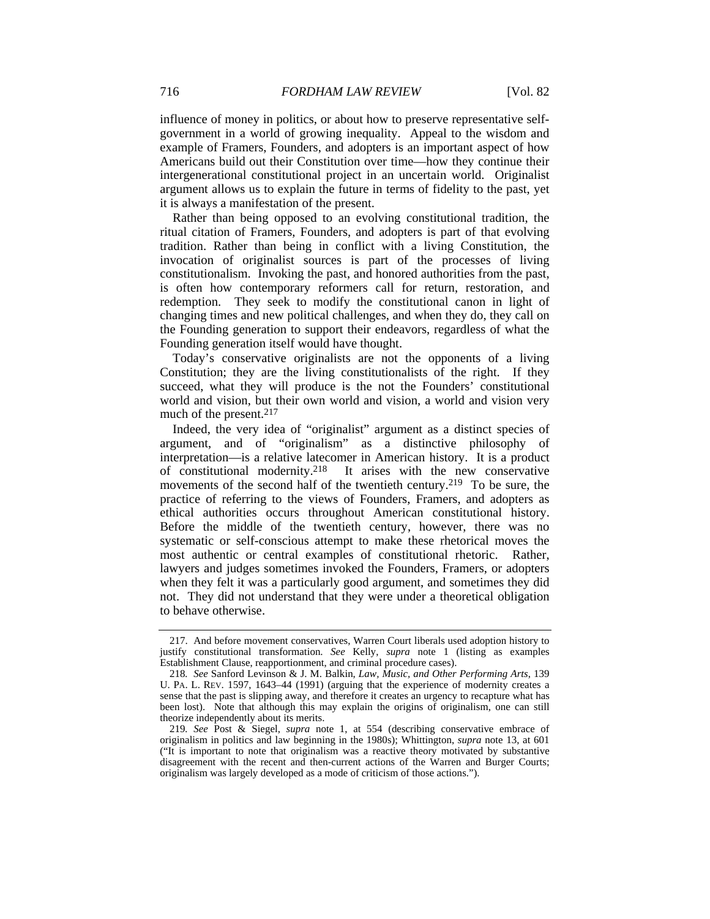influence of money in politics, or about how to preserve representative self-government in a world of growing inequality. Appeal to the wisdom and example of Framers, Founders, and adopters is an important aspect of how Americans build out their Constitution over time—how they continue their intergenerational constitutional project in an uncertain world. Originalist argument allows us to explain the future in terms of fidelity to the past, yet it is always a manifestation of the present.

Rather than being opposed to an evolving constitutional tradition, the ritual citation of Framers, Founders, and adopters is part of that evolving tradition. Rather than being in conflict with a living Constitution, the invocation of originalist sources is part of the processes of living constitutionalism. Invoking the past, and honored authorities from the past, is often how contemporary reformers call for return, restoration, and redemption. They seek to modify the constitutional canon in light of changing times and new political challenges, and when they do, they call on the Founding generation to support their endeavors, regardless of what the Founding generation itself would have thought.

Today's conservative originalists are not the opponents of a living Constitution; they are the living constitutionalists of the right. If they succeed, what they will produce is the not the Founders' constitutional world and vision, but their own world and vision, a world and vision very much of the present.[217]

Indeed, the very idea of "originalist" argument as a distinct species of argument, and of "originalism" as a distinctive philosophy of interpretation—is a relative latecomer in American history. It is a product of constitutional modernity.[218] It arises with the new conservative movements of the second half of the twentieth century.[219] To be sure, the practice of referring to the views of Founders, Framers, and adopters as ethical authorities occurs throughout American constitutional history. Before the middle of the twentieth century, however, there was no systematic or self-conscious attempt to make these rhetorical moves the most authentic or central examples of constitutional rhetoric. Rather, lawyers and judges sometimes invoked the Founders, Framers, or adopters when they felt it was a particularly good argument, and sometimes they did not. They did not understand that they were under a theoretical obligation to behave otherwise.

---

217. And before movement conservatives, Warren Court liberals used adoption history to justify constitutional transformation. *See* Kelly, *supra* note 1 (listing as examples Establishment Clause, reapportionment, and criminal procedure cases).

218. *See* Sanford Levinson & J. M. Balkin, *Law, Music, and Other Performing Arts*, 139 U. PA. L. REV. 1597, 1643–44 (1991) (arguing that the experience of modernity creates a sense that the past is slipping away, and therefore it creates an urgency to recapture what has been lost). Note that although this may explain the origins of originalism, one can still theorize independently about its merits.

219. *See* Post & Siegel, *supra* note 1, at 554 (describing conservative embrace of originalism in politics and law beginning in the 1980s); Whittington, *supra* note 13, at 601 ("It is important to note that originalism was a reactive theory motivated by substantive disagreement with the recent and then-current actions of the Warren and Burger Courts; originalism was largely developed as a mode of criticism of those actions.").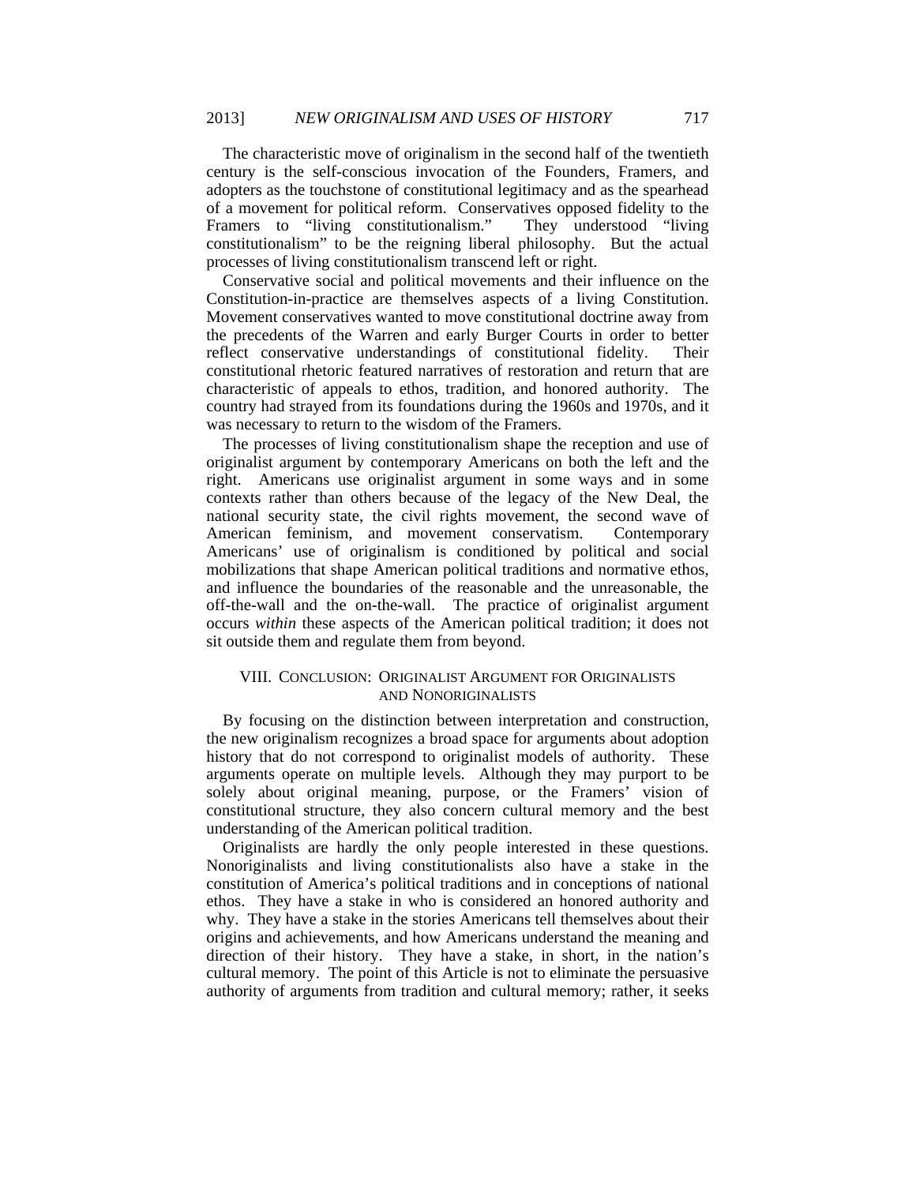The characteristic move of originalism in the second half of the twentieth century is the self-conscious invocation of the Founders, Framers, and adopters as the touchstone of constitutional legitimacy and as the spearhead of a movement for political reform. Conservatives opposed fidelity to the Framers to "living constitutionalism." They understood "living constitutionalism" to be the reigning liberal philosophy. But the actual processes of living constitutionalism transcend left or right.

Conservative social and political movements and their influence on the Constitution-in-practice are themselves aspects of a living Constitution. Movement conservatives wanted to move constitutional doctrine away from the precedents of the Warren and early Burger Courts in order to better reflect conservative understandings of constitutional fidelity. Their constitutional rhetoric featured narratives of restoration and return that are characteristic of appeals to ethos, tradition, and honored authority. The country had strayed from its foundations during the 1960s and 1970s, and it was necessary to return to the wisdom of the Framers.

The processes of living constitutionalism shape the reception and use of originalist argument by contemporary Americans on both the left and the right. Americans use originalist argument in some ways and in some contexts rather than others because of the legacy of the New Deal, the national security state, the civil rights movement, the second wave of American feminism, and movement conservatism. Contemporary Americans' use of originalism is conditioned by political and social mobilizations that shape American political traditions and normative ethos, and influence the boundaries of the reasonable and the unreasonable, the off-the-wall and the on-the-wall. The practice of originalist argument occurs *within* these aspects of the American political tradition; it does not sit outside them and regulate them from beyond.

## VIII. Conclusion: Originalist Argument for Originalists and Nonoriginalists

By focusing on the distinction between interpretation and construction, the new originalism recognizes a broad space for arguments about adoption history that do not correspond to originalist models of authority. These arguments operate on multiple levels. Although they may purport to be solely about original meaning, purpose, or the Framers' vision of constitutional structure, they also concern cultural memory and the best understanding of the American political tradition.

Originalists are hardly the only people interested in these questions. Nonoriginalists and living constitutionalists also have a stake in the constitution of America's political traditions and in conceptions of national ethos. They have a stake in who is considered an honored authority and why. They have a stake in the stories Americans tell themselves about their origins and achievements, and how Americans understand the meaning and direction of their history. They have a stake, in short, in the nation's cultural memory. The point of this Article is not to eliminate the persuasive authority of arguments from tradition and cultural memory; rather, it seeks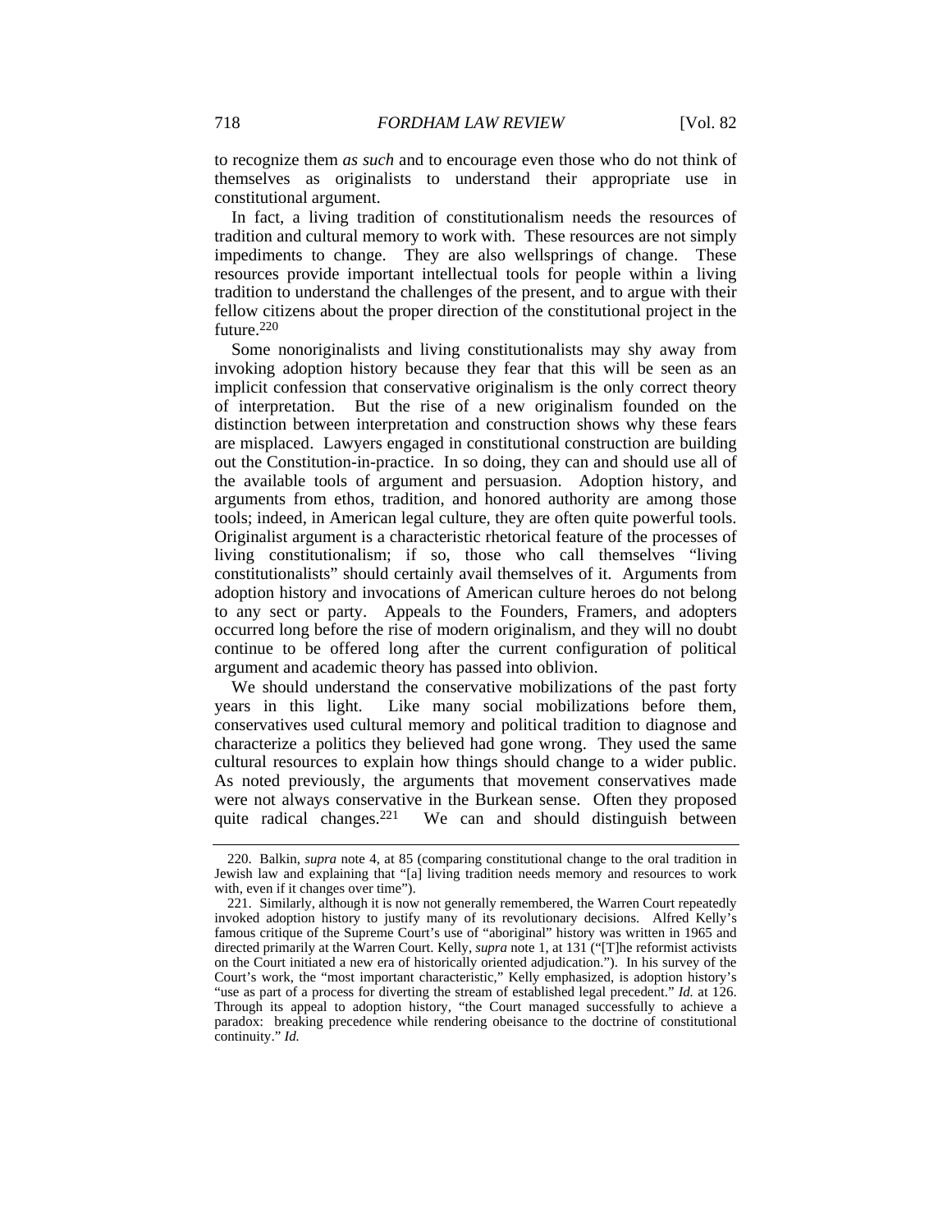to recognize them *as such* and to encourage even those who do not think of themselves as originalists to understand their appropriate use in constitutional argument.

In fact, a living tradition of constitutionalism needs the resources of tradition and cultural memory to work with. These resources are not simply impediments to change. They are also wellsprings of change. These resources provide important intellectual tools for people within a living tradition to understand the challenges of the present, and to argue with their fellow citizens about the proper direction of the constitutional project in the future.[220]

Some nonoriginalists and living constitutionalists may shy away from invoking adoption history because they fear that this will be seen as an implicit confession that conservative originalism is the only correct theory of interpretation. But the rise of a new originalism founded on the distinction between interpretation and construction shows why these fears are misplaced. Lawyers engaged in constitutional construction are building out the Constitution-in-practice. In so doing, they can and should use all of the available tools of argument and persuasion. Adoption history, and arguments from ethos, tradition, and honored authority are among those tools; indeed, in American legal culture, they are often quite powerful tools. Originalist argument is a characteristic rhetorical feature of the processes of living constitutionalism; if so, those who call themselves "living constitutionalists" should certainly avail themselves of it. Arguments from adoption history and invocations of American culture heroes do not belong to any sect or party. Appeals to the Founders, Framers, and adopters occurred long before the rise of modern originalism, and they will no doubt continue to be offered long after the current configuration of political argument and academic theory has passed into oblivion.

We should understand the conservative mobilizations of the past forty years in this light. Like many social mobilizations before them, conservatives used cultural memory and political tradition to diagnose and characterize a politics they believed had gone wrong. They used the same cultural resources to explain how things should change to a wider public. As noted previously, the arguments that movement conservatives made were not always conservative in the Burkean sense. Often they proposed quite radical changes.[221] We can and should distinguish between

---

220. Balkin, *supra* note 4, at 85 (comparing constitutional change to the oral tradition in Jewish law and explaining that "[a] living tradition needs memory and resources to work with, even if it changes over time").

221. Similarly, although it is now not generally remembered, the Warren Court repeatedly invoked adoption history to justify many of its revolutionary decisions. Alfred Kelly's famous critique of the Supreme Court's use of "aboriginal" history was written in 1965 and directed primarily at the Warren Court. Kelly, *supra* note 1, at 131 ("[T]he reformist activists on the Court initiated a new era of historically oriented adjudication."). In his survey of the Court's work, the "most important characteristic," Kelly emphasized, is adoption history's "use as part of a process for diverting the stream of established legal precedent." *Id.* at 126. Through its appeal to adoption history, "the Court managed successfully to achieve a paradox: breaking precedence while rendering obeisance to the doctrine of constitutional continuity." *Id.*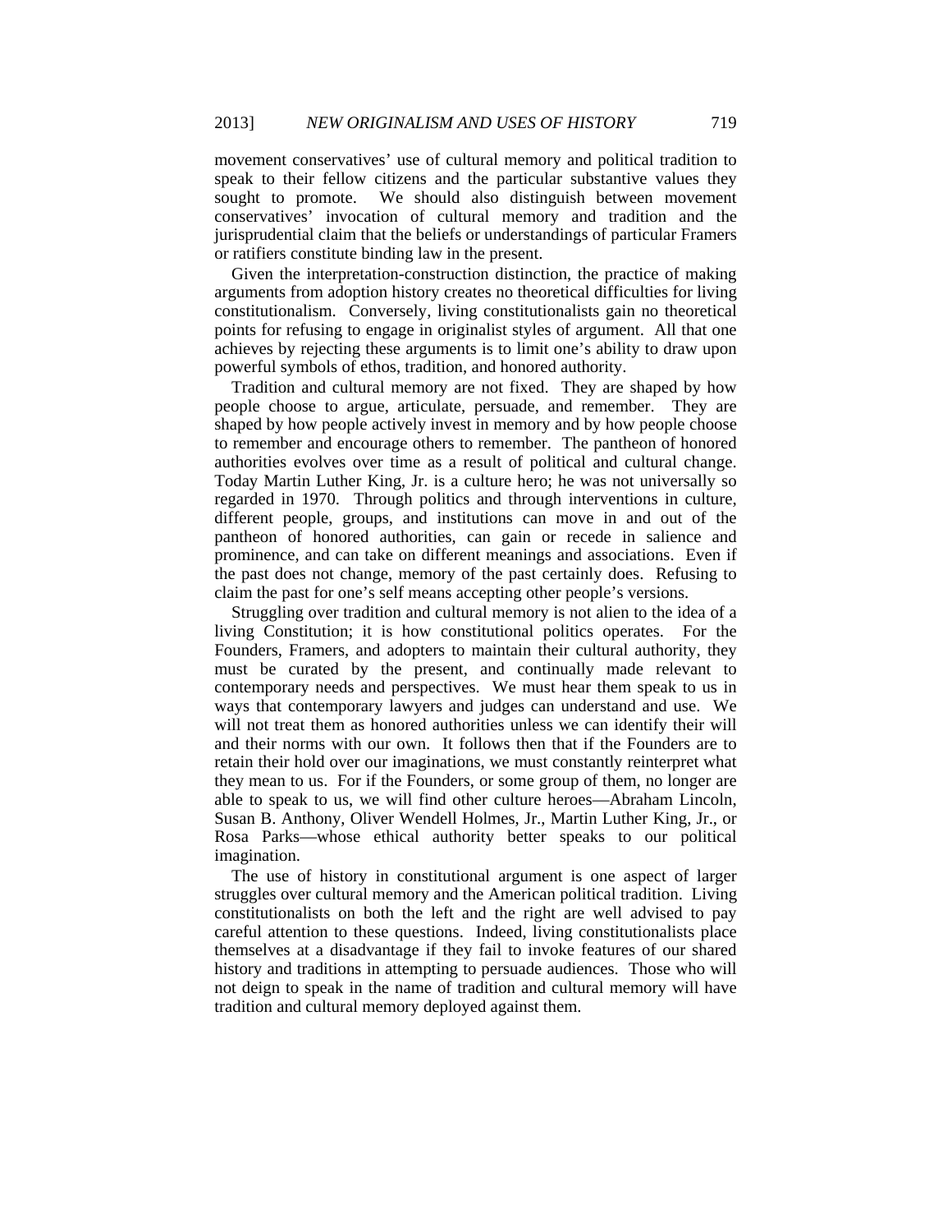movement conservatives' use of cultural memory and political tradition to speak to their fellow citizens and the particular substantive values they sought to promote. We should also distinguish between movement conservatives' invocation of cultural memory and tradition and the jurisprudential claim that the beliefs or understandings of particular Framers or ratifiers constitute binding law in the present.

Given the interpretation-construction distinction, the practice of making arguments from adoption history creates no theoretical difficulties for living constitutionalism. Conversely, living constitutionalists gain no theoretical points for refusing to engage in originalist styles of argument. All that one achieves by rejecting these arguments is to limit one's ability to draw upon powerful symbols of ethos, tradition, and honored authority.

Tradition and cultural memory are not fixed. They are shaped by how people choose to argue, articulate, persuade, and remember. They are shaped by how people actively invest in memory and by how people choose to remember and encourage others to remember. The pantheon of honored authorities evolves over time as a result of political and cultural change. Today Martin Luther King, Jr. is a culture hero; he was not universally so regarded in 1970. Through politics and through interventions in culture, different people, groups, and institutions can move in and out of the pantheon of honored authorities, can gain or recede in salience and prominence, and can take on different meanings and associations. Even if the past does not change, memory of the past certainly does. Refusing to claim the past for one's self means accepting other people's versions.

Struggling over tradition and cultural memory is not alien to the idea of a living Constitution; it is how constitutional politics operates. For the Founders, Framers, and adopters to maintain their cultural authority, they must be curated by the present, and continually made relevant to contemporary needs and perspectives. We must hear them speak to us in ways that contemporary lawyers and judges can understand and use. We will not treat them as honored authorities unless we can identify their will and their norms with our own. It follows then that if the Founders are to retain their hold over our imaginations, we must constantly reinterpret what they mean to us. For if the Founders, or some group of them, no longer are able to speak to us, we will find other culture heroes—Abraham Lincoln, Susan B. Anthony, Oliver Wendell Holmes, Jr., Martin Luther King, Jr., or Rosa Parks—whose ethical authority better speaks to our political imagination.

The use of history in constitutional argument is one aspect of larger struggles over cultural memory and the American political tradition. Living constitutionalists on both the left and the right are well advised to pay careful attention to these questions. Indeed, living constitutionalists place themselves at a disadvantage if they fail to invoke features of our shared history and traditions in attempting to persuade audiences. Those who will not deign to speak in the name of tradition and cultural memory will have tradition and cultural memory deployed against them.